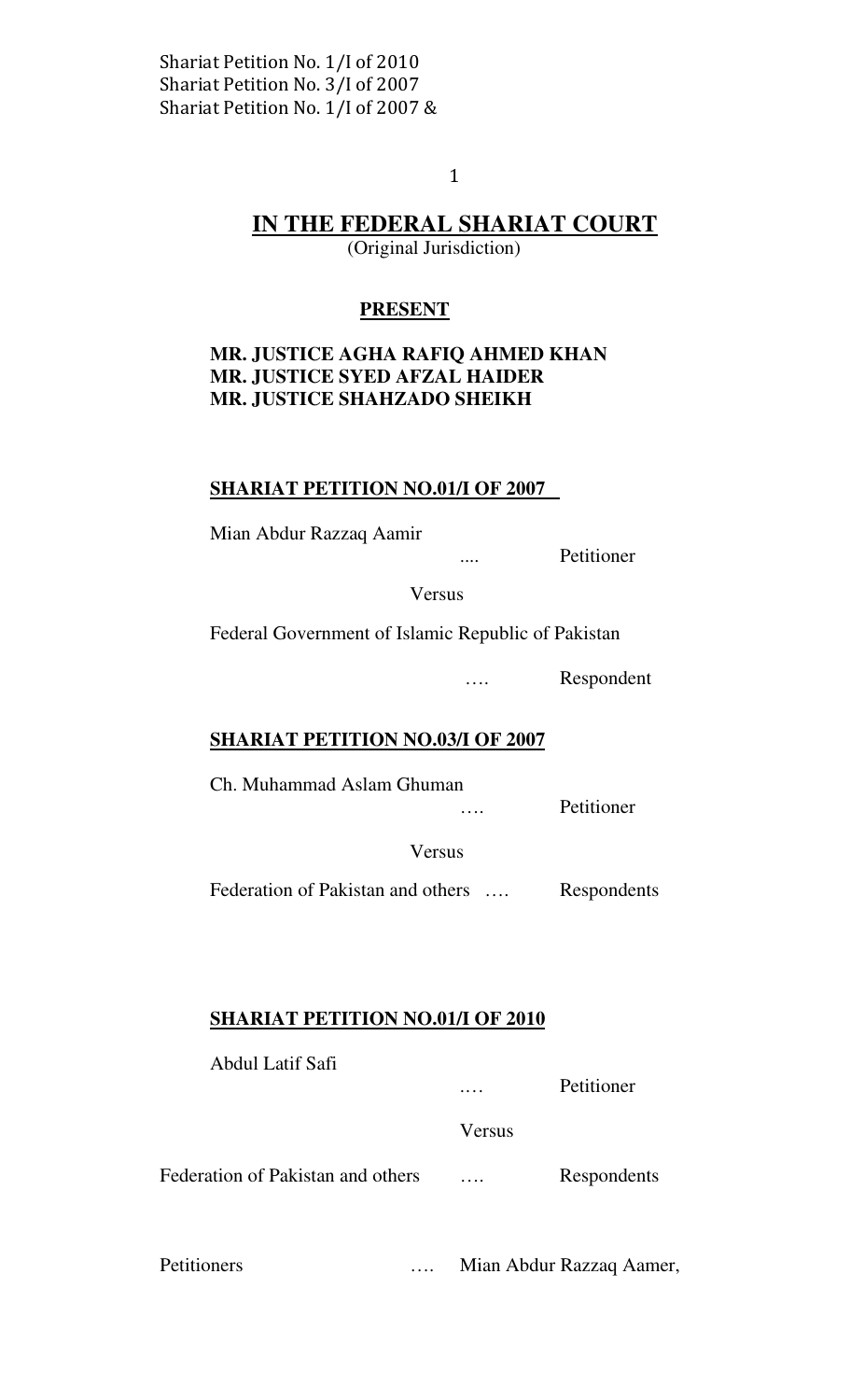# IN THE FEDERAL SHARIAT COURT

(Original Jurisdiction)

**PRESENT**

**MR. JUSTICE AGHA RAFIQ AHMED KHAN**
**MR. JUSTICE SYED AFZAL HAIDER**
**MR. JUSTICE SHAHZADO SHEIKH**

**SHARIAT PETITION NO.01/I OF 2007**

Mian Abdur Razzaq Aamir .... Petitioner

Versus

Federal Government of Islamic Republic of Pakistan .... Respondent

**SHARIAT PETITION NO.03/I OF 2007**

Ch. Muhammad Aslam Ghuman .... Petitioner

Versus

Federation of Pakistan and others .... Respondents

**SHARIAT PETITION NO.01/I OF 2010**

Abdul Latif Safi .... Petitioner

Versus

Federation of Pakistan and others .... Respondents

Petitioners .... Mian Abdur Razzaq Aamer,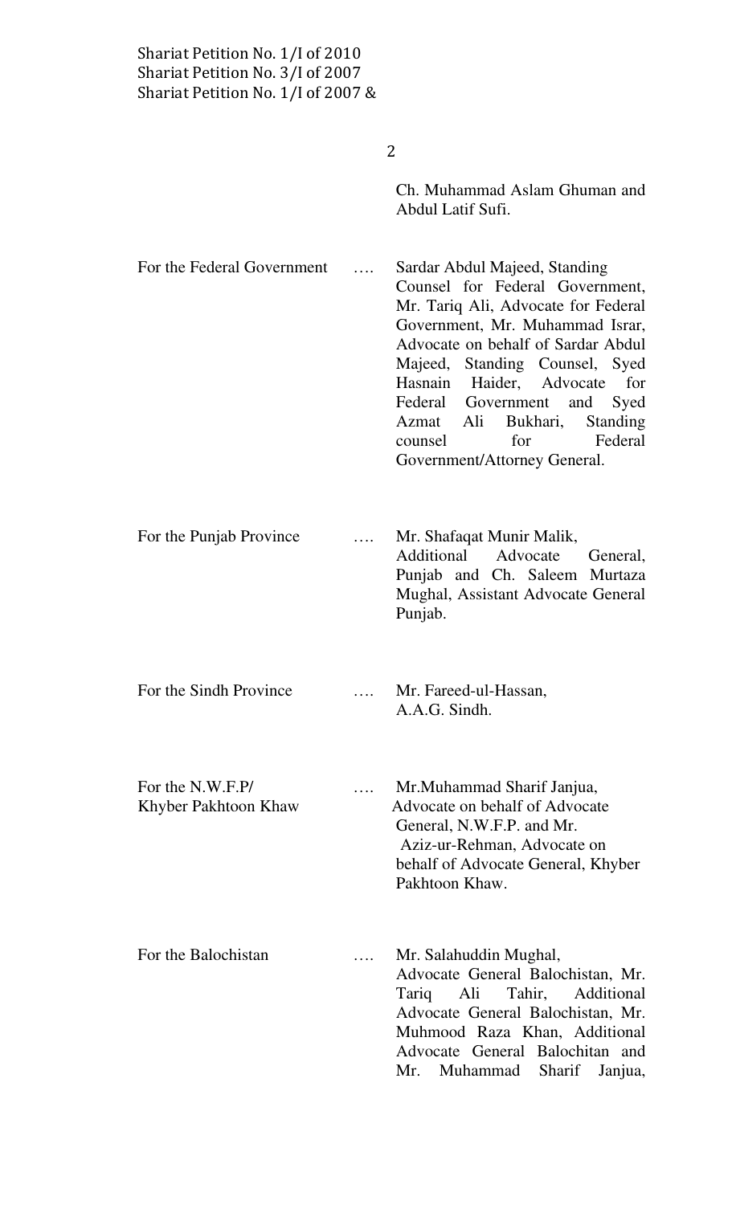Ch. Muhammad Aslam Ghuman and Abdul Latif Sufi.

| | | |
|---|---|---|
| For the Federal Government | …. | Sardar Abdul Majeed, Standing Counsel for Federal Government, Mr. Tariq Ali, Advocate for Federal Government, Mr. Muhammad Israr, Advocate on behalf of Sardar Abdul Majeed, Standing Counsel, Syed Hasnain Haider, Advocate for Federal Government and Syed Azmat Ali Bukhari, Standing counsel for Federal Government/Attorney General. |
| For the Punjab Province | …. | Mr. Shafaqat Munir Malik, Additional Advocate General, Punjab and Ch. Saleem Murtaza Mughal, Assistant Advocate General Punjab. |
| For the Sindh Province | …. | Mr. Fareed-ul-Hassan, A.A.G. Sindh. |
| For the N.W.F.P/ Khyber Pakhtoon Khaw | …. | Mr.Muhammad Sharif Janjua, Advocate on behalf of Advocate General, N.W.F.P. and Mr. Aziz-ur-Rehman, Advocate on behalf of Advocate General, Khyber Pakhtoon Khaw. |
| For the Balochistan | …. | Mr. Salahuddin Mughal, Advocate General Balochistan, Mr. Tariq Ali Tahir, Additional Advocate General Balochistan, Mr. Muhmood Raza Khan, Additional Advocate General Balochitan and Mr. Muhammad Sharif Janjua, |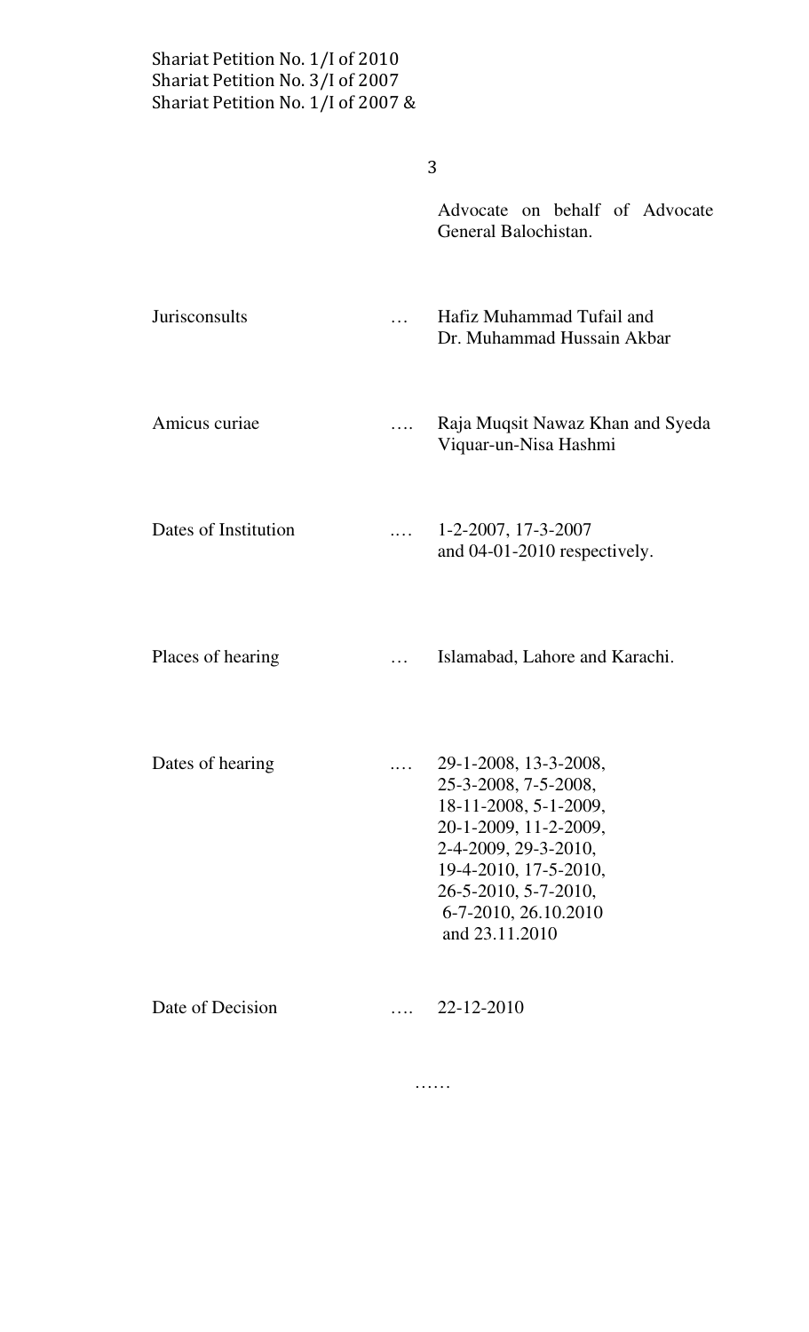Advocate on behalf of Advocate General Balochistan.

| | | |
|---|---|---|
| Jurisconsults | … | Hafiz Muhammad Tufail and Dr. Muhammad Hussain Akbar |
| Amicus curiae | …. | Raja Muqsit Nawaz Khan and Syeda Viquar-un-Nisa Hashmi |
| Dates of Institution | .… | 1-2-2007, 17-3-2007 and 04-01-2010 respectively. |
| Places of hearing | … | Islamabad, Lahore and Karachi. |
| Dates of hearing | .… | 29-1-2008, 13-3-2008, 25-3-2008, 7-5-2008, 18-11-2008, 5-1-2009, 20-1-2009, 11-2-2009, 2-4-2009, 29-3-2010, 19-4-2010, 17-5-2010, 26-5-2010, 5-7-2010, 6-7-2010, 26.10.2010 and 23.11.2010 |
| Date of Decision | …. | 22-12-2010 |

……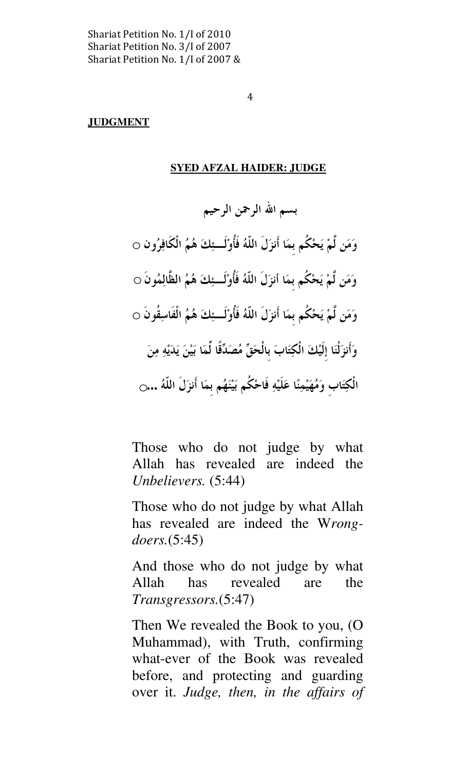**JUDGMENT**

**SYED AFZAL HAIDER: JUDGE**

بسم الله الرحمن الرحيم

وَمَن لَّمْ يَحْكُم بِمَا أَنزَلَ اللّهُ فَأُوْلَـئِكَ هُمُ الْكَافِرُون ○

وَمَن لَّمْ يَحْكُم بِمَا أنزَلَ اللّهُ فَأُوْلَـئِكَ هُمُ الظَّالِمُونَ ○

وَمَن لَّمْ يَحْكُم بِمَا أَنزَلَ اللّهُ فَأُوْلَـئِكَ هُمُ الْفَاسِقُونَ ○

وَأَنزَلْنَا إِلَيْكَ الْكِتَابَ بِالْحَقِّ مُصَدِّقًا لِّمَا بَيْنَ يَدَيْهِ مِنَ الْكِتَابِ وَمُهَيْمِنًا عَلَيْهِ فَاحْكُم بَيْنَهُم بِمَا أَنزَلَ اللّهُ ...○

Those who do not judge by what Allah has revealed are indeed the *Unbelievers.* (5:44)

Those who do not judge by what Allah has revealed are indeed the W*rong-doers.*(5:45)

And those who do not judge by what Allah has revealed are the *Transgressors.*(5:47)

Then We revealed the Book to you, (O Muhammad), with Truth, confirming what-ever of the Book was revealed before, and protecting and guarding over it. *Judge, then, in the affairs of*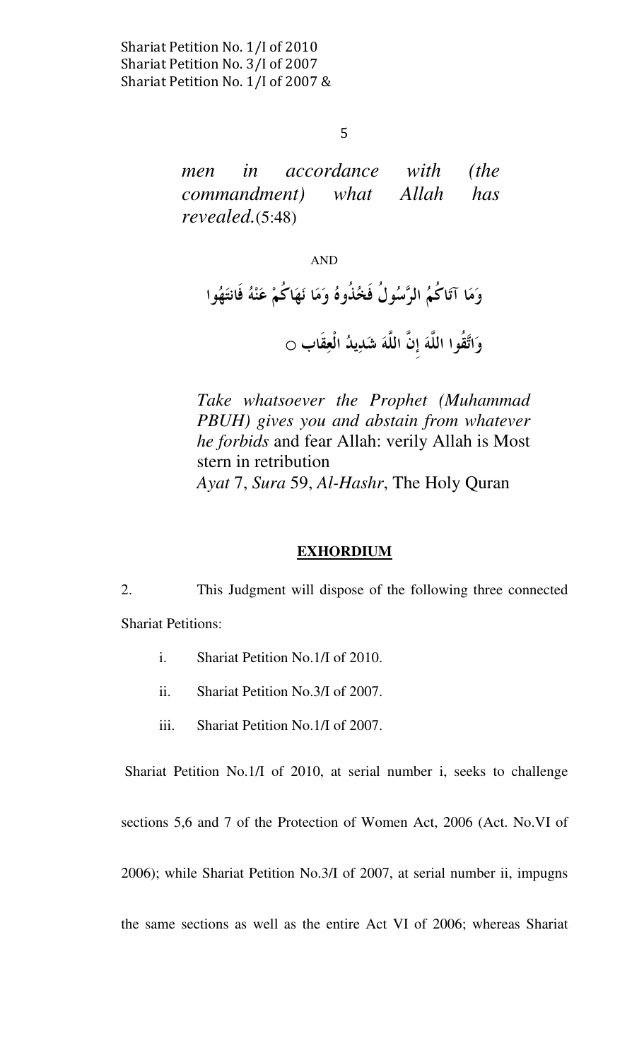*men in accordance with (the commandment) what Allah has revealed.*(5:48)

AND

وَمَا آتَاكُمُ الرَّسُولُ فَخُذُوهُ وَمَا نَهَاكُمْ عَنْهُ فَانتَهُوا

وَاتَّقُوا اللَّهَ إِنَّ اللَّهَ شَدِيدُ الْعِقَاب ○

*Take whatsoever the Prophet (Muhammad PBUH) gives you and abstain from whatever he forbids* and fear Allah: verily Allah is Most stern in retribution
*Ayat* 7, *Sura* 59, *Al-Hashr*, The Holy Quran

## EXHORDIUM

2. This Judgment will dispose of the following three connected Shariat Petitions:

   i. Shariat Petition No.1/I of 2010.

   ii. Shariat Petition No.3/I of 2007.

   iii. Shariat Petition No.1/I of 2007.

Shariat Petition No.1/I of 2010, at serial number i, seeks to challenge sections 5,6 and 7 of the Protection of Women Act, 2006 (Act. No.VI of 2006); while Shariat Petition No.3/I of 2007, at serial number ii, impugns the same sections as well as the entire Act VI of 2006; whereas Shariat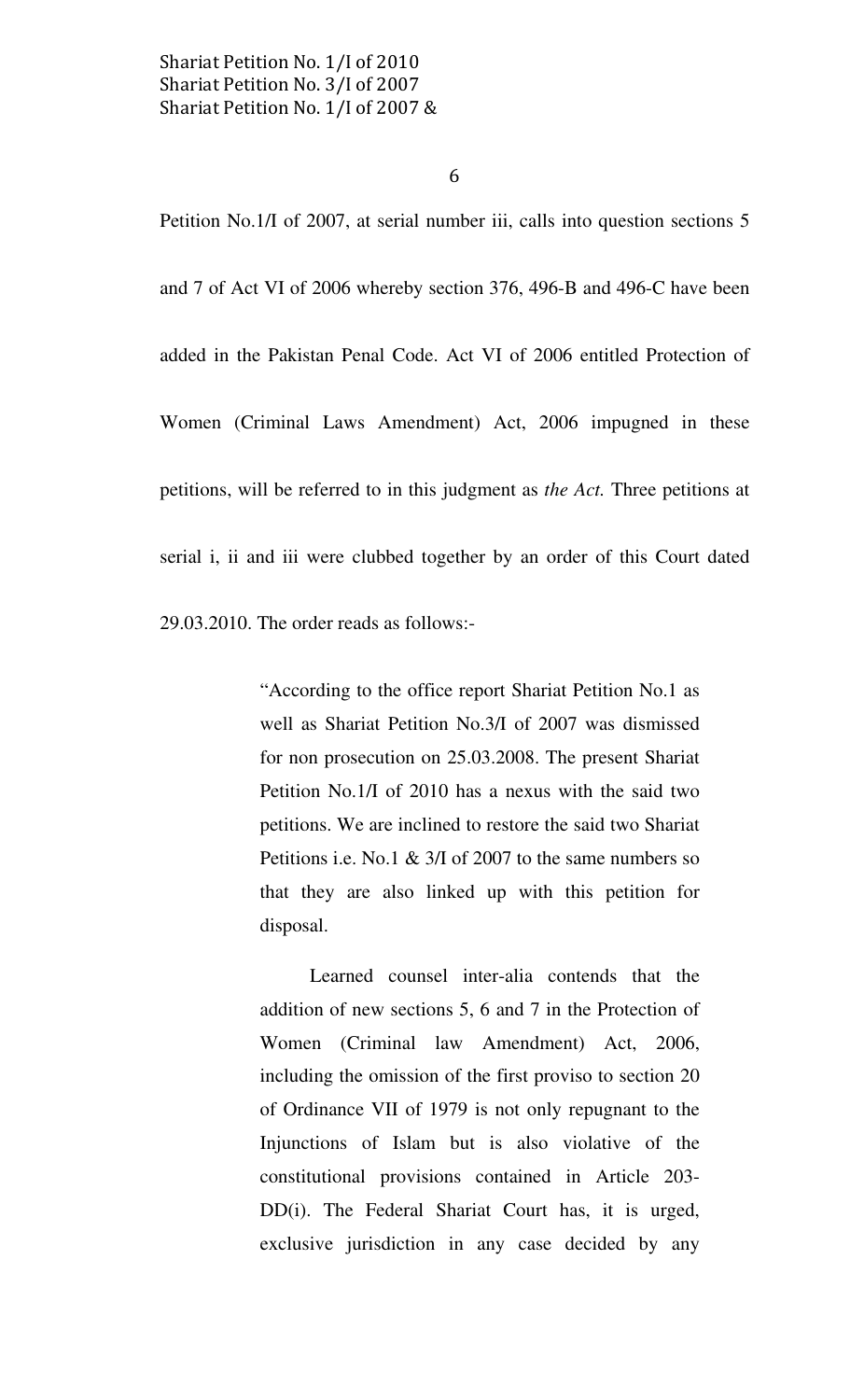Petition No.1/I of 2007, at serial number iii, calls into question sections 5 and 7 of Act VI of 2006 whereby section 376, 496-B and 496-C have been added in the Pakistan Penal Code. Act VI of 2006 entitled Protection of Women (Criminal Laws Amendment) Act, 2006 impugned in these petitions, will be referred to in this judgment as *the Act.* Three petitions at serial i, ii and iii were clubbed together by an order of this Court dated 29.03.2010. The order reads as follows:-

> "According to the office report Shariat Petition No.1 as well as Shariat Petition No.3/I of 2007 was dismissed for non prosecution on 25.03.2008. The present Shariat Petition No.1/I of 2010 has a nexus with the said two petitions. We are inclined to restore the said two Shariat Petitions i.e. No.1 & 3/I of 2007 to the same numbers so that they are also linked up with this petition for disposal.
>
> Learned counsel inter-alia contends that the addition of new sections 5, 6 and 7 in the Protection of Women (Criminal law Amendment) Act, 2006, including the omission of the first proviso to section 20 of Ordinance VII of 1979 is not only repugnant to the Injunctions of Islam but is also violative of the constitutional provisions contained in Article 203-DD(i). The Federal Shariat Court has, it is urged, exclusive jurisdiction in any case decided by any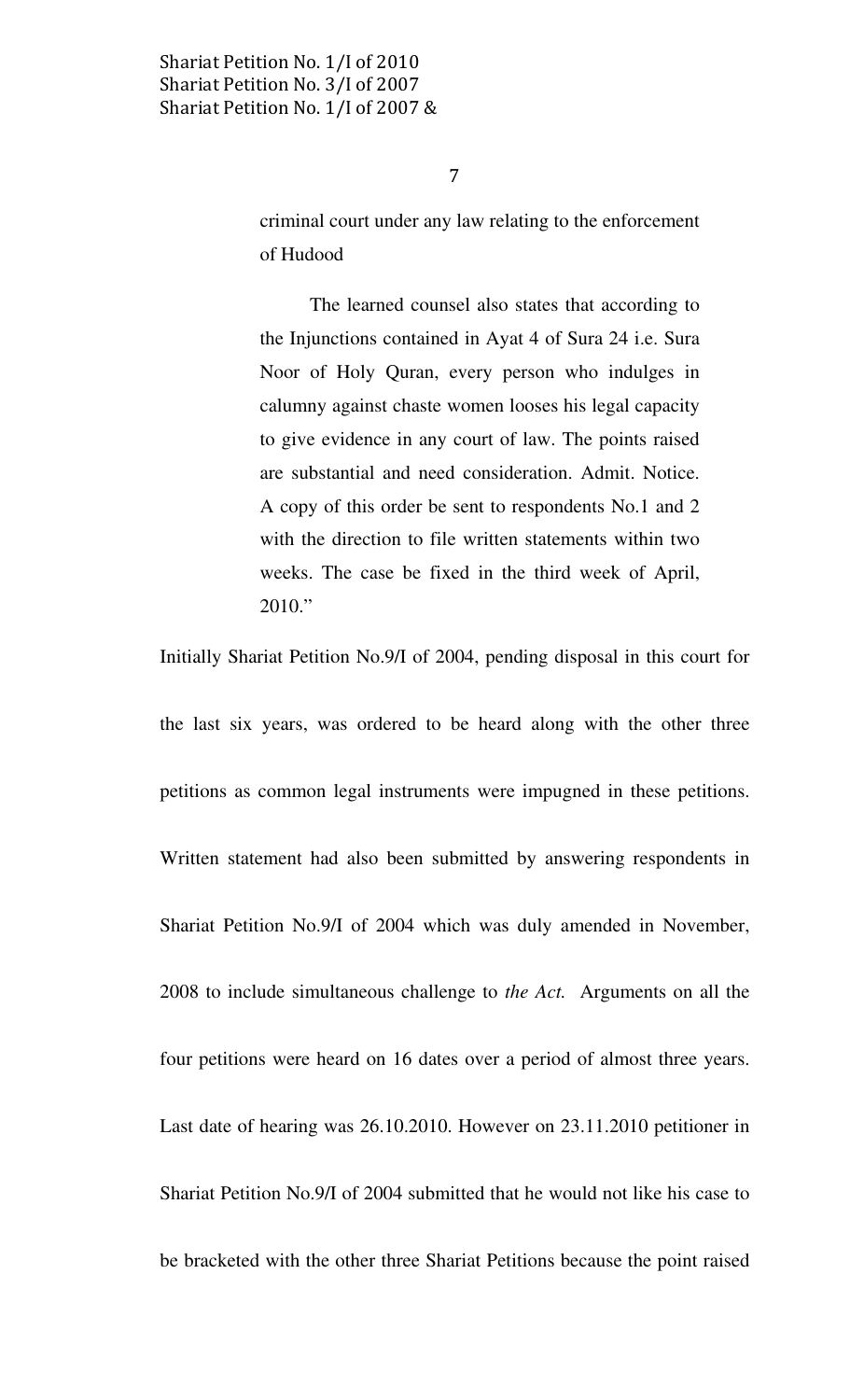> criminal court under any law relating to the enforcement of Hudood
>
> The learned counsel also states that according to the Injunctions contained in Ayat 4 of Sura 24 i.e. Sura Noor of Holy Quran, every person who indulges in calumny against chaste women looses his legal capacity to give evidence in any court of law. The points raised are substantial and need consideration. Admit. Notice. A copy of this order be sent to respondents No.1 and 2 with the direction to file written statements within two weeks. The case be fixed in the third week of April, 2010."

Initially Shariat Petition No.9/I of 2004, pending disposal in this court for the last six years, was ordered to be heard along with the other three petitions as common legal instruments were impugned in these petitions. Written statement had also been submitted by answering respondents in Shariat Petition No.9/I of 2004 which was duly amended in November, 2008 to include simultaneous challenge to *the Act.* Arguments on all the four petitions were heard on 16 dates over a period of almost three years. Last date of hearing was 26.10.2010. However on 23.11.2010 petitioner in Shariat Petition No.9/I of 2004 submitted that he would not like his case to be bracketed with the other three Shariat Petitions because the point raised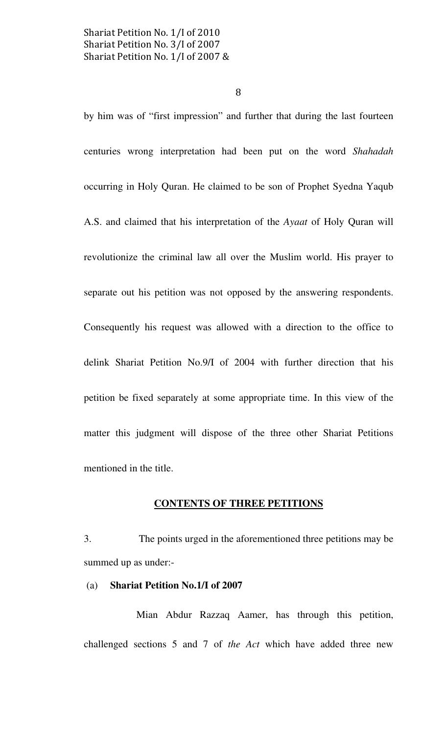by him was of "first impression" and further that during the last fourteen centuries wrong interpretation had been put on the word *Shahadah* occurring in Holy Quran. He claimed to be son of Prophet Syedna Yaqub A.S. and claimed that his interpretation of the *Ayaat* of Holy Quran will revolutionize the criminal law all over the Muslim world. His prayer to separate out his petition was not opposed by the answering respondents. Consequently his request was allowed with a direction to the office to delink Shariat Petition No.9/I of 2004 with further direction that his petition be fixed separately at some appropriate time. In this view of the matter this judgment will dispose of the three other Shariat Petitions mentioned in the title.

## CONTENTS OF THREE PETITIONS

3. The points urged in the aforementioned three petitions may be summed up as under:-

(a) **Shariat Petition No.1/I of 2007**

Mian Abdur Razzaq Aamer, has through this petition, challenged sections 5 and 7 of *the Act* which have added three new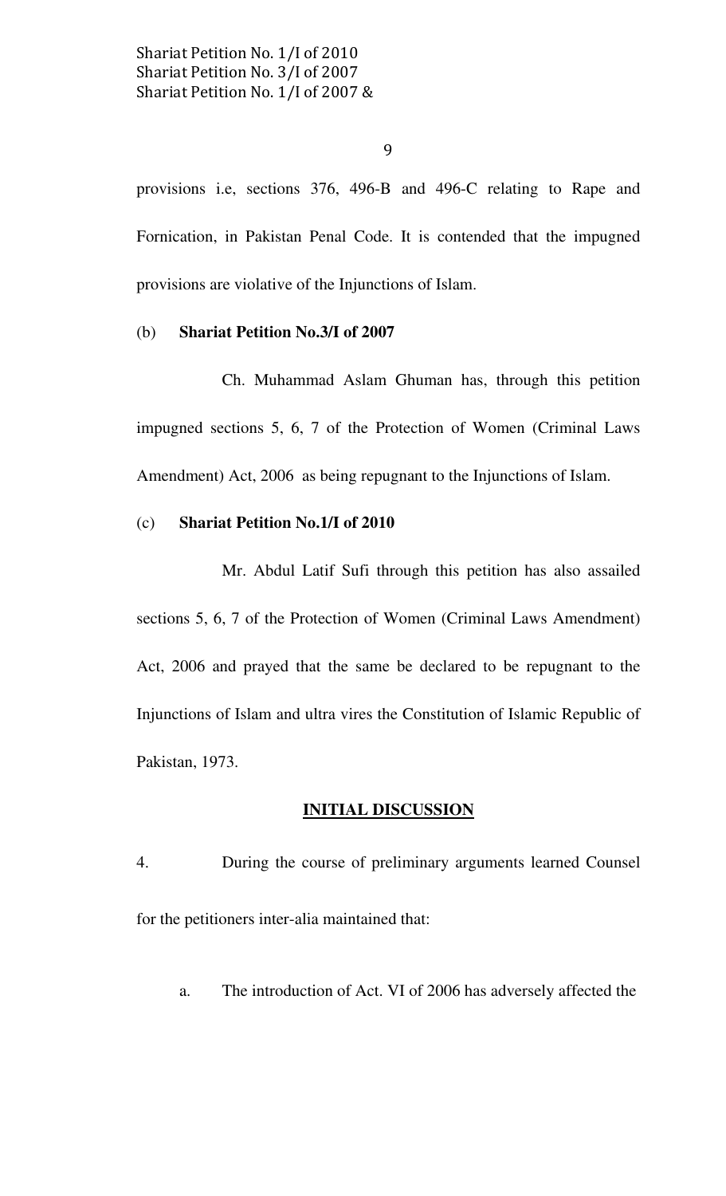provisions i.e, sections 376, 496-B and 496-C relating to Rape and Fornication, in Pakistan Penal Code. It is contended that the impugned provisions are violative of the Injunctions of Islam.

(b) **Shariat Petition No.3/I of 2007**

Ch. Muhammad Aslam Ghuman has, through this petition impugned sections 5, 6, 7 of the Protection of Women (Criminal Laws Amendment) Act, 2006 as being repugnant to the Injunctions of Islam.

(c) **Shariat Petition No.1/I of 2010**

Mr. Abdul Latif Sufi through this petition has also assailed sections 5, 6, 7 of the Protection of Women (Criminal Laws Amendment) Act, 2006 and prayed that the same be declared to be repugnant to the Injunctions of Islam and ultra vires the Constitution of Islamic Republic of Pakistan, 1973.

## INITIAL DISCUSSION

4. During the course of preliminary arguments learned Counsel for the petitioners inter-alia maintained that:

a. The introduction of Act. VI of 2006 has adversely affected the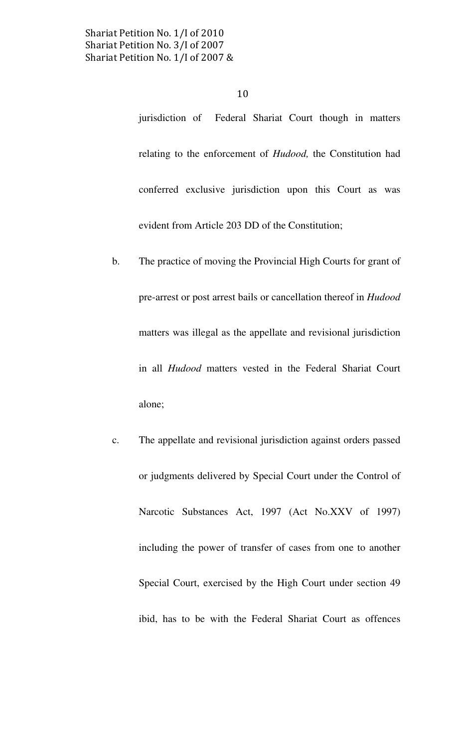jurisdiction of Federal Shariat Court though in matters relating to the enforcement of *Hudood,* the Constitution had conferred exclusive jurisdiction upon this Court as was evident from Article 203 DD of the Constitution;

b. The practice of moving the Provincial High Courts for grant of pre-arrest or post arrest bails or cancellation thereof in *Hudood* matters was illegal as the appellate and revisional jurisdiction in all *Hudood* matters vested in the Federal Shariat Court alone;

c. The appellate and revisional jurisdiction against orders passed or judgments delivered by Special Court under the Control of Narcotic Substances Act, 1997 (Act No.XXV of 1997) including the power of transfer of cases from one to another Special Court, exercised by the High Court under section 49 ibid, has to be with the Federal Shariat Court as offences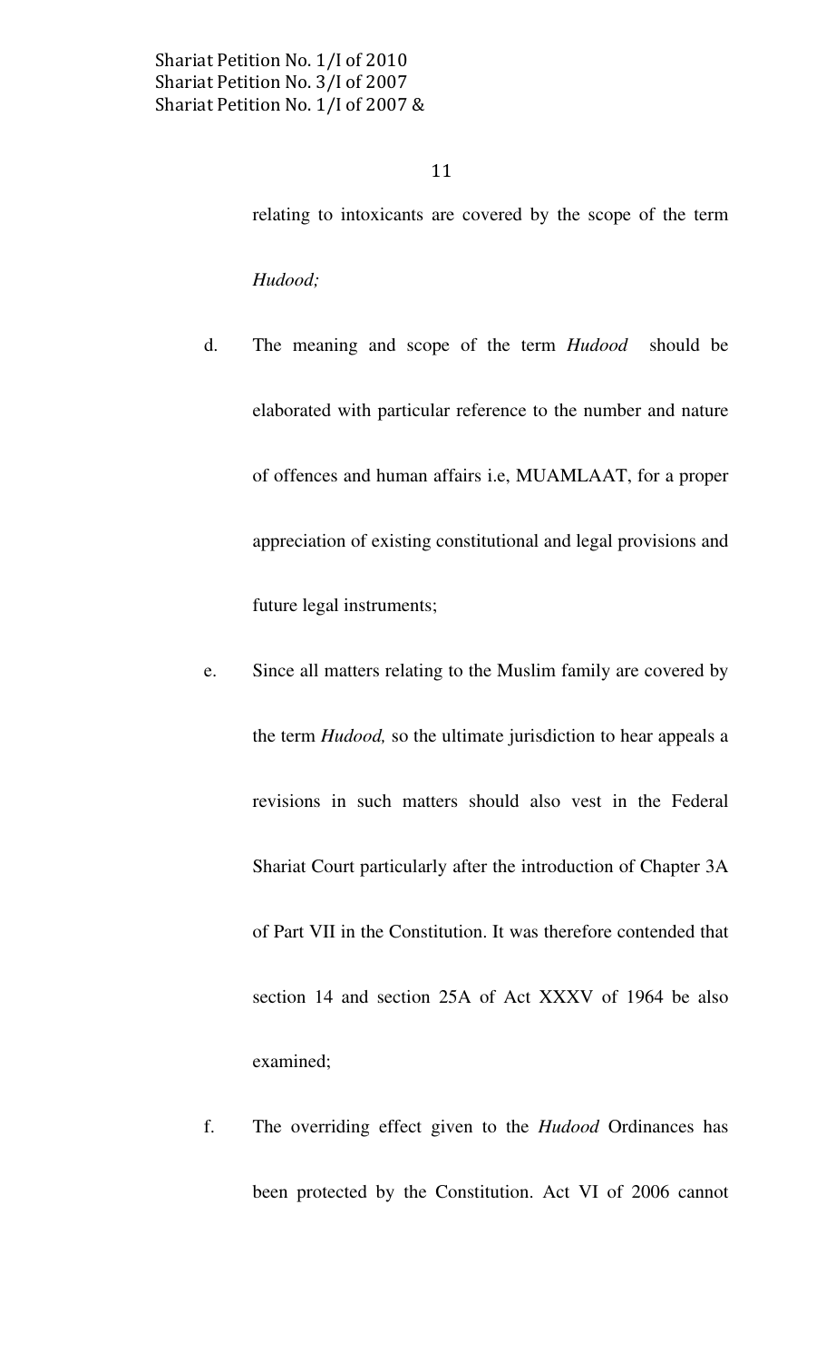relating to intoxicants are covered by the scope of the term *Hudood;*

d. The meaning and scope of the term *Hudood* should be elaborated with particular reference to the number and nature of offences and human affairs i.e, MUAMLAAT, for a proper appreciation of existing constitutional and legal provisions and future legal instruments;

e. Since all matters relating to the Muslim family are covered by the term *Hudood,* so the ultimate jurisdiction to hear appeals a revisions in such matters should also vest in the Federal Shariat Court particularly after the introduction of Chapter 3A of Part VII in the Constitution. It was therefore contended that section 14 and section 25A of Act XXXV of 1964 be also examined;

f. The overriding effect given to the *Hudood* Ordinances has been protected by the Constitution. Act VI of 2006 cannot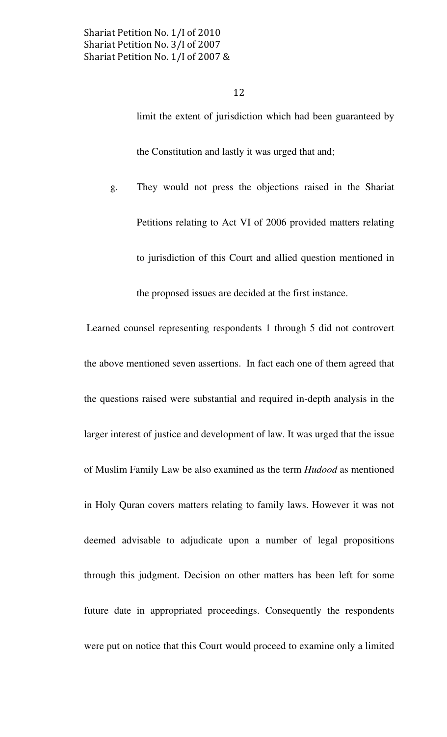limit the extent of jurisdiction which had been guaranteed by the Constitution and lastly it was urged that and;

g. They would not press the objections raised in the Shariat Petitions relating to Act VI of 2006 provided matters relating to jurisdiction of this Court and allied question mentioned in the proposed issues are decided at the first instance.

Learned counsel representing respondents 1 through 5 did not controvert the above mentioned seven assertions. In fact each one of them agreed that the questions raised were substantial and required in-depth analysis in the larger interest of justice and development of law. It was urged that the issue of Muslim Family Law be also examined as the term *Hudood* as mentioned in Holy Quran covers matters relating to family laws. However it was not deemed advisable to adjudicate upon a number of legal propositions through this judgment. Decision on other matters has been left for some future date in appropriated proceedings. Consequently the respondents were put on notice that this Court would proceed to examine only a limited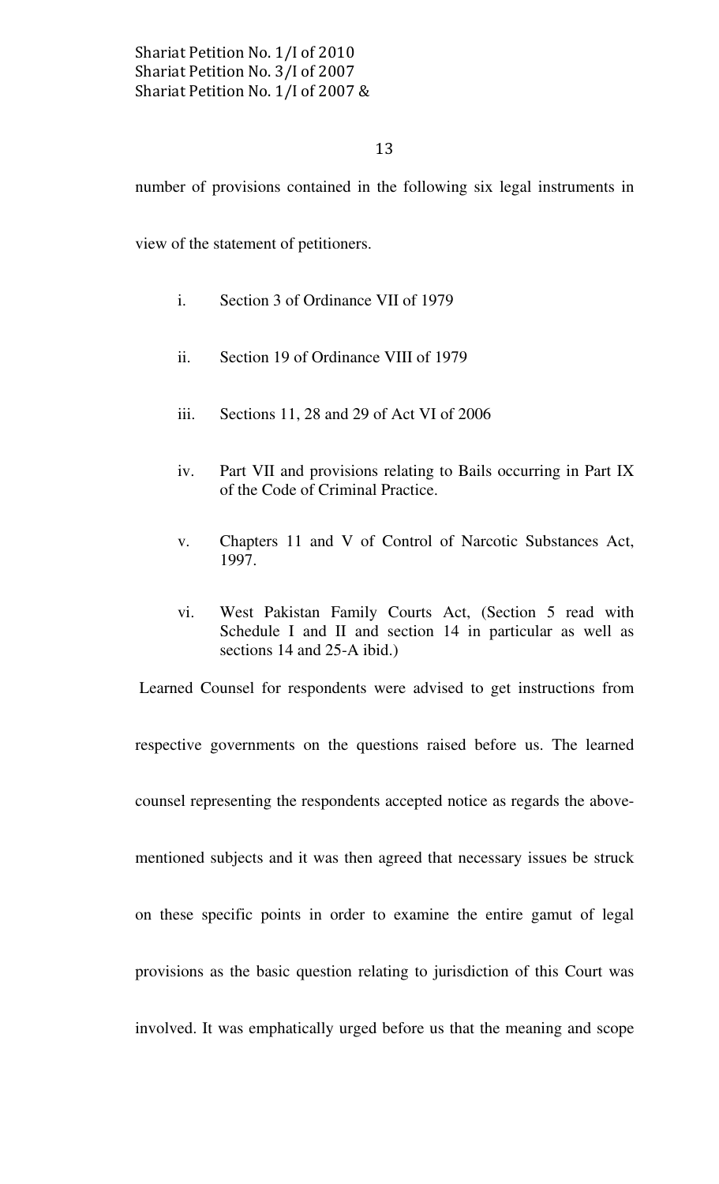number of provisions contained in the following six legal instruments in view of the statement of petitioners.

i. Section 3 of Ordinance VII of 1979

ii. Section 19 of Ordinance VIII of 1979

iii. Sections 11, 28 and 29 of Act VI of 2006

iv. Part VII and provisions relating to Bails occurring in Part IX of the Code of Criminal Practice.

v. Chapters 11 and V of Control of Narcotic Substances Act, 1997.

vi. West Pakistan Family Courts Act, (Section 5 read with Schedule I and II and section 14 in particular as well as sections 14 and 25-A ibid.)

Learned Counsel for respondents were advised to get instructions from respective governments on the questions raised before us. The learned counsel representing the respondents accepted notice as regards the above-mentioned subjects and it was then agreed that necessary issues be struck on these specific points in order to examine the entire gamut of legal provisions as the basic question relating to jurisdiction of this Court was involved. It was emphatically urged before us that the meaning and scope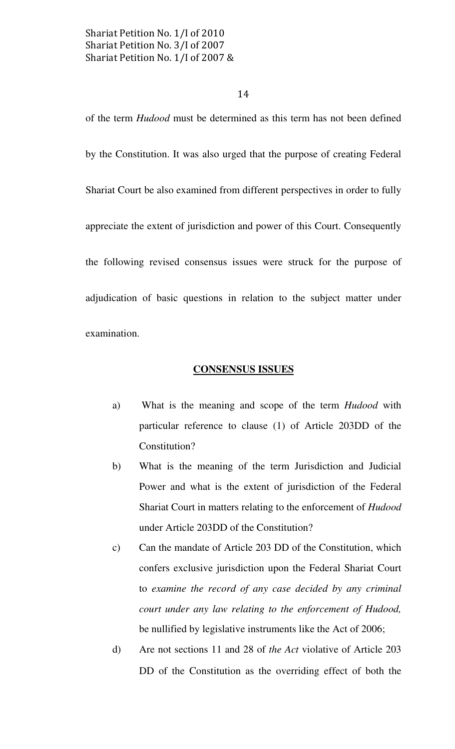of the term *Hudood* must be determined as this term has not been defined by the Constitution. It was also urged that the purpose of creating Federal Shariat Court be also examined from different perspectives in order to fully appreciate the extent of jurisdiction and power of this Court. Consequently the following revised consensus issues were struck for the purpose of adjudication of basic questions in relation to the subject matter under examination.

**CONSENSUS ISSUES**

a) What is the meaning and scope of the term *Hudood* with particular reference to clause (1) of Article 203DD of the Constitution?

b) What is the meaning of the term Jurisdiction and Judicial Power and what is the extent of jurisdiction of the Federal Shariat Court in matters relating to the enforcement of *Hudood* under Article 203DD of the Constitution?

c) Can the mandate of Article 203 DD of the Constitution, which confers exclusive jurisdiction upon the Federal Shariat Court to *examine the record of any case decided by any criminal court under any law relating to the enforcement of Hudood,* be nullified by legislative instruments like the Act of 2006;

d) Are not sections 11 and 28 of *the Act* violative of Article 203 DD of the Constitution as the overriding effect of both the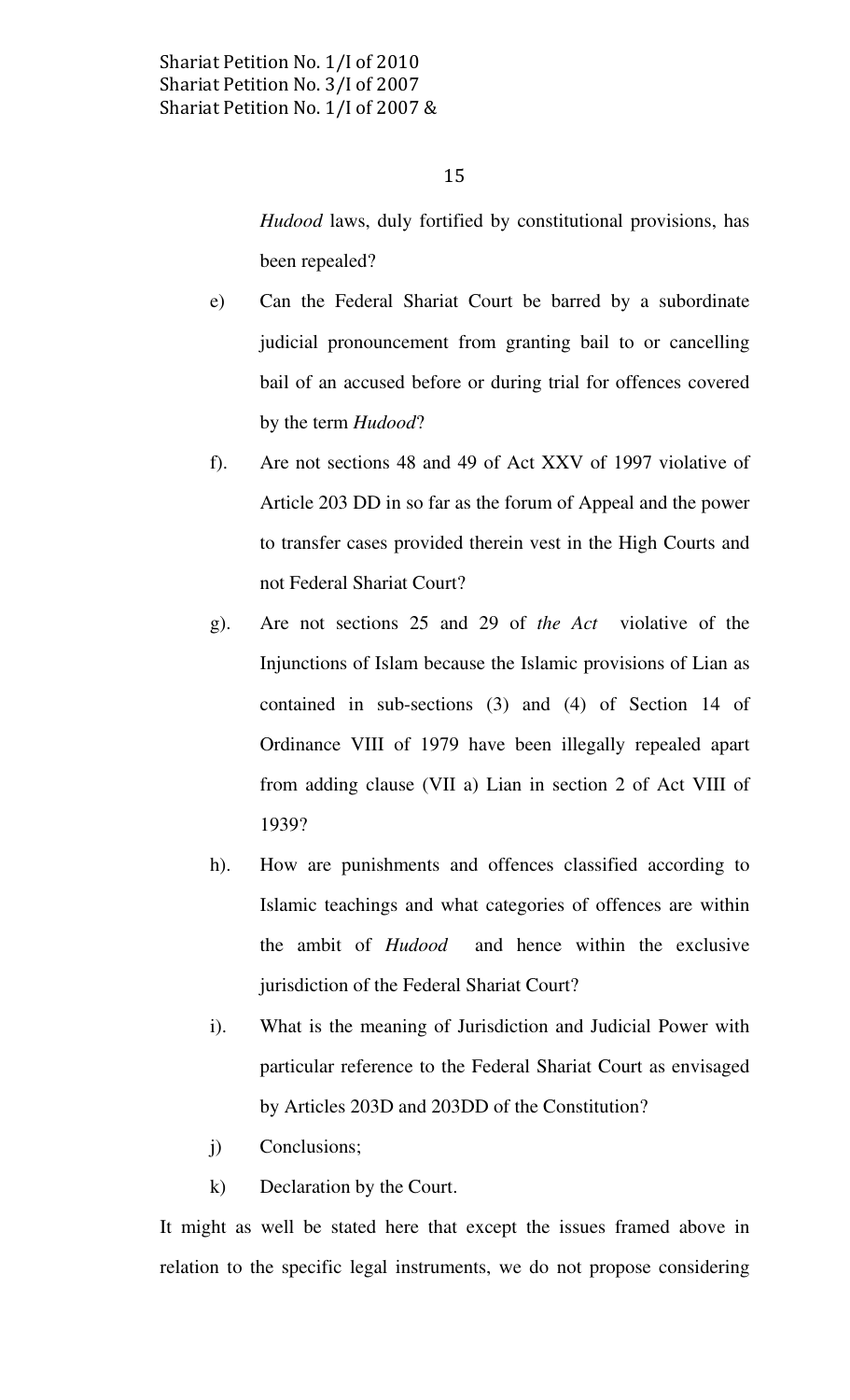*Hudood* laws, duly fortified by constitutional provisions, has been repealed?

e) Can the Federal Shariat Court be barred by a subordinate judicial pronouncement from granting bail to or cancelling bail of an accused before or during trial for offences covered by the term *Hudood*?

f). Are not sections 48 and 49 of Act XXV of 1997 violative of Article 203 DD in so far as the forum of Appeal and the power to transfer cases provided therein vest in the High Courts and not Federal Shariat Court?

g). Are not sections 25 and 29 of *the Act* violative of the Injunctions of Islam because the Islamic provisions of Lian as contained in sub-sections (3) and (4) of Section 14 of Ordinance VIII of 1979 have been illegally repealed apart from adding clause (VII a) Lian in section 2 of Act VIII of 1939?

h). How are punishments and offences classified according to Islamic teachings and what categories of offences are within the ambit of *Hudood* and hence within the exclusive jurisdiction of the Federal Shariat Court?

i). What is the meaning of Jurisdiction and Judicial Power with particular reference to the Federal Shariat Court as envisaged by Articles 203D and 203DD of the Constitution?

j) Conclusions;

k) Declaration by the Court.

It might as well be stated here that except the issues framed above in relation to the specific legal instruments, we do not propose considering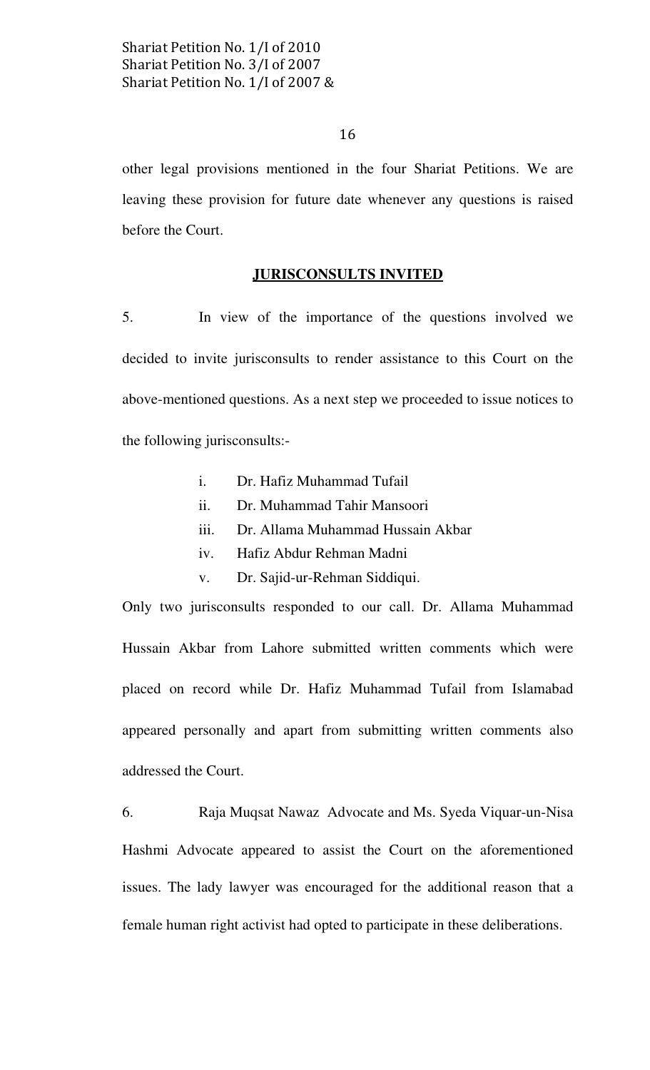other legal provisions mentioned in the four Shariat Petitions. We are leaving these provision for future date whenever any questions is raised before the Court.

## JURISCONSULTS INVITED

5. In view of the importance of the questions involved we decided to invite jurisconsults to render assistance to this Court on the above-mentioned questions. As a next step we proceeded to issue notices to the following jurisconsults:-

- i. Dr. Hafiz Muhammad Tufail
- ii. Dr. Muhammad Tahir Mansoori
- iii. Dr. Allama Muhammad Hussain Akbar
- iv. Hafiz Abdur Rehman Madni
- v. Dr. Sajid-ur-Rehman Siddiqui.

Only two jurisconsults responded to our call. Dr. Allama Muhammad Hussain Akbar from Lahore submitted written comments which were placed on record while Dr. Hafiz Muhammad Tufail from Islamabad appeared personally and apart from submitting written comments also addressed the Court.

6. Raja Muqsat Nawaz Advocate and Ms. Syeda Viquar-un-Nisa Hashmi Advocate appeared to assist the Court on the aforementioned issues. The lady lawyer was encouraged for the additional reason that a female human right activist had opted to participate in these deliberations.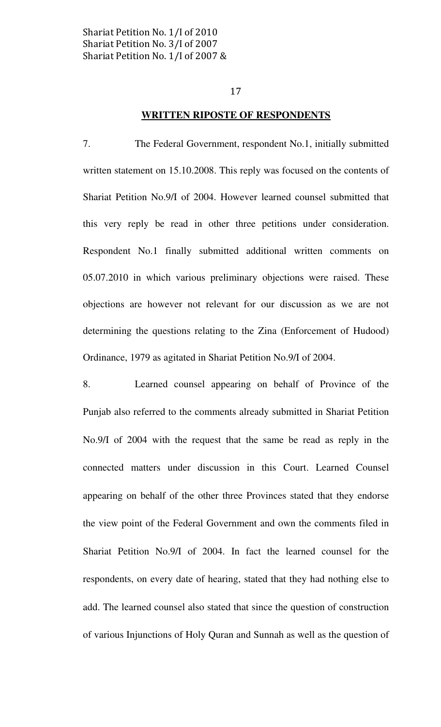## WRITTEN RIPOSTE OF RESPONDENTS

7. The Federal Government, respondent No.1, initially submitted written statement on 15.10.2008. This reply was focused on the contents of Shariat Petition No.9/I of 2004. However learned counsel submitted that this very reply be read in other three petitions under consideration. Respondent No.1 finally submitted additional written comments on 05.07.2010 in which various preliminary objections were raised. These objections are however not relevant for our discussion as we are not determining the questions relating to the Zina (Enforcement of Hudood) Ordinance, 1979 as agitated in Shariat Petition No.9/I of 2004.

8. Learned counsel appearing on behalf of Province of the Punjab also referred to the comments already submitted in Shariat Petition No.9/I of 2004 with the request that the same be read as reply in the connected matters under discussion in this Court. Learned Counsel appearing on behalf of the other three Provinces stated that they endorse the view point of the Federal Government and own the comments filed in Shariat Petition No.9/I of 2004. In fact the learned counsel for the respondents, on every date of hearing, stated that they had nothing else to add. The learned counsel also stated that since the question of construction of various Injunctions of Holy Quran and Sunnah as well as the question of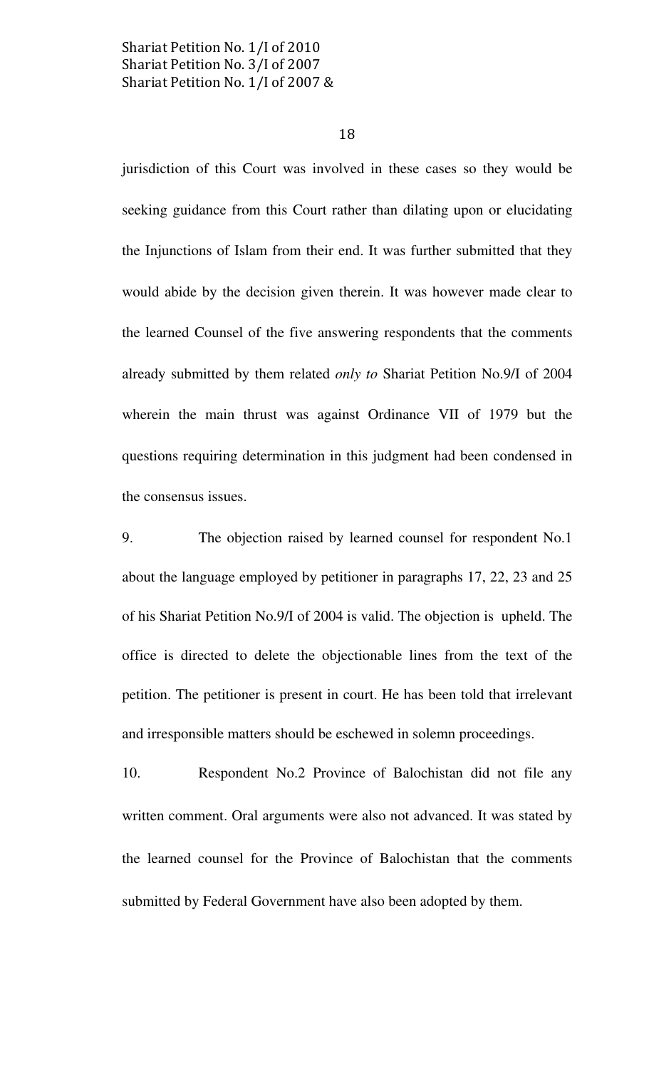jurisdiction of this Court was involved in these cases so they would be seeking guidance from this Court rather than dilating upon or elucidating the Injunctions of Islam from their end. It was further submitted that they would abide by the decision given therein. It was however made clear to the learned Counsel of the five answering respondents that the comments already submitted by them related *only to* Shariat Petition No.9/I of 2004 wherein the main thrust was against Ordinance VII of 1979 but the questions requiring determination in this judgment had been condensed in the consensus issues.

9. The objection raised by learned counsel for respondent No.1 about the language employed by petitioner in paragraphs 17, 22, 23 and 25 of his Shariat Petition No.9/I of 2004 is valid. The objection is upheld. The office is directed to delete the objectionable lines from the text of the petition. The petitioner is present in court. He has been told that irrelevant and irresponsible matters should be eschewed in solemn proceedings.

10. Respondent No.2 Province of Balochistan did not file any written comment. Oral arguments were also not advanced. It was stated by the learned counsel for the Province of Balochistan that the comments submitted by Federal Government have also been adopted by them.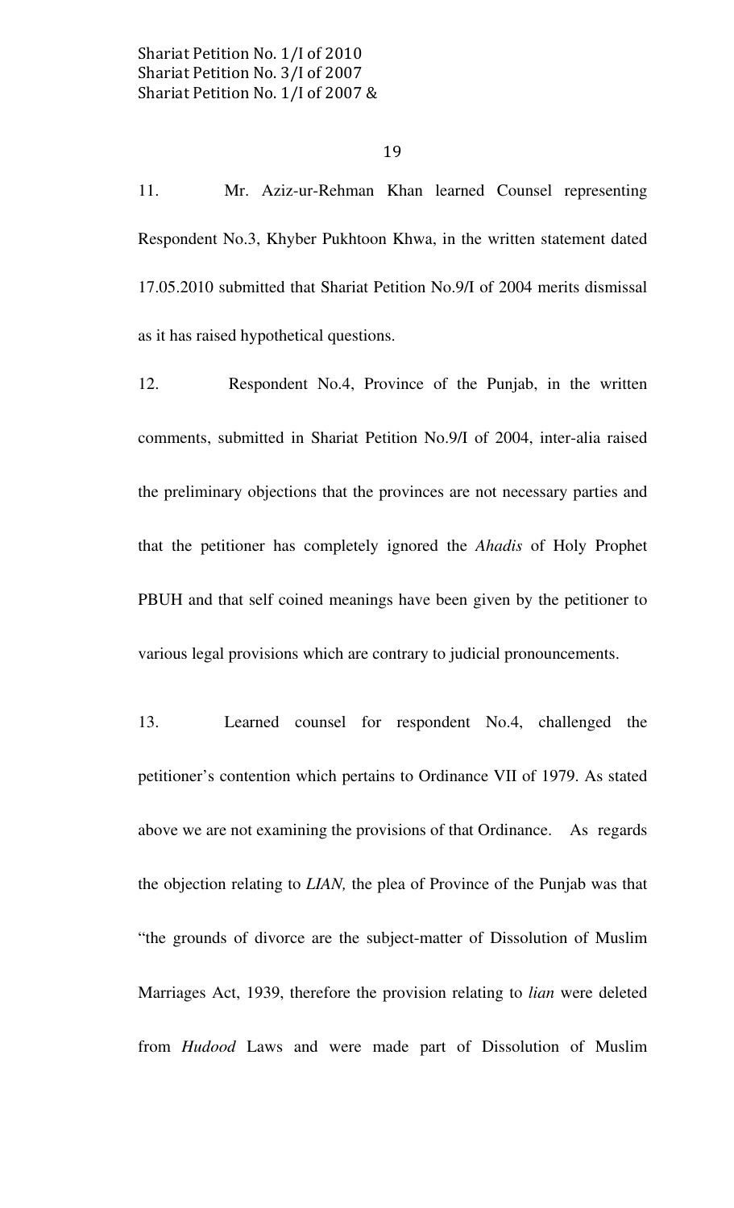11. Mr. Aziz-ur-Rehman Khan learned Counsel representing Respondent No.3, Khyber Pukhtoon Khwa, in the written statement dated 17.05.2010 submitted that Shariat Petition No.9/I of 2004 merits dismissal as it has raised hypothetical questions.

12. Respondent No.4, Province of the Punjab, in the written comments, submitted in Shariat Petition No.9/I of 2004, inter-alia raised the preliminary objections that the provinces are not necessary parties and that the petitioner has completely ignored the *Ahadis* of Holy Prophet PBUH and that self coined meanings have been given by the petitioner to various legal provisions which are contrary to judicial pronouncements.

13. Learned counsel for respondent No.4, challenged the petitioner's contention which pertains to Ordinance VII of 1979. As stated above we are not examining the provisions of that Ordinance. As regards the objection relating to *LIAN,* the plea of Province of the Punjab was that "the grounds of divorce are the subject-matter of Dissolution of Muslim Marriages Act, 1939, therefore the provision relating to *lian* were deleted from *Hudood* Laws and were made part of Dissolution of Muslim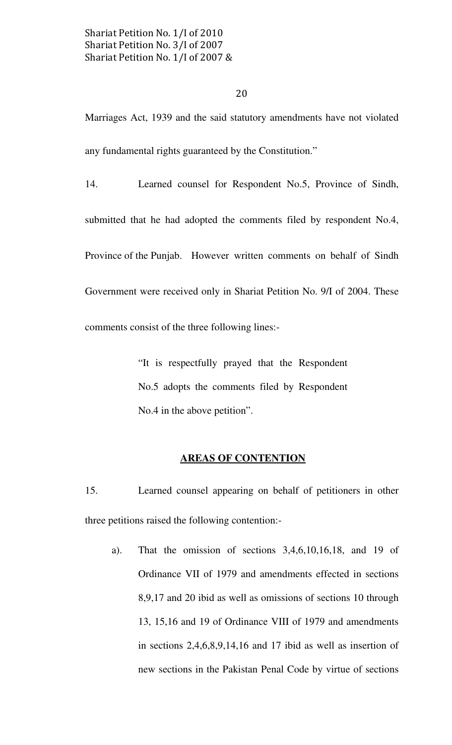Marriages Act, 1939 and the said statutory amendments have not violated any fundamental rights guaranteed by the Constitution."

14. Learned counsel for Respondent No.5, Province of Sindh, submitted that he had adopted the comments filed by respondent No.4, Province of the Punjab. However written comments on behalf of Sindh Government were received only in Shariat Petition No. 9/I of 2004. These comments consist of the three following lines:-

> "It is respectfully prayed that the Respondent No.5 adopts the comments filed by Respondent No.4 in the above petition".

## AREAS OF CONTENTION

15. Learned counsel appearing on behalf of petitioners in other three petitions raised the following contention:-

a). That the omission of sections 3,4,6,10,16,18, and 19 of Ordinance VII of 1979 and amendments effected in sections 8,9,17 and 20 ibid as well as omissions of sections 10 through 13, 15,16 and 19 of Ordinance VIII of 1979 and amendments in sections 2,4,6,8,9,14,16 and 17 ibid as well as insertion of new sections in the Pakistan Penal Code by virtue of sections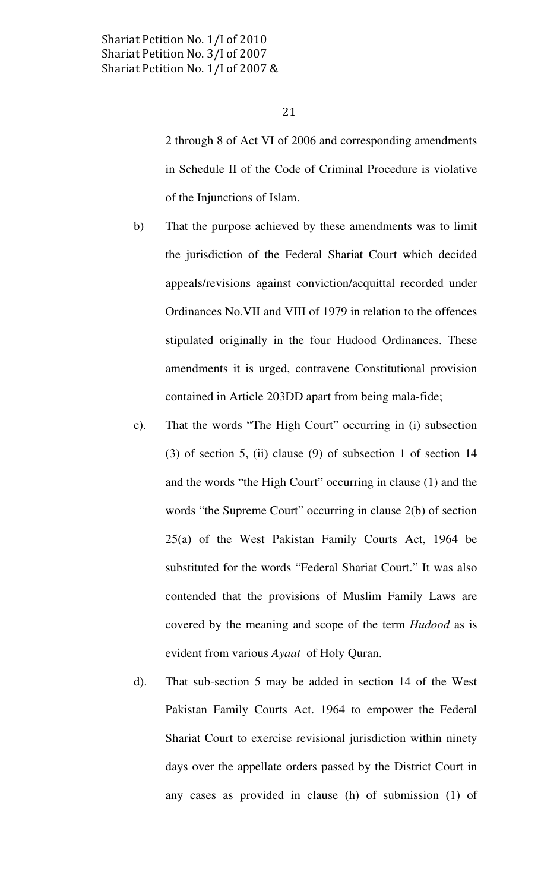2 through 8 of Act VI of 2006 and corresponding amendments in Schedule II of the Code of Criminal Procedure is violative of the Injunctions of Islam.

b) That the purpose achieved by these amendments was to limit the jurisdiction of the Federal Shariat Court which decided appeals/revisions against conviction/acquittal recorded under Ordinances No.VII and VIII of 1979 in relation to the offences stipulated originally in the four Hudood Ordinances. These amendments it is urged, contravene Constitutional provision contained in Article 203DD apart from being mala-fide;

c). That the words "The High Court" occurring in (i) subsection (3) of section 5, (ii) clause (9) of subsection 1 of section 14 and the words "the High Court" occurring in clause (1) and the words "the Supreme Court" occurring in clause 2(b) of section 25(a) of the West Pakistan Family Courts Act, 1964 be substituted for the words "Federal Shariat Court." It was also contended that the provisions of Muslim Family Laws are covered by the meaning and scope of the term *Hudood* as is evident from various *Ayaat* of Holy Quran.

d). That sub-section 5 may be added in section 14 of the West Pakistan Family Courts Act. 1964 to empower the Federal Shariat Court to exercise revisional jurisdiction within ninety days over the appellate orders passed by the District Court in any cases as provided in clause (h) of submission (1) of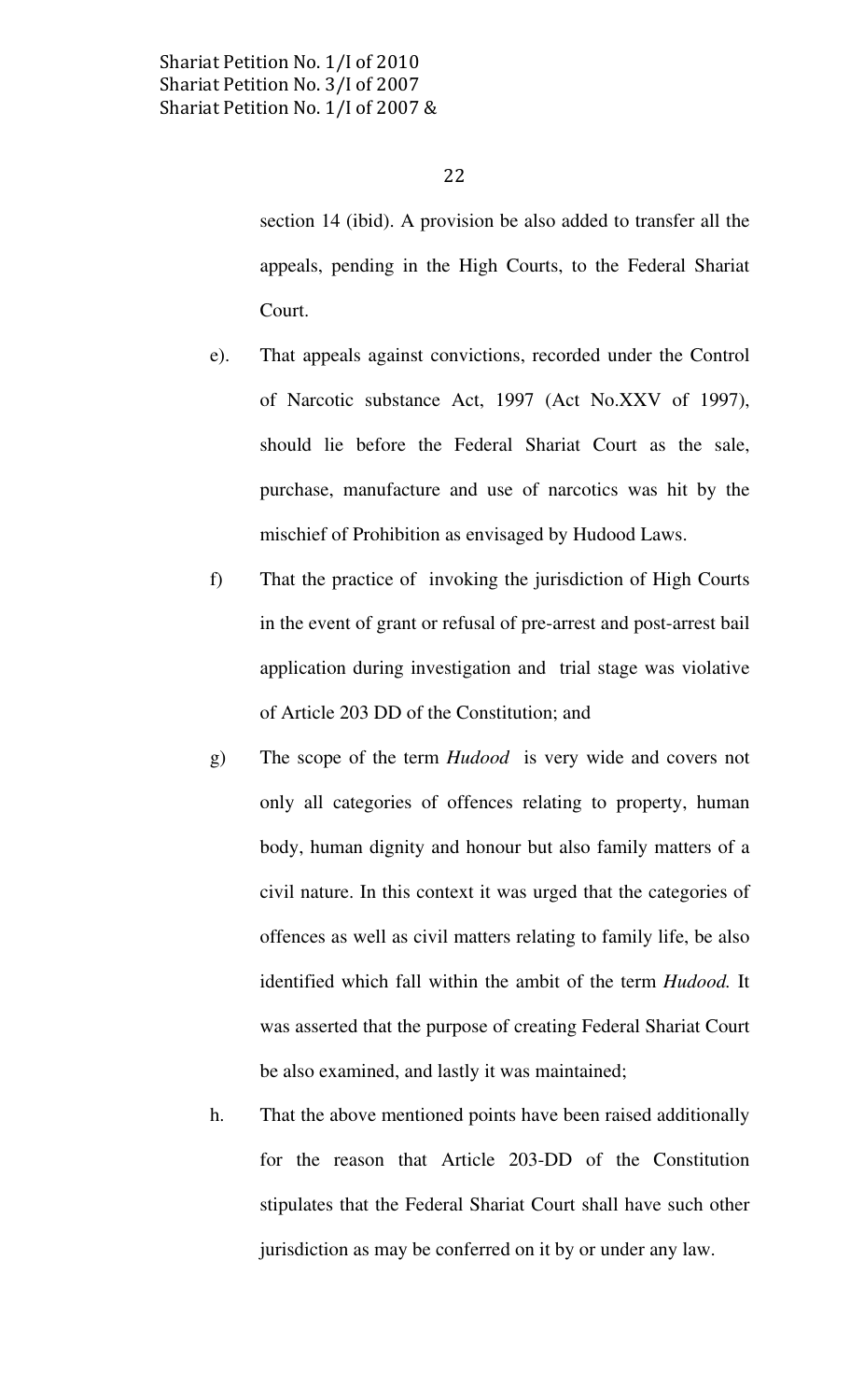section 14 (ibid). A provision be also added to transfer all the appeals, pending in the High Courts, to the Federal Shariat Court.

e). That appeals against convictions, recorded under the Control of Narcotic substance Act, 1997 (Act No.XXV of 1997), should lie before the Federal Shariat Court as the sale, purchase, manufacture and use of narcotics was hit by the mischief of Prohibition as envisaged by Hudood Laws.

f) That the practice of invoking the jurisdiction of High Courts in the event of grant or refusal of pre-arrest and post-arrest bail application during investigation and trial stage was violative of Article 203 DD of the Constitution; and

g) The scope of the term *Hudood* is very wide and covers not only all categories of offences relating to property, human body, human dignity and honour but also family matters of a civil nature. In this context it was urged that the categories of offences as well as civil matters relating to family life, be also identified which fall within the ambit of the term *Hudood.* It was asserted that the purpose of creating Federal Shariat Court be also examined, and lastly it was maintained;

h. That the above mentioned points have been raised additionally for the reason that Article 203-DD of the Constitution stipulates that the Federal Shariat Court shall have such other jurisdiction as may be conferred on it by or under any law.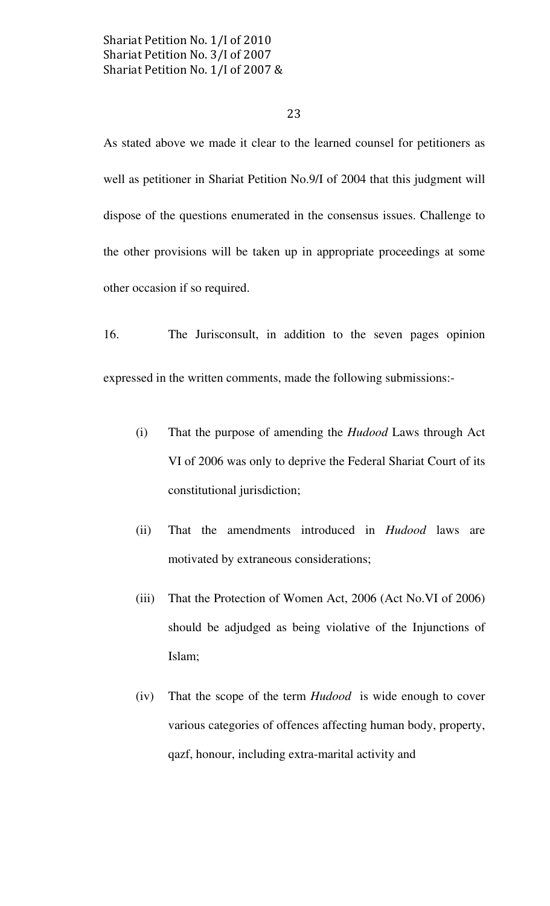As stated above we made it clear to the learned counsel for petitioners as well as petitioner in Shariat Petition No.9/I of 2004 that this judgment will dispose of the questions enumerated in the consensus issues. Challenge to the other provisions will be taken up in appropriate proceedings at some other occasion if so required.

16. The Jurisconsult, in addition to the seven pages opinion expressed in the written comments, made the following submissions:-

(i) That the purpose of amending the *Hudood* Laws through Act VI of 2006 was only to deprive the Federal Shariat Court of its constitutional jurisdiction;

(ii) That the amendments introduced in *Hudood* laws are motivated by extraneous considerations;

(iii) That the Protection of Women Act, 2006 (Act No.VI of 2006) should be adjudged as being violative of the Injunctions of Islam;

(iv) That the scope of the term *Hudood* is wide enough to cover various categories of offences affecting human body, property, qazf, honour, including extra-marital activity and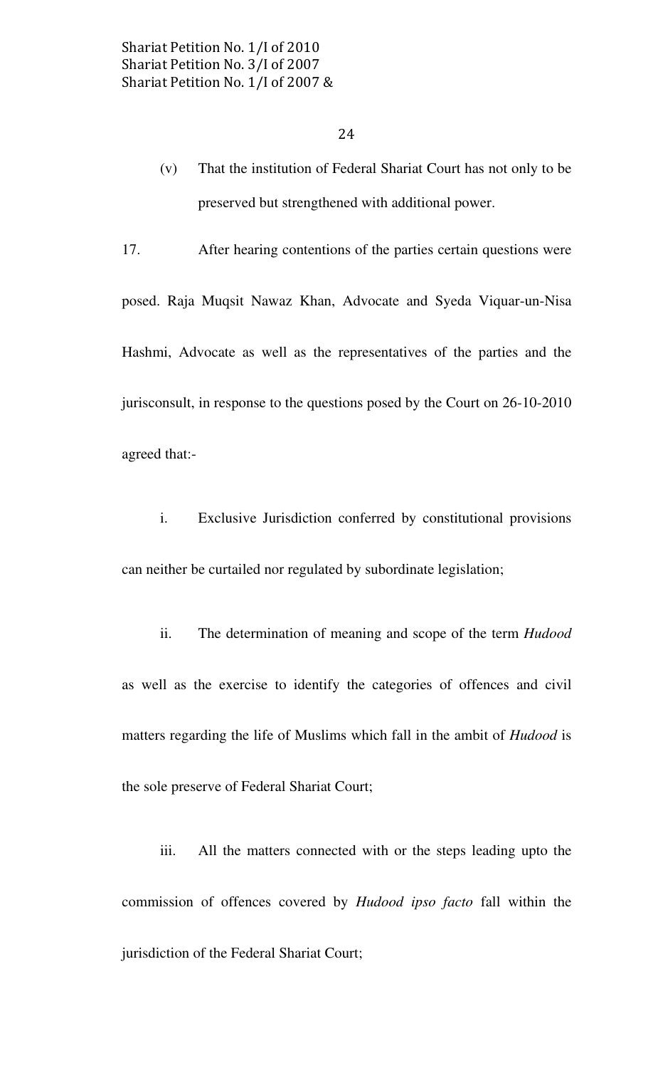(v) That the institution of Federal Shariat Court has not only to be preserved but strengthened with additional power.

17. After hearing contentions of the parties certain questions were posed. Raja Muqsit Nawaz Khan, Advocate and Syeda Viquar-un-Nisa Hashmi, Advocate as well as the representatives of the parties and the jurisconsult, in response to the questions posed by the Court on 26-10-2010 agreed that:-

i. Exclusive Jurisdiction conferred by constitutional provisions can neither be curtailed nor regulated by subordinate legislation;

ii. The determination of meaning and scope of the term *Hudood* as well as the exercise to identify the categories of offences and civil matters regarding the life of Muslims which fall in the ambit of *Hudood* is the sole preserve of Federal Shariat Court;

iii. All the matters connected with or the steps leading upto the commission of offences covered by *Hudood ipso facto* fall within the jurisdiction of the Federal Shariat Court;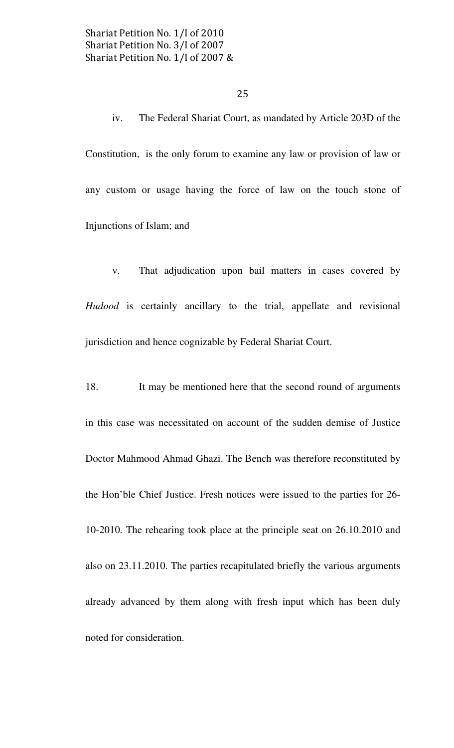iv. The Federal Shariat Court, as mandated by Article 203D of the Constitution, is the only forum to examine any law or provision of law or any custom or usage having the force of law on the touch stone of Injunctions of Islam; and

v. That adjudication upon bail matters in cases covered by *Hudood* is certainly ancillary to the trial, appellate and revisional jurisdiction and hence cognizable by Federal Shariat Court.

18. It may be mentioned here that the second round of arguments in this case was necessitated on account of the sudden demise of Justice Doctor Mahmood Ahmad Ghazi. The Bench was therefore reconstituted by the Hon'ble Chief Justice. Fresh notices were issued to the parties for 26-10-2010. The rehearing took place at the principle seat on 26.10.2010 and also on 23.11.2010. The parties recapitulated briefly the various arguments already advanced by them along with fresh input which has been duly noted for consideration.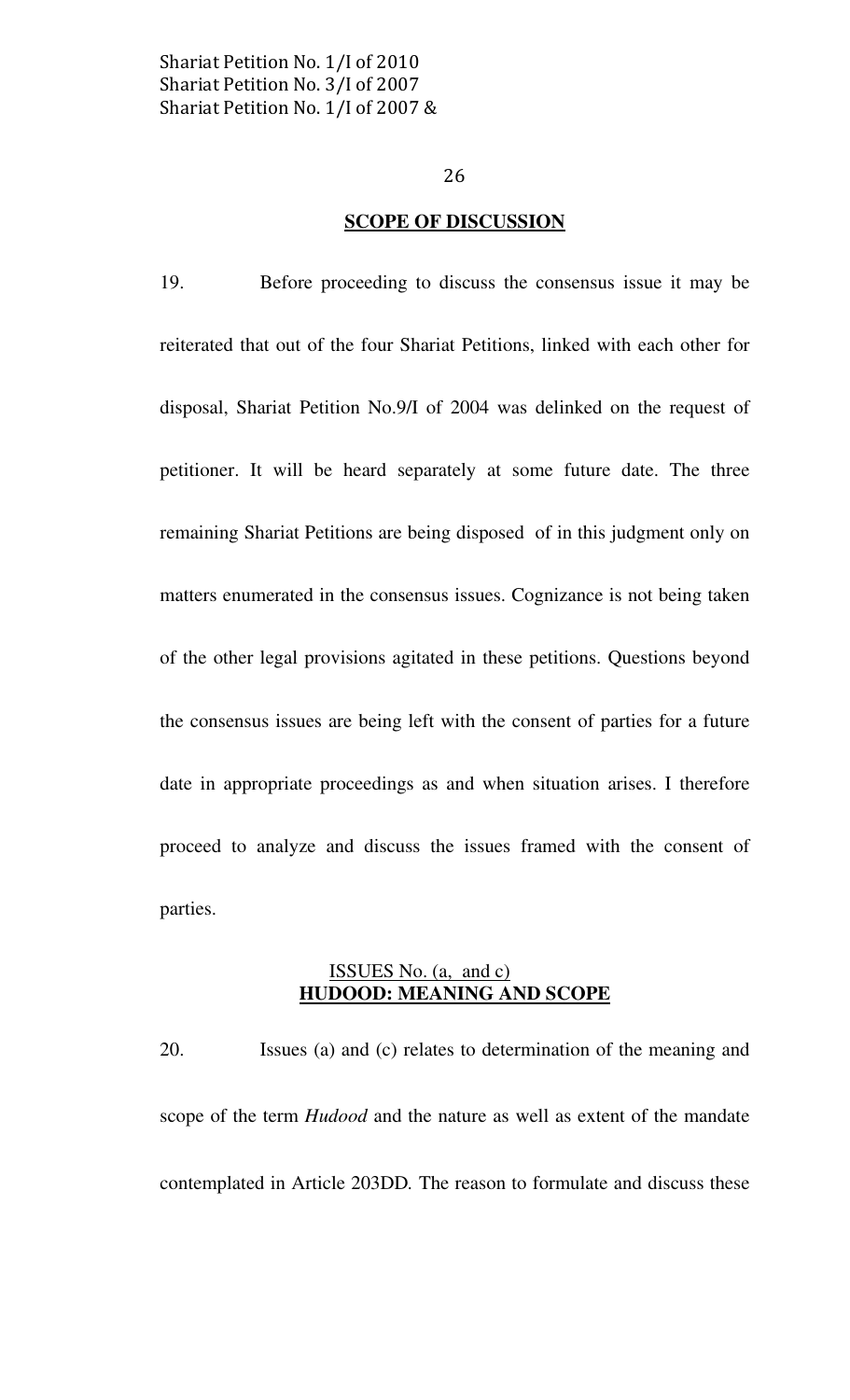**SCOPE OF DISCUSSION**

19. Before proceeding to discuss the consensus issue it may be reiterated that out of the four Shariat Petitions, linked with each other for disposal, Shariat Petition No.9/I of 2004 was delinked on the request of petitioner. It will be heard separately at some future date. The three remaining Shariat Petitions are being disposed of in this judgment only on matters enumerated in the consensus issues. Cognizance is not being taken of the other legal provisions agitated in these petitions. Questions beyond the consensus issues are being left with the consent of parties for a future date in appropriate proceedings as and when situation arises. I therefore proceed to analyze and discuss the issues framed with the consent of parties.

ISSUES No. (a, and c)
**HUDOOD: MEANING AND SCOPE**

20. Issues (a) and (c) relates to determination of the meaning and scope of the term *Hudood* and the nature as well as extent of the mandate contemplated in Article 203DD. The reason to formulate and discuss these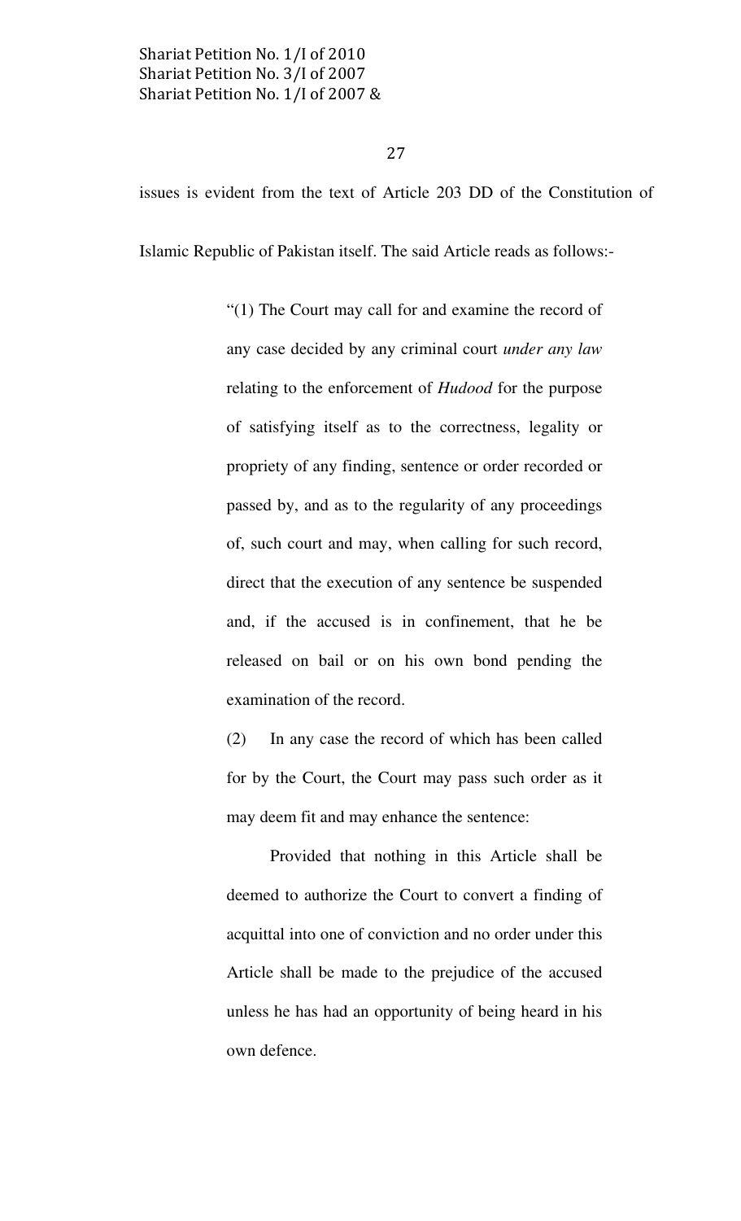issues is evident from the text of Article 203 DD of the Constitution of Islamic Republic of Pakistan itself. The said Article reads as follows:-

> "(1) The Court may call for and examine the record of any case decided by any criminal court *under any law* relating to the enforcement of *Hudood* for the purpose of satisfying itself as to the correctness, legality or propriety of any finding, sentence or order recorded or passed by, and as to the regularity of any proceedings of, such court and may, when calling for such record, direct that the execution of any sentence be suspended and, if the accused is in confinement, that he be released on bail or on his own bond pending the examination of the record.
>
> (2) In any case the record of which has been called for by the Court, the Court may pass such order as it may deem fit and may enhance the sentence:
>
> Provided that nothing in this Article shall be deemed to authorize the Court to convert a finding of acquittal into one of conviction and no order under this Article shall be made to the prejudice of the accused unless he has had an opportunity of being heard in his own defence.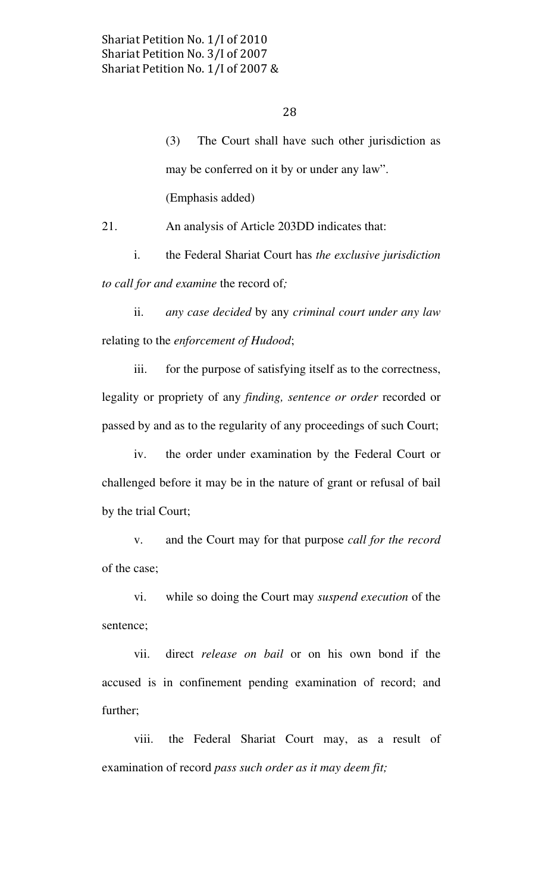(3) The Court shall have such other jurisdiction as may be conferred on it by or under any law".

(Emphasis added)

21. An analysis of Article 203DD indicates that:

i. the Federal Shariat Court has *the exclusive jurisdiction to call for and examine* the record of*;*

ii. *any case decided* by any *criminal court under any law* relating to the *enforcement of Hudood*;

iii. for the purpose of satisfying itself as to the correctness, legality or propriety of any *finding, sentence or order* recorded or passed by and as to the regularity of any proceedings of such Court;

iv. the order under examination by the Federal Court or challenged before it may be in the nature of grant or refusal of bail by the trial Court;

v. and the Court may for that purpose *call for the record* of the case;

vi. while so doing the Court may *suspend execution* of the sentence;

vii. direct *release on bail* or on his own bond if the accused is in confinement pending examination of record; and further;

viii. the Federal Shariat Court may, as a result of examination of record *pass such order as it may deem fit;*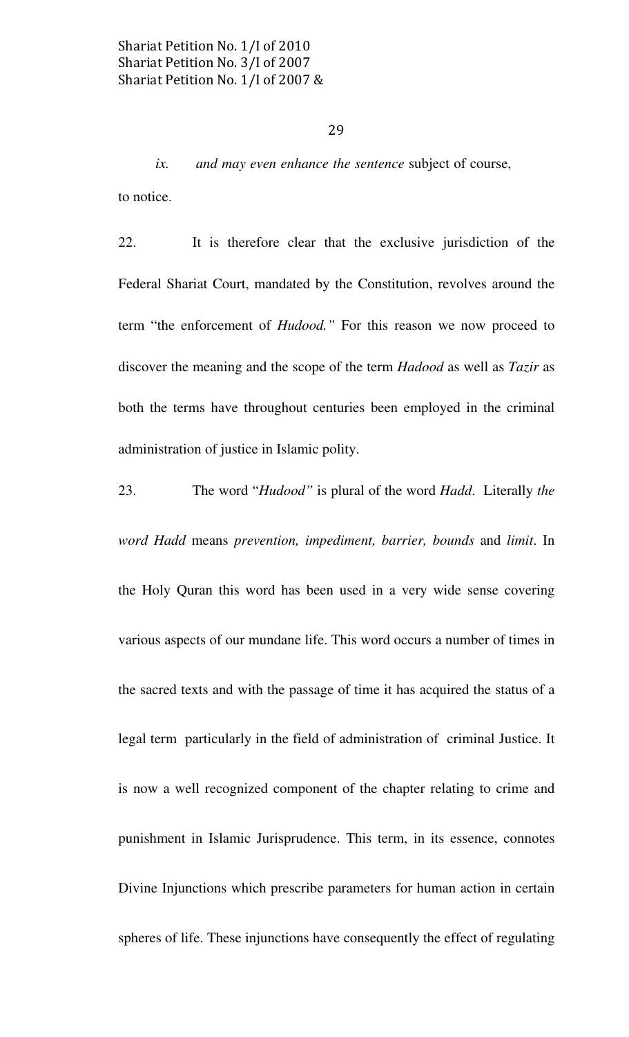*ix. and may even enhance the sentence* subject of course, to notice.

22. It is therefore clear that the exclusive jurisdiction of the Federal Shariat Court, mandated by the Constitution, revolves around the term "the enforcement of *Hudood."* For this reason we now proceed to discover the meaning and the scope of the term *Hadood* as well as *Tazir* as both the terms have throughout centuries been employed in the criminal administration of justice in Islamic polity.

23. The word "*Hudood"* is plural of the word *Hadd*. Literally *the word Hadd* means *prevention, impediment, barrier, bounds* and *limit*. In the Holy Quran this word has been used in a very wide sense covering various aspects of our mundane life. This word occurs a number of times in the sacred texts and with the passage of time it has acquired the status of a legal term particularly in the field of administration of criminal Justice. It is now a well recognized component of the chapter relating to crime and punishment in Islamic Jurisprudence. This term, in its essence, connotes Divine Injunctions which prescribe parameters for human action in certain spheres of life. These injunctions have consequently the effect of regulating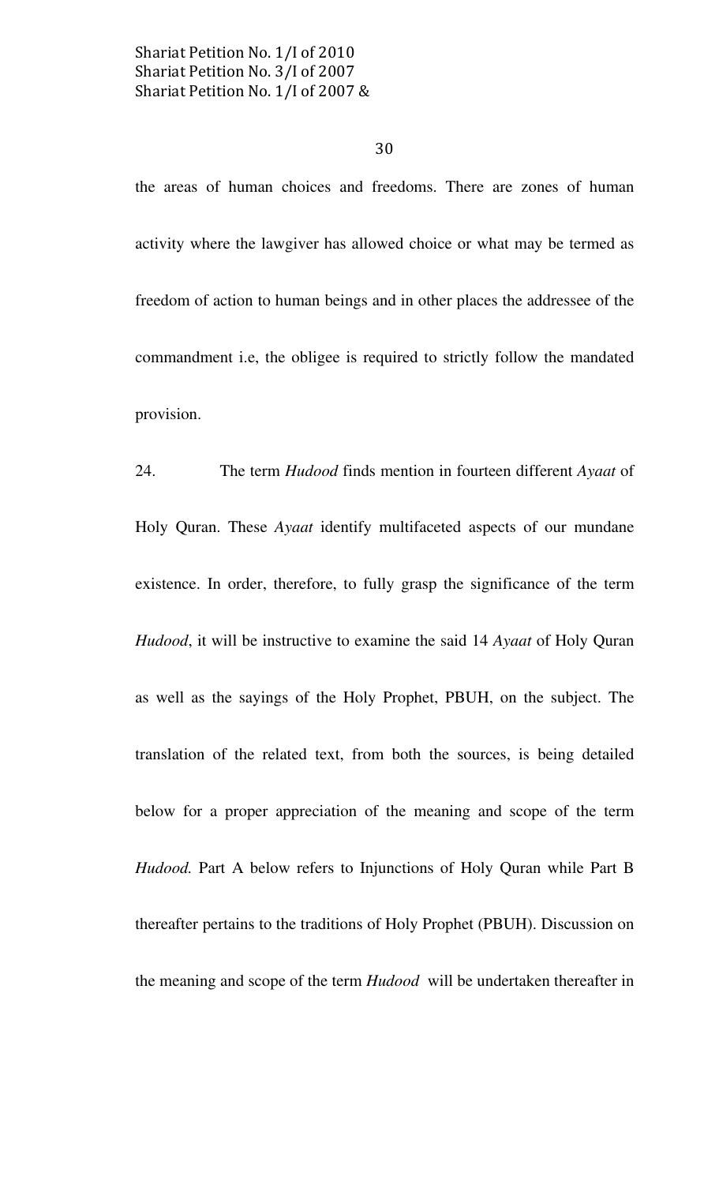the areas of human choices and freedoms. There are zones of human activity where the lawgiver has allowed choice or what may be termed as freedom of action to human beings and in other places the addressee of the commandment i.e, the obligee is required to strictly follow the mandated provision.

24. The term *Hudood* finds mention in fourteen different *Ayaat* of Holy Quran. These *Ayaat* identify multifaceted aspects of our mundane existence. In order, therefore, to fully grasp the significance of the term *Hudood*, it will be instructive to examine the said 14 *Ayaat* of Holy Quran as well as the sayings of the Holy Prophet, PBUH, on the subject. The translation of the related text, from both the sources, is being detailed below for a proper appreciation of the meaning and scope of the term *Hudood.* Part A below refers to Injunctions of Holy Quran while Part B thereafter pertains to the traditions of Holy Prophet (PBUH). Discussion on the meaning and scope of the term *Hudood* will be undertaken thereafter in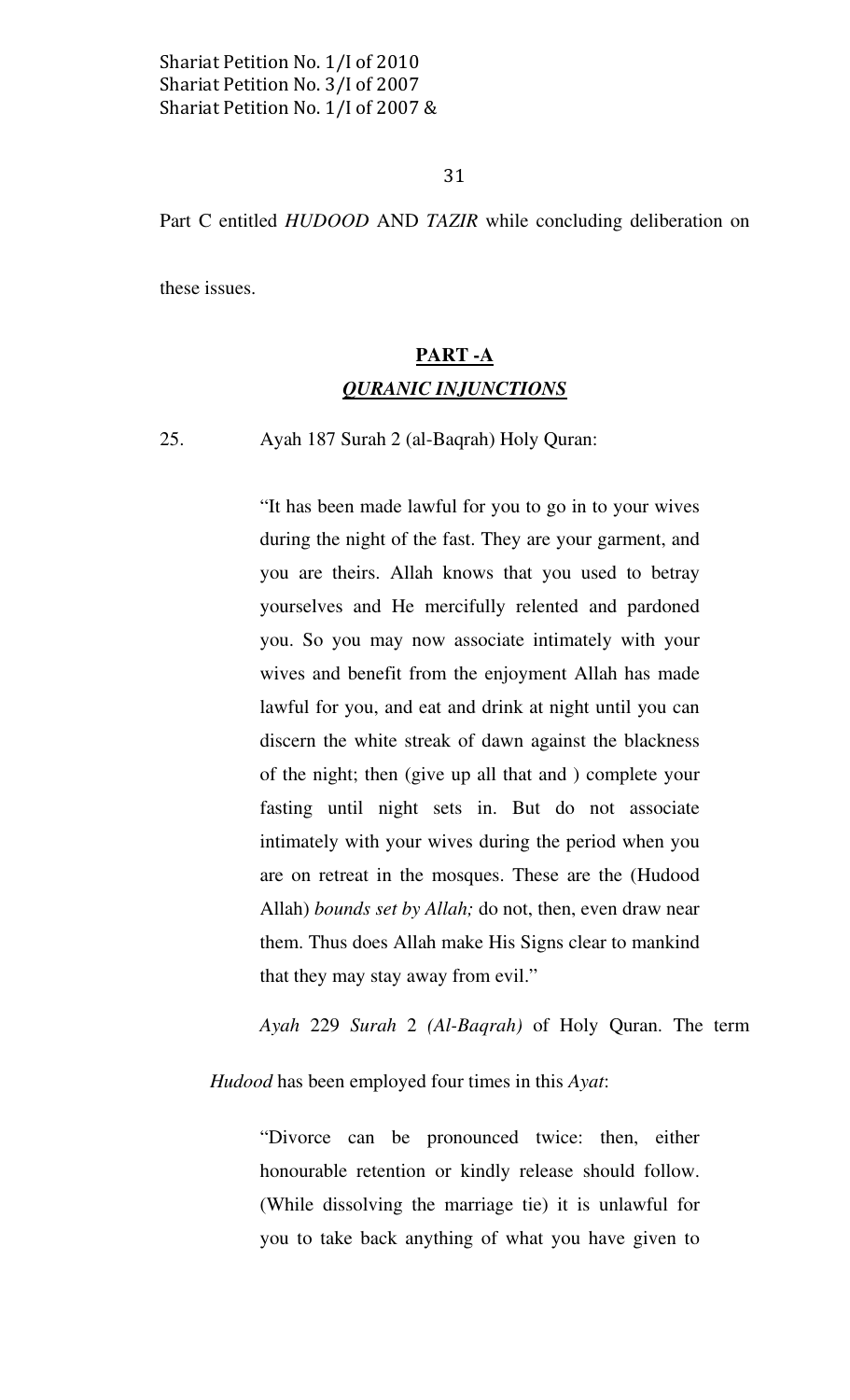Part C entitled *HUDOOD* AND *TAZIR* while concluding deliberation on these issues.

## PART -A

## *QURANIC INJUNCTIONS*

25. Ayah 187 Surah 2 (al-Baqrah) Holy Quran:

> "It has been made lawful for you to go in to your wives during the night of the fast. They are your garment, and you are theirs. Allah knows that you used to betray yourselves and He mercifully relented and pardoned you. So you may now associate intimately with your wives and benefit from the enjoyment Allah has made lawful for you, and eat and drink at night until you can discern the white streak of dawn against the blackness of the night; then (give up all that and ) complete your fasting until night sets in. But do not associate intimately with your wives during the period when you are on retreat in the mosques. These are the (Hudood Allah) *bounds set by Allah;* do not, then, even draw near them. Thus does Allah make His Signs clear to mankind that they may stay away from evil."

*Ayah* 229 *Surah* 2 *(Al-Baqrah)* of Holy Quran. The term *Hudood* has been employed four times in this *Ayat*:

> "Divorce can be pronounced twice: then, either honourable retention or kindly release should follow. (While dissolving the marriage tie) it is unlawful for you to take back anything of what you have given to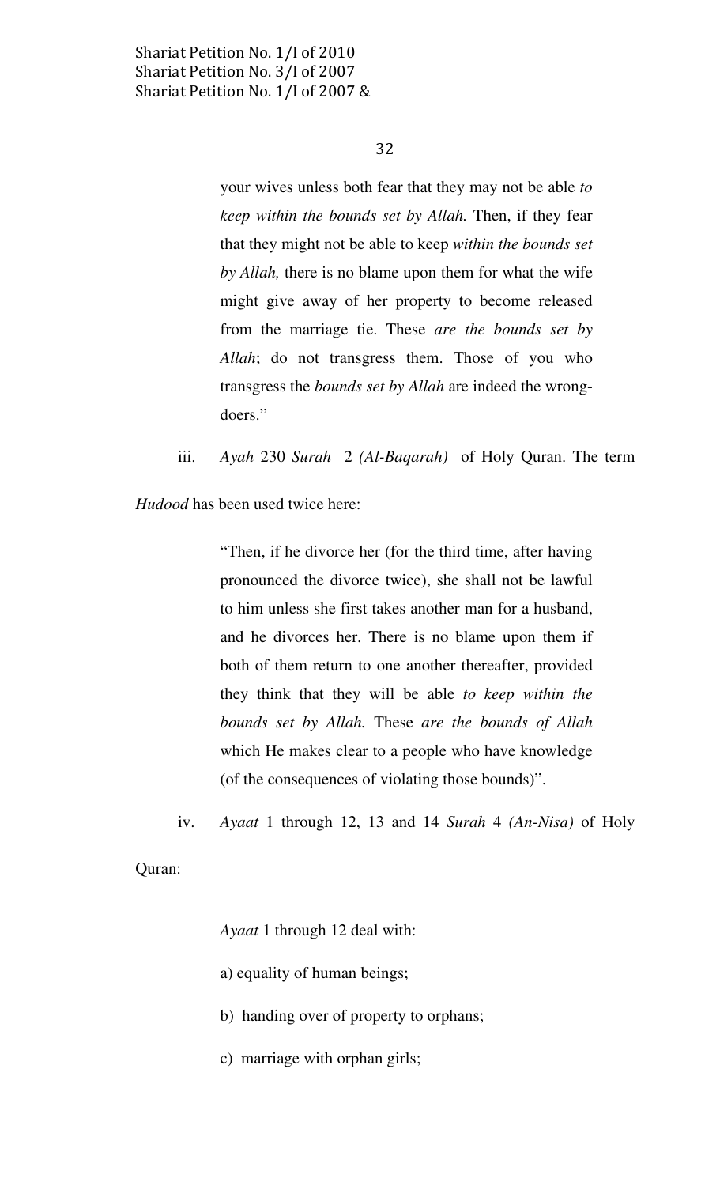your wives unless both fear that they may not be able *to keep within the bounds set by Allah.* Then, if they fear that they might not be able to keep *within the bounds set by Allah,* there is no blame upon them for what the wife might give away of her property to become released from the marriage tie. These *are the bounds set by Allah*; do not transgress them. Those of you who transgress the *bounds set by Allah* are indeed the wrong-doers."

iii. *Ayah* 230 *Surah* 2 *(Al-Baqarah)* of Holy Quran. The term *Hudood* has been used twice here:

> "Then, if he divorce her (for the third time, after having pronounced the divorce twice), she shall not be lawful to him unless she first takes another man for a husband, and he divorces her. There is no blame upon them if both of them return to one another thereafter, provided they think that they will be able *to keep within the bounds set by Allah.* These *are the bounds of Allah* which He makes clear to a people who have knowledge (of the consequences of violating those bounds)".

iv. *Ayaat* 1 through 12, 13 and 14 *Surah* 4 *(An-Nisa)* of Holy Quran:

*Ayaat* 1 through 12 deal with:

a) equality of human beings;

b) handing over of property to orphans;

c) marriage with orphan girls;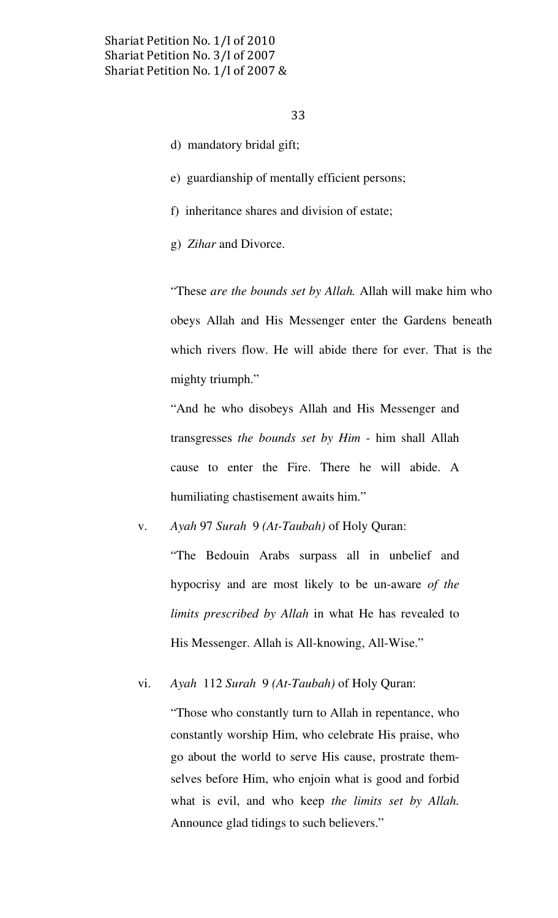d) mandatory bridal gift;

e) guardianship of mentally efficient persons;

f) inheritance shares and division of estate;

g) *Zihar* and Divorce.

"These *are the bounds set by Allah.* Allah will make him who obeys Allah and His Messenger enter the Gardens beneath which rivers flow. He will abide there for ever. That is the mighty triumph."

"And he who disobeys Allah and His Messenger and transgresses *the bounds set by Him* - him shall Allah cause to enter the Fire. There he will abide. A humiliating chastisement awaits him."

v. *Ayah* 97 *Surah* 9 *(At-Taubah)* of Holy Quran:

"The Bedouin Arabs surpass all in unbelief and hypocrisy and are most likely to be un-aware *of the limits prescribed by Allah* in what He has revealed to His Messenger. Allah is All-knowing, All-Wise."

vi. *Ayah* 112 *Surah* 9 *(At-Taubah)* of Holy Quran:

"Those who constantly turn to Allah in repentance, who constantly worship Him, who celebrate His praise, who go about the world to serve His cause, prostrate themselves before Him, who enjoin what is good and forbid what is evil, and who keep *the limits set by Allah.* Announce glad tidings to such believers."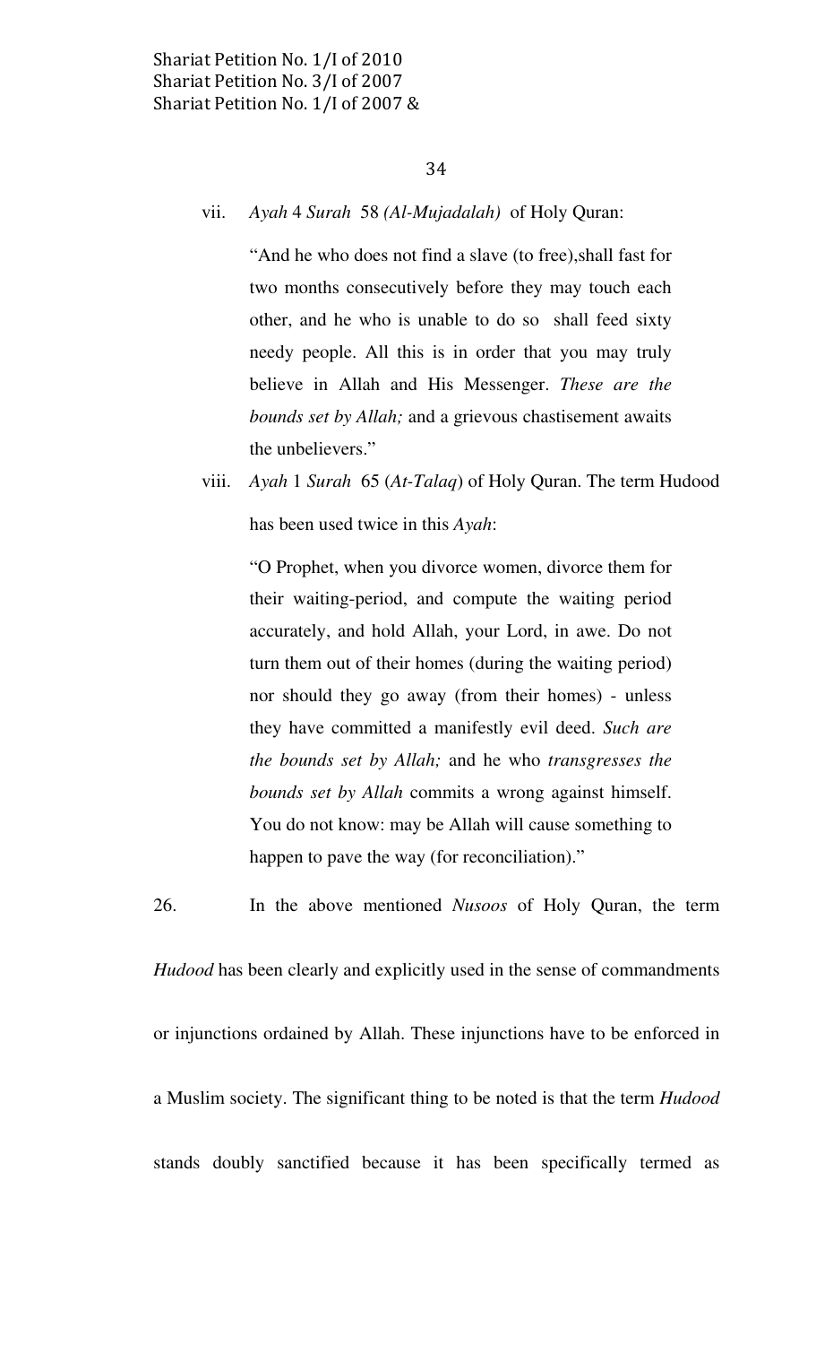vii. *Ayah* 4 *Surah* 58 *(Al-Mujadalah)* of Holy Quran:

> "And he who does not find a slave (to free),shall fast for two months consecutively before they may touch each other, and he who is unable to do so shall feed sixty needy people. All this is in order that you may truly believe in Allah and His Messenger. *These are the bounds set by Allah;* and a grievous chastisement awaits the unbelievers."

viii. *Ayah* 1 *Surah* 65 (*At-Talaq*) of Holy Quran. The term Hudood has been used twice in this *Ayah*:

> "O Prophet, when you divorce women, divorce them for their waiting-period, and compute the waiting period accurately, and hold Allah, your Lord, in awe. Do not turn them out of their homes (during the waiting period) nor should they go away (from their homes) - unless they have committed a manifestly evil deed. *Such are the bounds set by Allah;* and he who *transgresses the bounds set by Allah* commits a wrong against himself. You do not know: may be Allah will cause something to happen to pave the way (for reconciliation)."

26. In the above mentioned *Nusoos* of Holy Quran, the term *Hudood* has been clearly and explicitly used in the sense of commandments or injunctions ordained by Allah. These injunctions have to be enforced in a Muslim society. The significant thing to be noted is that the term *Hudood* stands doubly sanctified because it has been specifically termed as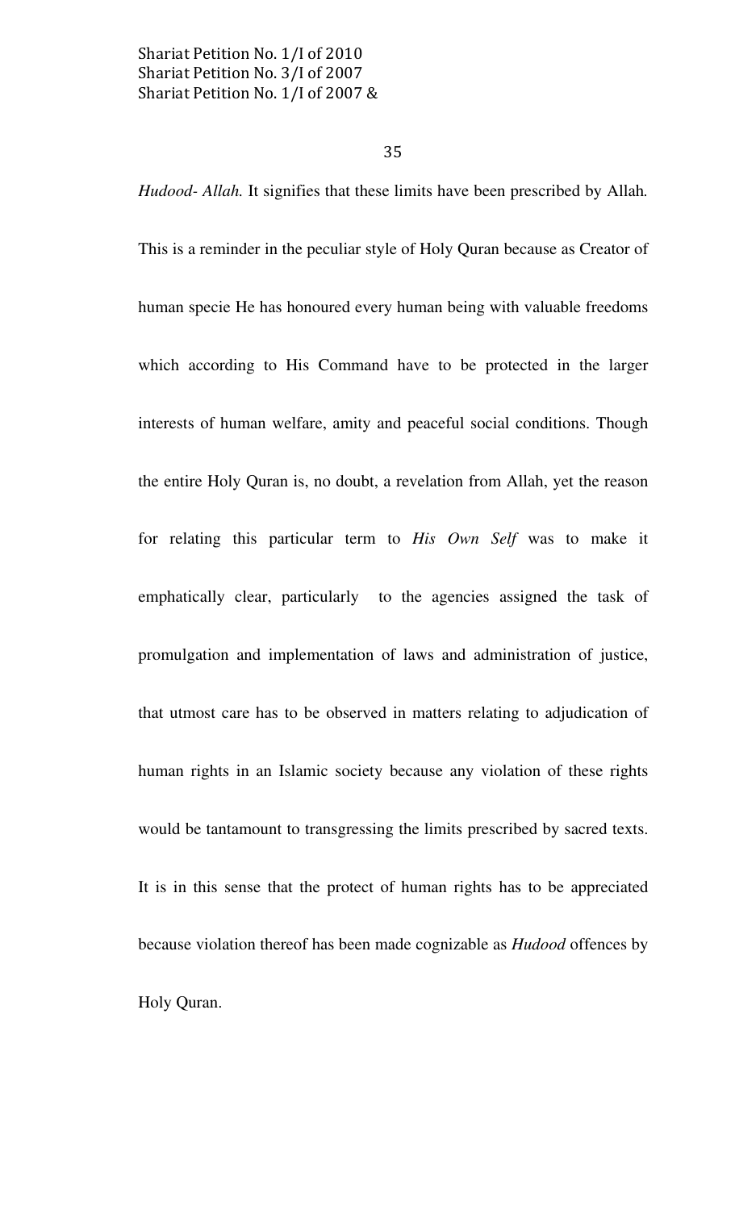*Hudood- Allah.* It signifies that these limits have been prescribed by Allah. This is a reminder in the peculiar style of Holy Quran because as Creator of human specie He has honoured every human being with valuable freedoms which according to His Command have to be protected in the larger interests of human welfare, amity and peaceful social conditions. Though the entire Holy Quran is, no doubt, a revelation from Allah, yet the reason for relating this particular term to *His Own Self* was to make it emphatically clear, particularly to the agencies assigned the task of promulgation and implementation of laws and administration of justice, that utmost care has to be observed in matters relating to adjudication of human rights in an Islamic society because any violation of these rights would be tantamount to transgressing the limits prescribed by sacred texts. It is in this sense that the protect of human rights has to be appreciated because violation thereof has been made cognizable as *Hudood* offences by Holy Quran.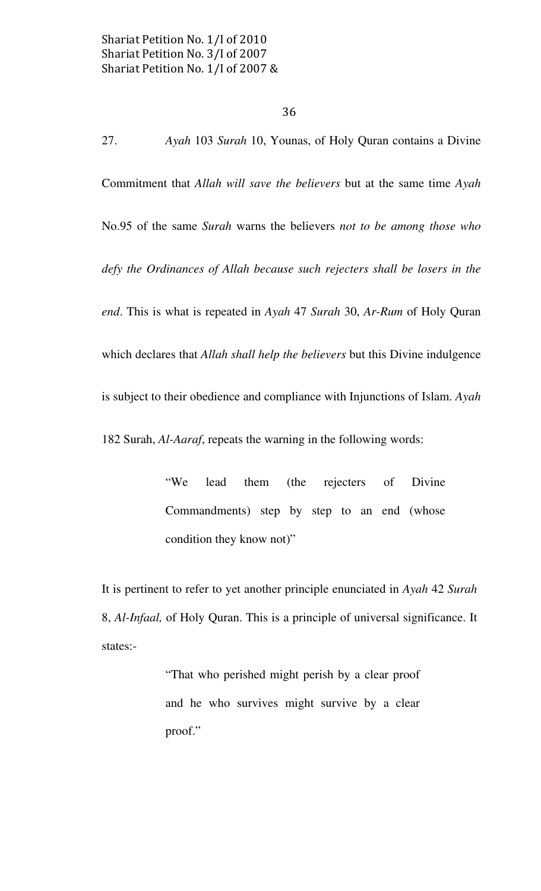27. *Ayah* 103 *Surah* 10, Younas, of Holy Quran contains a Divine Commitment that *Allah will save the believers* but at the same time *Ayah* No.95 of the same *Surah* warns the believers *not to be among those who defy the Ordinances of Allah because such rejecters shall be losers in the end*. This is what is repeated in *Ayah* 47 *Surah* 30, *Ar-Rum* of Holy Quran which declares that *Allah shall help the believers* but this Divine indulgence is subject to their obedience and compliance with Injunctions of Islam. *Ayah* 182 Surah, *Al-Aaraf*, repeats the warning in the following words:

> "We lead them (the rejecters of Divine Commandments) step by step to an end (whose condition they know not)"

It is pertinent to refer to yet another principle enunciated in *Ayah* 42 *Surah* 8, *Al-Infaal,* of Holy Quran. This is a principle of universal significance. It states:-

> "That who perished might perish by a clear proof and he who survives might survive by a clear proof."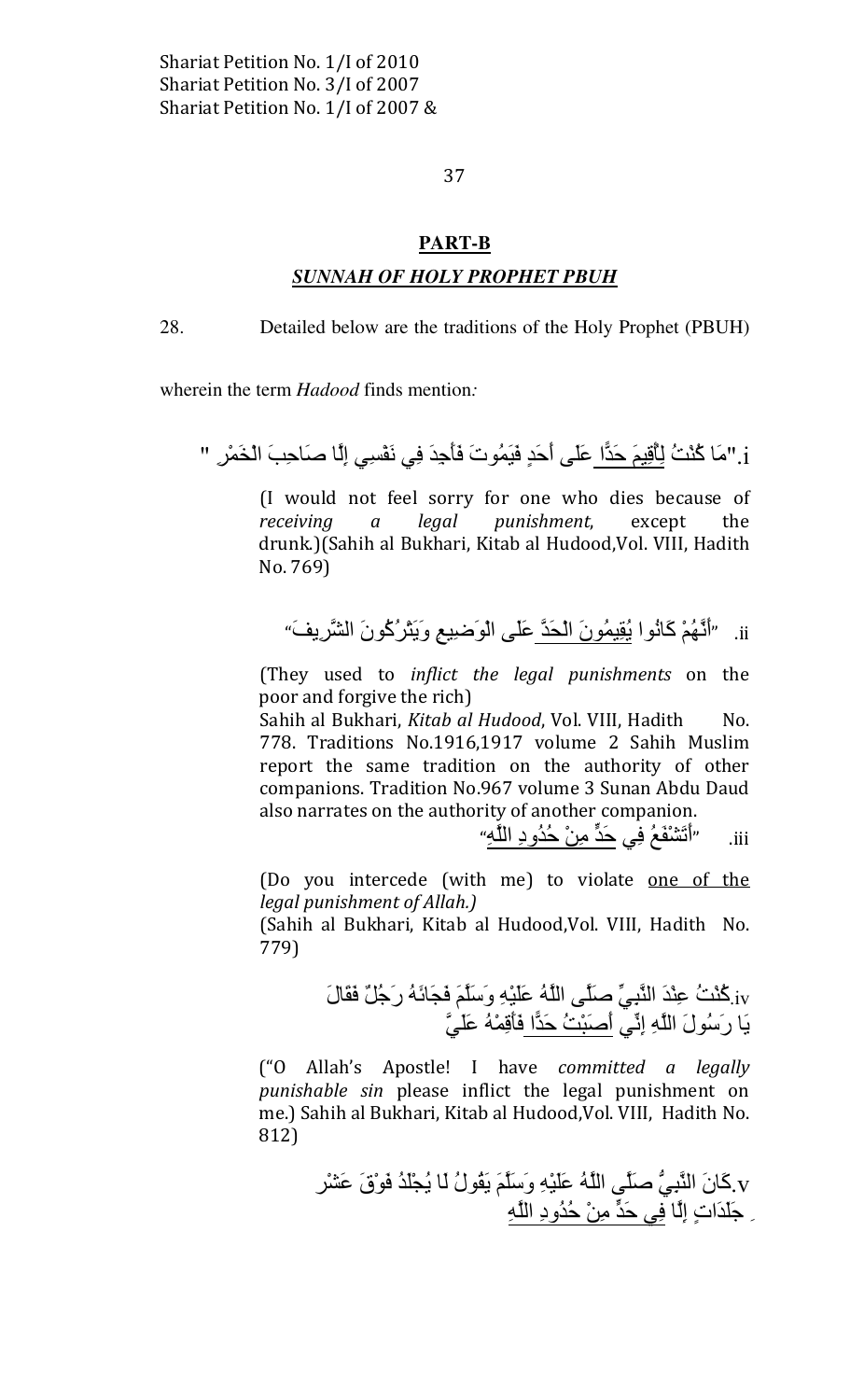## PART-B

### *SUNNAH OF HOLY PROPHET PBUH*

28. Detailed below are the traditions of the Holy Prophet (PBUH) wherein the term *Hadood* finds mention*:*

i. "مَا كُنْتُ لِأُقِيمَ حَدًّا عَلَى أَحَدٍ فَيَمُوتَ فَأَجِدَ فِي نَفْسِي إِلَّا صَاحِبَ الْخَمْرِ "

(I would not feel sorry for one who dies because of *receiving a legal punishment*, except the drunk.)(Sahih al Bukhari, Kitab al Hudood,Vol. VIII, Hadith No. 769)

ii. "أَنَّهُمْ كَانُوا يُقِيمُونَ الْحَدَّ عَلَى الْوَضِيعِ وَيَتْرُكُونَ الشَّرِيفَ"

(They used to *inflict the legal punishments* on the poor and forgive the rich)

Sahih al Bukhari, *Kitab al Hudood*, Vol. VIII, Hadith No. 778. Traditions No.1916,1917 volume 2 Sahih Muslim report the same tradition on the authority of other companions. Tradition No.967 volume 3 Sunan Abdu Daud also narrates on the authority of another companion.

iii. "أَتَشْفَعُ فِي حَدٍّ مِنْ حُدُودِ اللَّهِ"

(Do you intercede (with me) to violate one of the *legal punishment of Allah.)*

(Sahih al Bukhari, Kitab al Hudood,Vol. VIII, Hadith No. 779)

iv. كُنْتُ عِنْدَ النَّبِيِّ صَلَّى اللَّهُ عَلَيْهِ وَسَلَّمَ فَجَاءَهُ رَجُلٌ فَقَالَ يَا رَسُولَ اللَّهِ إِنِّي أَصَبْتُ حَدًّا فَأَقِمْهُ عَلَيَّ

("O Allah's Apostle! I have *committed a legally punishable sin* please inflict the legal punishment on me.) Sahih al Bukhari, Kitab al Hudood,Vol. VIII, Hadith No. 812)

v. كَانَ النَّبِيُّ صَلَّى اللَّهُ عَلَيْهِ وَسَلَّمَ يَقُولُ لَا يُجْلَدُ فَوْقَ عَشْرِ جَلَدَاتٍ إِلَّا فِي حَدٍّ مِنْ حُدُودِ اللَّهِ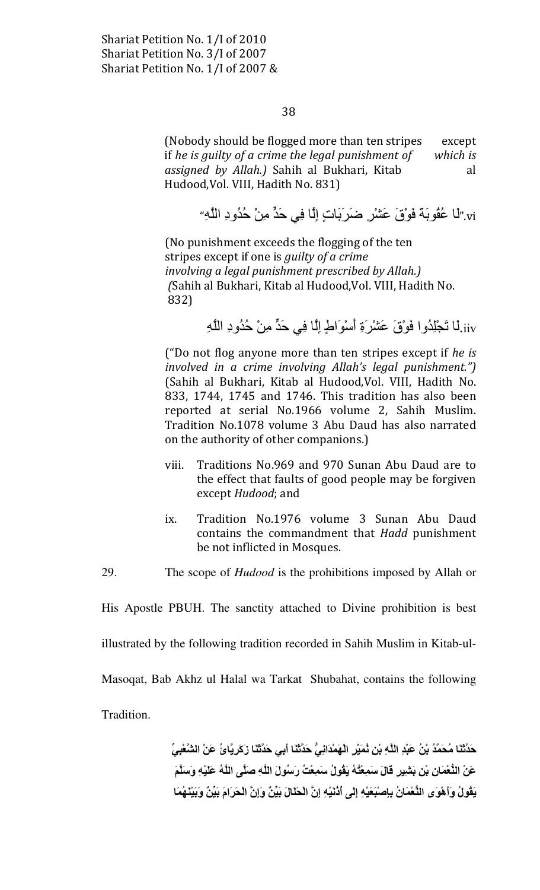(Nobody should be flogged more than ten stripes except if *he is guilty of a crime the legal punishment of which is assigned by Allah.)* Sahih al Bukhari, Kitab al Hudood, Vol. VIII, Hadith No. 831)

vi. "لَا عُقُوبَةَ فَوْقَ عَشْرِ ضَرَبَاتٍ إِلَّا فِي حَدٍّ مِنْ حُدُودِ اللَّهِ"

(No punishment exceeds the flogging of the ten stripes except if one is *guilty of a crime involving a legal punishment prescribed by Allah.)* (Sahih al Bukhari, Kitab al Hudood, Vol. VIII, Hadith No. 832)

vii. لَا تَجْلِدُوا فَوْقَ عَشْرَةِ أَسْوَاطٍ إِلَّا فِي حَدٍّ مِنْ حُدُودِ اللَّهِ

("Do not flog anyone more than ten stripes except if *he is involved in a crime involving Allah's legal punishment.")* (Sahih al Bukhari, Kitab al Hudood, Vol. VIII, Hadith No. 833, 1744, 1745 and 1746. This tradition has also been reported at serial No.1966 volume 2, Sahih Muslim. Tradition No.1078 volume 3 Abu Daud has also narrated on the authority of other companions.)

viii. Traditions No.969 and 970 Sunan Abu Daud are to the effect that faults of good people may be forgiven except *Hudood*; and

ix. Tradition No.1976 volume 3 Sunan Abu Daud contains the commandment that *Hadd* punishment be not inflicted in Mosques.

29. The scope of *Hudood* is the prohibitions imposed by Allah or His Apostle PBUH. The sanctity attached to Divine prohibition is best illustrated by the following tradition recorded in Sahih Muslim in Kitab-ul-Masoqat, Bab Akhz ul Halal wa Tarkat Shubahat, contains the following Tradition.

**حَدَّثَنَا مُحَمَّدُ بْنُ عَبْدِ اللَّهِ بْنِ نُمَيْرٍ الْهَمْدَانِيُّ حَدَّثَنَا أَبِي حَدَّثَنَا زَكَرِيَّاءُ عَنْ الشَّعْبِيِّ عَنْ النُّعْمَانِ بْنِ بَشِيرٍ قَالَ سَمِعْتُهُ يَقُولُ سَمِعْتُ رَسُولَ اللَّهِ صَلَّى اللَّهُ عَلَيْهِ وَسَلَّمَ يَقُولُ وَأَهْوَى النُّعْمَانُ بِإِصْبَعَيْهِ إِلَى أُذُنَيْهِ إِنَّ الْحَلَالَ بَيِّنٌ وَإِنَّ الْحَرَامَ بَيِّنٌ وَبَيْنَهُمَا**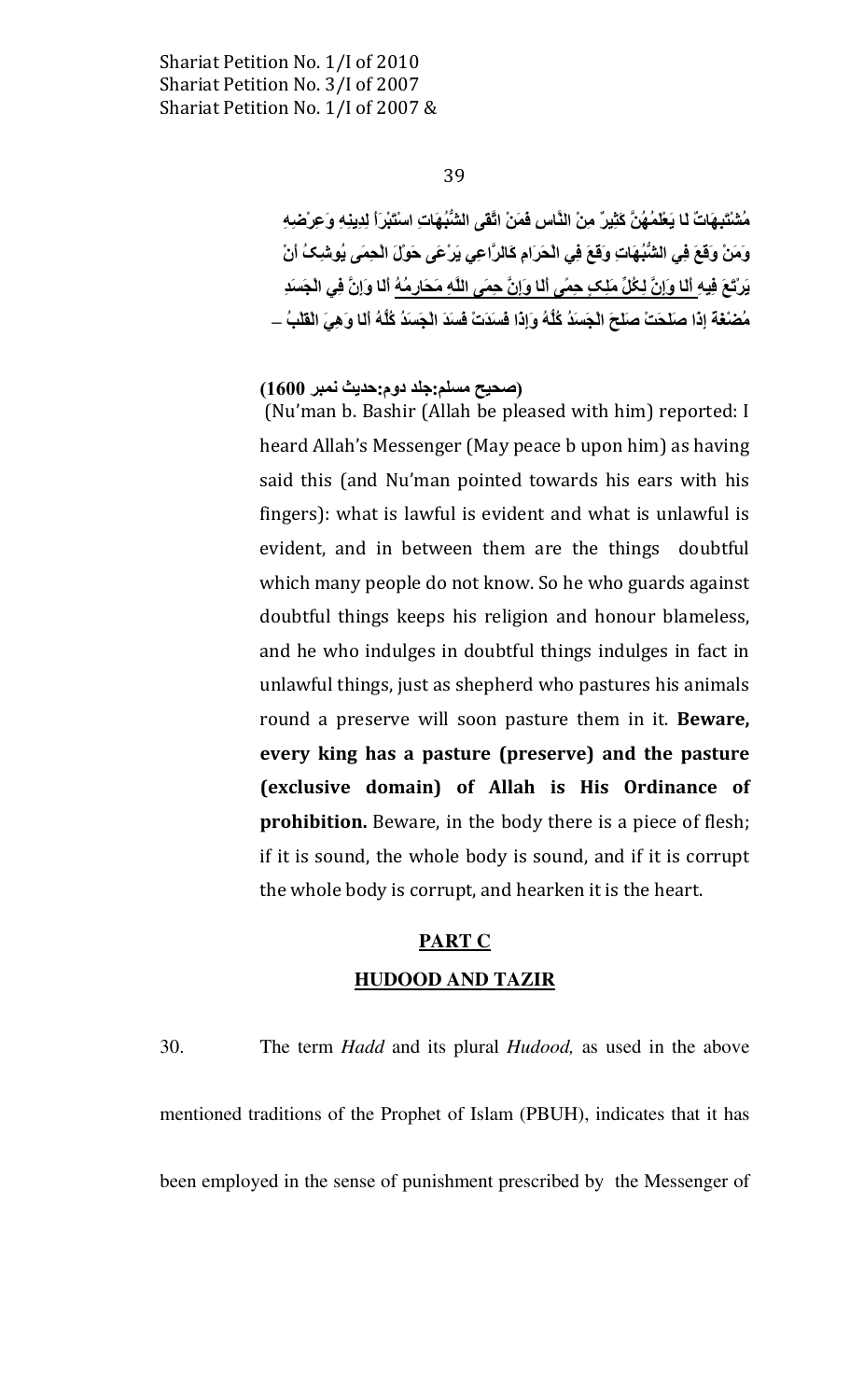مُشْتَبِهَاتٌ لَا يَعْلَمُهُنَّ كَثِيرٌ مِنْ النَّاسِ فَمَنْ اتَّقَى الشُّبُهَاتِ اسْتَبْرَأَ لِدِينِهِ وَعِرْضِهِ وَمَنْ وَقَعَ فِي الشُّبُهَاتِ وَقَعَ فِي الْحَرَامِ كَالرَّاعِي يَرْعَى حَوْلَ الْحِمَى يُوشِكُ أَنْ يَرْتَعَ فِيهِ أَلَا وَإِنَّ لِكُلِّ مَلِكٍ حِمًى أَلَا وَإِنَّ حِمَى اللَّهِ مَحَارِمُهُ أَلَا وَإِنَّ فِي الْجَسَدِ مُضْغَةً إِذَا صَلَحَتْ صَلَحَ الْجَسَدُ كُلُّهُ وَإِذَا فَسَدَتْ فَسَدَ الْجَسَدُ كُلُّهُ أَلَا وَهِيَ الْقَلْبُ ۔

**(صحيح مسلم:جلد دوم:حديث نمبر 1600)**

(Nu'man b. Bashir (Allah be pleased with him) reported: I heard Allah's Messenger (May peace b upon him) as having said this (and Nu'man pointed towards his ears with his fingers): what is lawful is evident and what is unlawful is evident, and in between them are the things doubtful which many people do not know. So he who guards against doubtful things keeps his religion and honour blameless, and he who indulges in doubtful things indulges in fact in unlawful things, just as shepherd who pastures his animals round a preserve will soon pasture them in it. **Beware, every king has a pasture (preserve) and the pasture (exclusive domain) of Allah is His Ordinance of prohibition.** Beware, in the body there is a piece of flesh; if it is sound, the whole body is sound, and if it is corrupt the whole body is corrupt, and hearken it is the heart.

## PART C

## HUDOOD AND TAZIR

30. The term *Hadd* and its plural *Hudood,* as used in the above mentioned traditions of the Prophet of Islam (PBUH), indicates that it has been employed in the sense of punishment prescribed by the Messenger of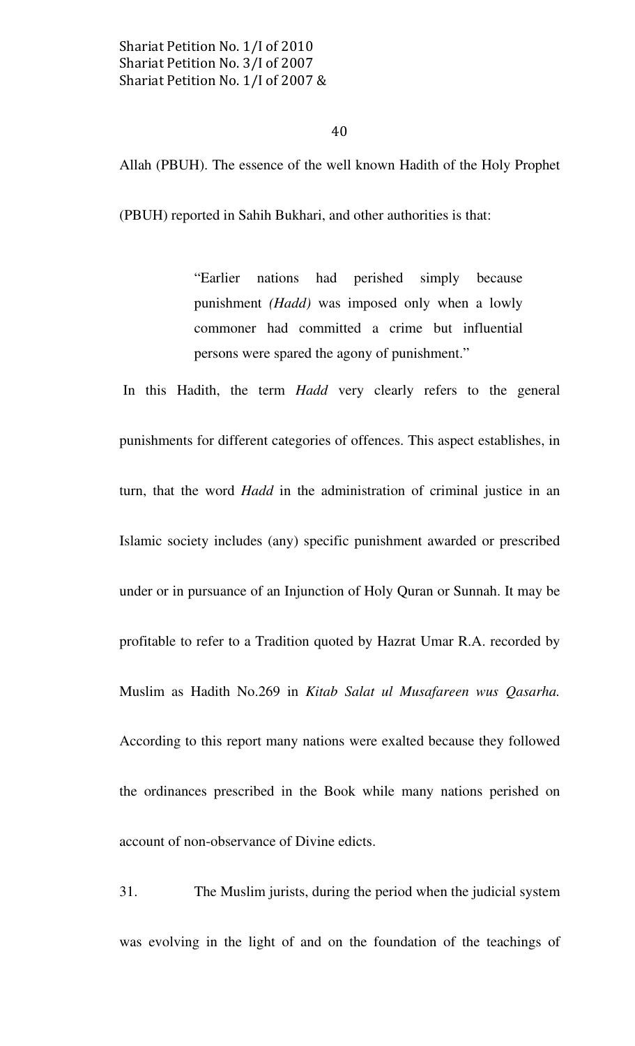Allah (PBUH). The essence of the well known Hadith of the Holy Prophet (PBUH) reported in Sahih Bukhari, and other authorities is that:

> "Earlier nations had perished simply because punishment *(Hadd)* was imposed only when a lowly commoner had committed a crime but influential persons were spared the agony of punishment."

In this Hadith, the term *Hadd* very clearly refers to the general punishments for different categories of offences. This aspect establishes, in turn, that the word *Hadd* in the administration of criminal justice in an Islamic society includes (any) specific punishment awarded or prescribed under or in pursuance of an Injunction of Holy Quran or Sunnah. It may be profitable to refer to a Tradition quoted by Hazrat Umar R.A. recorded by Muslim as Hadith No.269 in *Kitab Salat ul Musafareen wus Qasarha.* According to this report many nations were exalted because they followed the ordinances prescribed in the Book while many nations perished on account of non-observance of Divine edicts.

31. The Muslim jurists, during the period when the judicial system was evolving in the light of and on the foundation of the teachings of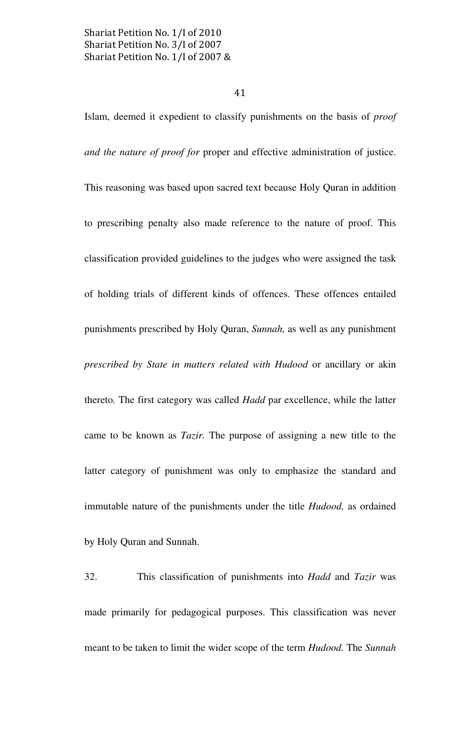Islam, deemed it expedient to classify punishments on the basis of *proof and the nature of proof for* proper and effective administration of justice. This reasoning was based upon sacred text because Holy Quran in addition to prescribing penalty also made reference to the nature of proof. This classification provided guidelines to the judges who were assigned the task of holding trials of different kinds of offences. These offences entailed punishments prescribed by Holy Quran, *Sunnah,* as well as any punishment *prescribed by State in matters related with Hudood* or ancillary or akin thereto. The first category was called *Hadd* par excellence, while the latter came to be known as *Tazir.* The purpose of assigning a new title to the latter category of punishment was only to emphasize the standard and immutable nature of the punishments under the title *Hudood,* as ordained by Holy Quran and Sunnah.

32. This classification of punishments into *Hadd* and *Tazir* was made primarily for pedagogical purposes. This classification was never meant to be taken to limit the wider scope of the term *Hudood.* The *Sunnah*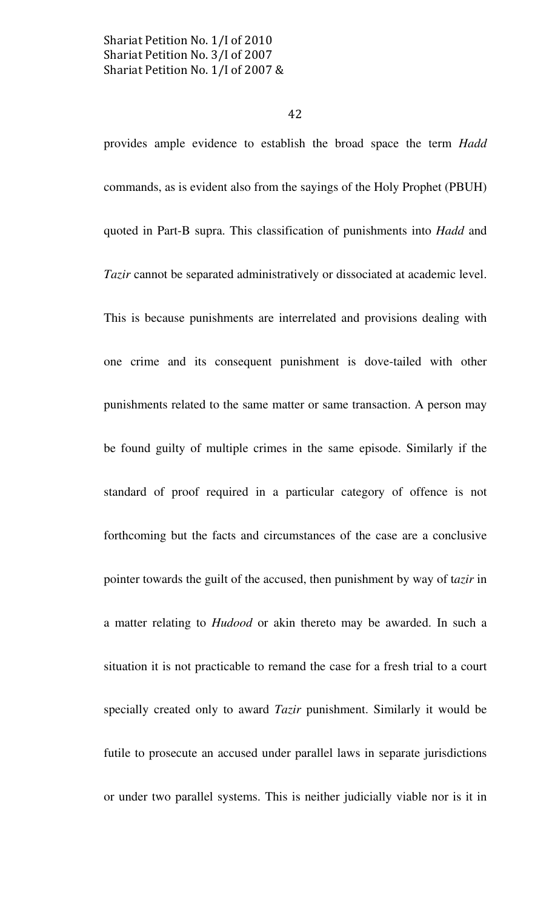provides ample evidence to establish the broad space the term *Hadd* commands, as is evident also from the sayings of the Holy Prophet (PBUH) quoted in Part-B supra. This classification of punishments into *Hadd* and *Tazir* cannot be separated administratively or dissociated at academic level. This is because punishments are interrelated and provisions dealing with one crime and its consequent punishment is dove-tailed with other punishments related to the same matter or same transaction. A person may be found guilty of multiple crimes in the same episode. Similarly if the standard of proof required in a particular category of offence is not forthcoming but the facts and circumstances of the case are a conclusive pointer towards the guilt of the accused, then punishment by way of t*azir* in a matter relating to *Hudood* or akin thereto may be awarded. In such a situation it is not practicable to remand the case for a fresh trial to a court specially created only to award *Tazir* punishment. Similarly it would be futile to prosecute an accused under parallel laws in separate jurisdictions or under two parallel systems. This is neither judicially viable nor is it in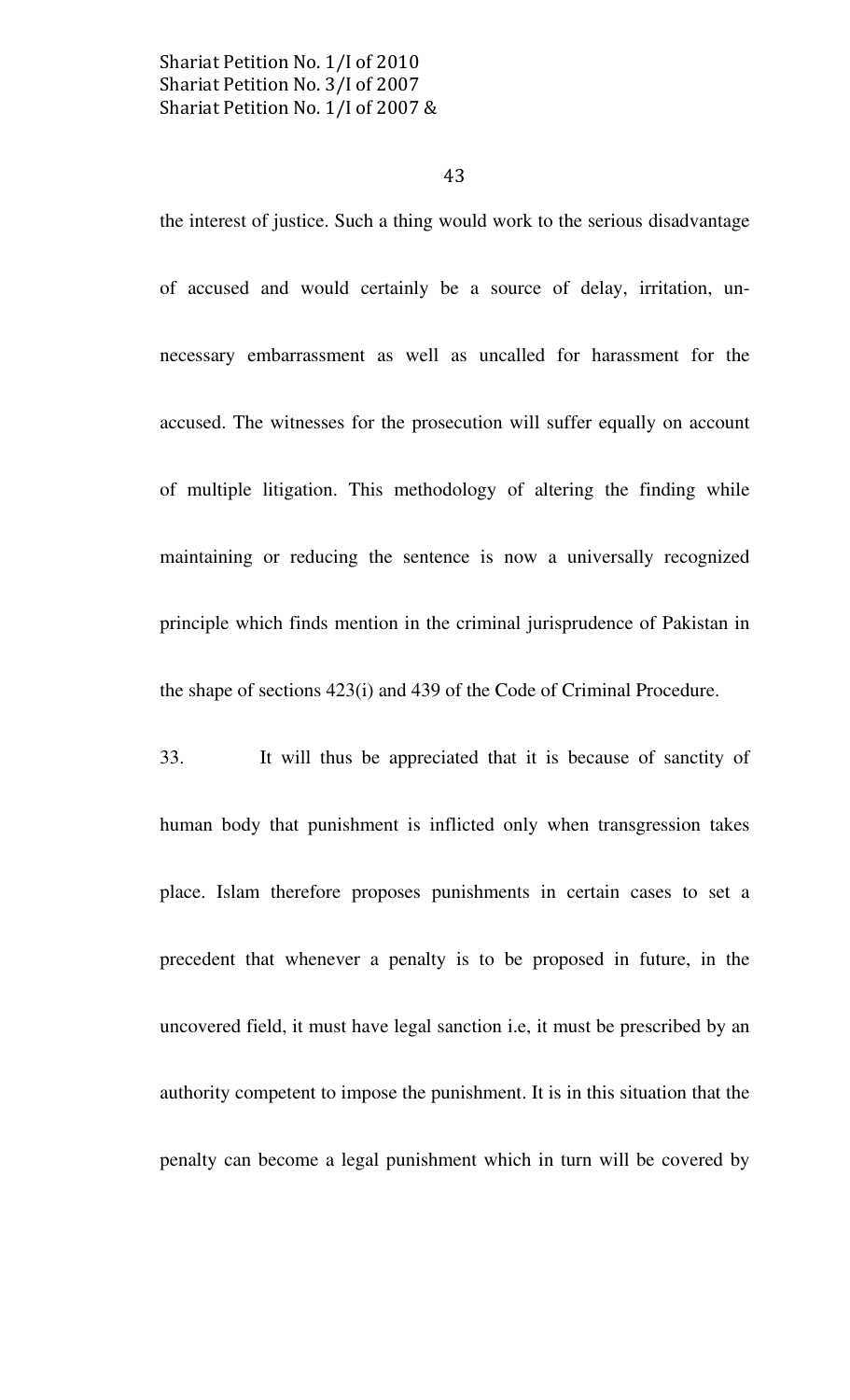the interest of justice. Such a thing would work to the serious disadvantage of accused and would certainly be a source of delay, irritation, un-necessary embarrassment as well as uncalled for harassment for the accused. The witnesses for the prosecution will suffer equally on account of multiple litigation. This methodology of altering the finding while maintaining or reducing the sentence is now a universally recognized principle which finds mention in the criminal jurisprudence of Pakistan in the shape of sections 423(i) and 439 of the Code of Criminal Procedure.

33. It will thus be appreciated that it is because of sanctity of human body that punishment is inflicted only when transgression takes place. Islam therefore proposes punishments in certain cases to set a precedent that whenever a penalty is to be proposed in future, in the uncovered field, it must have legal sanction i.e, it must be prescribed by an authority competent to impose the punishment. It is in this situation that the penalty can become a legal punishment which in turn will be covered by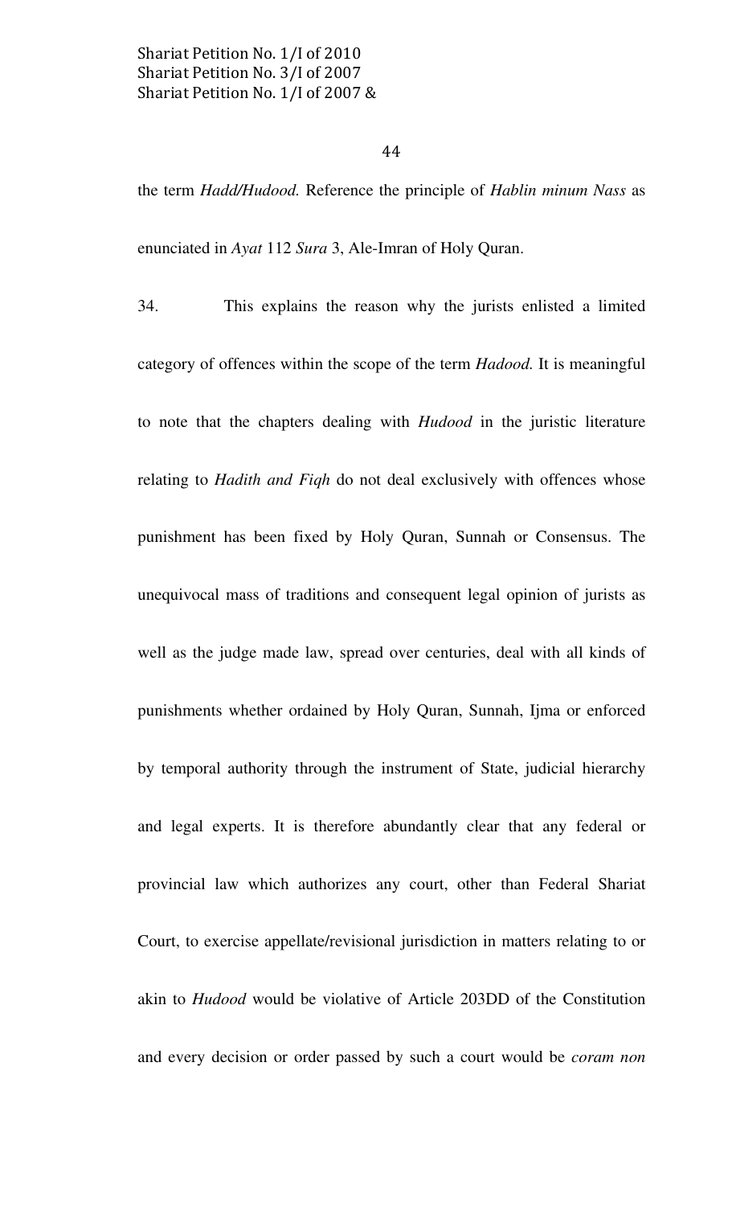the term *Hadd/Hudood.* Reference the principle of *Hablin minum Nass* as enunciated in *Ayat* 112 *Sura* 3, Ale-Imran of Holy Quran.

34. This explains the reason why the jurists enlisted a limited category of offences within the scope of the term *Hadood.* It is meaningful to note that the chapters dealing with *Hudood* in the juristic literature relating to *Hadith and Fiqh* do not deal exclusively with offences whose punishment has been fixed by Holy Quran, Sunnah or Consensus. The unequivocal mass of traditions and consequent legal opinion of jurists as well as the judge made law, spread over centuries, deal with all kinds of punishments whether ordained by Holy Quran, Sunnah, Ijma or enforced by temporal authority through the instrument of State, judicial hierarchy and legal experts. It is therefore abundantly clear that any federal or provincial law which authorizes any court, other than Federal Shariat Court, to exercise appellate/revisional jurisdiction in matters relating to or akin to *Hudood* would be violative of Article 203DD of the Constitution and every decision or order passed by such a court would be *coram non*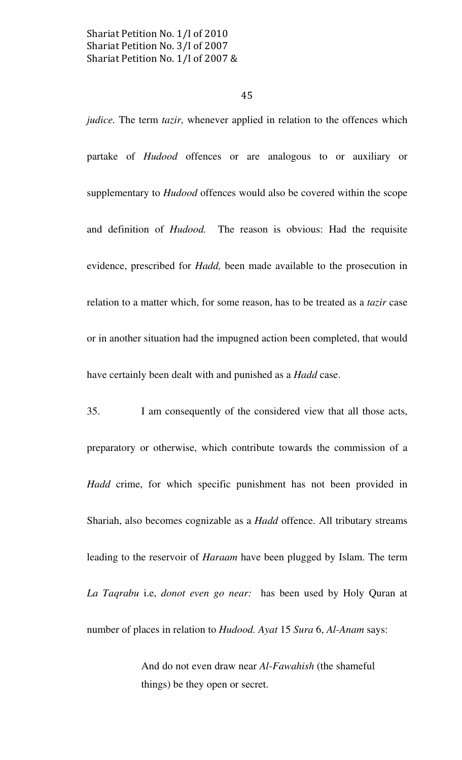*judice.* The term *tazir,* whenever applied in relation to the offences which partake of *Hudood* offences or are analogous to or auxiliary or supplementary to *Hudood* offences would also be covered within the scope and definition of *Hudood.* The reason is obvious: Had the requisite evidence, prescribed for *Hadd,* been made available to the prosecution in relation to a matter which, for some reason, has to be treated as a *tazir* case or in another situation had the impugned action been completed, that would have certainly been dealt with and punished as a *Hadd* case.

35. I am consequently of the considered view that all those acts, preparatory or otherwise, which contribute towards the commission of a *Hadd* crime, for which specific punishment has not been provided in Shariah, also becomes cognizable as a *Hadd* offence. All tributary streams leading to the reservoir of *Haraam* have been plugged by Islam. The term *La Taqrabu* i.e, *donot even go near:* has been used by Holy Quran at number of places in relation to *Hudood. Ayat* 15 *Sura* 6, *Al-Anam* says:

> And do not even draw near *Al-Fawahish* (the shameful things) be they open or secret.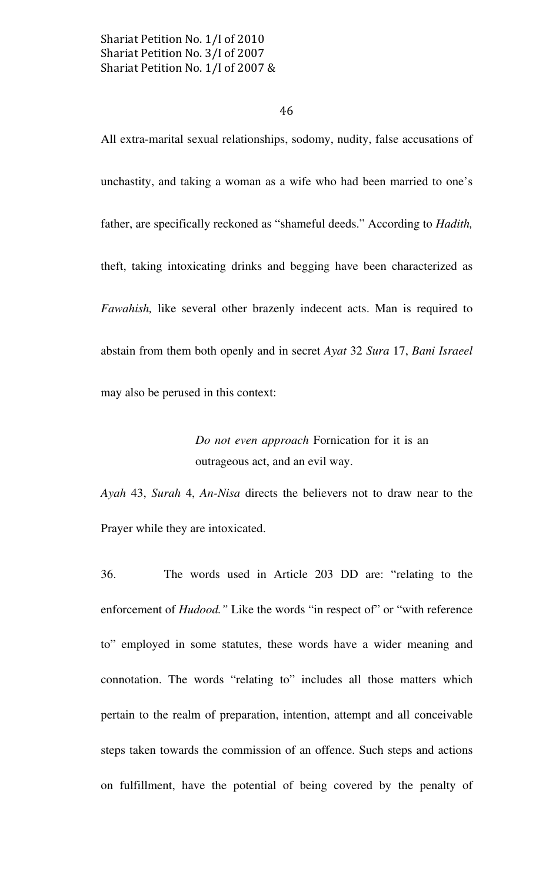All extra-marital sexual relationships, sodomy, nudity, false accusations of unchastity, and taking a woman as a wife who had been married to one's father, are specifically reckoned as "shameful deeds." According to *Hadith,* theft, taking intoxicating drinks and begging have been characterized as *Fawahish,* like several other brazenly indecent acts. Man is required to abstain from them both openly and in secret *Ayat* 32 *Sura* 17, *Bani Israeel* may also be perused in this context:

> *Do not even approach* Fornication for it is an outrageous act, and an evil way.

*Ayah* 43, *Surah* 4, *An-Nisa* directs the believers not to draw near to the Prayer while they are intoxicated.

36. The words used in Article 203 DD are: "relating to the enforcement of *Hudood."* Like the words "in respect of" or "with reference to" employed in some statutes, these words have a wider meaning and connotation. The words "relating to" includes all those matters which pertain to the realm of preparation, intention, attempt and all conceivable steps taken towards the commission of an offence. Such steps and actions on fulfillment, have the potential of being covered by the penalty of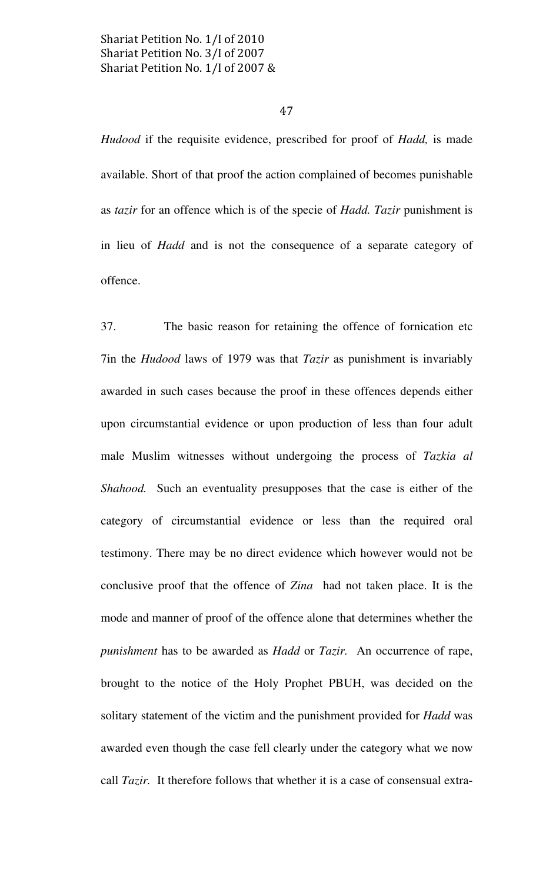*Hudood* if the requisite evidence, prescribed for proof of *Hadd,* is made available. Short of that proof the action complained of becomes punishable as *tazir* for an offence which is of the specie of *Hadd. Tazir* punishment is in lieu of *Hadd* and is not the consequence of a separate category of offence.

37. The basic reason for retaining the offence of fornication etc 7in the *Hudood* laws of 1979 was that *Tazir* as punishment is invariably awarded in such cases because the proof in these offences depends either upon circumstantial evidence or upon production of less than four adult male Muslim witnesses without undergoing the process of *Tazkia al Shahood.* Such an eventuality presupposes that the case is either of the category of circumstantial evidence or less than the required oral testimony. There may be no direct evidence which however would not be conclusive proof that the offence of *Zina* had not taken place. It is the mode and manner of proof of the offence alone that determines whether the *punishment* has to be awarded as *Hadd* or *Tazir.* An occurrence of rape, brought to the notice of the Holy Prophet PBUH, was decided on the solitary statement of the victim and the punishment provided for *Hadd* was awarded even though the case fell clearly under the category what we now call *Tazir.* It therefore follows that whether it is a case of consensual extra-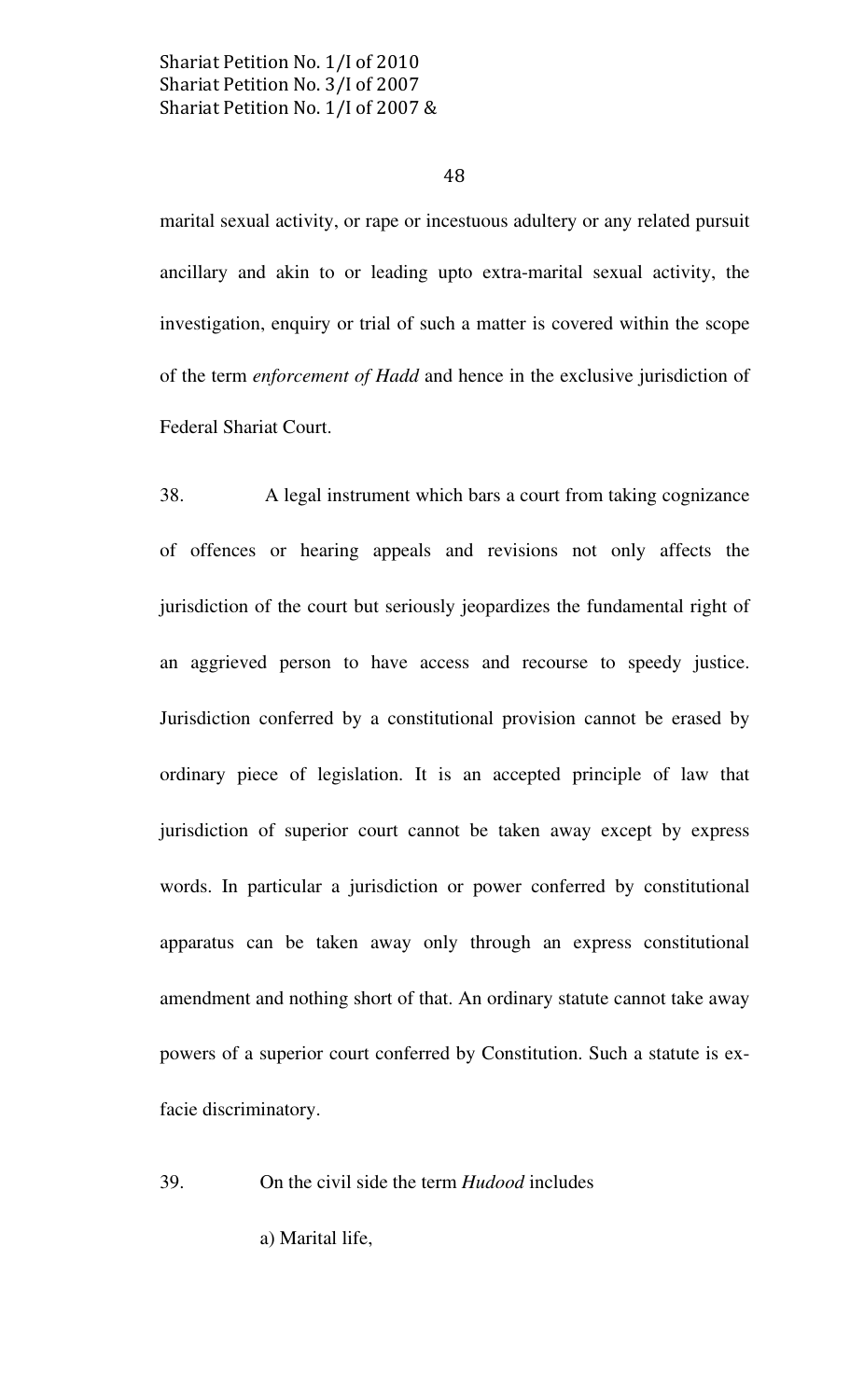marital sexual activity, or rape or incestuous adultery or any related pursuit ancillary and akin to or leading upto extra-marital sexual activity, the investigation, enquiry or trial of such a matter is covered within the scope of the term *enforcement of Hadd* and hence in the exclusive jurisdiction of Federal Shariat Court.

38. A legal instrument which bars a court from taking cognizance of offences or hearing appeals and revisions not only affects the jurisdiction of the court but seriously jeopardizes the fundamental right of an aggrieved person to have access and recourse to speedy justice. Jurisdiction conferred by a constitutional provision cannot be erased by ordinary piece of legislation. It is an accepted principle of law that jurisdiction of superior court cannot be taken away except by express words. In particular a jurisdiction or power conferred by constitutional apparatus can be taken away only through an express constitutional amendment and nothing short of that. An ordinary statute cannot take away powers of a superior court conferred by Constitution. Such a statute is ex-facie discriminatory.

39. On the civil side the term *Hudood* includes

a) Marital life,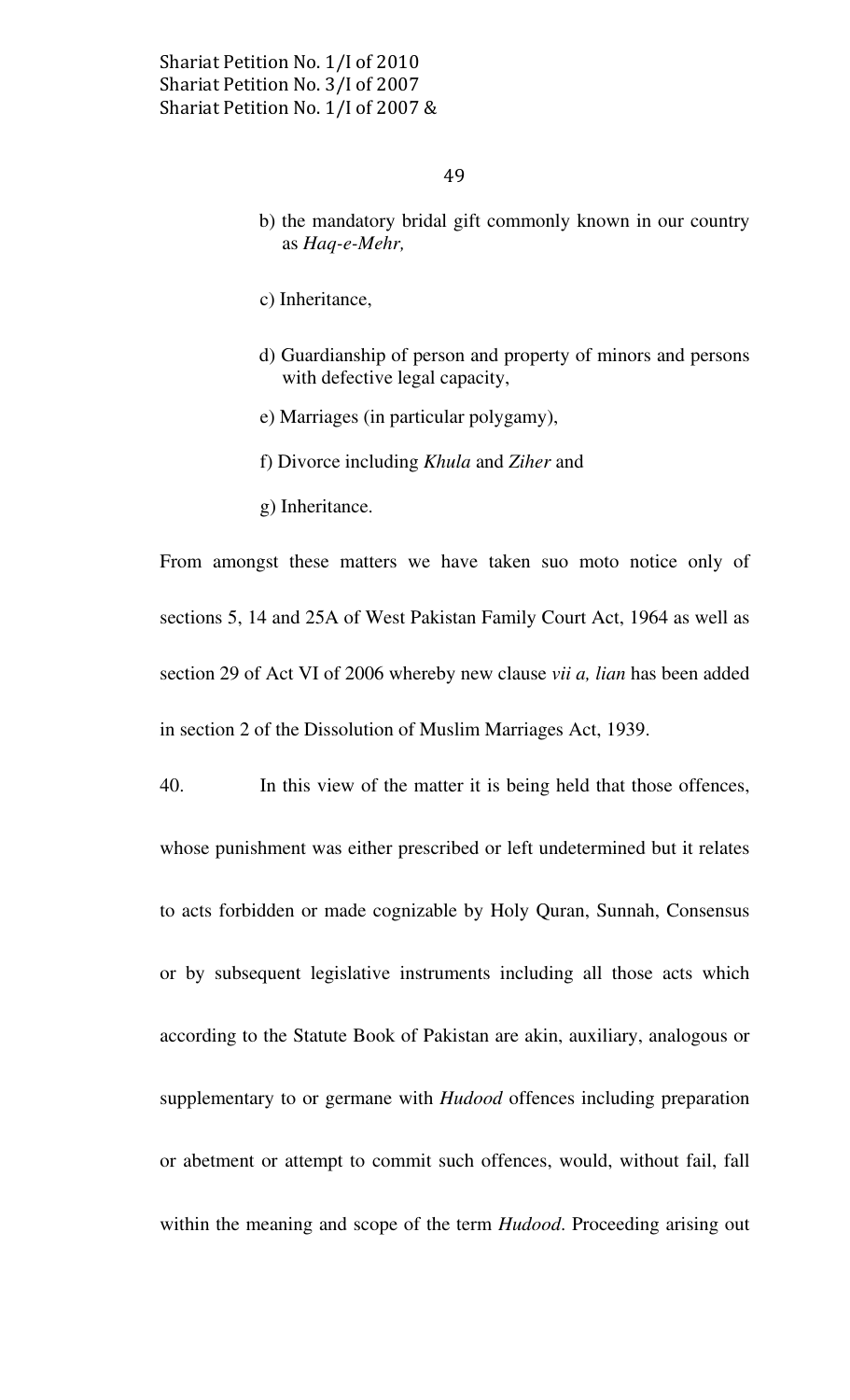b) the mandatory bridal gift commonly known in our country as *Haq-e-Mehr,*

c) Inheritance,

d) Guardianship of person and property of minors and persons with defective legal capacity,

e) Marriages (in particular polygamy),

f) Divorce including *Khula* and *Ziher* and

g) Inheritance.

From amongst these matters we have taken suo moto notice only of sections 5, 14 and 25A of West Pakistan Family Court Act, 1964 as well as section 29 of Act VI of 2006 whereby new clause *vii a, lian* has been added in section 2 of the Dissolution of Muslim Marriages Act, 1939.

40. In this view of the matter it is being held that those offences, whose punishment was either prescribed or left undetermined but it relates to acts forbidden or made cognizable by Holy Quran, Sunnah, Consensus or by subsequent legislative instruments including all those acts which according to the Statute Book of Pakistan are akin, auxiliary, analogous or supplementary to or germane with *Hudood* offences including preparation or abetment or attempt to commit such offences, would, without fail, fall within the meaning and scope of the term *Hudood*. Proceeding arising out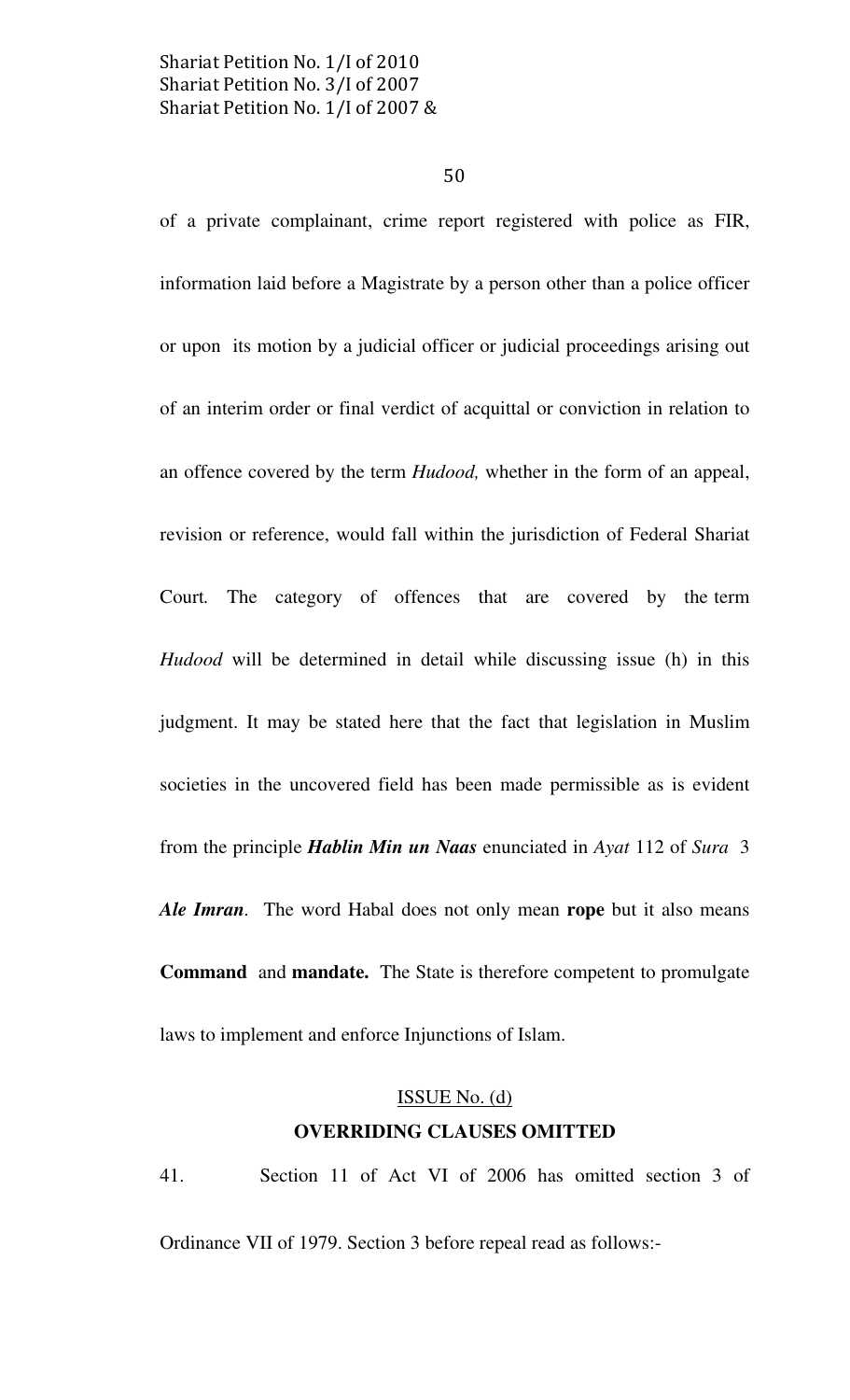of a private complainant, crime report registered with police as FIR, information laid before a Magistrate by a person other than a police officer or upon its motion by a judicial officer or judicial proceedings arising out of an interim order or final verdict of acquittal or conviction in relation to an offence covered by the term *Hudood,* whether in the form of an appeal, revision or reference, would fall within the jurisdiction of Federal Shariat Court. The category of offences that are covered by the term *Hudood* will be determined in detail while discussing issue (h) in this judgment. It may be stated here that the fact that legislation in Muslim societies in the uncovered field has been made permissible as is evident from the principle ***Hablin Min un Naas*** enunciated in *Ayat* 112 of *Sura* 3 ***Ale Imran***. The word Habal does not only mean **rope** but it also means **Command** and **mandate.** The State is therefore competent to promulgate laws to implement and enforce Injunctions of Islam.

ISSUE No. (d)

**OVERRIDING CLAUSES OMITTED**

41. Section 11 of Act VI of 2006 has omitted section 3 of Ordinance VII of 1979. Section 3 before repeal read as follows:-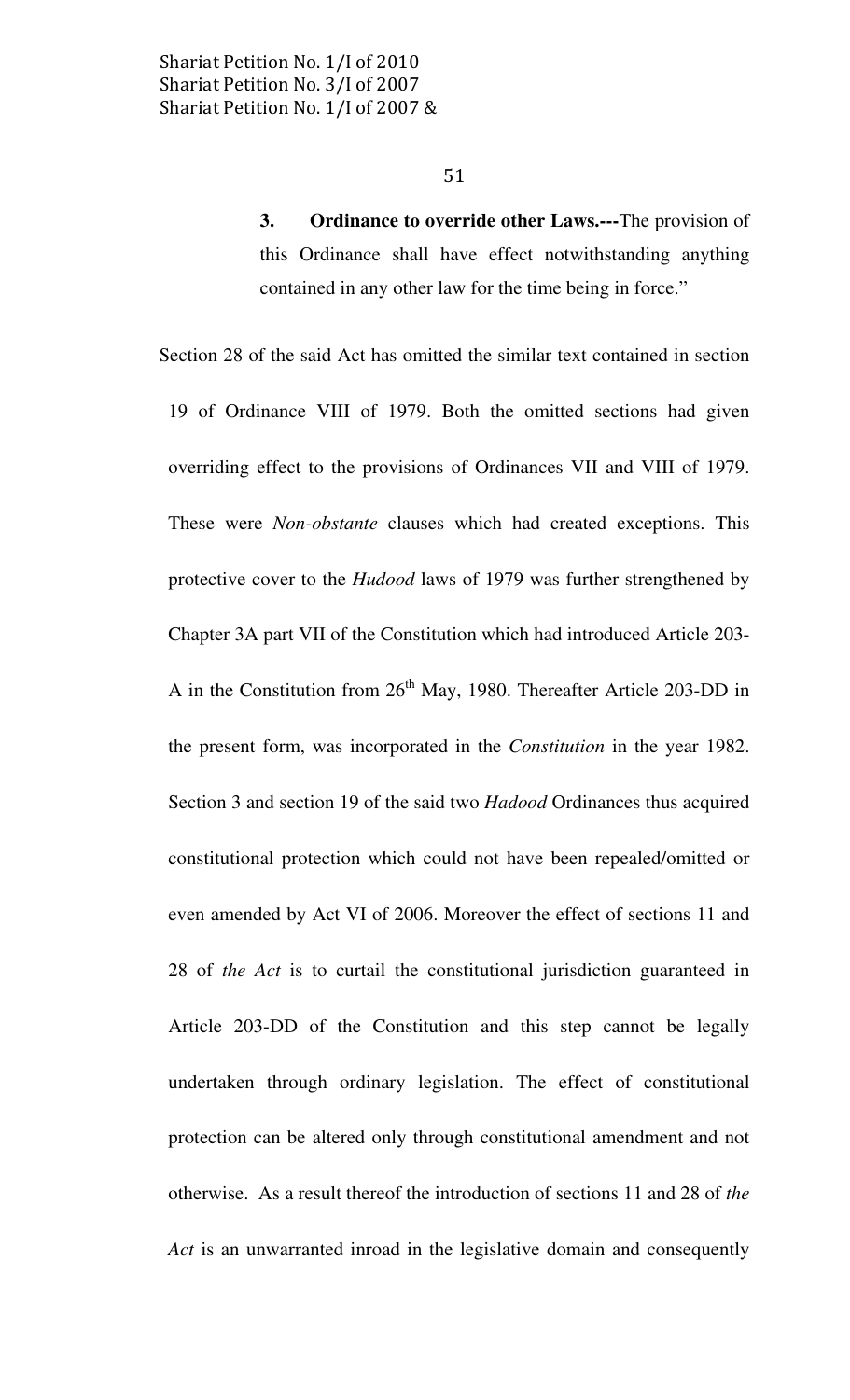> **3. Ordinance to override other Laws.---**The provision of this Ordinance shall have effect notwithstanding anything contained in any other law for the time being in force."

Section 28 of the said Act has omitted the similar text contained in section 19 of Ordinance VIII of 1979. Both the omitted sections had given overriding effect to the provisions of Ordinances VII and VIII of 1979. These were *Non-obstante* clauses which had created exceptions. This protective cover to the *Hudood* laws of 1979 was further strengthened by Chapter 3A part VII of the Constitution which had introduced Article 203-A in the Constitution from 26th May, 1980. Thereafter Article 203-DD in the present form, was incorporated in the *Constitution* in the year 1982. Section 3 and section 19 of the said two *Hadood* Ordinances thus acquired constitutional protection which could not have been repealed/omitted or even amended by Act VI of 2006. Moreover the effect of sections 11 and 28 of *the Act* is to curtail the constitutional jurisdiction guaranteed in Article 203-DD of the Constitution and this step cannot be legally undertaken through ordinary legislation. The effect of constitutional protection can be altered only through constitutional amendment and not otherwise. As a result thereof the introduction of sections 11 and 28 of *the Act* is an unwarranted inroad in the legislative domain and consequently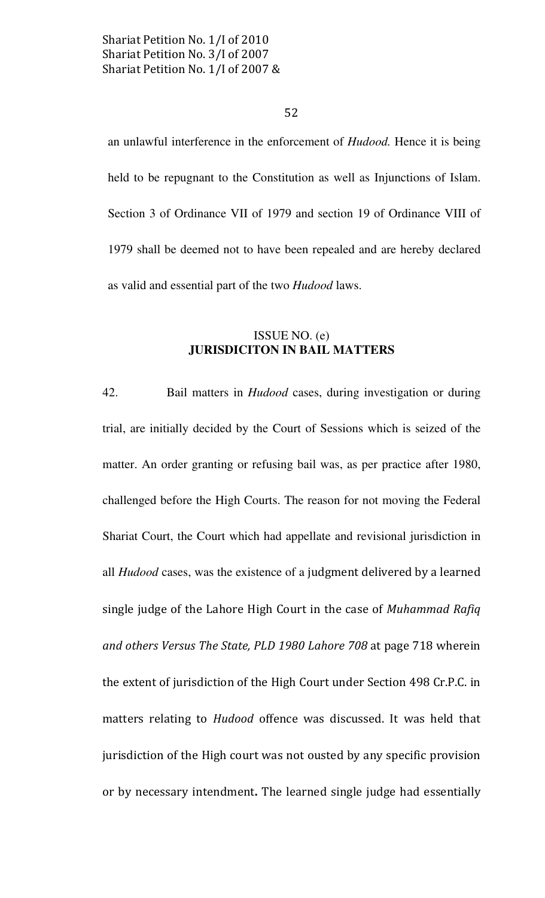an unlawful interference in the enforcement of *Hudood.* Hence it is being held to be repugnant to the Constitution as well as Injunctions of Islam. Section 3 of Ordinance VII of 1979 and section 19 of Ordinance VIII of 1979 shall be deemed not to have been repealed and are hereby declared as valid and essential part of the two *Hudood* laws.

## ISSUE NO. (e)
## JURISDICITON IN BAIL MATTERS

42. Bail matters in *Hudood* cases, during investigation or during trial, are initially decided by the Court of Sessions which is seized of the matter. An order granting or refusing bail was, as per practice after 1980, challenged before the High Courts. The reason for not moving the Federal Shariat Court, the Court which had appellate and revisional jurisdiction in all *Hudood* cases, was the existence of a judgment delivered by a learned single judge of the Lahore High Court in the case of *Muhammad Rafiq and others Versus The State, PLD 1980 Lahore 708* at page 718 wherein the extent of jurisdiction of the High Court under Section 498 Cr.P.C. in matters relating to *Hudood* offence was discussed. It was held that jurisdiction of the High court was not ousted by any specific provision or by necessary intendment**.** The learned single judge had essentially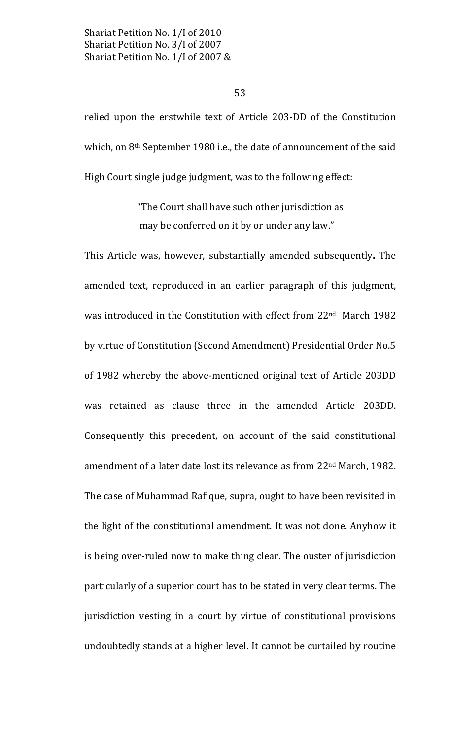relied upon the erstwhile text of Article 203-DD of the Constitution which, on 8th September 1980 i.e., the date of announcement of the said High Court single judge judgment, was to the following effect:

> "The Court shall have such other jurisdiction as may be conferred on it by or under any law."

This Article was, however, substantially amended subsequently**.** The amended text, reproduced in an earlier paragraph of this judgment, was introduced in the Constitution with effect from 22nd March 1982 by virtue of Constitution (Second Amendment) Presidential Order No.5 of 1982 whereby the above-mentioned original text of Article 203DD was retained as clause three in the amended Article 203DD. Consequently this precedent, on account of the said constitutional amendment of a later date lost its relevance as from 22nd March, 1982. The case of Muhammad Rafique, supra, ought to have been revisited in the light of the constitutional amendment. It was not done. Anyhow it is being over-ruled now to make thing clear. The ouster of jurisdiction particularly of a superior court has to be stated in very clear terms. The jurisdiction vesting in a court by virtue of constitutional provisions undoubtedly stands at a higher level. It cannot be curtailed by routine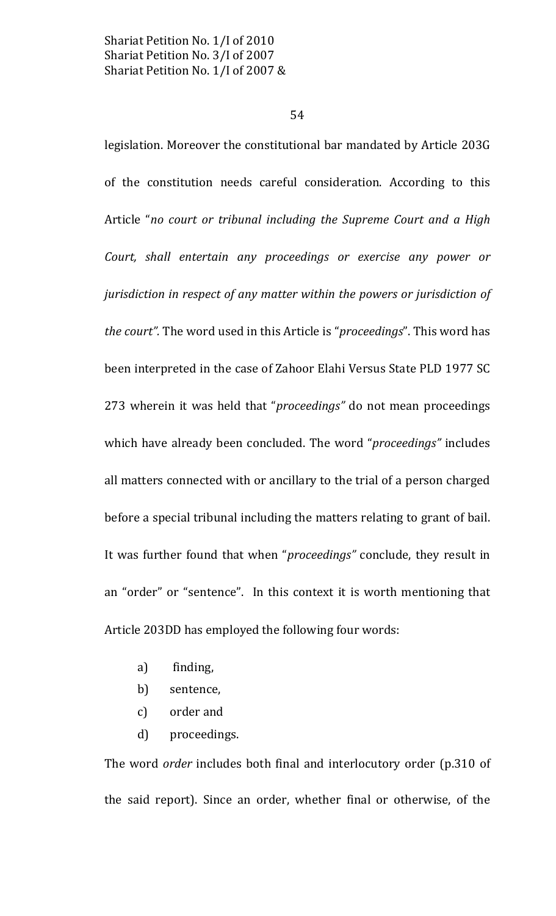legislation. Moreover the constitutional bar mandated by Article 203G of the constitution needs careful consideration. According to this Article "*no court or tribunal including the Supreme Court and a High Court, shall entertain any proceedings or exercise any power or jurisdiction in respect of any matter within the powers or jurisdiction of the court".* The word used in this Article is "*proceedings*". This word has been interpreted in the case of Zahoor Elahi Versus State PLD 1977 SC 273 wherein it was held that "*proceedings"* do not mean proceedings which have already been concluded. The word "*proceedings"* includes all matters connected with or ancillary to the trial of a person charged before a special tribunal including the matters relating to grant of bail. It was further found that when "*proceedings"* conclude, they result in an "order" or "sentence". In this context it is worth mentioning that Article 203DD has employed the following four words:

- a) finding,
- b) sentence,
- c) order and
- d) proceedings.

The word *order* includes both final and interlocutory order (p.310 of the said report). Since an order, whether final or otherwise, of the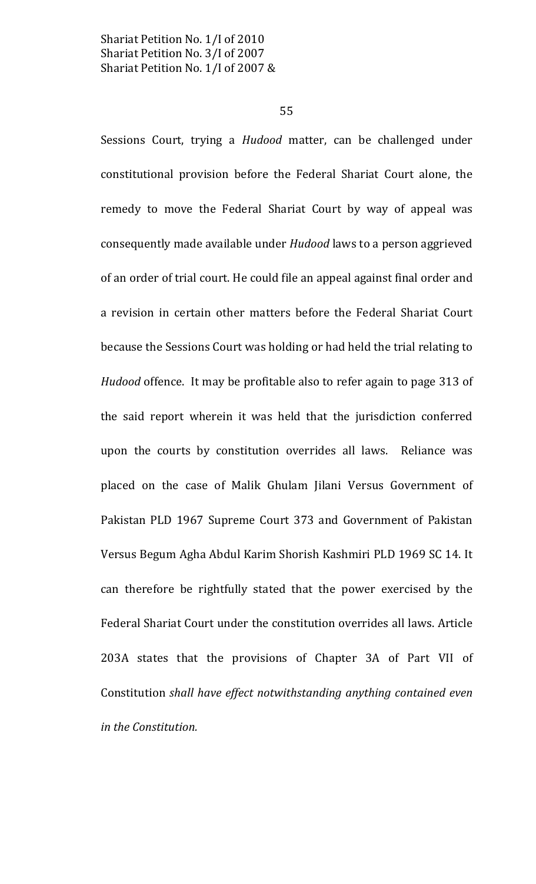Sessions Court, trying a *Hudood* matter, can be challenged under constitutional provision before the Federal Shariat Court alone, the remedy to move the Federal Shariat Court by way of appeal was consequently made available under *Hudood* laws to a person aggrieved of an order of trial court. He could file an appeal against final order and a revision in certain other matters before the Federal Shariat Court because the Sessions Court was holding or had held the trial relating to *Hudood* offence. It may be profitable also to refer again to page 313 of the said report wherein it was held that the jurisdiction conferred upon the courts by constitution overrides all laws. Reliance was placed on the case of Malik Ghulam Jilani Versus Government of Pakistan PLD 1967 Supreme Court 373 and Government of Pakistan Versus Begum Agha Abdul Karim Shorish Kashmiri PLD 1969 SC 14. It can therefore be rightfully stated that the power exercised by the Federal Shariat Court under the constitution overrides all laws. Article 203A states that the provisions of Chapter 3A of Part VII of Constitution *shall have effect notwithstanding anything contained even in the Constitution.*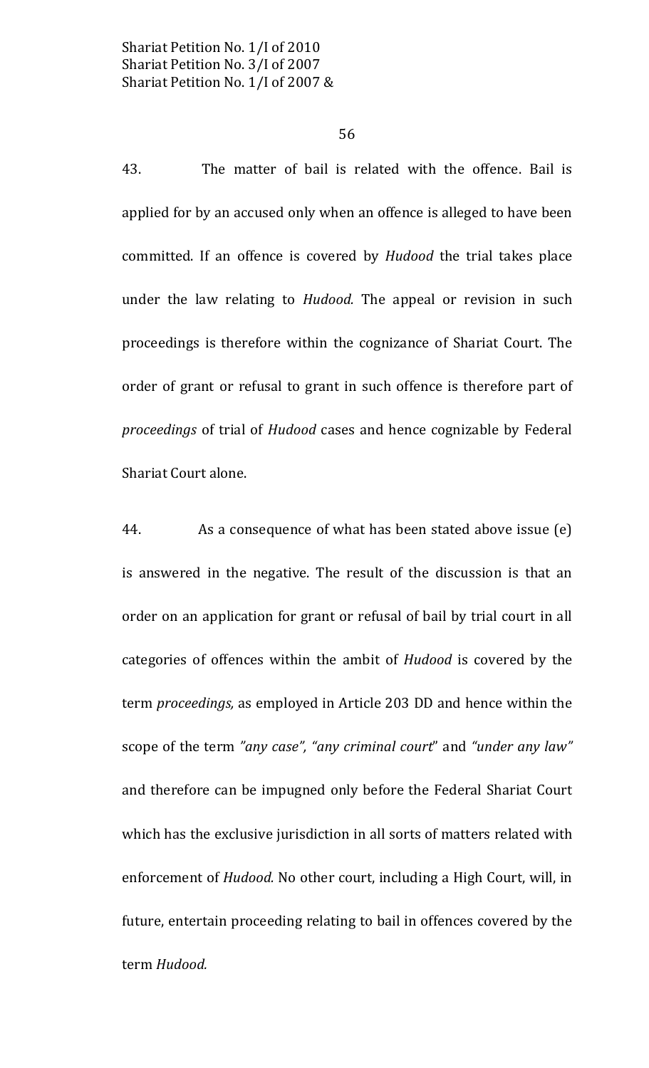43. The matter of bail is related with the offence. Bail is applied for by an accused only when an offence is alleged to have been committed. If an offence is covered by *Hudood* the trial takes place under the law relating to *Hudood.* The appeal or revision in such proceedings is therefore within the cognizance of Shariat Court. The order of grant or refusal to grant in such offence is therefore part of *proceedings* of trial of *Hudood* cases and hence cognizable by Federal Shariat Court alone.

44. As a consequence of what has been stated above issue (e) is answered in the negative. The result of the discussion is that an order on an application for grant or refusal of bail by trial court in all categories of offences within the ambit of *Hudood* is covered by the term *proceedings,* as employed in Article 203 DD and hence within the scope of the term *"any case", "any criminal court"* and *"under any law"* and therefore can be impugned only before the Federal Shariat Court which has the exclusive jurisdiction in all sorts of matters related with enforcement of *Hudood.* No other court, including a High Court, will, in future, entertain proceeding relating to bail in offences covered by the term *Hudood.*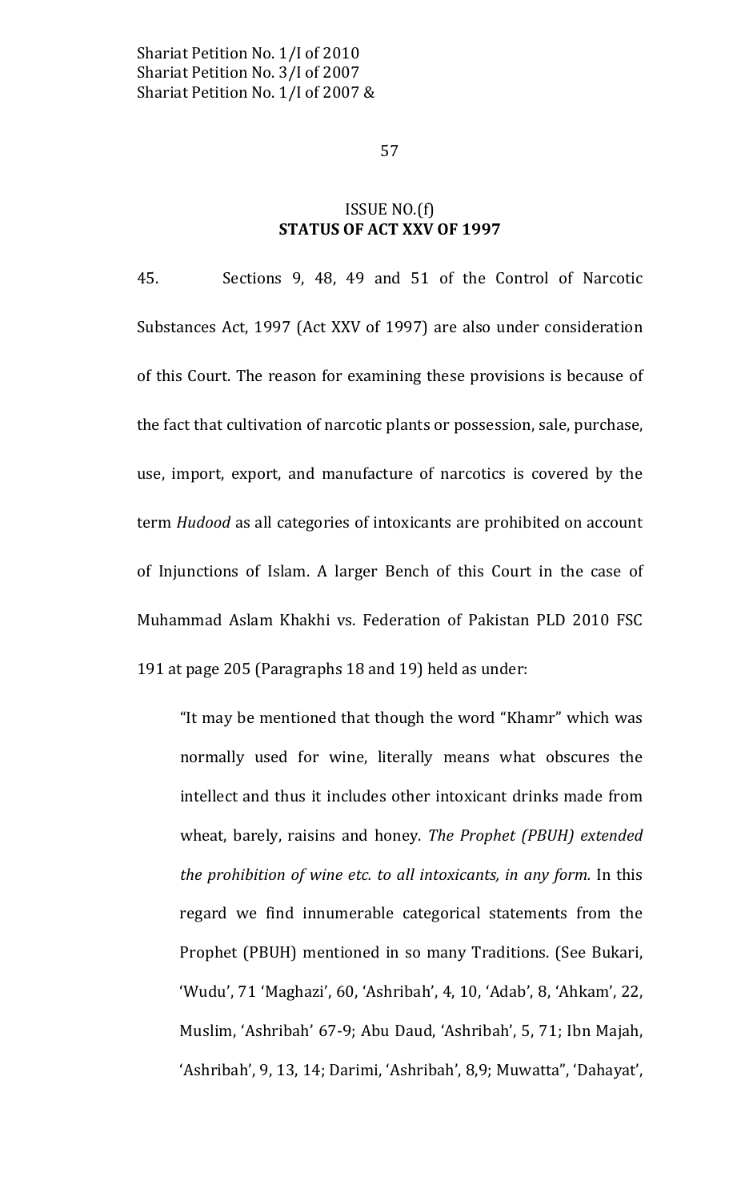ISSUE NO.(f)
**STATUS OF ACT XXV OF 1997**

45. Sections 9, 48, 49 and 51 of the Control of Narcotic Substances Act, 1997 (Act XXV of 1997) are also under consideration of this Court. The reason for examining these provisions is because of the fact that cultivation of narcotic plants or possession, sale, purchase, use, import, export, and manufacture of narcotics is covered by the term *Hudood* as all categories of intoxicants are prohibited on account of Injunctions of Islam. A larger Bench of this Court in the case of Muhammad Aslam Khakhi vs. Federation of Pakistan PLD 2010 FSC 191 at page 205 (Paragraphs 18 and 19) held as under:

> "It may be mentioned that though the word "Khamr" which was normally used for wine, literally means what obscures the intellect and thus it includes other intoxicant drinks made from wheat, barely, raisins and honey. *The Prophet (PBUH) extended the prohibition of wine etc. to all intoxicants, in any form.* In this regard we find innumerable categorical statements from the Prophet (PBUH) mentioned in so many Traditions. (See Bukari, 'Wudu', 71 'Maghazi', 60, 'Ashribah', 4, 10, 'Adab', 8, 'Ahkam', 22, Muslim, 'Ashribah' 67-9; Abu Daud, 'Ashribah', 5, 71; Ibn Majah, 'Ashribah', 9, 13, 14; Darimi, 'Ashribah', 8,9; Muwatta", 'Dahayat',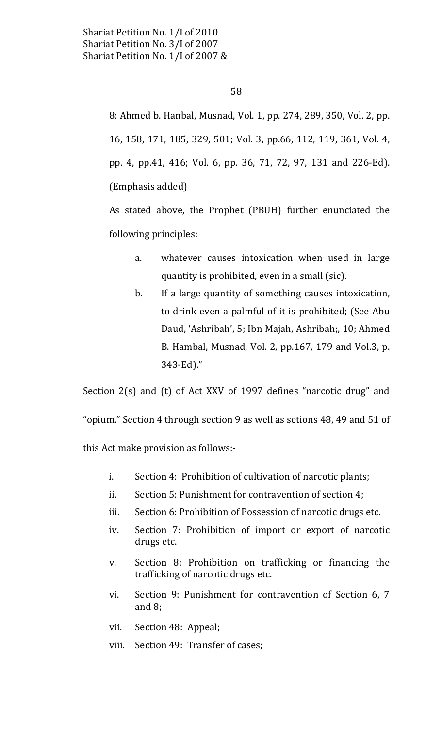8: Ahmed b. Hanbal, Musnad, Vol. 1, pp. 274, 289, 350, Vol. 2, pp. 16, 158, 171, 185, 329, 501; Vol. 3, pp.66, 112, 119, 361, Vol. 4, pp. 4, pp.41, 416; Vol. 6, pp. 36, 71, 72, 97, 131 and 226-Ed). (Emphasis added)

As stated above, the Prophet (PBUH) further enunciated the following principles:

a. whatever causes intoxication when used in large quantity is prohibited, even in a small (sic).

b. If a large quantity of something causes intoxication, to drink even a palmful of it is prohibited; (See Abu Daud, 'Ashribah', 5; Ibn Majah, Ashribah;, 10; Ahmed B. Hambal, Musnad, Vol. 2, pp.167, 179 and Vol.3, p. 343-Ed)."

Section 2(s) and (t) of Act XXV of 1997 defines "narcotic drug" and "opium." Section 4 through section 9 as well as setions 48, 49 and 51 of this Act make provision as follows:-

i. Section 4: Prohibition of cultivation of narcotic plants;

ii. Section 5: Punishment for contravention of section 4;

iii. Section 6: Prohibition of Possession of narcotic drugs etc.

iv. Section 7: Prohibition of import or export of narcotic drugs etc.

v. Section 8: Prohibition on trafficking or financing the trafficking of narcotic drugs etc.

vi. Section 9: Punishment for contravention of Section 6, 7 and 8;

vii. Section 48: Appeal;

viii. Section 49: Transfer of cases;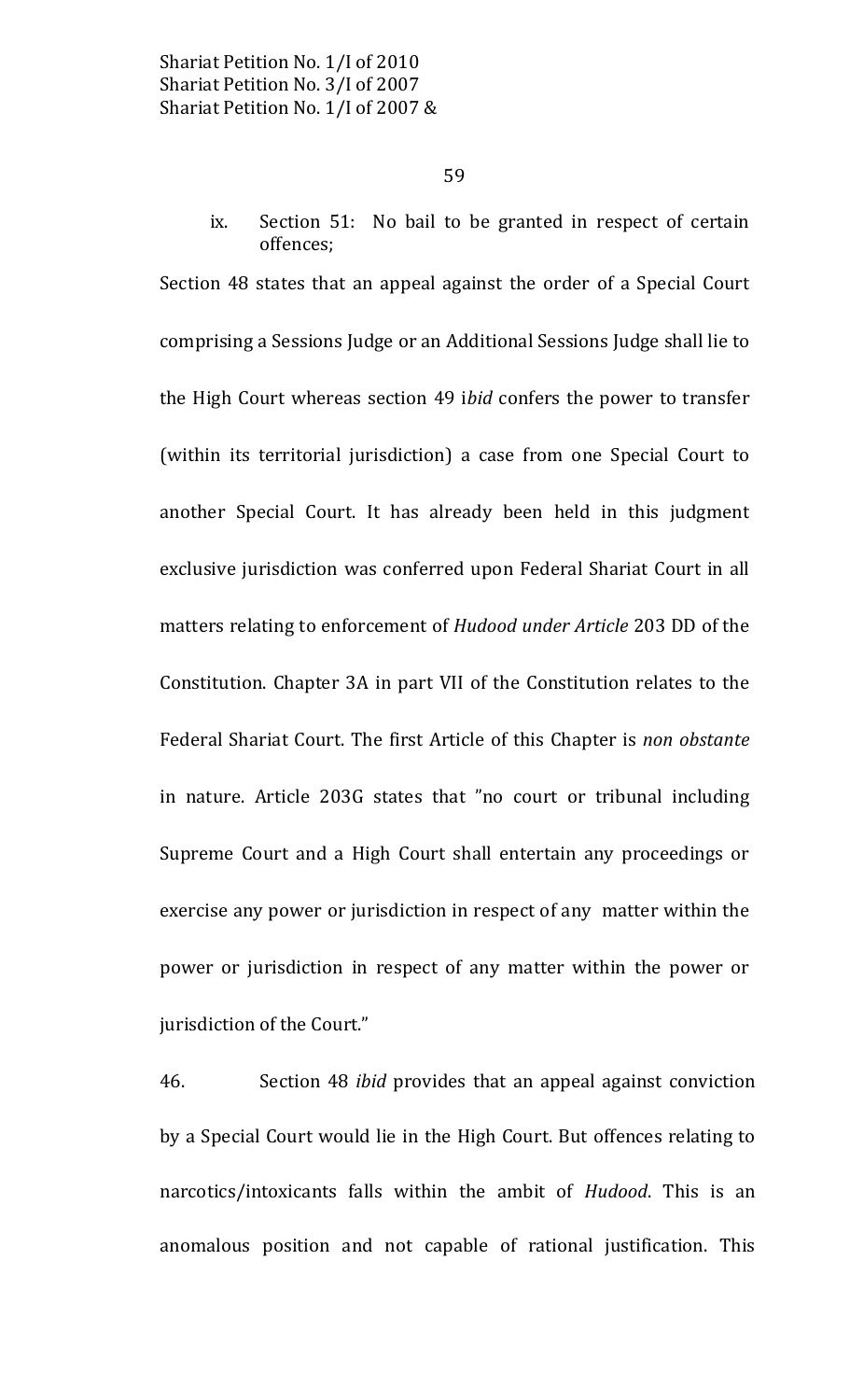ix. Section 51: No bail to be granted in respect of certain offences;

Section 48 states that an appeal against the order of a Special Court comprising a Sessions Judge or an Additional Sessions Judge shall lie to the High Court whereas section 49 i*bid* confers the power to transfer (within its territorial jurisdiction) a case from one Special Court to another Special Court. It has already been held in this judgment exclusive jurisdiction was conferred upon Federal Shariat Court in all matters relating to enforcement of *Hudood under Article* 203 DD of the Constitution. Chapter 3A in part VII of the Constitution relates to the Federal Shariat Court. The first Article of this Chapter is *non obstante* in nature. Article 203G states that "no court or tribunal including Supreme Court and a High Court shall entertain any proceedings or exercise any power or jurisdiction in respect of any matter within the power or jurisdiction in respect of any matter within the power or jurisdiction of the Court."

46. Section 48 *ibid* provides that an appeal against conviction by a Special Court would lie in the High Court. But offences relating to narcotics/intoxicants falls within the ambit of *Hudood*. This is an anomalous position and not capable of rational justification. This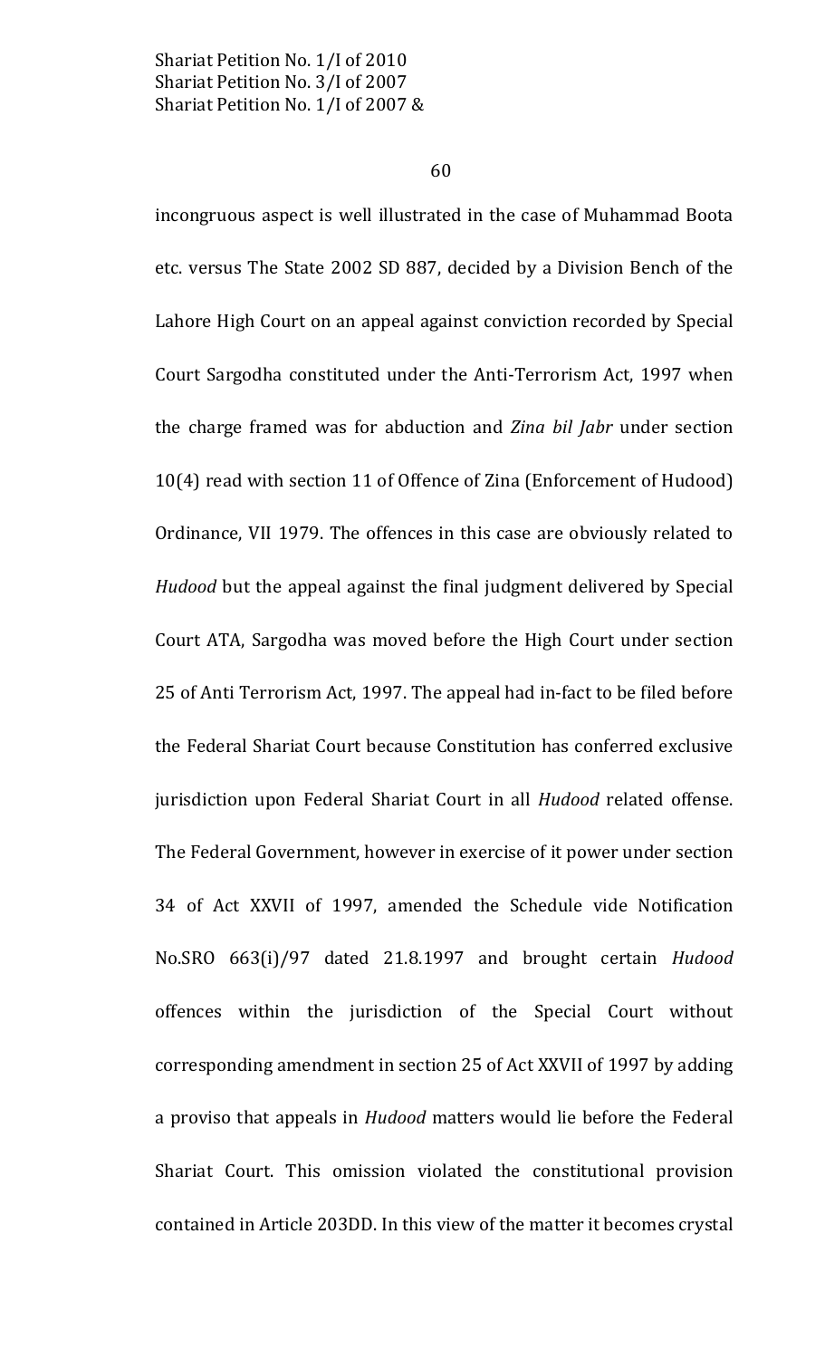incongruous aspect is well illustrated in the case of Muhammad Boota etc. versus The State 2002 SD 887, decided by a Division Bench of the Lahore High Court on an appeal against conviction recorded by Special Court Sargodha constituted under the Anti-Terrorism Act, 1997 when the charge framed was for abduction and *Zina bil Jabr* under section 10(4) read with section 11 of Offence of Zina (Enforcement of Hudood) Ordinance, VII 1979. The offences in this case are obviously related to *Hudood* but the appeal against the final judgment delivered by Special Court ATA, Sargodha was moved before the High Court under section 25 of Anti Terrorism Act, 1997. The appeal had in-fact to be filed before the Federal Shariat Court because Constitution has conferred exclusive jurisdiction upon Federal Shariat Court in all *Hudood* related offense. The Federal Government, however in exercise of it power under section 34 of Act XXVII of 1997, amended the Schedule vide Notification No.SRO 663(i)/97 dated 21.8.1997 and brought certain *Hudood* offences within the jurisdiction of the Special Court without corresponding amendment in section 25 of Act XXVII of 1997 by adding a proviso that appeals in *Hudood* matters would lie before the Federal Shariat Court. This omission violated the constitutional provision contained in Article 203DD. In this view of the matter it becomes crystal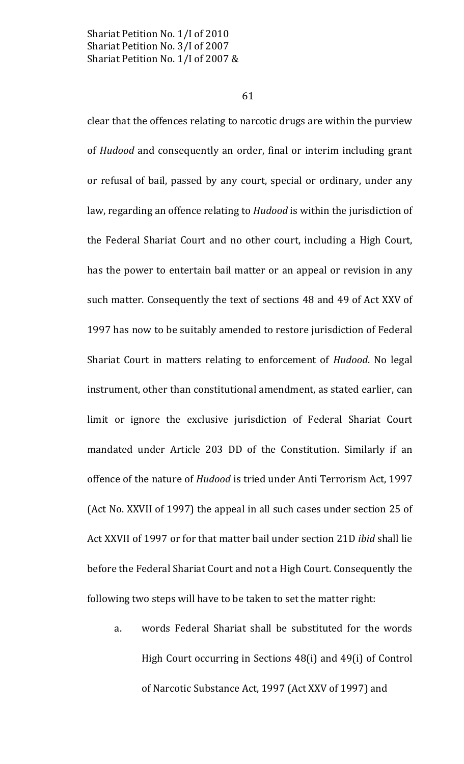clear that the offences relating to narcotic drugs are within the purview of *Hudood* and consequently an order, final or interim including grant or refusal of bail, passed by any court, special or ordinary, under any law, regarding an offence relating to *Hudood* is within the jurisdiction of the Federal Shariat Court and no other court, including a High Court, has the power to entertain bail matter or an appeal or revision in any such matter. Consequently the text of sections 48 and 49 of Act XXV of 1997 has now to be suitably amended to restore jurisdiction of Federal Shariat Court in matters relating to enforcement of *Hudood*. No legal instrument, other than constitutional amendment, as stated earlier, can limit or ignore the exclusive jurisdiction of Federal Shariat Court mandated under Article 203 DD of the Constitution. Similarly if an offence of the nature of *Hudood* is tried under Anti Terrorism Act, 1997 (Act No. XXVII of 1997) the appeal in all such cases under section 25 of Act XXVII of 1997 or for that matter bail under section 21D *ibid* shall lie before the Federal Shariat Court and not a High Court. Consequently the following two steps will have to be taken to set the matter right:

a. words Federal Shariat shall be substituted for the words High Court occurring in Sections 48(i) and 49(i) of Control of Narcotic Substance Act, 1997 (Act XXV of 1997) and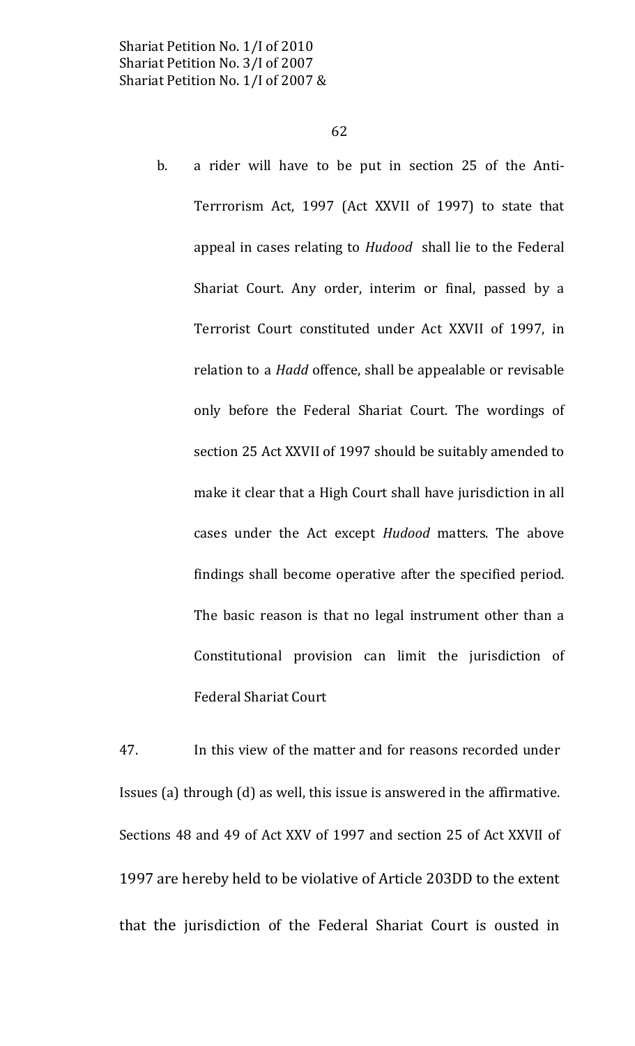b. a rider will have to be put in section 25 of the Anti-Terrrorism Act, 1997 (Act XXVII of 1997) to state that appeal in cases relating to *Hudood* shall lie to the Federal Shariat Court. Any order, interim or final, passed by a Terrorist Court constituted under Act XXVII of 1997, in relation to a *Hadd* offence, shall be appealable or revisable only before the Federal Shariat Court. The wordings of section 25 Act XXVII of 1997 should be suitably amended to make it clear that a High Court shall have jurisdiction in all cases under the Act except *Hudood* matters. The above findings shall become operative after the specified period. The basic reason is that no legal instrument other than a Constitutional provision can limit the jurisdiction of Federal Shariat Court

47. In this view of the matter and for reasons recorded under Issues (a) through (d) as well, this issue is answered in the affirmative. Sections 48 and 49 of Act XXV of 1997 and section 25 of Act XXVII of 1997 are hereby held to be violative of Article 203DD to the extent that the jurisdiction of the Federal Shariat Court is ousted in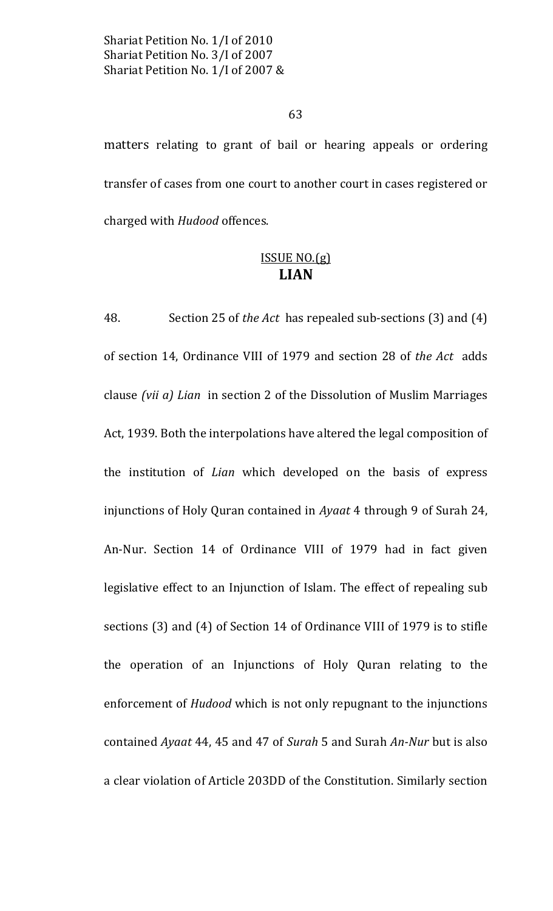matters relating to grant of bail or hearing appeals or ordering transfer of cases from one court to another court in cases registered or charged with *Hudood* offences.

## <u>ISSUE NO.(g)</u>
## **LIAN**

48. Section 25 of *the Act* has repealed sub-sections (3) and (4) of section 14, Ordinance VIII of 1979 and section 28 of *the Act* adds clause *(vii a) Lian* in section 2 of the Dissolution of Muslim Marriages Act, 1939. Both the interpolations have altered the legal composition of the institution of *Lian* which developed on the basis of express injunctions of Holy Quran contained in *Ayaat* 4 through 9 of Surah 24, An-Nur. Section 14 of Ordinance VIII of 1979 had in fact given legislative effect to an Injunction of Islam. The effect of repealing sub sections (3) and (4) of Section 14 of Ordinance VIII of 1979 is to stifle the operation of an Injunctions of Holy Quran relating to the enforcement of *Hudood* which is not only repugnant to the injunctions contained *Ayaat* 44, 45 and 47 of *Surah* 5 and Surah *An-Nur* but is also a clear violation of Article 203DD of the Constitution. Similarly section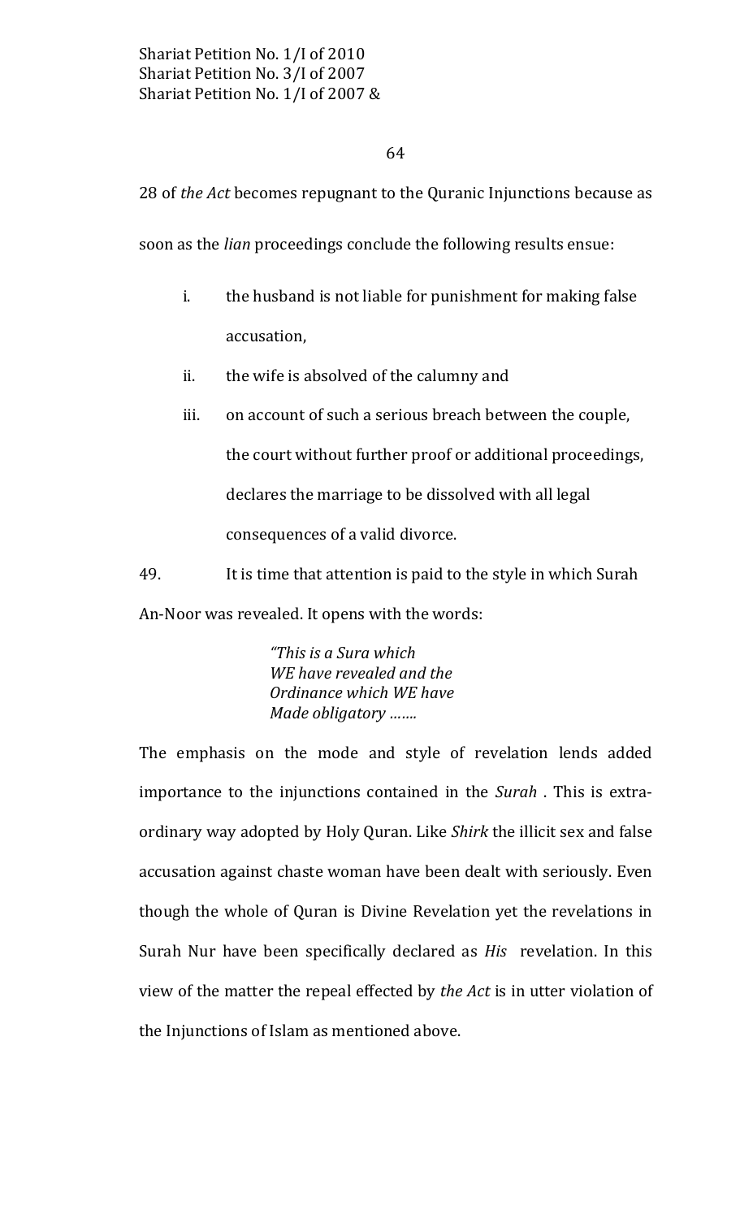28 of *the Act* becomes repugnant to the Quranic Injunctions because as soon as the *lian* proceedings conclude the following results ensue:

i. the husband is not liable for punishment for making false accusation,

ii. the wife is absolved of the calumny and

iii. on account of such a serious breach between the couple, the court without further proof or additional proceedings, declares the marriage to be dissolved with all legal consequences of a valid divorce.

49. It is time that attention is paid to the style in which Surah An-Noor was revealed. It opens with the words:

> *"This is a Sura which*
> *WE have revealed and the*
> *Ordinance which WE have*
> *Made obligatory …….*

The emphasis on the mode and style of revelation lends added importance to the injunctions contained in the *Surah* . This is extra-ordinary way adopted by Holy Quran. Like *Shirk* the illicit sex and false accusation against chaste woman have been dealt with seriously. Even though the whole of Quran is Divine Revelation yet the revelations in Surah Nur have been specifically declared as *His* revelation. In this view of the matter the repeal effected by *the Act* is in utter violation of the Injunctions of Islam as mentioned above.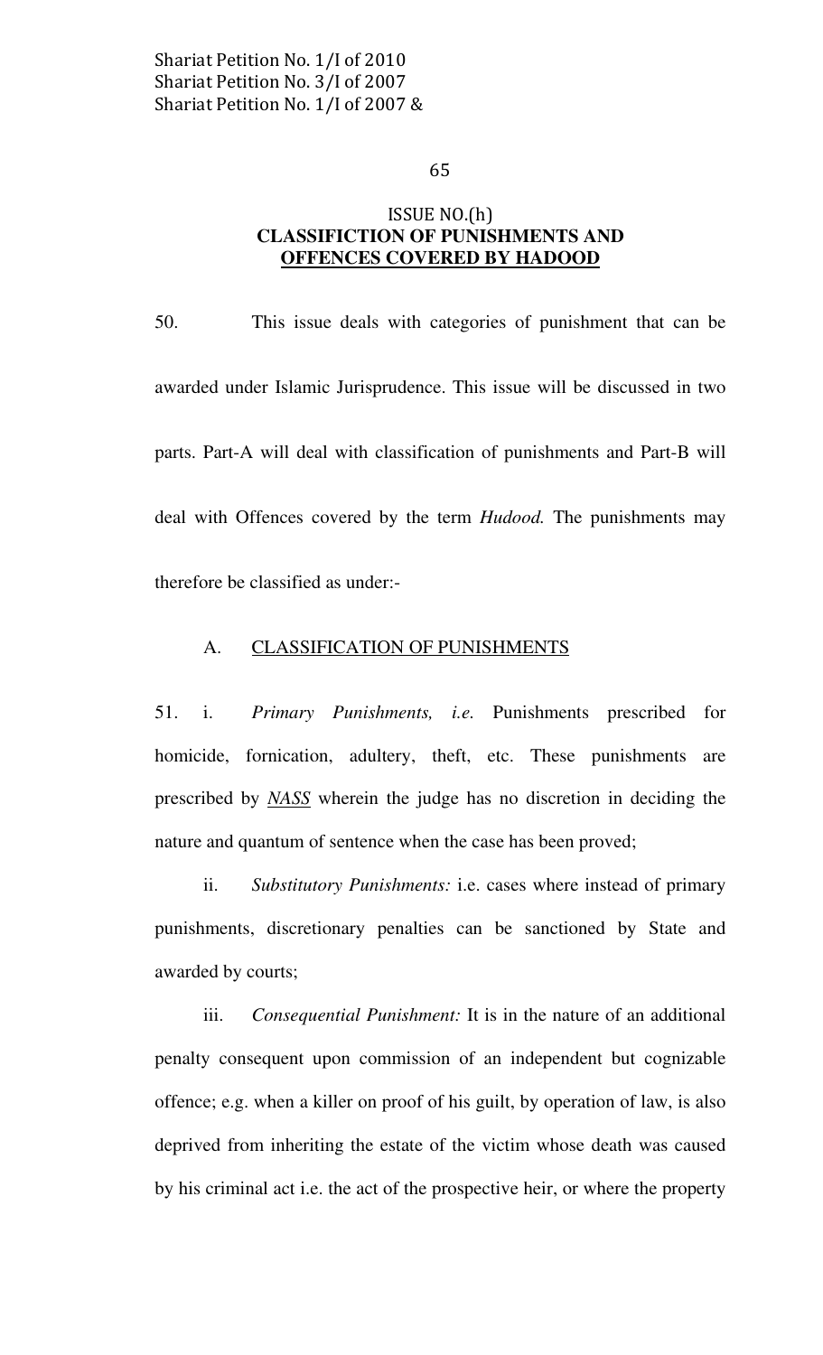ISSUE NO.(h)

## CLASSIFICTION OF PUNISHMENTS AND OFFENCES COVERED BY HADOOD

50. This issue deals with categories of punishment that can be awarded under Islamic Jurisprudence. This issue will be discussed in two parts. Part-A will deal with classification of punishments and Part-B will deal with Offences covered by the term *Hudood.* The punishments may therefore be classified as under:-

### A. CLASSIFICATION OF PUNISHMENTS

51. i. *Primary Punishments, i.e.* Punishments prescribed for homicide, fornication, adultery, theft, etc. These punishments are prescribed by ***NASS*** wherein the judge has no discretion in deciding the nature and quantum of sentence when the case has been proved;

ii. *Substitutory Punishments:* i.e. cases where instead of primary punishments, discretionary penalties can be sanctioned by State and awarded by courts;

iii. *Consequential Punishment:* It is in the nature of an additional penalty consequent upon commission of an independent but cognizable offence; e.g. when a killer on proof of his guilt, by operation of law, is also deprived from inheriting the estate of the victim whose death was caused by his criminal act i.e. the act of the prospective heir, or where the property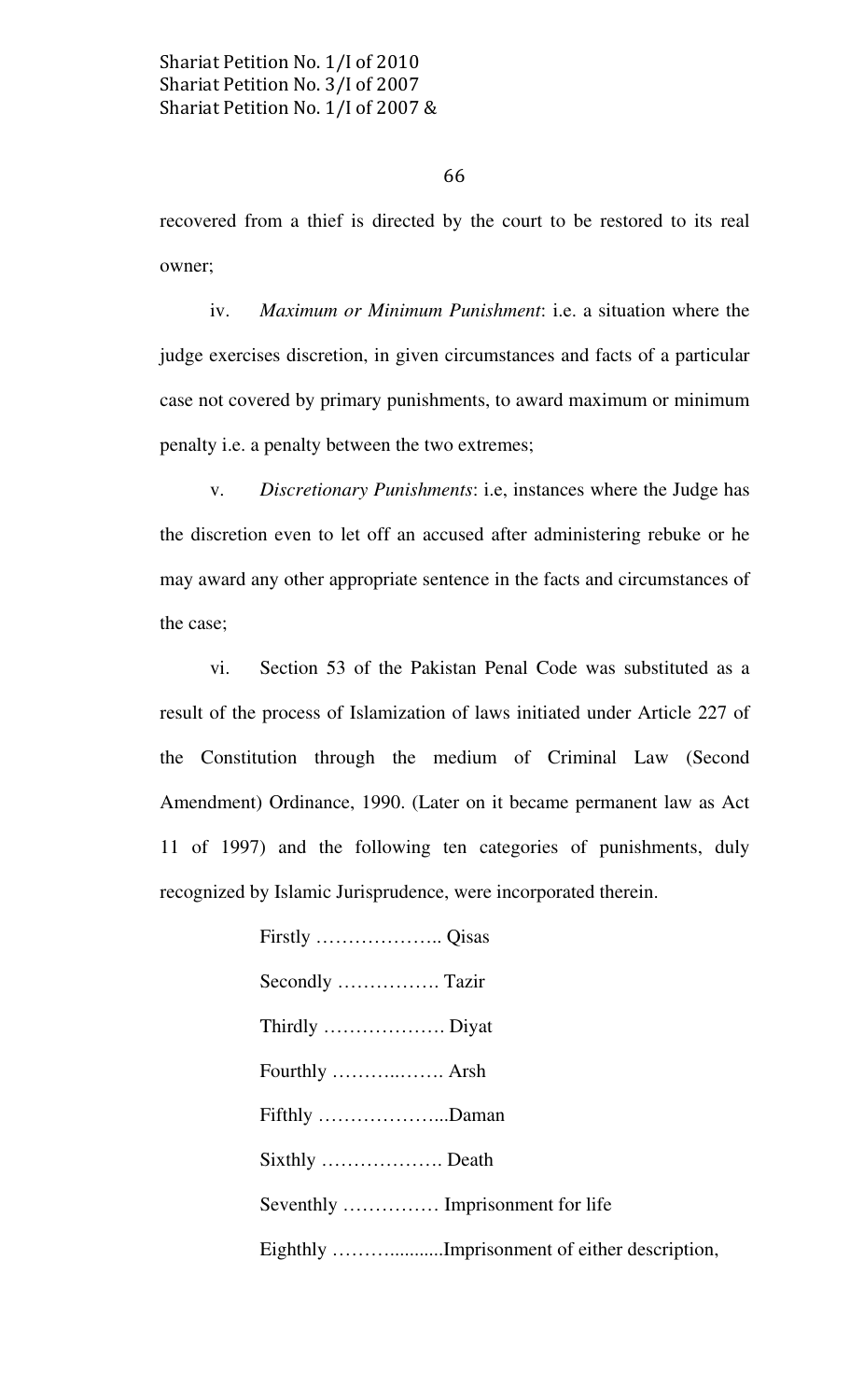recovered from a thief is directed by the court to be restored to its real owner;

iv. *Maximum or Minimum Punishment*: i.e. a situation where the judge exercises discretion, in given circumstances and facts of a particular case not covered by primary punishments, to award maximum or minimum penalty i.e. a penalty between the two extremes;

v. *Discretionary Punishments*: i.e, instances where the Judge has the discretion even to let off an accused after administering rebuke or he may award any other appropriate sentence in the facts and circumstances of the case;

vi. Section 53 of the Pakistan Penal Code was substituted as a result of the process of Islamization of laws initiated under Article 227 of the Constitution through the medium of Criminal Law (Second Amendment) Ordinance, 1990. (Later on it became permanent law as Act 11 of 1997) and the following ten categories of punishments, duly recognized by Islamic Jurisprudence, were incorporated therein.

Firstly ……………….. Qisas

Secondly ……………. Tazir

Thirdly ………………. Diyat

Fourthly ………..……. Arsh

Fifthly ………………...Daman

Sixthly ………………. Death

Seventhly …………… Imprisonment for life

Eighthly ……….........Imprisonment of either description,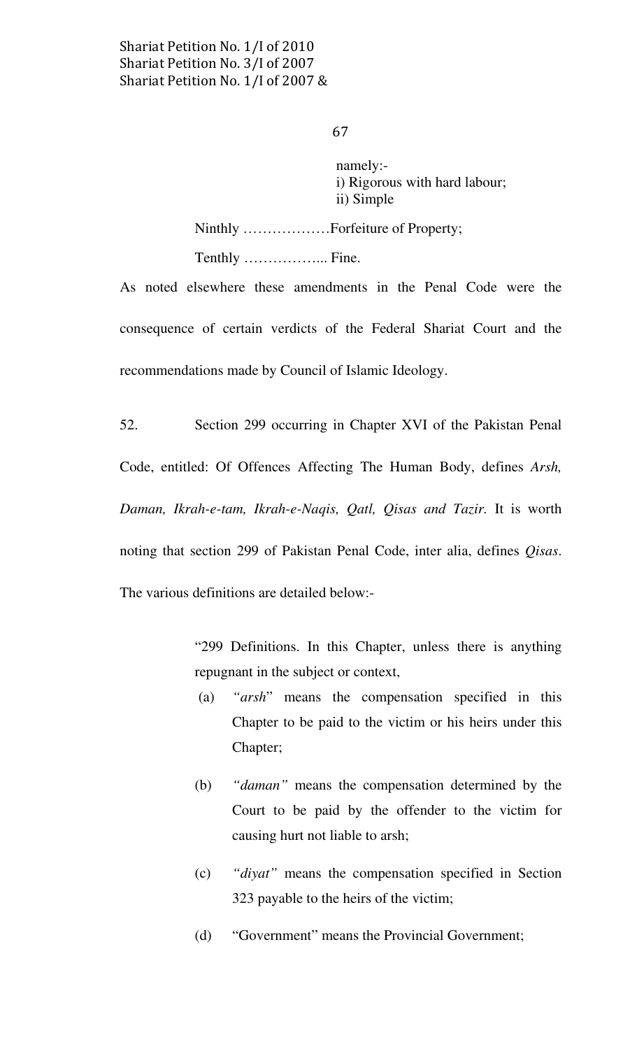namely:-
i) Rigorous with hard labour;
ii) Simple

Ninthly ………………Forfeiture of Property;

Tenthly ……………... Fine.

As noted elsewhere these amendments in the Penal Code were the consequence of certain verdicts of the Federal Shariat Court and the recommendations made by Council of Islamic Ideology.

52. Section 299 occurring in Chapter XVI of the Pakistan Penal Code, entitled: Of Offences Affecting The Human Body, defines *Arsh, Daman, Ikrah-e-tam, Ikrah-e-Naqis, Qatl, Qisas and Tazir.* It is worth noting that section 299 of Pakistan Penal Code, inter alia, defines *Qisas*. The various definitions are detailed below:-

> "299 Definitions. In this Chapter, unless there is anything repugnant in the subject or context,
>
> (a) *"arsh"* means the compensation specified in this Chapter to be paid to the victim or his heirs under this Chapter;
>
> (b) *"daman"* means the compensation determined by the Court to be paid by the offender to the victim for causing hurt not liable to arsh;
>
> (c) *"diyat"* means the compensation specified in Section 323 payable to the heirs of the victim;
>
> (d) "Government" means the Provincial Government;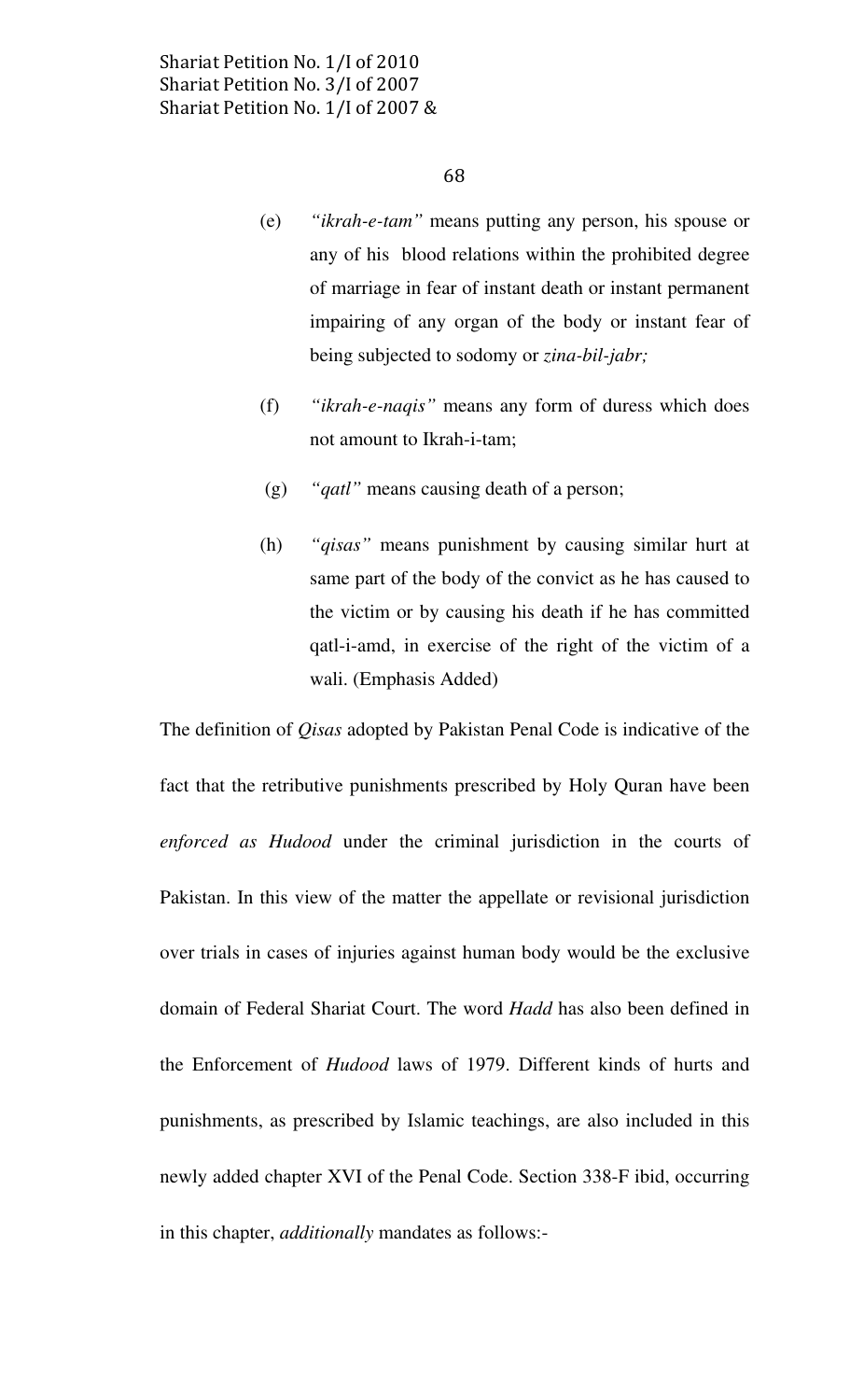(e) *"ikrah-e-tam"* means putting any person, his spouse or any of his blood relations within the prohibited degree of marriage in fear of instant death or instant permanent impairing of any organ of the body or instant fear of being subjected to sodomy or *zina-bil-jabr;*

(f) *"ikrah-e-naqis"* means any form of duress which does not amount to Ikrah-i-tam;

(g) *"qatl"* means causing death of a person;

(h) *"qisas"* means punishment by causing similar hurt at same part of the body of the convict as he has caused to the victim or by causing his death if he has committed qatl-i-amd, in exercise of the right of the victim of a wali. (Emphasis Added)

The definition of *Qisas* adopted by Pakistan Penal Code is indicative of the fact that the retributive punishments prescribed by Holy Quran have been *enforced as Hudood* under the criminal jurisdiction in the courts of Pakistan. In this view of the matter the appellate or revisional jurisdiction over trials in cases of injuries against human body would be the exclusive domain of Federal Shariat Court. The word *Hadd* has also been defined in the Enforcement of *Hudood* laws of 1979. Different kinds of hurts and punishments, as prescribed by Islamic teachings, are also included in this newly added chapter XVI of the Penal Code. Section 338-F ibid, occurring in this chapter, *additionally* mandates as follows:-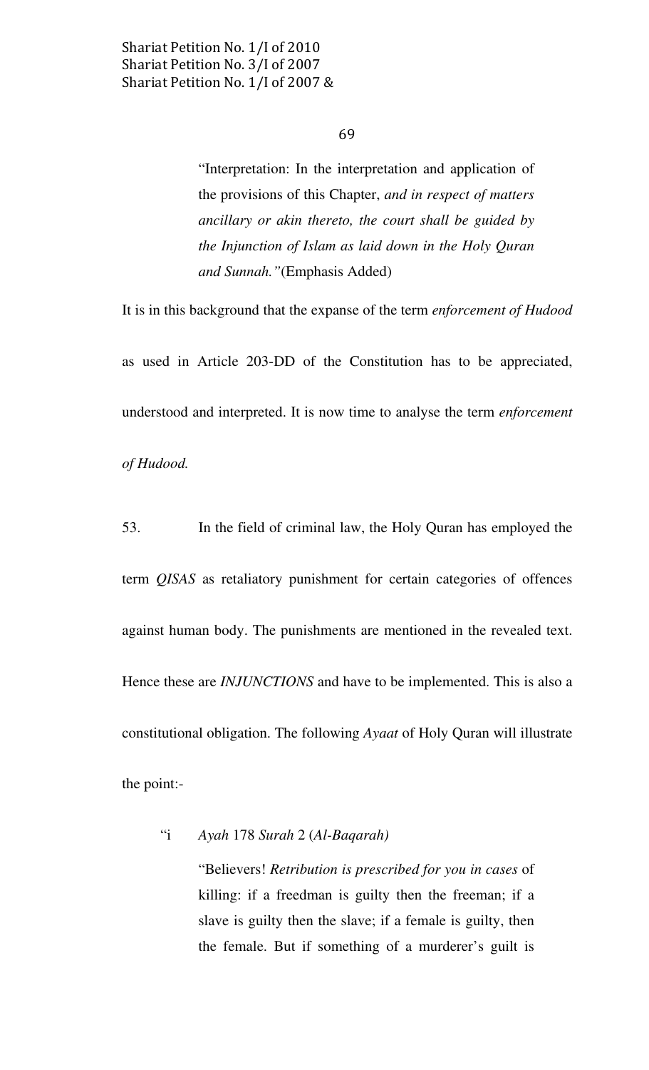> "Interpretation: In the interpretation and application of the provisions of this Chapter, *and in respect of matters ancillary or akin thereto, the court shall be guided by the Injunction of Islam as laid down in the Holy Quran and Sunnah."*(Emphasis Added)

It is in this background that the expanse of the term *enforcement of Hudood* as used in Article 203-DD of the Constitution has to be appreciated, understood and interpreted. It is now time to analyse the term *enforcement of Hudood.*

53. In the field of criminal law, the Holy Quran has employed the term *QISAS* as retaliatory punishment for certain categories of offences against human body. The punishments are mentioned in the revealed text. Hence these are *INJUNCTIONS* and have to be implemented. This is also a constitutional obligation. The following *Ayaat* of Holy Quran will illustrate the point:-

"i *Ayah* 178 *Surah* 2 (*Al-Baqarah)*

> "Believers! *Retribution is prescribed for you in cases* of killing: if a freedman is guilty then the freeman; if a slave is guilty then the slave; if a female is guilty, then the female. But if something of a murderer's guilt is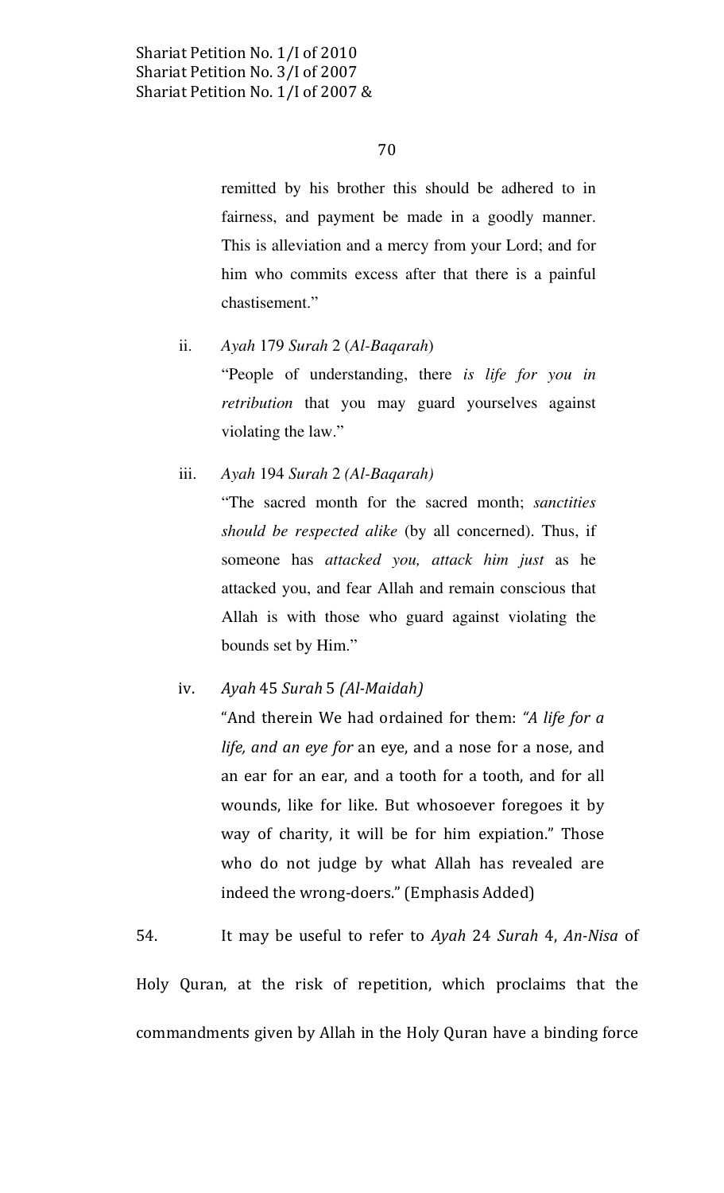remitted by his brother this should be adhered to in fairness, and payment be made in a goodly manner. This is alleviation and a mercy from your Lord; and for him who commits excess after that there is a painful chastisement."

ii. *Ayah* 179 *Surah* 2 (*Al-Baqarah*)

"People of understanding, there *is life for you in retribution* that you may guard yourselves against violating the law."

iii. *Ayah* 194 *Surah* 2 *(Al-Baqarah)*

"The sacred month for the sacred month; *sanctities should be respected alike* (by all concerned). Thus, if someone has *attacked you, attack him just* as he attacked you, and fear Allah and remain conscious that Allah is with those who guard against violating the bounds set by Him."

iv. *Ayah* 45 *Surah* 5 *(Al-Maidah)*

"And therein We had ordained for them: *"A life for a life, and an eye for* an eye, and a nose for a nose, and an ear for an ear, and a tooth for a tooth, and for all wounds, like for like. But whosoever foregoes it by way of charity, it will be for him expiation." Those who do not judge by what Allah has revealed are indeed the wrong-doers." (Emphasis Added)

54. It may be useful to refer to *Ayah* 24 *Surah* 4, *An-Nisa* of Holy Quran, at the risk of repetition, which proclaims that the commandments given by Allah in the Holy Quran have a binding force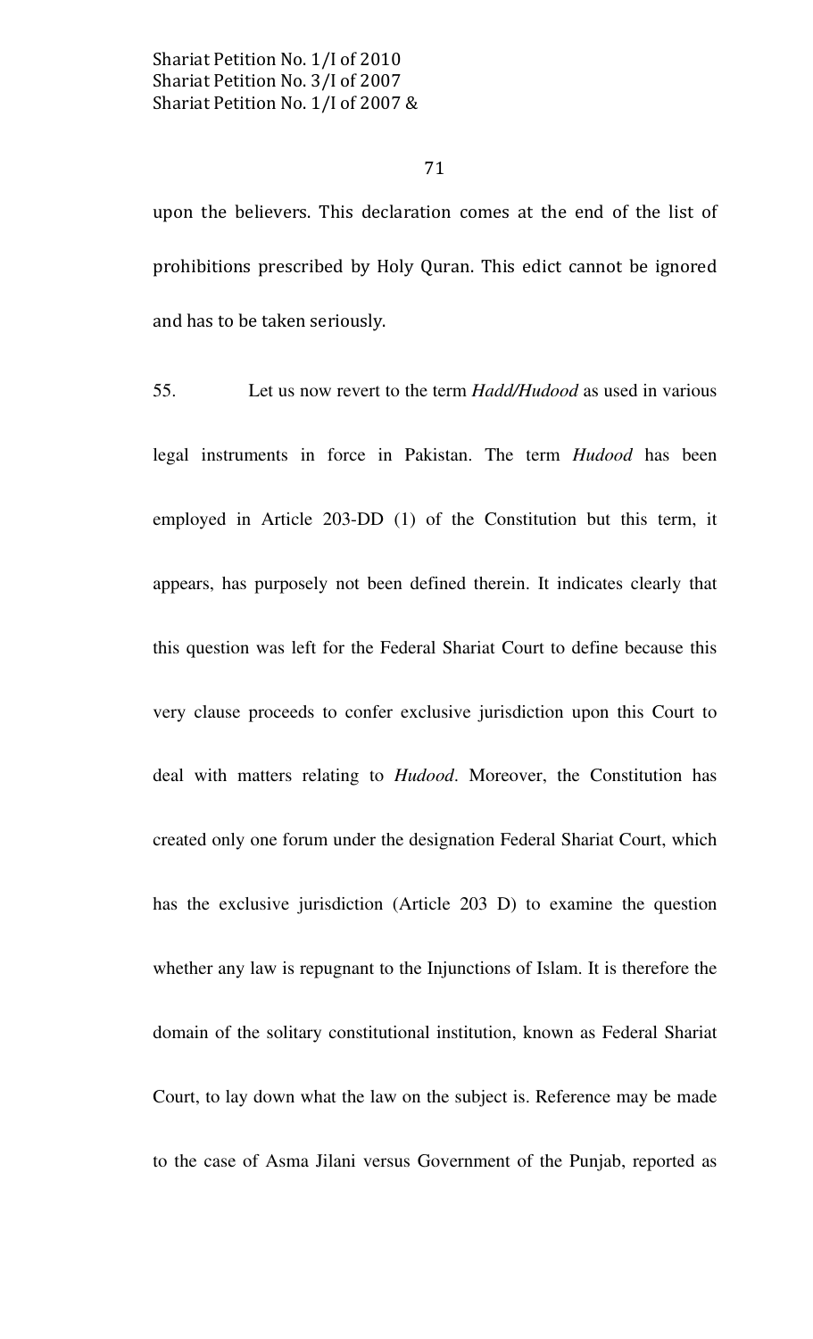upon the believers. This declaration comes at the end of the list of prohibitions prescribed by Holy Quran. This edict cannot be ignored and has to be taken seriously.

55. Let us now revert to the term *Hadd/Hudood* as used in various legal instruments in force in Pakistan. The term *Hudood* has been employed in Article 203-DD (1) of the Constitution but this term, it appears, has purposely not been defined therein. It indicates clearly that this question was left for the Federal Shariat Court to define because this very clause proceeds to confer exclusive jurisdiction upon this Court to deal with matters relating to *Hudood*. Moreover, the Constitution has created only one forum under the designation Federal Shariat Court, which has the exclusive jurisdiction (Article 203 D) to examine the question whether any law is repugnant to the Injunctions of Islam. It is therefore the domain of the solitary constitutional institution, known as Federal Shariat Court, to lay down what the law on the subject is. Reference may be made to the case of Asma Jilani versus Government of the Punjab, reported as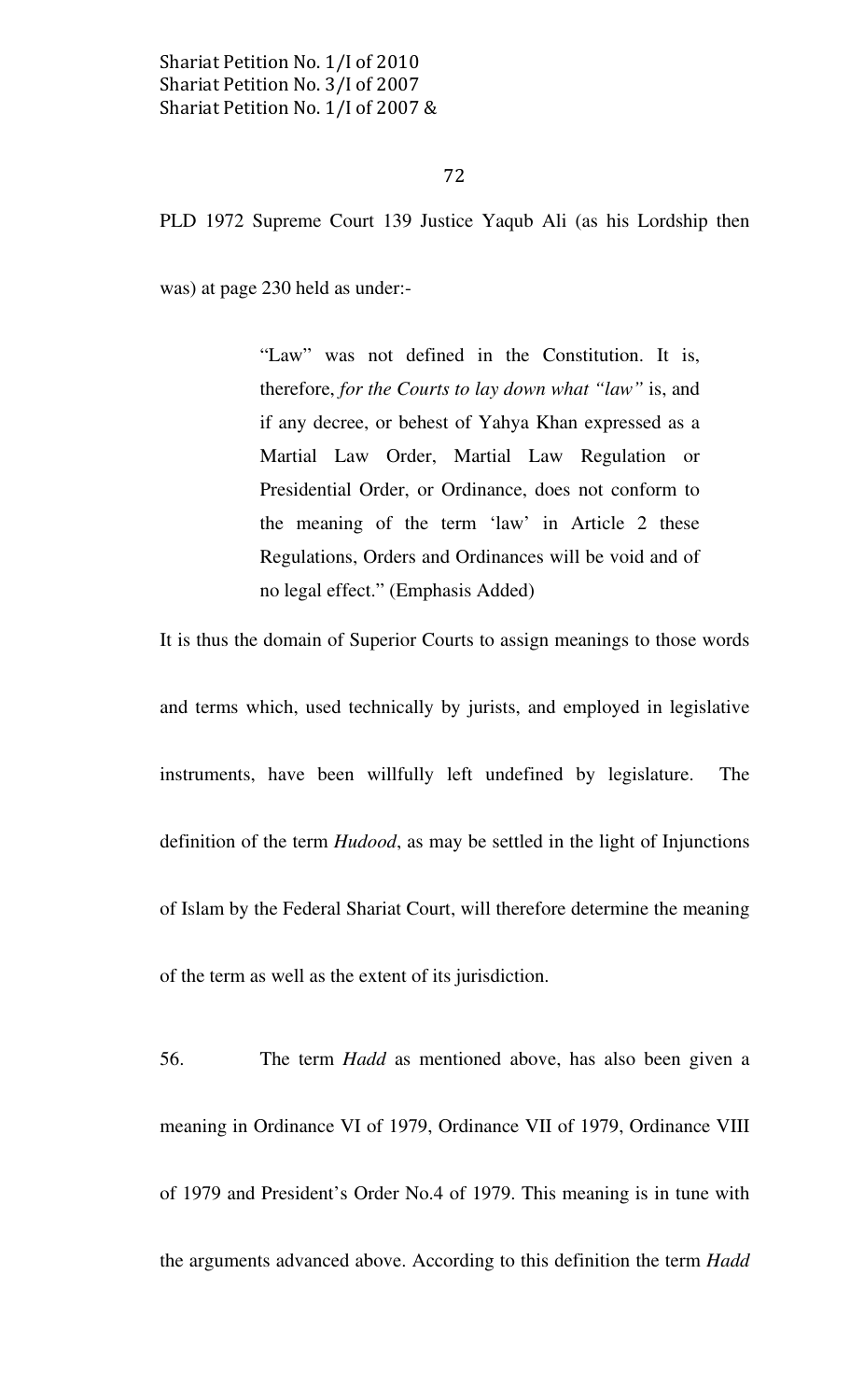PLD 1972 Supreme Court 139 Justice Yaqub Ali (as his Lordship then was) at page 230 held as under:-

> "Law" was not defined in the Constitution. It is, therefore, *for the Courts to lay down what "law"* is, and if any decree, or behest of Yahya Khan expressed as a Martial Law Order, Martial Law Regulation or Presidential Order, or Ordinance, does not conform to the meaning of the term 'law' in Article 2 these Regulations, Orders and Ordinances will be void and of no legal effect." (Emphasis Added)

It is thus the domain of Superior Courts to assign meanings to those words and terms which, used technically by jurists, and employed in legislative instruments, have been willfully left undefined by legislature. The definition of the term *Hudood*, as may be settled in the light of Injunctions of Islam by the Federal Shariat Court, will therefore determine the meaning of the term as well as the extent of its jurisdiction.

56. The term *Hadd* as mentioned above, has also been given a meaning in Ordinance VI of 1979, Ordinance VII of 1979, Ordinance VIII of 1979 and President's Order No.4 of 1979. This meaning is in tune with the arguments advanced above. According to this definition the term *Hadd*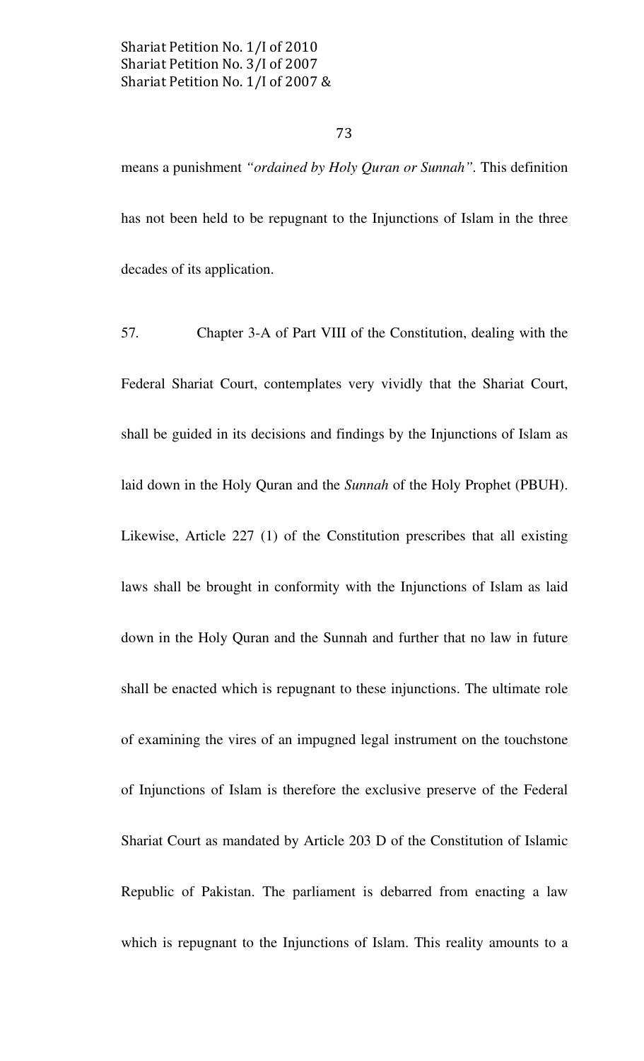means a punishment *"ordained by Holy Quran or Sunnah"*. This definition has not been held to be repugnant to the Injunctions of Islam in the three decades of its application.

57. Chapter 3-A of Part VIII of the Constitution, dealing with the Federal Shariat Court, contemplates very vividly that the Shariat Court, shall be guided in its decisions and findings by the Injunctions of Islam as laid down in the Holy Quran and the *Sunnah* of the Holy Prophet (PBUH). Likewise, Article 227 (1) of the Constitution prescribes that all existing laws shall be brought in conformity with the Injunctions of Islam as laid down in the Holy Quran and the Sunnah and further that no law in future shall be enacted which is repugnant to these injunctions. The ultimate role of examining the vires of an impugned legal instrument on the touchstone of Injunctions of Islam is therefore the exclusive preserve of the Federal Shariat Court as mandated by Article 203 D of the Constitution of Islamic Republic of Pakistan. The parliament is debarred from enacting a law which is repugnant to the Injunctions of Islam. This reality amounts to a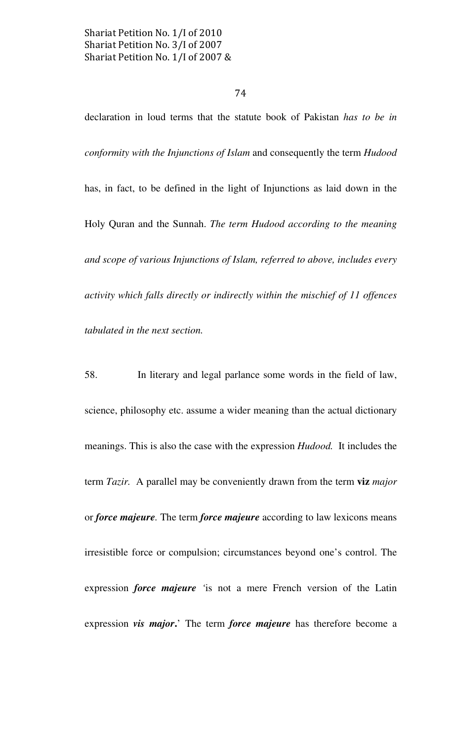declaration in loud terms that the statute book of Pakistan *has to be in conformity with the Injunctions of Islam* and consequently the term *Hudood* has, in fact, to be defined in the light of Injunctions as laid down in the Holy Quran and the Sunnah. *The term Hudood according to the meaning and scope of various Injunctions of Islam, referred to above, includes every activity which falls directly or indirectly within the mischief of 11 offences tabulated in the next section.*

58. In literary and legal parlance some words in the field of law, science, philosophy etc. assume a wider meaning than the actual dictionary meanings. This is also the case with the expression *Hudood.* It includes the term *Tazir.* A parallel may be conveniently drawn from the term **viz** *major* or ***force majeure***. The term ***force majeure*** according to law lexicons means irresistible force or compulsion; circumstances beyond one's control. The expression ***force majeure*** 'is not a mere French version of the Latin expression ***vis major*.**' The term ***force majeure*** has therefore become a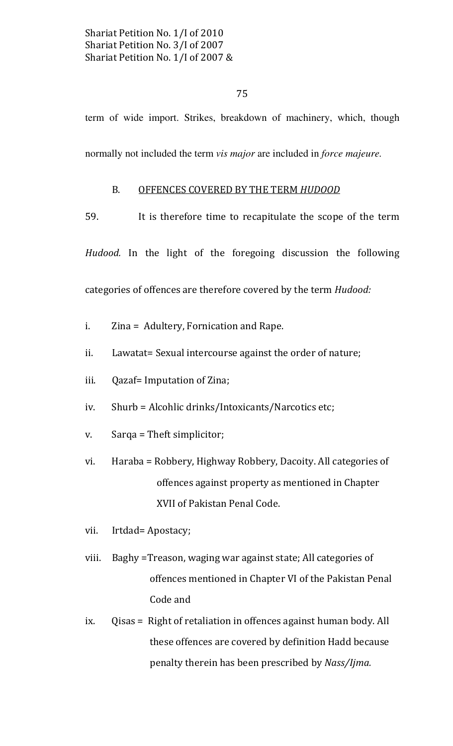term of wide import. Strikes, breakdown of machinery, which, though normally not included the term *vis major* are included in *force majeure*.

## B. <u>OFFENCES COVERED BY THE TERM *HUDOOD*</u>

59. It is therefore time to recapitulate the scope of the term *Hudood.* In the light of the foregoing discussion the following categories of offences are therefore covered by the term *Hudood:*

i. Zina = Adultery, Fornication and Rape.

ii. Lawatat= Sexual intercourse against the order of nature;

iii. Qazaf= Imputation of Zina;

iv. Shurb = Alcohlic drinks/Intoxicants/Narcotics etc;

v. Sarqa = Theft simplicitor;

vi. Haraba = Robbery, Highway Robbery, Dacoity. All categories of offences against property as mentioned in Chapter XVII of Pakistan Penal Code.

vii. Irtdad= Apostacy;

viii. Baghy =Treason, waging war against state; All categories of offences mentioned in Chapter VI of the Pakistan Penal Code and

ix. Qisas = Right of retaliation in offences against human body. All these offences are covered by definition Hadd because penalty therein has been prescribed by *Nass/Ijma.*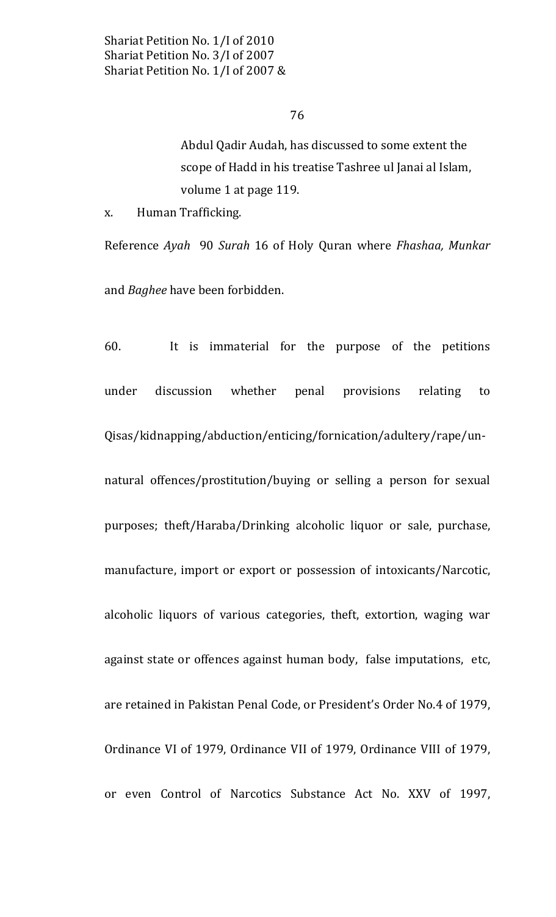Abdul Qadir Audah, has discussed to some extent the scope of Hadd in his treatise Tashree ul Janai al Islam, volume 1 at page 119.

x. Human Trafficking.

Reference *Ayah* 90 *Surah* 16 of Holy Quran where *Fhashaa, Munkar* and *Baghee* have been forbidden.

60. It is immaterial for the purpose of the petitions under discussion whether penal provisions relating to Qisas/kidnapping/abduction/enticing/fornication/adultery/rape/un-natural offences/prostitution/buying or selling a person for sexual purposes; theft/Haraba/Drinking alcoholic liquor or sale, purchase, manufacture, import or export or possession of intoxicants/Narcotic, alcoholic liquors of various categories, theft, extortion, waging war against state or offences against human body, false imputations, etc, are retained in Pakistan Penal Code, or President's Order No.4 of 1979, Ordinance VI of 1979, Ordinance VII of 1979, Ordinance VIII of 1979, or even Control of Narcotics Substance Act No. XXV of 1997,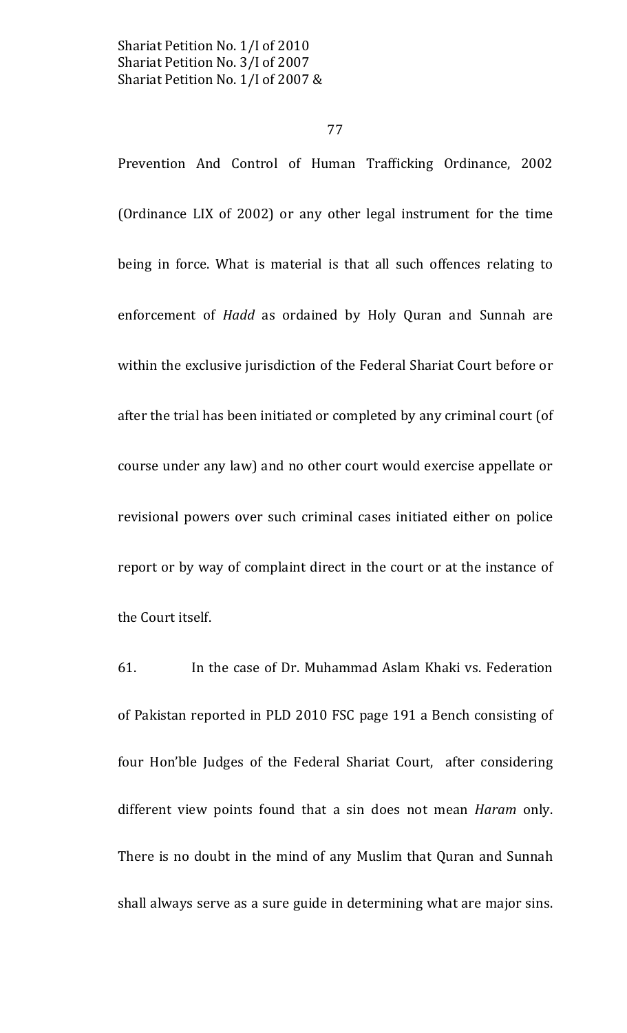Prevention And Control of Human Trafficking Ordinance, 2002 (Ordinance LIX of 2002) or any other legal instrument for the time being in force. What is material is that all such offences relating to enforcement of *Hadd* as ordained by Holy Quran and Sunnah are within the exclusive jurisdiction of the Federal Shariat Court before or after the trial has been initiated or completed by any criminal court (of course under any law) and no other court would exercise appellate or revisional powers over such criminal cases initiated either on police report or by way of complaint direct in the court or at the instance of the Court itself.

61. In the case of Dr. Muhammad Aslam Khaki vs. Federation of Pakistan reported in PLD 2010 FSC page 191 a Bench consisting of four Hon'ble Judges of the Federal Shariat Court, after considering different view points found that a sin does not mean *Haram* only. There is no doubt in the mind of any Muslim that Quran and Sunnah shall always serve as a sure guide in determining what are major sins.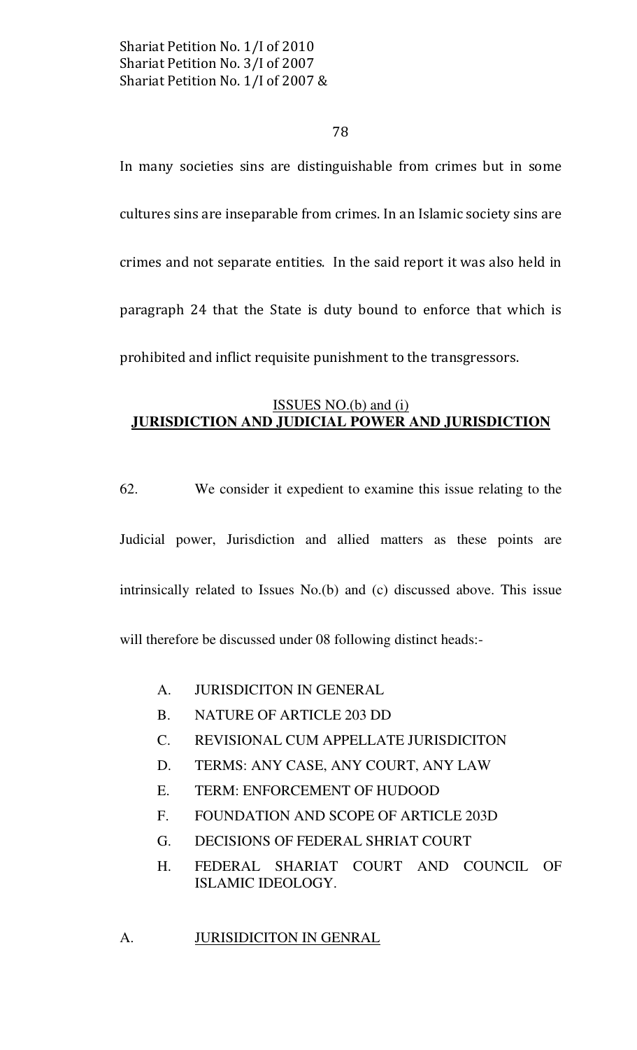In many societies sins are distinguishable from crimes but in some cultures sins are inseparable from crimes. In an Islamic society sins are crimes and not separate entities. In the said report it was also held in paragraph 24 that the State is duty bound to enforce that which is prohibited and inflict requisite punishment to the transgressors.

## ISSUES NO.(b) and (i)
## JURISDICTION AND JUDICIAL POWER AND JURISDICTION

62. We consider it expedient to examine this issue relating to the Judicial power, Jurisdiction and allied matters as these points are intrinsically related to Issues No.(b) and (c) discussed above. This issue will therefore be discussed under 08 following distinct heads:-

A. JURISDICITON IN GENERAL
B. NATURE OF ARTICLE 203 DD
C. REVISIONAL CUM APPELLATE JURISDICITON
D. TERMS: ANY CASE, ANY COURT, ANY LAW
E. TERM: ENFORCEMENT OF HUDOOD
F. FOUNDATION AND SCOPE OF ARTICLE 203D
G. DECISIONS OF FEDERAL SHRIAT COURT
H. FEDERAL SHARIAT COURT AND COUNCIL OF ISLAMIC IDEOLOGY.

### A. JURISIDICITON IN GENRAL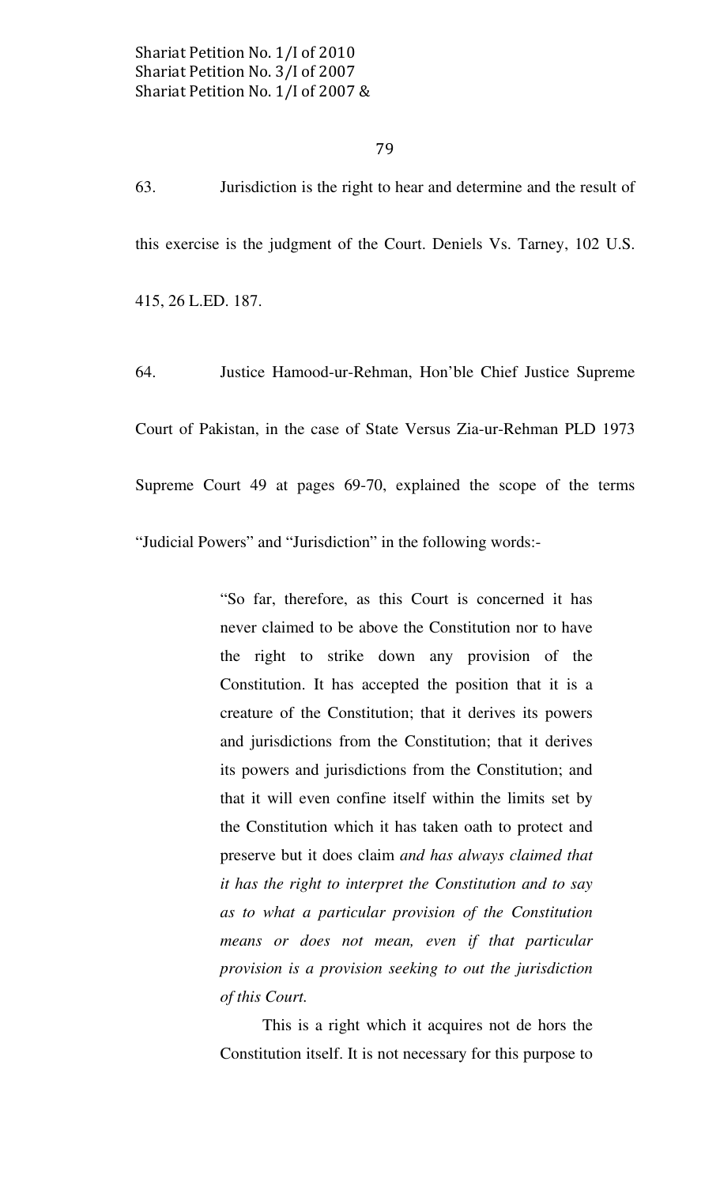63. Jurisdiction is the right to hear and determine and the result of this exercise is the judgment of the Court. Deniels Vs. Tarney, 102 U.S. 415, 26 L.ED. 187.

64. Justice Hamood-ur-Rehman, Hon'ble Chief Justice Supreme Court of Pakistan, in the case of State Versus Zia-ur-Rehman PLD 1973 Supreme Court 49 at pages 69-70, explained the scope of the terms "Judicial Powers" and "Jurisdiction" in the following words:-

> "So far, therefore, as this Court is concerned it has never claimed to be above the Constitution nor to have the right to strike down any provision of the Constitution. It has accepted the position that it is a creature of the Constitution; that it derives its powers and jurisdictions from the Constitution; that it derives its powers and jurisdictions from the Constitution; and that it will even confine itself within the limits set by the Constitution which it has taken oath to protect and preserve but it does claim *and has always claimed that it has the right to interpret the Constitution and to say as to what a particular provision of the Constitution means or does not mean, even if that particular provision is a provision seeking to out the jurisdiction of this Court.*
>
> This is a right which it acquires not de hors the Constitution itself. It is not necessary for this purpose to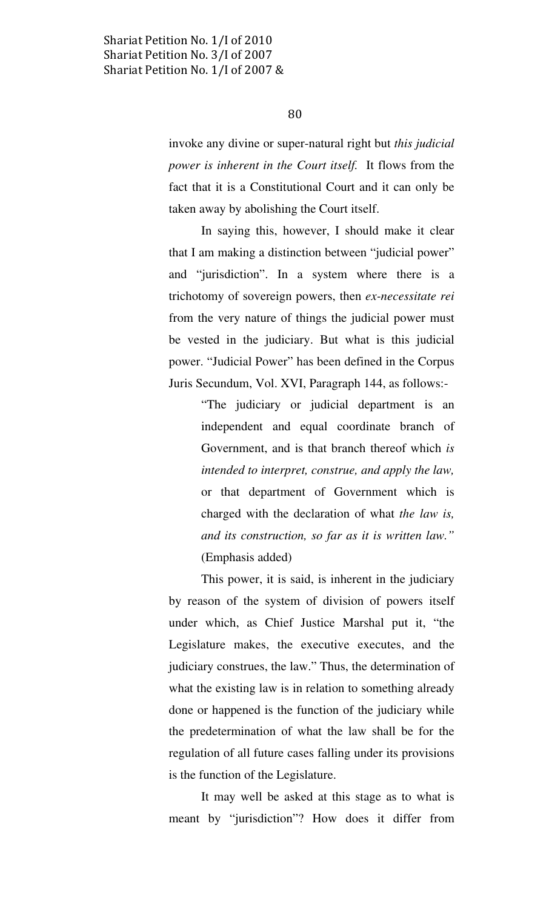invoke any divine or super-natural right but *this judicial power is inherent in the Court itself.* It flows from the fact that it is a Constitutional Court and it can only be taken away by abolishing the Court itself.

In saying this, however, I should make it clear that I am making a distinction between "judicial power" and "jurisdiction". In a system where there is a trichotomy of sovereign powers, then *ex-necessitate rei* from the very nature of things the judicial power must be vested in the judiciary. But what is this judicial power. "Judicial Power" has been defined in the Corpus Juris Secundum, Vol. XVI, Paragraph 144, as follows:-

> "The judiciary or judicial department is an independent and equal coordinate branch of Government, and is that branch thereof which *is intended to interpret, construe, and apply the law,* or that department of Government which is charged with the declaration of what *the law is, and its construction, so far as it is written law."* (Emphasis added)

This power, it is said, is inherent in the judiciary by reason of the system of division of powers itself under which, as Chief Justice Marshal put it, "the Legislature makes, the executive executes, and the judiciary construes, the law." Thus, the determination of what the existing law is in relation to something already done or happened is the function of the judiciary while the predetermination of what the law shall be for the regulation of all future cases falling under its provisions is the function of the Legislature.

It may well be asked at this stage as to what is meant by "jurisdiction"? How does it differ from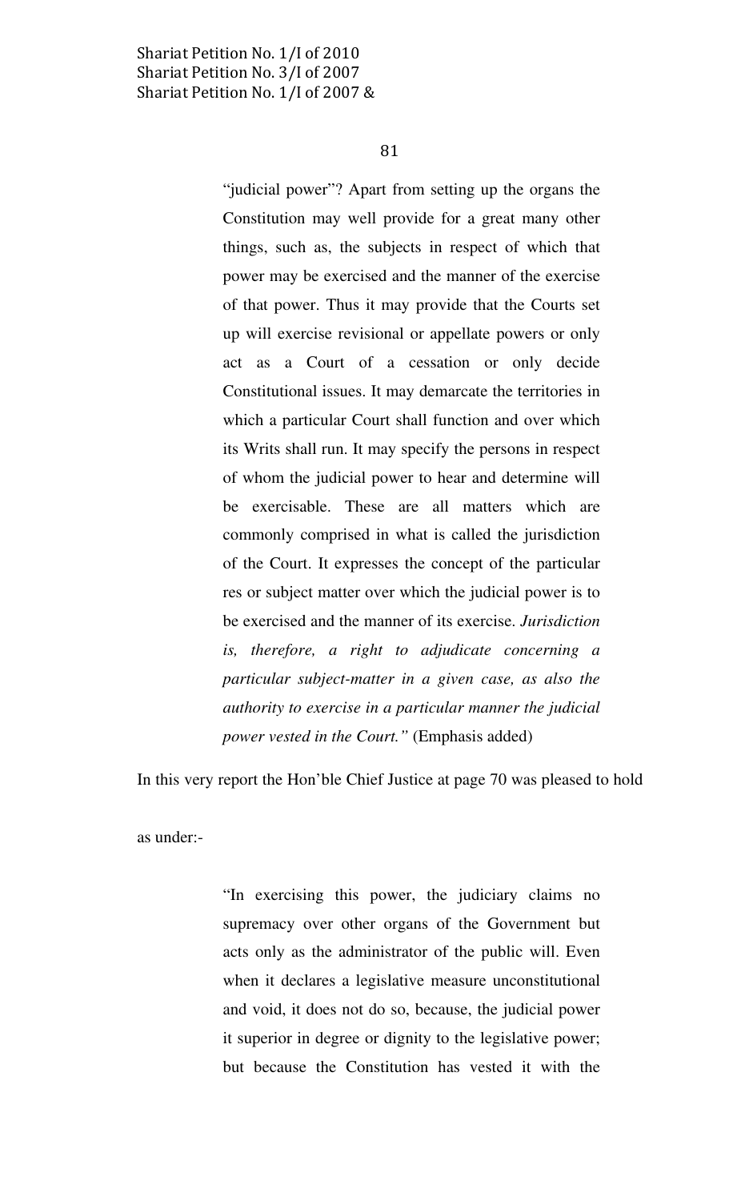> "judicial power"? Apart from setting up the organs the Constitution may well provide for a great many other things, such as, the subjects in respect of which that power may be exercised and the manner of the exercise of that power. Thus it may provide that the Courts set up will exercise revisional or appellate powers or only act as a Court of a cessation or only decide Constitutional issues. It may demarcate the territories in which a particular Court shall function and over which its Writs shall run. It may specify the persons in respect of whom the judicial power to hear and determine will be exercisable. These are all matters which are commonly comprised in what is called the jurisdiction of the Court. It expresses the concept of the particular res or subject matter over which the judicial power is to be exercised and the manner of its exercise. *Jurisdiction is, therefore, a right to adjudicate concerning a particular subject-matter in a given case, as also the authority to exercise in a particular manner the judicial power vested in the Court."* (Emphasis added)

In this very report the Hon'ble Chief Justice at page 70 was pleased to hold as under:-

> "In exercising this power, the judiciary claims no supremacy over other organs of the Government but acts only as the administrator of the public will. Even when it declares a legislative measure unconstitutional and void, it does not do so, because, the judicial power it superior in degree or dignity to the legislative power; but because the Constitution has vested it with the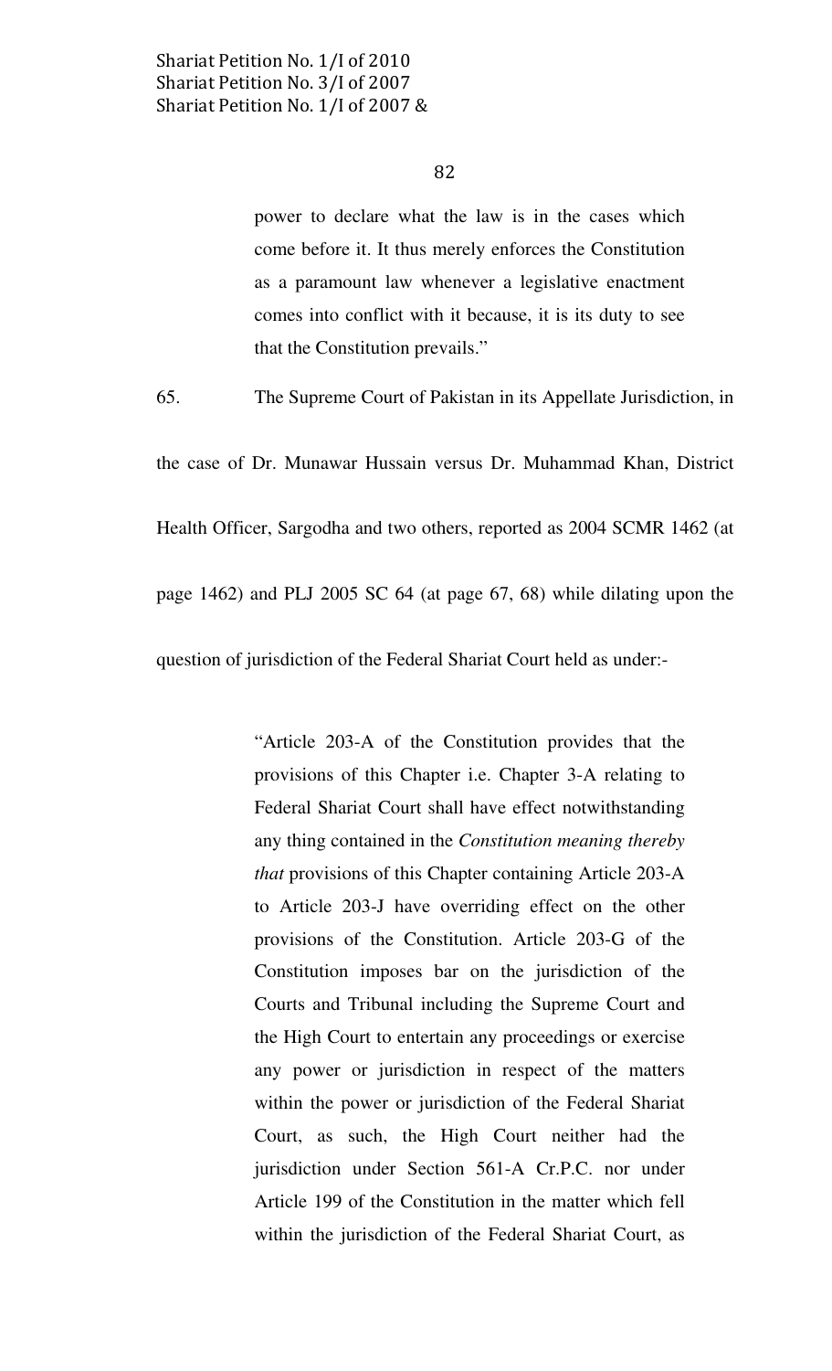power to declare what the law is in the cases which come before it. It thus merely enforces the Constitution as a paramount law whenever a legislative enactment comes into conflict with it because, it is its duty to see that the Constitution prevails."

65. The Supreme Court of Pakistan in its Appellate Jurisdiction, in the case of Dr. Munawar Hussain versus Dr. Muhammad Khan, District Health Officer, Sargodha and two others, reported as 2004 SCMR 1462 (at page 1462) and PLJ 2005 SC 64 (at page 67, 68) while dilating upon the question of jurisdiction of the Federal Shariat Court held as under:-

> "Article 203-A of the Constitution provides that the provisions of this Chapter i.e. Chapter 3-A relating to Federal Shariat Court shall have effect notwithstanding any thing contained in the *Constitution meaning thereby that* provisions of this Chapter containing Article 203-A to Article 203-J have overriding effect on the other provisions of the Constitution. Article 203-G of the Constitution imposes bar on the jurisdiction of the Courts and Tribunal including the Supreme Court and the High Court to entertain any proceedings or exercise any power or jurisdiction in respect of the matters within the power or jurisdiction of the Federal Shariat Court, as such, the High Court neither had the jurisdiction under Section 561-A Cr.P.C. nor under Article 199 of the Constitution in the matter which fell within the jurisdiction of the Federal Shariat Court, as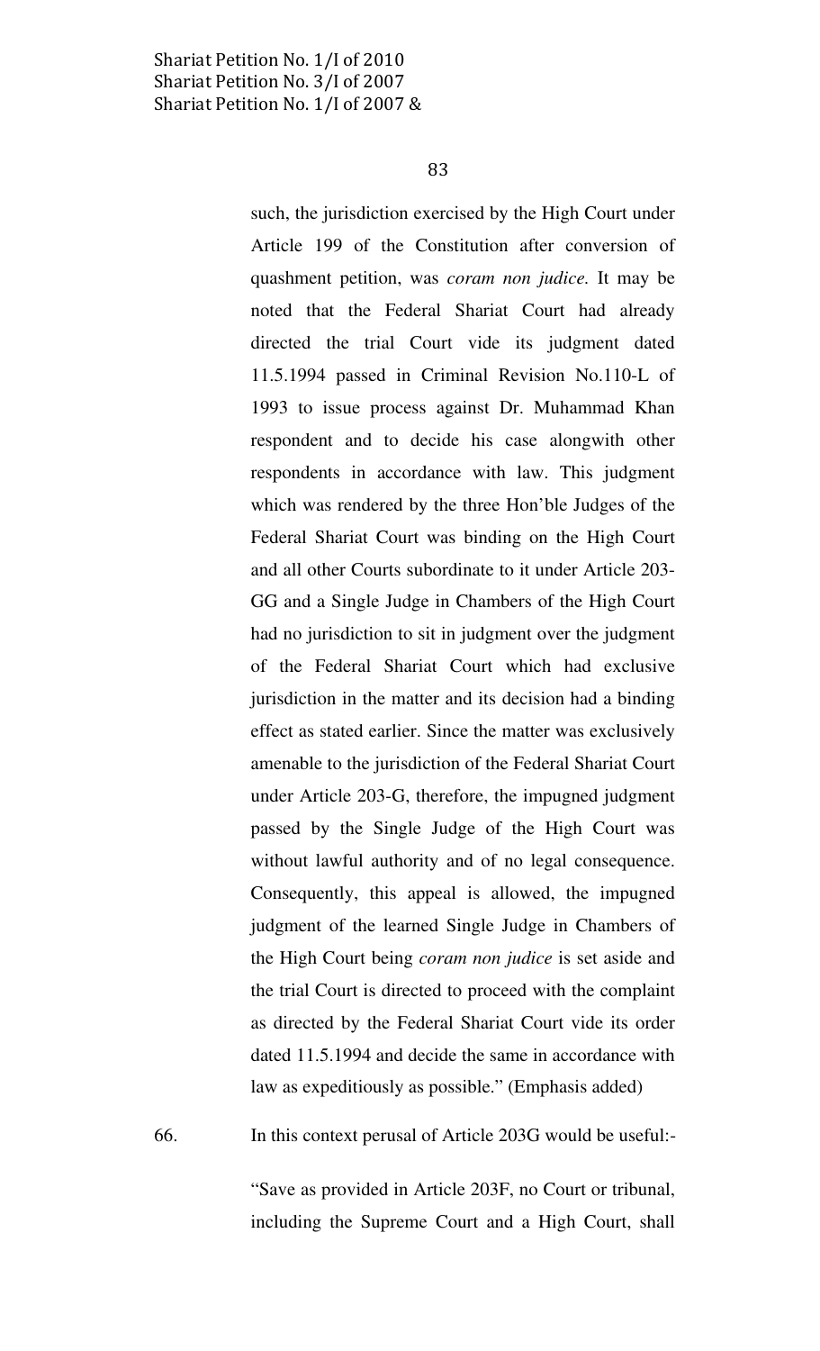such, the jurisdiction exercised by the High Court under Article 199 of the Constitution after conversion of quashment petition, was *coram non judice.* It may be noted that the Federal Shariat Court had already directed the trial Court vide its judgment dated 11.5.1994 passed in Criminal Revision No.110-L of 1993 to issue process against Dr. Muhammad Khan respondent and to decide his case alongwith other respondents in accordance with law. This judgment which was rendered by the three Hon'ble Judges of the Federal Shariat Court was binding on the High Court and all other Courts subordinate to it under Article 203-GG and a Single Judge in Chambers of the High Court had no jurisdiction to sit in judgment over the judgment of the Federal Shariat Court which had exclusive jurisdiction in the matter and its decision had a binding effect as stated earlier. Since the matter was exclusively amenable to the jurisdiction of the Federal Shariat Court under Article 203-G, therefore, the impugned judgment passed by the Single Judge of the High Court was without lawful authority and of no legal consequence. Consequently, this appeal is allowed, the impugned judgment of the learned Single Judge in Chambers of the High Court being *coram non judice* is set aside and the trial Court is directed to proceed with the complaint as directed by the Federal Shariat Court vide its order dated 11.5.1994 and decide the same in accordance with law as expeditiously as possible." (Emphasis added)

66. In this context perusal of Article 203G would be useful:-

"Save as provided in Article 203F, no Court or tribunal, including the Supreme Court and a High Court, shall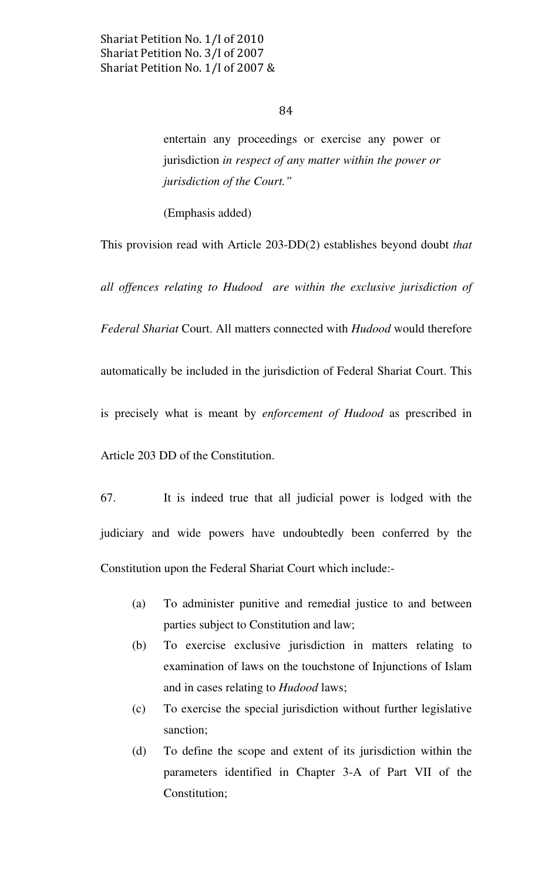> entertain any proceedings or exercise any power or jurisdiction *in respect of any matter within the power or jurisdiction of the Court."*
>
> (Emphasis added)

This provision read with Article 203-DD(2) establishes beyond doubt *that all offences relating to Hudood are within the exclusive jurisdiction of Federal Shariat* Court. All matters connected with *Hudood* would therefore automatically be included in the jurisdiction of Federal Shariat Court. This is precisely what is meant by *enforcement of Hudood* as prescribed in Article 203 DD of the Constitution.

67. It is indeed true that all judicial power is lodged with the judiciary and wide powers have undoubtedly been conferred by the Constitution upon the Federal Shariat Court which include:-

(a) To administer punitive and remedial justice to and between parties subject to Constitution and law;

(b) To exercise exclusive jurisdiction in matters relating to examination of laws on the touchstone of Injunctions of Islam and in cases relating to *Hudood* laws;

(c) To exercise the special jurisdiction without further legislative sanction;

(d) To define the scope and extent of its jurisdiction within the parameters identified in Chapter 3-A of Part VII of the Constitution;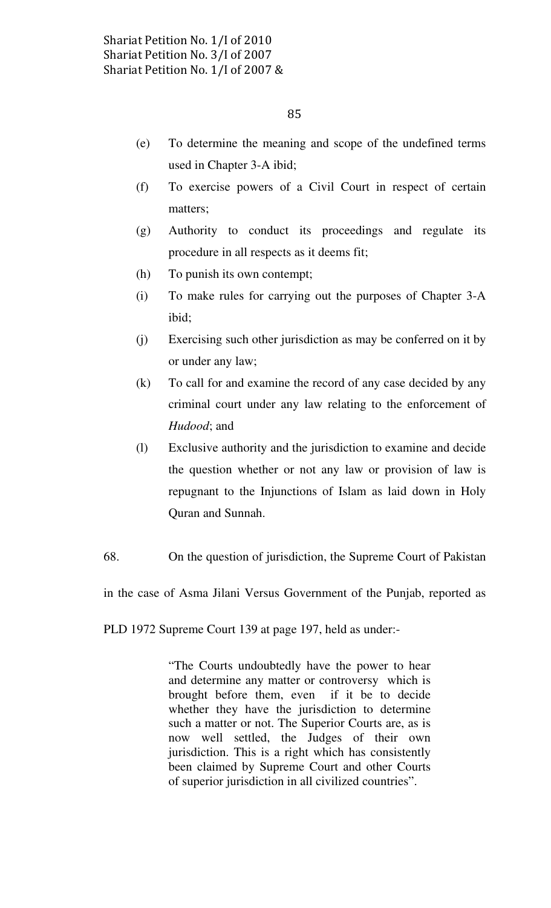(e) To determine the meaning and scope of the undefined terms used in Chapter 3-A ibid;

(f) To exercise powers of a Civil Court in respect of certain matters;

(g) Authority to conduct its proceedings and regulate its procedure in all respects as it deems fit;

(h) To punish its own contempt;

(i) To make rules for carrying out the purposes of Chapter 3-A ibid;

(j) Exercising such other jurisdiction as may be conferred on it by or under any law;

(k) To call for and examine the record of any case decided by any criminal court under any law relating to the enforcement of *Hudood*; and

(l) Exclusive authority and the jurisdiction to examine and decide the question whether or not any law or provision of law is repugnant to the Injunctions of Islam as laid down in Holy Quran and Sunnah.

68. On the question of jurisdiction, the Supreme Court of Pakistan in the case of Asma Jilani Versus Government of the Punjab, reported as PLD 1972 Supreme Court 139 at page 197, held as under:-

> "The Courts undoubtedly have the power to hear and determine any matter or controversy which is brought before them, even if it be to decide whether they have the jurisdiction to determine such a matter or not. The Superior Courts are, as is now well settled, the Judges of their own jurisdiction. This is a right which has consistently been claimed by Supreme Court and other Courts of superior jurisdiction in all civilized countries".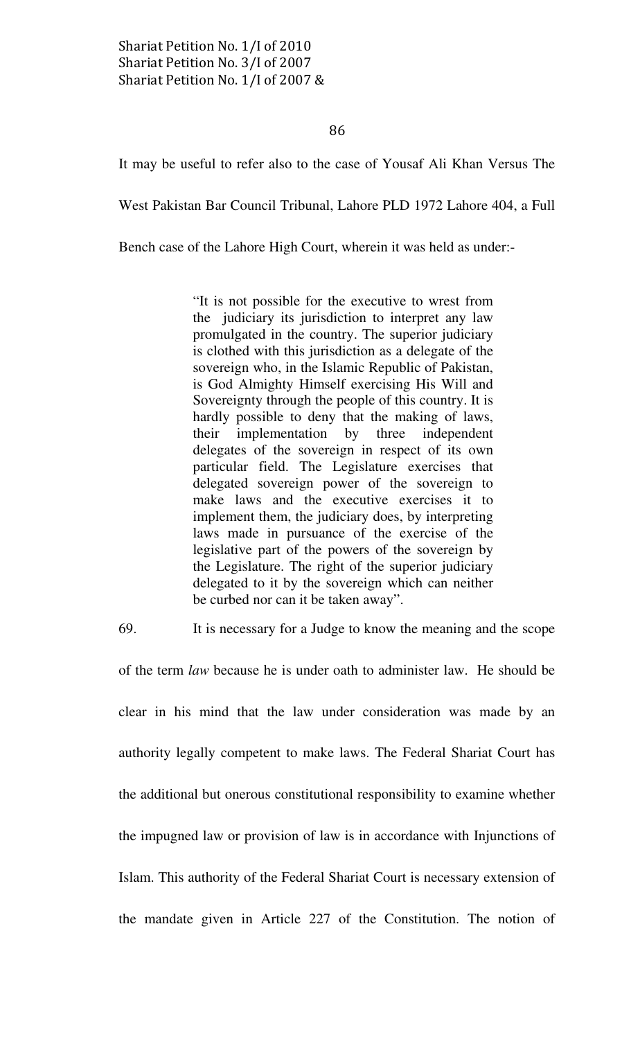It may be useful to refer also to the case of Yousaf Ali Khan Versus The West Pakistan Bar Council Tribunal, Lahore PLD 1972 Lahore 404, a Full Bench case of the Lahore High Court, wherein it was held as under:-

> "It is not possible for the executive to wrest from the judiciary its jurisdiction to interpret any law promulgated in the country. The superior judiciary is clothed with this jurisdiction as a delegate of the sovereign who, in the Islamic Republic of Pakistan, is God Almighty Himself exercising His Will and Sovereignty through the people of this country. It is hardly possible to deny that the making of laws, their implementation by three independent delegates of the sovereign in respect of its own particular field. The Legislature exercises that delegated sovereign power of the sovereign to make laws and the executive exercises it to implement them, the judiciary does, by interpreting laws made in pursuance of the exercise of the legislative part of the powers of the sovereign by the Legislature. The right of the superior judiciary delegated to it by the sovereign which can neither be curbed nor can it be taken away".

69. It is necessary for a Judge to know the meaning and the scope of the term *law* because he is under oath to administer law. He should be clear in his mind that the law under consideration was made by an authority legally competent to make laws. The Federal Shariat Court has the additional but onerous constitutional responsibility to examine whether the impugned law or provision of law is in accordance with Injunctions of Islam. This authority of the Federal Shariat Court is necessary extension of the mandate given in Article 227 of the Constitution. The notion of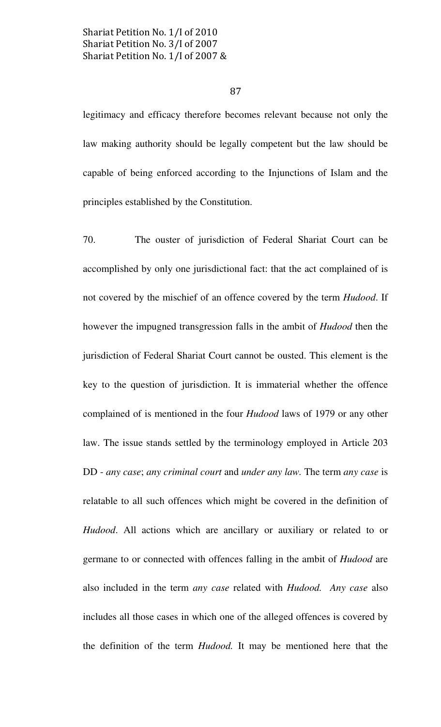legitimacy and efficacy therefore becomes relevant because not only the law making authority should be legally competent but the law should be capable of being enforced according to the Injunctions of Islam and the principles established by the Constitution.

70. The ouster of jurisdiction of Federal Shariat Court can be accomplished by only one jurisdictional fact: that the act complained of is not covered by the mischief of an offence covered by the term *Hudood*. If however the impugned transgression falls in the ambit of *Hudood* then the jurisdiction of Federal Shariat Court cannot be ousted. This element is the key to the question of jurisdiction. It is immaterial whether the offence complained of is mentioned in the four *Hudood* laws of 1979 or any other law. The issue stands settled by the terminology employed in Article 203 DD - *any case*; *any criminal court* and *under any law*. The term *any case* is relatable to all such offences which might be covered in the definition of *Hudood*. All actions which are ancillary or auxiliary or related to or germane to or connected with offences falling in the ambit of *Hudood* are also included in the term *any case* related with *Hudood. Any case* also includes all those cases in which one of the alleged offences is covered by the definition of the term *Hudood.* It may be mentioned here that the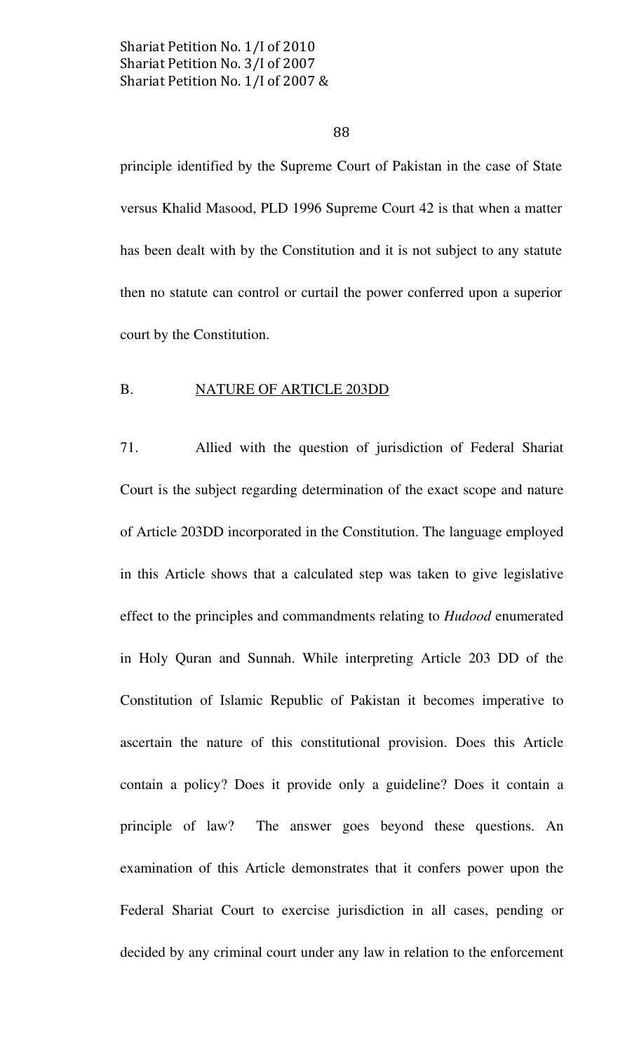principle identified by the Supreme Court of Pakistan in the case of State versus Khalid Masood, PLD 1996 Supreme Court 42 is that when a matter has been dealt with by the Constitution and it is not subject to any statute then no statute can control or curtail the power conferred upon a superior court by the Constitution.

## B. NATURE OF ARTICLE 203DD

71. Allied with the question of jurisdiction of Federal Shariat Court is the subject regarding determination of the exact scope and nature of Article 203DD incorporated in the Constitution. The language employed in this Article shows that a calculated step was taken to give legislative effect to the principles and commandments relating to *Hudood* enumerated in Holy Quran and Sunnah. While interpreting Article 203 DD of the Constitution of Islamic Republic of Pakistan it becomes imperative to ascertain the nature of this constitutional provision. Does this Article contain a policy? Does it provide only a guideline? Does it contain a principle of law? The answer goes beyond these questions. An examination of this Article demonstrates that it confers power upon the Federal Shariat Court to exercise jurisdiction in all cases, pending or decided by any criminal court under any law in relation to the enforcement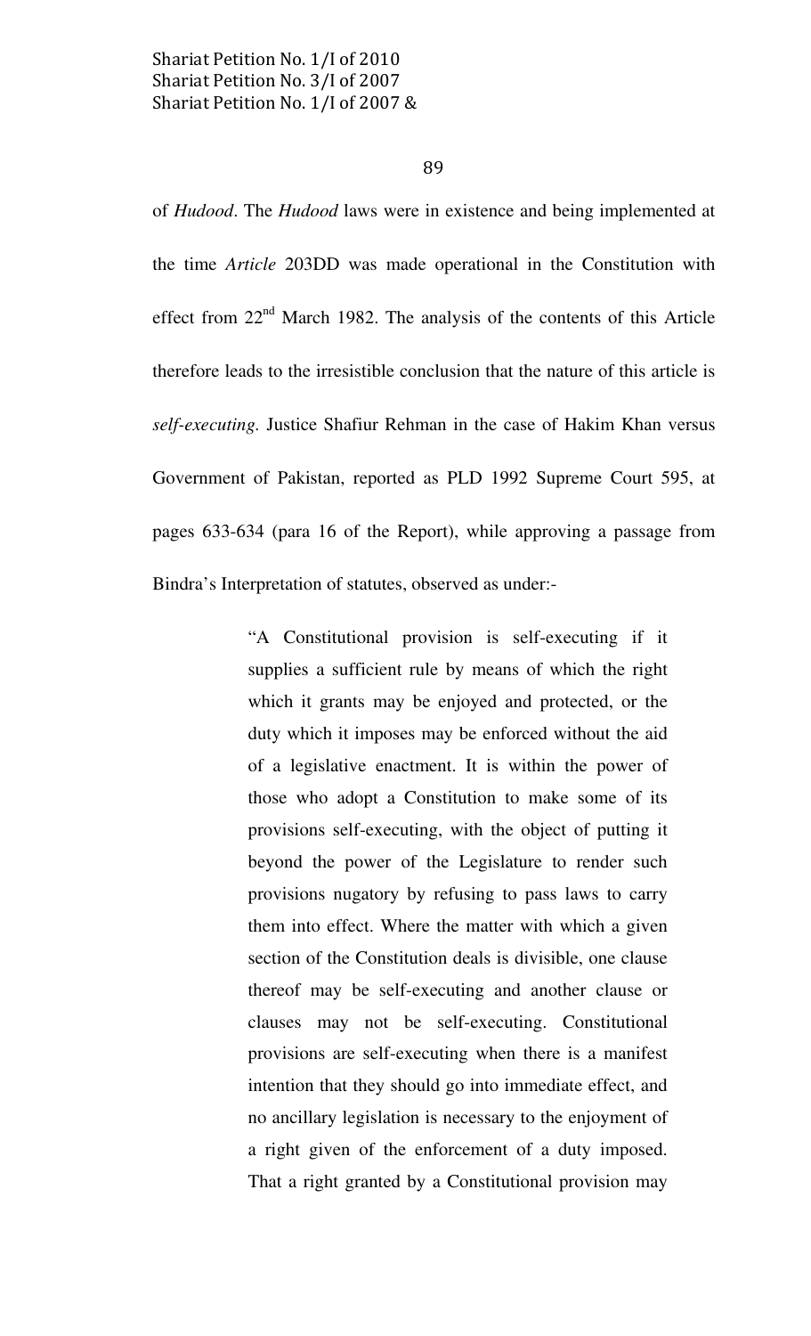of *Hudood*. The *Hudood* laws were in existence and being implemented at the time *Article* 203DD was made operational in the Constitution with effect from 22nd March 1982. The analysis of the contents of this Article therefore leads to the irresistible conclusion that the nature of this article is *self-executing.* Justice Shafiur Rehman in the case of Hakim Khan versus Government of Pakistan, reported as PLD 1992 Supreme Court 595, at pages 633-634 (para 16 of the Report), while approving a passage from Bindra's Interpretation of statutes, observed as under:-

> "A Constitutional provision is self-executing if it supplies a sufficient rule by means of which the right which it grants may be enjoyed and protected, or the duty which it imposes may be enforced without the aid of a legislative enactment. It is within the power of those who adopt a Constitution to make some of its provisions self-executing, with the object of putting it beyond the power of the Legislature to render such provisions nugatory by refusing to pass laws to carry them into effect. Where the matter with which a given section of the Constitution deals is divisible, one clause thereof may be self-executing and another clause or clauses may not be self-executing. Constitutional provisions are self-executing when there is a manifest intention that they should go into immediate effect, and no ancillary legislation is necessary to the enjoyment of a right given of the enforcement of a duty imposed. That a right granted by a Constitutional provision may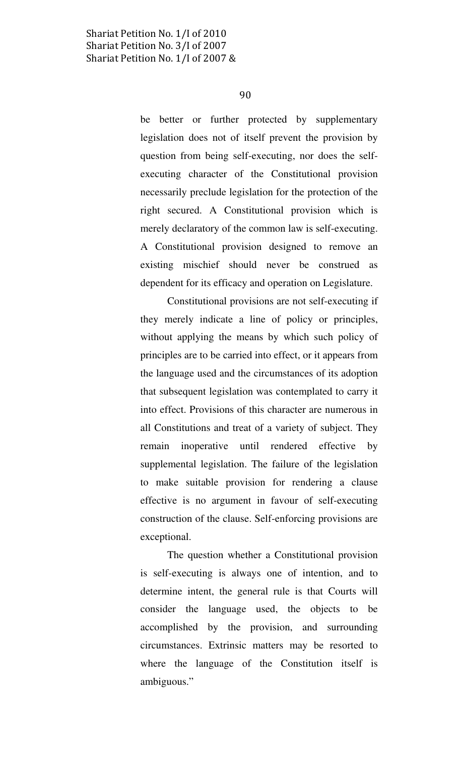be better or further protected by supplementary legislation does not of itself prevent the provision by question from being self-executing, nor does the self-executing character of the Constitutional provision necessarily preclude legislation for the protection of the right secured. A Constitutional provision which is merely declaratory of the common law is self-executing. A Constitutional provision designed to remove an existing mischief should never be construed as dependent for its efficacy and operation on Legislature.

Constitutional provisions are not self-executing if they merely indicate a line of policy or principles, without applying the means by which such policy of principles are to be carried into effect, or it appears from the language used and the circumstances of its adoption that subsequent legislation was contemplated to carry it into effect. Provisions of this character are numerous in all Constitutions and treat of a variety of subject. They remain inoperative until rendered effective by supplemental legislation. The failure of the legislation to make suitable provision for rendering a clause effective is no argument in favour of self-executing construction of the clause. Self-enforcing provisions are exceptional.

The question whether a Constitutional provision is self-executing is always one of intention, and to determine intent, the general rule is that Courts will consider the language used, the objects to be accomplished by the provision, and surrounding circumstances. Extrinsic matters may be resorted to where the language of the Constitution itself is ambiguous."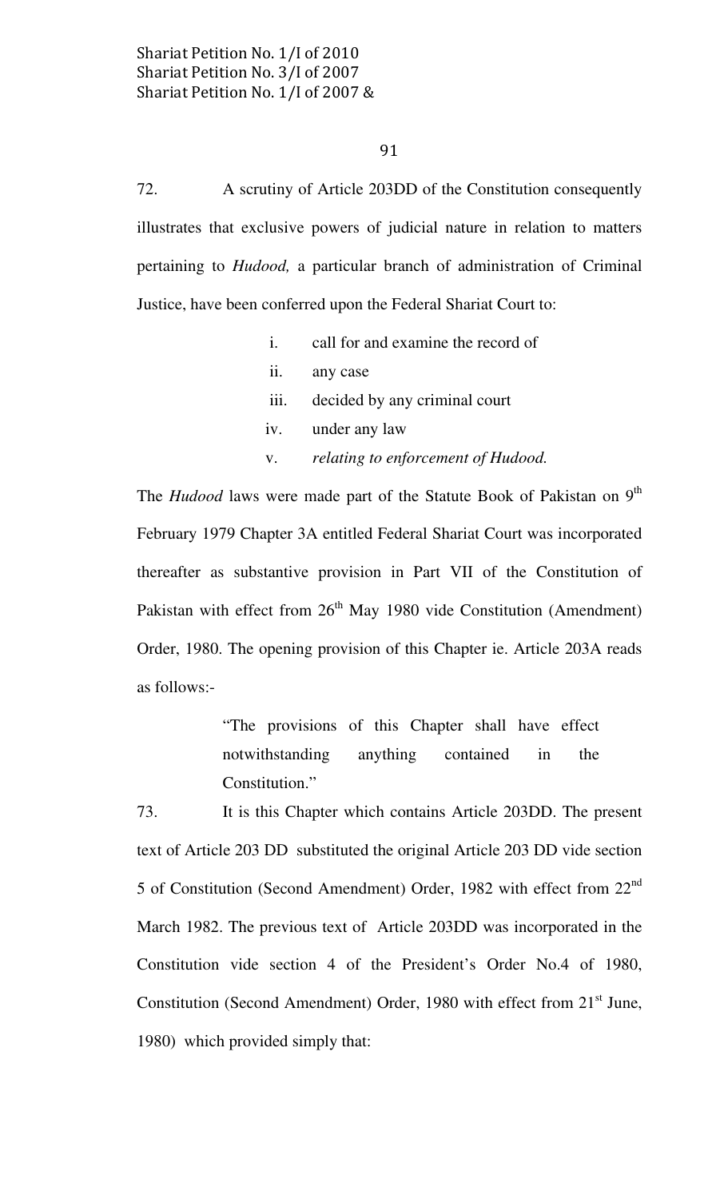72. A scrutiny of Article 203DD of the Constitution consequently illustrates that exclusive powers of judicial nature in relation to matters pertaining to *Hudood,* a particular branch of administration of Criminal Justice, have been conferred upon the Federal Shariat Court to:

> i. call for and examine the record of
> ii. any case
> iii. decided by any criminal court
> iv. under any law
> v. *relating to enforcement of Hudood.*

The *Hudood* laws were made part of the Statute Book of Pakistan on 9th February 1979 Chapter 3A entitled Federal Shariat Court was incorporated thereafter as substantive provision in Part VII of the Constitution of Pakistan with effect from 26th May 1980 vide Constitution (Amendment) Order, 1980. The opening provision of this Chapter ie. Article 203A reads as follows:-

> "The provisions of this Chapter shall have effect notwithstanding anything contained in the Constitution."

73. It is this Chapter which contains Article 203DD. The present text of Article 203 DD substituted the original Article 203 DD vide section 5 of Constitution (Second Amendment) Order, 1982 with effect from 22nd March 1982. The previous text of Article 203DD was incorporated in the Constitution vide section 4 of the President's Order No.4 of 1980, Constitution (Second Amendment) Order, 1980 with effect from 21st June, 1980) which provided simply that: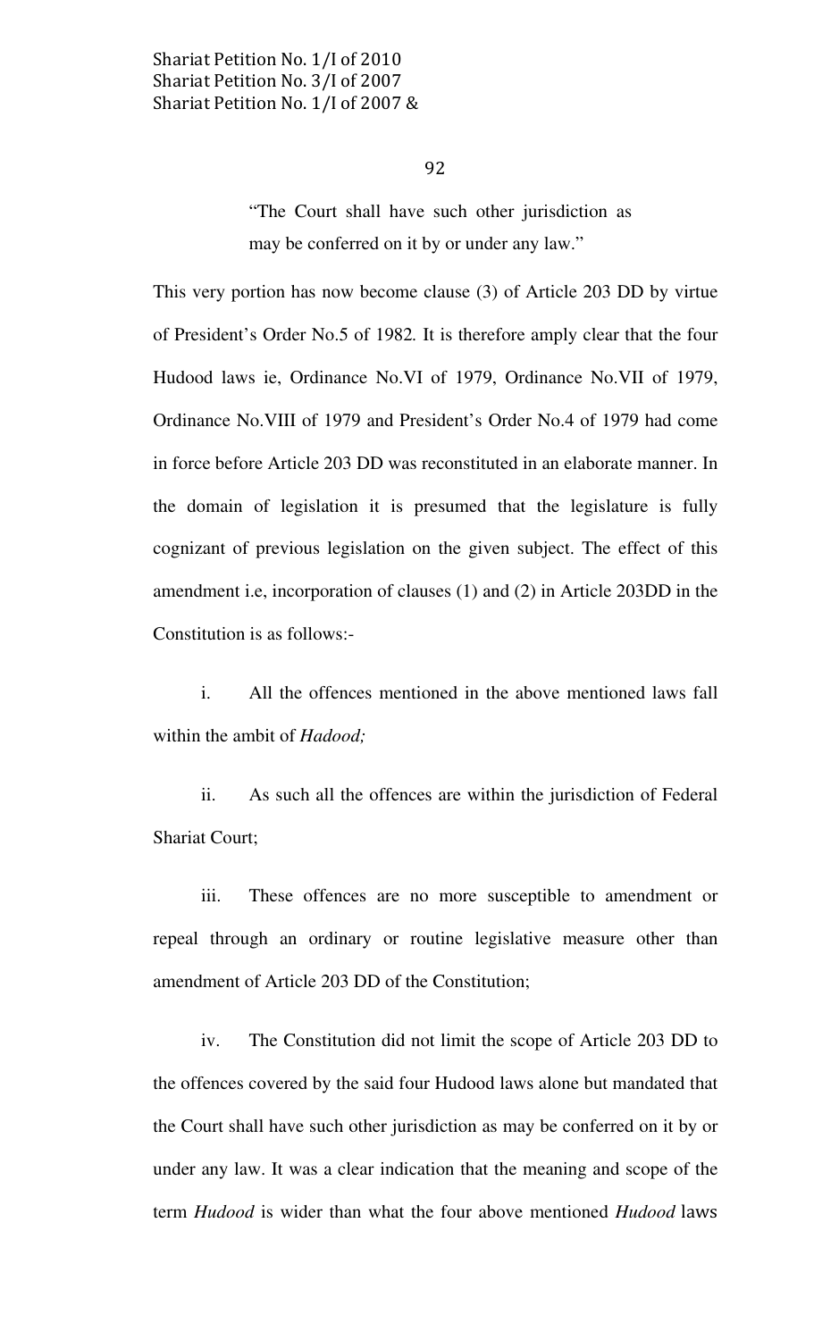> "The Court shall have such other jurisdiction as may be conferred on it by or under any law."

This very portion has now become clause (3) of Article 203 DD by virtue of President's Order No.5 of 1982. It is therefore amply clear that the four Hudood laws ie, Ordinance No.VI of 1979, Ordinance No.VII of 1979, Ordinance No.VIII of 1979 and President's Order No.4 of 1979 had come in force before Article 203 DD was reconstituted in an elaborate manner. In the domain of legislation it is presumed that the legislature is fully cognizant of previous legislation on the given subject. The effect of this amendment i.e, incorporation of clauses (1) and (2) in Article 203DD in the Constitution is as follows:-

i. All the offences mentioned in the above mentioned laws fall within the ambit of *Hadood;*

ii. As such all the offences are within the jurisdiction of Federal Shariat Court;

iii. These offences are no more susceptible to amendment or repeal through an ordinary or routine legislative measure other than amendment of Article 203 DD of the Constitution;

iv. The Constitution did not limit the scope of Article 203 DD to the offences covered by the said four Hudood laws alone but mandated that the Court shall have such other jurisdiction as may be conferred on it by or under any law. It was a clear indication that the meaning and scope of the term *Hudood* is wider than what the four above mentioned *Hudood* laws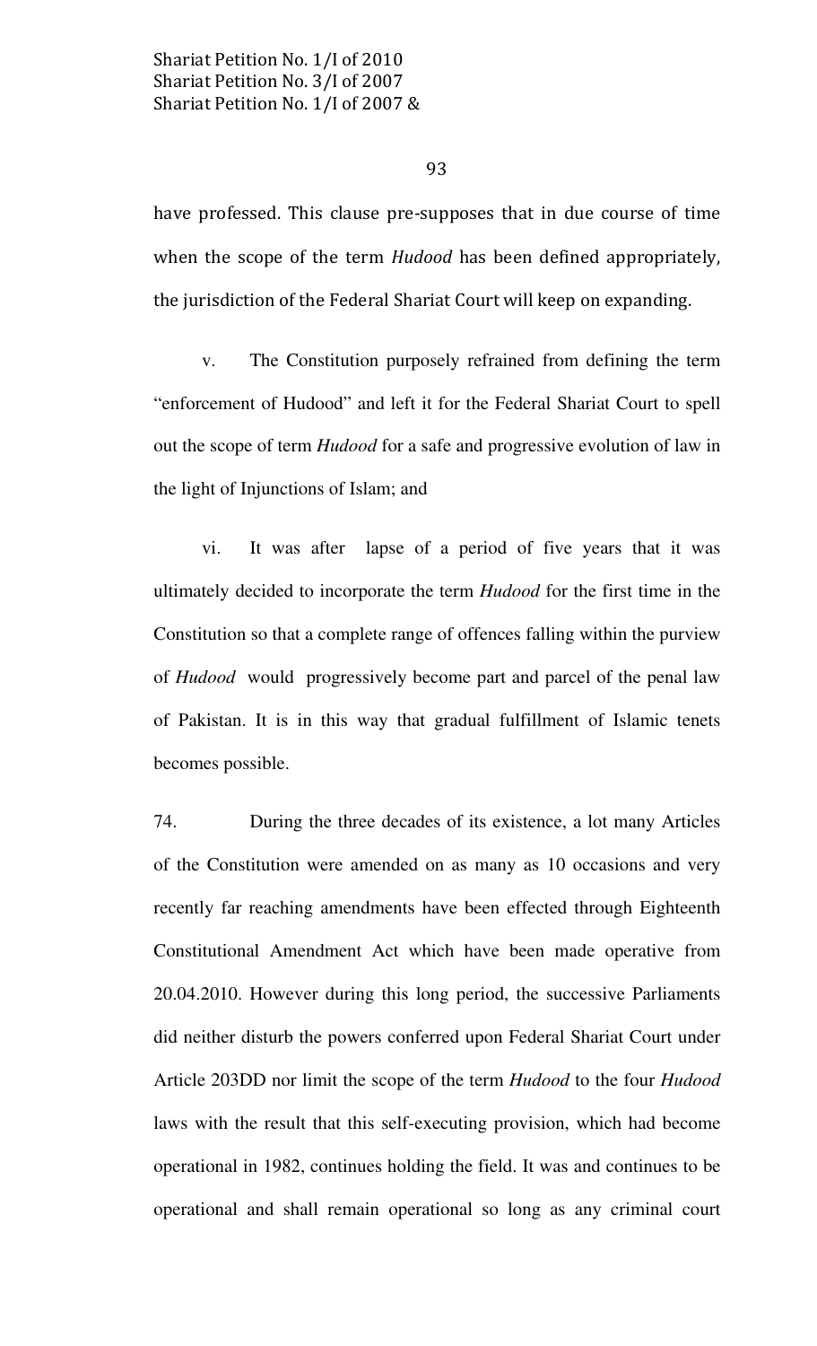have professed. This clause pre-supposes that in due course of time when the scope of the term *Hudood* has been defined appropriately, the jurisdiction of the Federal Shariat Court will keep on expanding.

v. The Constitution purposely refrained from defining the term "enforcement of Hudood" and left it for the Federal Shariat Court to spell out the scope of term *Hudood* for a safe and progressive evolution of law in the light of Injunctions of Islam; and

vi. It was after lapse of a period of five years that it was ultimately decided to incorporate the term *Hudood* for the first time in the Constitution so that a complete range of offences falling within the purview of *Hudood* would progressively become part and parcel of the penal law of Pakistan. It is in this way that gradual fulfillment of Islamic tenets becomes possible.

74. During the three decades of its existence, a lot many Articles of the Constitution were amended on as many as 10 occasions and very recently far reaching amendments have been effected through Eighteenth Constitutional Amendment Act which have been made operative from 20.04.2010. However during this long period, the successive Parliaments did neither disturb the powers conferred upon Federal Shariat Court under Article 203DD nor limit the scope of the term *Hudood* to the four *Hudood* laws with the result that this self-executing provision, which had become operational in 1982, continues holding the field. It was and continues to be operational and shall remain operational so long as any criminal court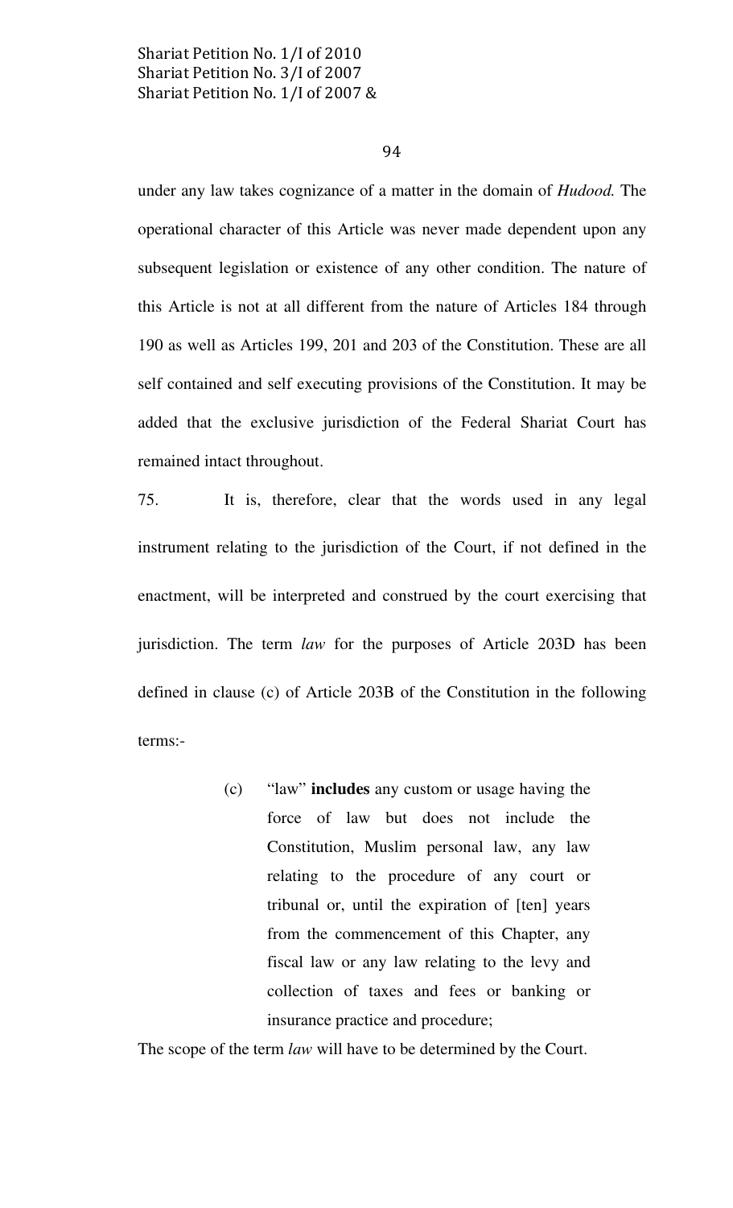under any law takes cognizance of a matter in the domain of *Hudood.* The operational character of this Article was never made dependent upon any subsequent legislation or existence of any other condition. The nature of this Article is not at all different from the nature of Articles 184 through 190 as well as Articles 199, 201 and 203 of the Constitution. These are all self contained and self executing provisions of the Constitution. It may be added that the exclusive jurisdiction of the Federal Shariat Court has remained intact throughout.

75. It is, therefore, clear that the words used in any legal instrument relating to the jurisdiction of the Court, if not defined in the enactment, will be interpreted and construed by the court exercising that jurisdiction. The term *law* for the purposes of Article 203D has been defined in clause (c) of Article 203B of the Constitution in the following terms:-

> (c) "law" **includes** any custom or usage having the force of law but does not include the Constitution, Muslim personal law, any law relating to the procedure of any court or tribunal or, until the expiration of [ten] years from the commencement of this Chapter, any fiscal law or any law relating to the levy and collection of taxes and fees or banking or insurance practice and procedure;

The scope of the term *law* will have to be determined by the Court.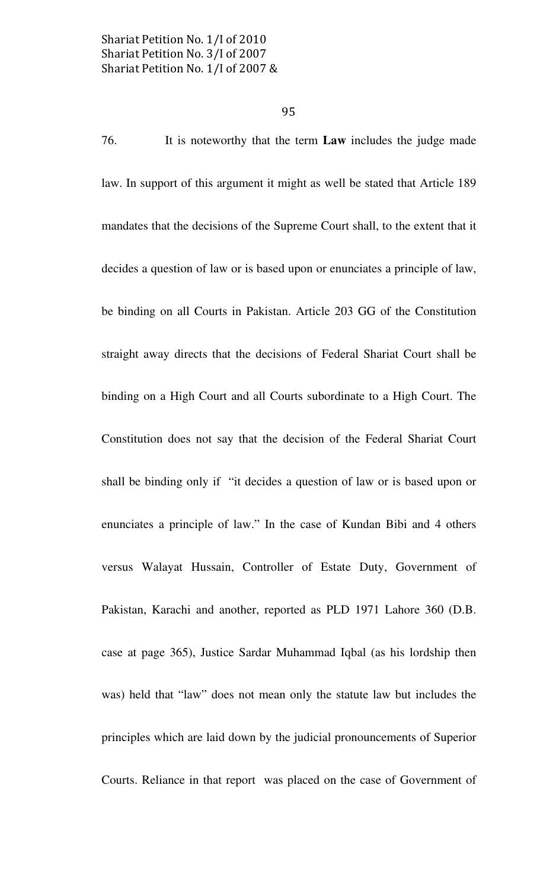76. It is noteworthy that the term **Law** includes the judge made law. In support of this argument it might as well be stated that Article 189 mandates that the decisions of the Supreme Court shall, to the extent that it decides a question of law or is based upon or enunciates a principle of law, be binding on all Courts in Pakistan. Article 203 GG of the Constitution straight away directs that the decisions of Federal Shariat Court shall be binding on a High Court and all Courts subordinate to a High Court. The Constitution does not say that the decision of the Federal Shariat Court shall be binding only if "it decides a question of law or is based upon or enunciates a principle of law." In the case of Kundan Bibi and 4 others versus Walayat Hussain, Controller of Estate Duty, Government of Pakistan, Karachi and another, reported as PLD 1971 Lahore 360 (D.B. case at page 365), Justice Sardar Muhammad Iqbal (as his lordship then was) held that "law" does not mean only the statute law but includes the principles which are laid down by the judicial pronouncements of Superior Courts. Reliance in that report was placed on the case of Government of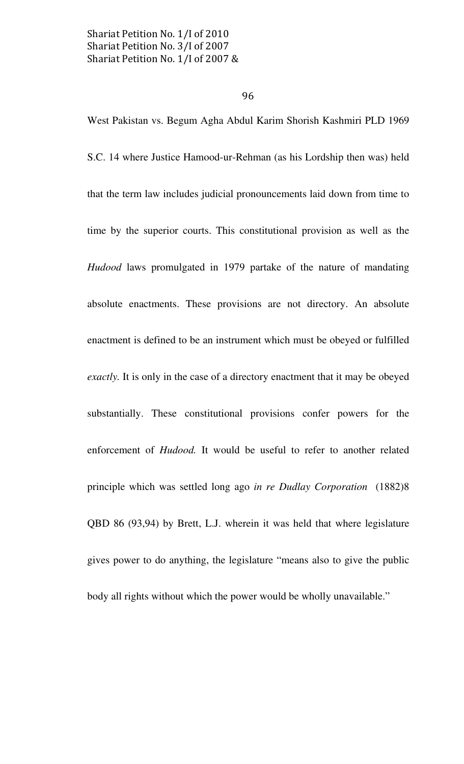West Pakistan vs. Begum Agha Abdul Karim Shorish Kashmiri PLD 1969 S.C. 14 where Justice Hamood-ur-Rehman (as his Lordship then was) held that the term law includes judicial pronouncements laid down from time to time by the superior courts. This constitutional provision as well as the *Hudood* laws promulgated in 1979 partake of the nature of mandating absolute enactments. These provisions are not directory. An absolute enactment is defined to be an instrument which must be obeyed or fulfilled *exactly.* It is only in the case of a directory enactment that it may be obeyed substantially. These constitutional provisions confer powers for the enforcement of *Hudood.* It would be useful to refer to another related principle which was settled long ago *in re Dudlay Corporation* (1882)8 QBD 86 (93,94) by Brett, L.J. wherein it was held that where legislature gives power to do anything, the legislature "means also to give the public body all rights without which the power would be wholly unavailable."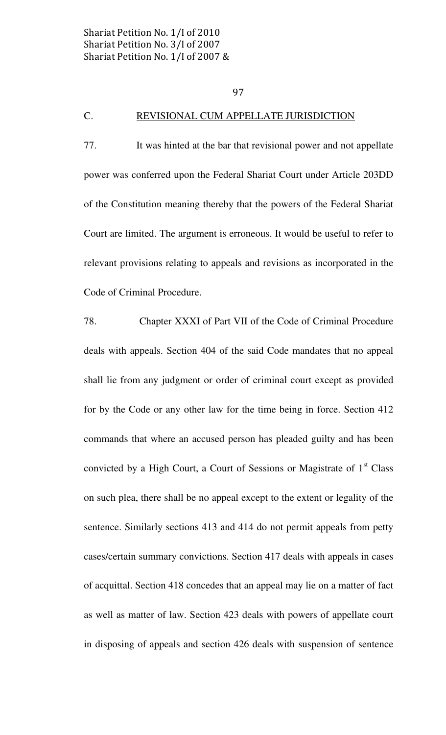## C. REVISIONAL CUM APPELLATE JURISDICTION

77. It was hinted at the bar that revisional power and not appellate power was conferred upon the Federal Shariat Court under Article 203DD of the Constitution meaning thereby that the powers of the Federal Shariat Court are limited. The argument is erroneous. It would be useful to refer to relevant provisions relating to appeals and revisions as incorporated in the Code of Criminal Procedure.

78. Chapter XXXI of Part VII of the Code of Criminal Procedure deals with appeals. Section 404 of the said Code mandates that no appeal shall lie from any judgment or order of criminal court except as provided for by the Code or any other law for the time being in force. Section 412 commands that where an accused person has pleaded guilty and has been convicted by a High Court, a Court of Sessions or Magistrate of 1st Class on such plea, there shall be no appeal except to the extent or legality of the sentence. Similarly sections 413 and 414 do not permit appeals from petty cases/certain summary convictions. Section 417 deals with appeals in cases of acquittal. Section 418 concedes that an appeal may lie on a matter of fact as well as matter of law. Section 423 deals with powers of appellate court in disposing of appeals and section 426 deals with suspension of sentence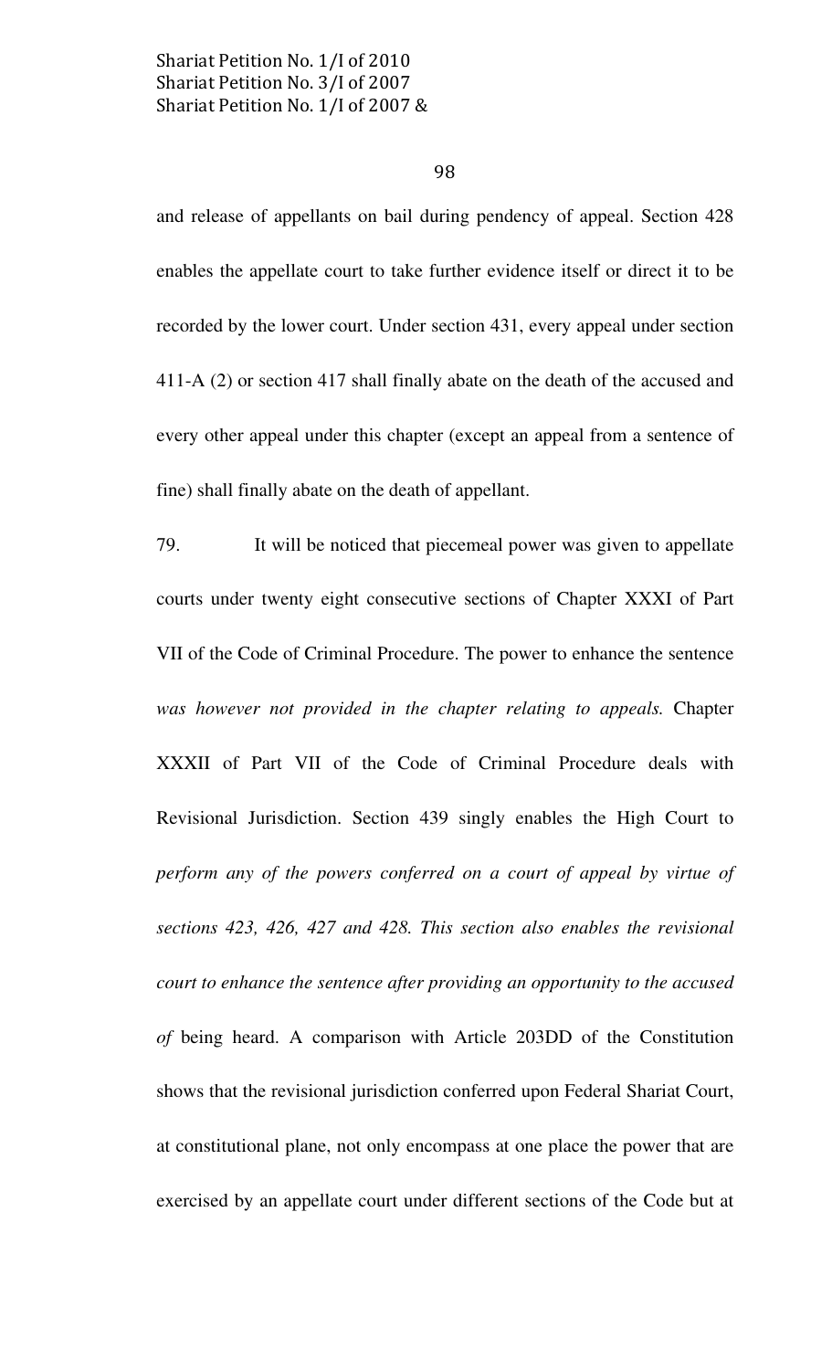and release of appellants on bail during pendency of appeal. Section 428 enables the appellate court to take further evidence itself or direct it to be recorded by the lower court. Under section 431, every appeal under section 411-A (2) or section 417 shall finally abate on the death of the accused and every other appeal under this chapter (except an appeal from a sentence of fine) shall finally abate on the death of appellant.

79. It will be noticed that piecemeal power was given to appellate courts under twenty eight consecutive sections of Chapter XXXI of Part VII of the Code of Criminal Procedure. The power to enhance the sentence *was however not provided in the chapter relating to appeals.* Chapter XXXII of Part VII of the Code of Criminal Procedure deals with Revisional Jurisdiction. Section 439 singly enables the High Court to *perform any of the powers conferred on a court of appeal by virtue of sections 423, 426, 427 and 428. This section also enables the revisional court to enhance the sentence after providing an opportunity to the accused of* being heard. A comparison with Article 203DD of the Constitution shows that the revisional jurisdiction conferred upon Federal Shariat Court, at constitutional plane, not only encompass at one place the power that are exercised by an appellate court under different sections of the Code but at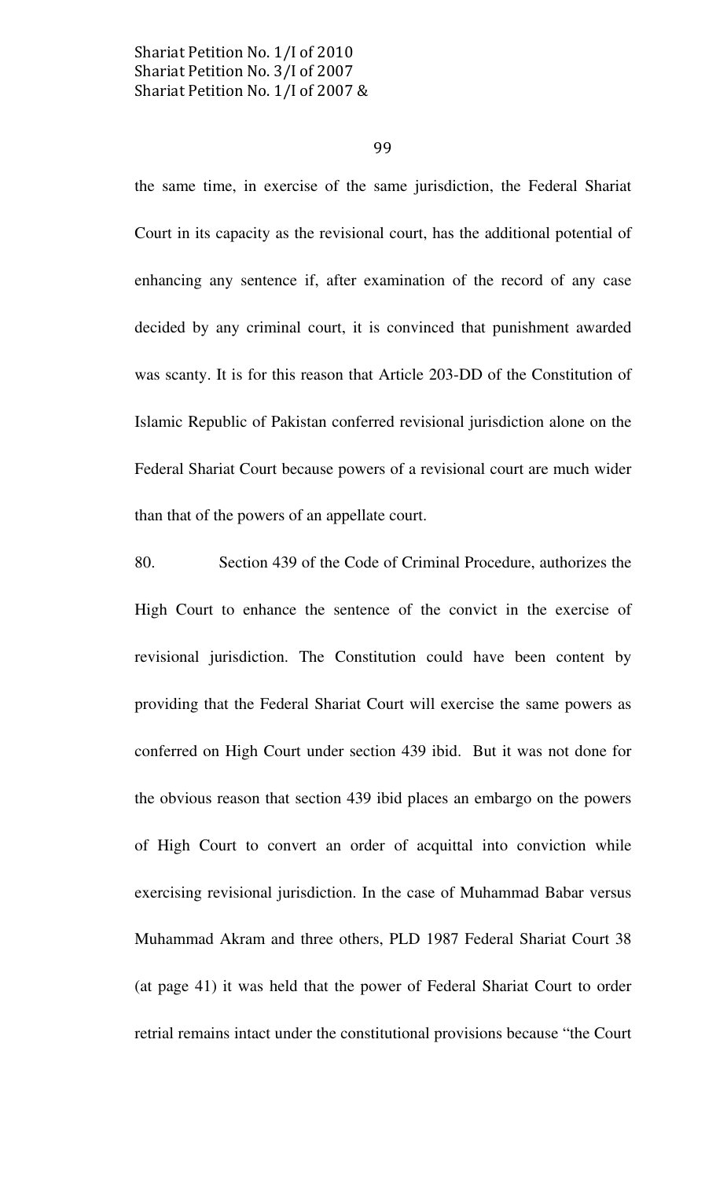the same time, in exercise of the same jurisdiction, the Federal Shariat Court in its capacity as the revisional court, has the additional potential of enhancing any sentence if, after examination of the record of any case decided by any criminal court, it is convinced that punishment awarded was scanty. It is for this reason that Article 203-DD of the Constitution of Islamic Republic of Pakistan conferred revisional jurisdiction alone on the Federal Shariat Court because powers of a revisional court are much wider than that of the powers of an appellate court.

80. Section 439 of the Code of Criminal Procedure, authorizes the High Court to enhance the sentence of the convict in the exercise of revisional jurisdiction. The Constitution could have been content by providing that the Federal Shariat Court will exercise the same powers as conferred on High Court under section 439 ibid. But it was not done for the obvious reason that section 439 ibid places an embargo on the powers of High Court to convert an order of acquittal into conviction while exercising revisional jurisdiction. In the case of Muhammad Babar versus Muhammad Akram and three others, PLD 1987 Federal Shariat Court 38 (at page 41) it was held that the power of Federal Shariat Court to order retrial remains intact under the constitutional provisions because "the Court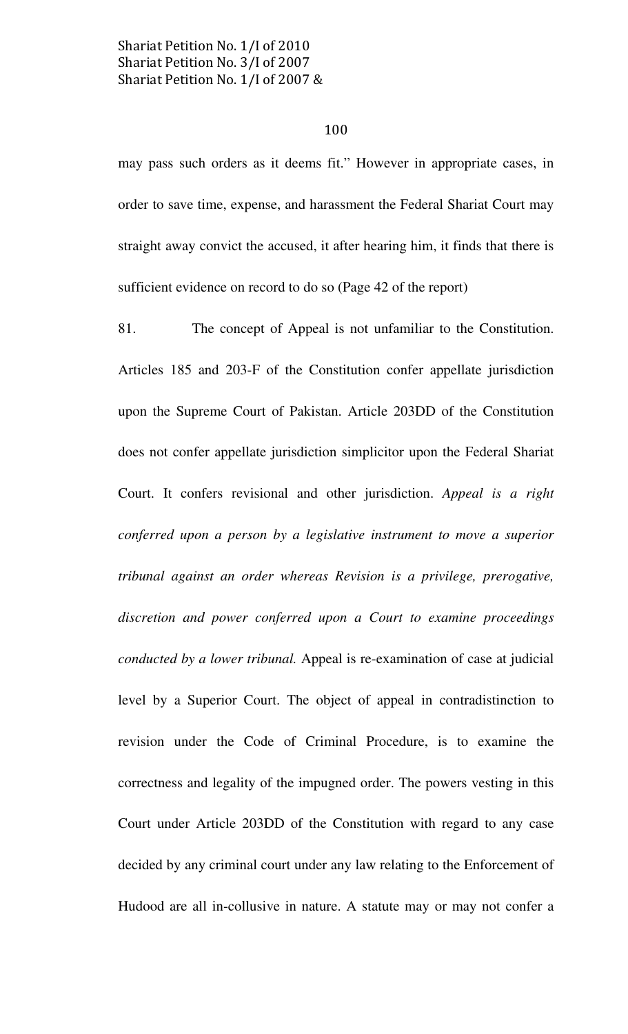may pass such orders as it deems fit." However in appropriate cases, in order to save time, expense, and harassment the Federal Shariat Court may straight away convict the accused, it after hearing him, it finds that there is sufficient evidence on record to do so (Page 42 of the report)

81. The concept of Appeal is not unfamiliar to the Constitution. Articles 185 and 203-F of the Constitution confer appellate jurisdiction upon the Supreme Court of Pakistan. Article 203DD of the Constitution does not confer appellate jurisdiction simplicitor upon the Federal Shariat Court. It confers revisional and other jurisdiction. *Appeal is a right conferred upon a person by a legislative instrument to move a superior tribunal against an order whereas Revision is a privilege, prerogative, discretion and power conferred upon a Court to examine proceedings conducted by a lower tribunal.* Appeal is re-examination of case at judicial level by a Superior Court. The object of appeal in contradistinction to revision under the Code of Criminal Procedure, is to examine the correctness and legality of the impugned order. The powers vesting in this Court under Article 203DD of the Constitution with regard to any case decided by any criminal court under any law relating to the Enforcement of Hudood are all in-collusive in nature. A statute may or may not confer a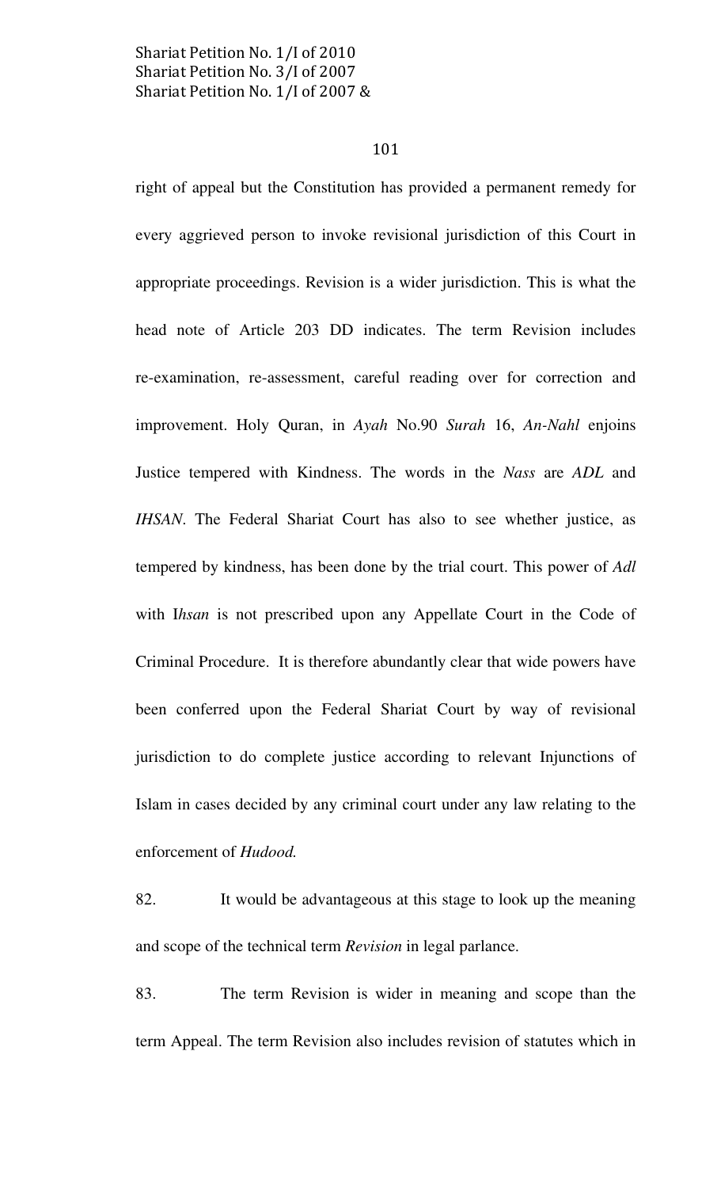right of appeal but the Constitution has provided a permanent remedy for every aggrieved person to invoke revisional jurisdiction of this Court in appropriate proceedings. Revision is a wider jurisdiction. This is what the head note of Article 203 DD indicates. The term Revision includes re-examination, re-assessment, careful reading over for correction and improvement. Holy Quran, in *Ayah* No.90 *Surah* 16, *An-Nahl* enjoins Justice tempered with Kindness. The words in the *Nass* are *ADL* and *IHSAN*. The Federal Shariat Court has also to see whether justice, as tempered by kindness, has been done by the trial court. This power of *Adl* with I*hsan* is not prescribed upon any Appellate Court in the Code of Criminal Procedure. It is therefore abundantly clear that wide powers have been conferred upon the Federal Shariat Court by way of revisional jurisdiction to do complete justice according to relevant Injunctions of Islam in cases decided by any criminal court under any law relating to the enforcement of *Hudood.*

82. It would be advantageous at this stage to look up the meaning and scope of the technical term *Revision* in legal parlance.

83. The term Revision is wider in meaning and scope than the term Appeal. The term Revision also includes revision of statutes which in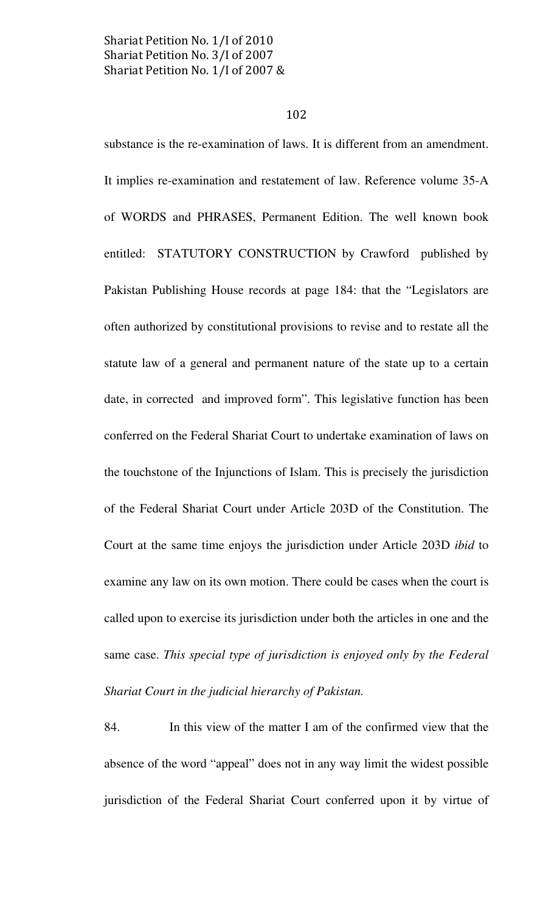substance is the re-examination of laws. It is different from an amendment. It implies re-examination and restatement of law. Reference volume 35-A of WORDS and PHRASES, Permanent Edition. The well known book entitled: STATUTORY CONSTRUCTION by Crawford published by Pakistan Publishing House records at page 184: that the "Legislators are often authorized by constitutional provisions to revise and to restate all the statute law of a general and permanent nature of the state up to a certain date, in corrected and improved form". This legislative function has been conferred on the Federal Shariat Court to undertake examination of laws on the touchstone of the Injunctions of Islam. This is precisely the jurisdiction of the Federal Shariat Court under Article 203D of the Constitution. The Court at the same time enjoys the jurisdiction under Article 203D *ibid* to examine any law on its own motion. There could be cases when the court is called upon to exercise its jurisdiction under both the articles in one and the same case. *This special type of jurisdiction is enjoyed only by the Federal Shariat Court in the judicial hierarchy of Pakistan.*

84. In this view of the matter I am of the confirmed view that the absence of the word "appeal" does not in any way limit the widest possible jurisdiction of the Federal Shariat Court conferred upon it by virtue of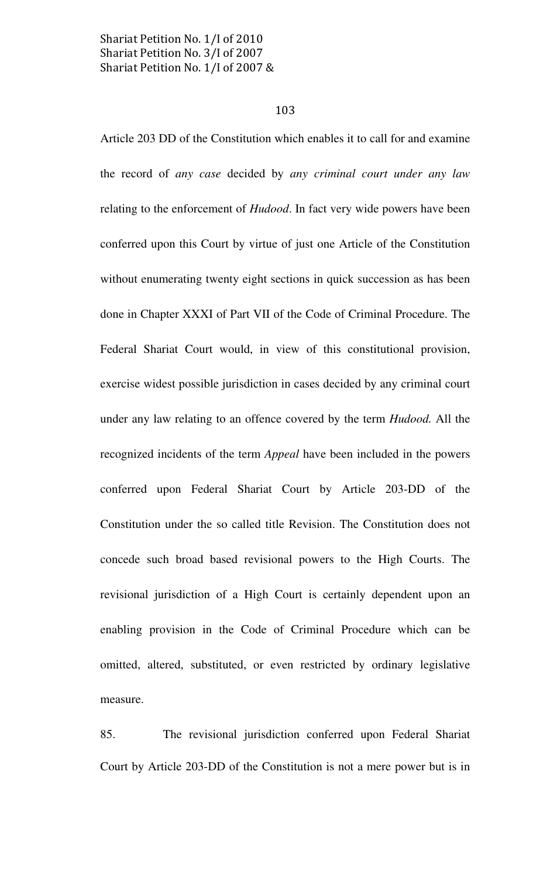Article 203 DD of the Constitution which enables it to call for and examine the record of *any case* decided by *any criminal court under any law* relating to the enforcement of *Hudood*. In fact very wide powers have been conferred upon this Court by virtue of just one Article of the Constitution without enumerating twenty eight sections in quick succession as has been done in Chapter XXXI of Part VII of the Code of Criminal Procedure. The Federal Shariat Court would, in view of this constitutional provision, exercise widest possible jurisdiction in cases decided by any criminal court under any law relating to an offence covered by the term *Hudood.* All the recognized incidents of the term *Appeal* have been included in the powers conferred upon Federal Shariat Court by Article 203-DD of the Constitution under the so called title Revision. The Constitution does not concede such broad based revisional powers to the High Courts. The revisional jurisdiction of a High Court is certainly dependent upon an enabling provision in the Code of Criminal Procedure which can be omitted, altered, substituted, or even restricted by ordinary legislative measure.

85. The revisional jurisdiction conferred upon Federal Shariat Court by Article 203-DD of the Constitution is not a mere power but is in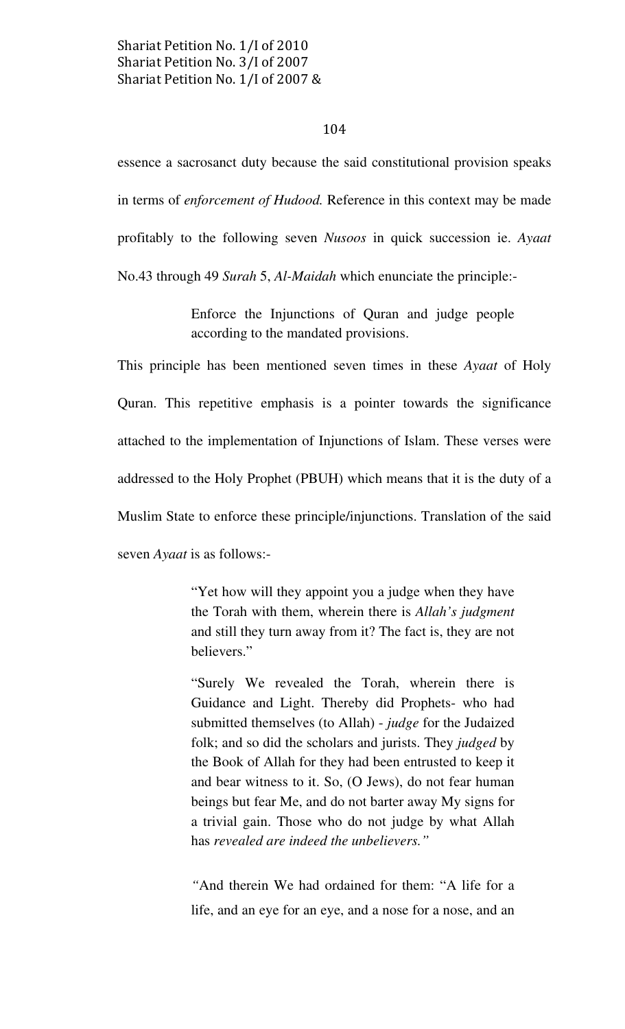essence a sacrosanct duty because the said constitutional provision speaks in terms of *enforcement of Hudood.* Reference in this context may be made profitably to the following seven *Nusoos* in quick succession ie. *Ayaat* No.43 through 49 *Surah* 5, *Al-Maidah* which enunciate the principle:-

> Enforce the Injunctions of Quran and judge people according to the mandated provisions.

This principle has been mentioned seven times in these *Ayaat* of Holy Quran. This repetitive emphasis is a pointer towards the significance attached to the implementation of Injunctions of Islam. These verses were addressed to the Holy Prophet (PBUH) which means that it is the duty of a Muslim State to enforce these principle/injunctions. Translation of the said seven *Ayaat* is as follows:-

> "Yet how will they appoint you a judge when they have the Torah with them, wherein there is *Allah's judgment* and still they turn away from it? The fact is, they are not believers."
>
> "Surely We revealed the Torah, wherein there is Guidance and Light. Thereby did Prophets- who had submitted themselves (to Allah) - *judge* for the Judaized folk; and so did the scholars and jurists. They *judged* by the Book of Allah for they had been entrusted to keep it and bear witness to it. So, (O Jews), do not fear human beings but fear Me, and do not barter away My signs for a trivial gain. Those who do not judge by what Allah has *revealed are indeed the unbelievers."*
>
> *"*And therein We had ordained for them: "A life for a life, and an eye for an eye, and a nose for a nose, and an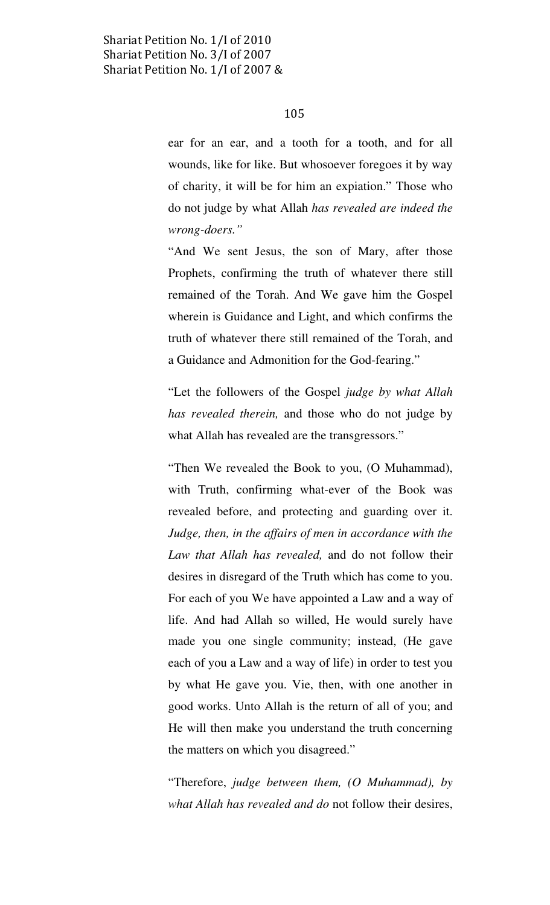ear for an ear, and a tooth for a tooth, and for all wounds, like for like. But whosoever foregoes it by way of charity, it will be for him an expiation." Those who do not judge by what Allah *has revealed are indeed the wrong-doers."*

"And We sent Jesus, the son of Mary, after those Prophets, confirming the truth of whatever there still remained of the Torah. And We gave him the Gospel wherein is Guidance and Light, and which confirms the truth of whatever there still remained of the Torah, and a Guidance and Admonition for the God-fearing."

"Let the followers of the Gospel *judge by what Allah has revealed therein,* and those who do not judge by what Allah has revealed are the transgressors."

"Then We revealed the Book to you, (O Muhammad), with Truth, confirming what-ever of the Book was revealed before, and protecting and guarding over it. *Judge, then, in the affairs of men in accordance with the Law that Allah has revealed,* and do not follow their desires in disregard of the Truth which has come to you. For each of you We have appointed a Law and a way of life. And had Allah so willed, He would surely have made you one single community; instead, (He gave each of you a Law and a way of life) in order to test you by what He gave you. Vie, then, with one another in good works. Unto Allah is the return of all of you; and He will then make you understand the truth concerning the matters on which you disagreed."

"Therefore, *judge between them, (O Muhammad), by what Allah has revealed and do* not follow their desires,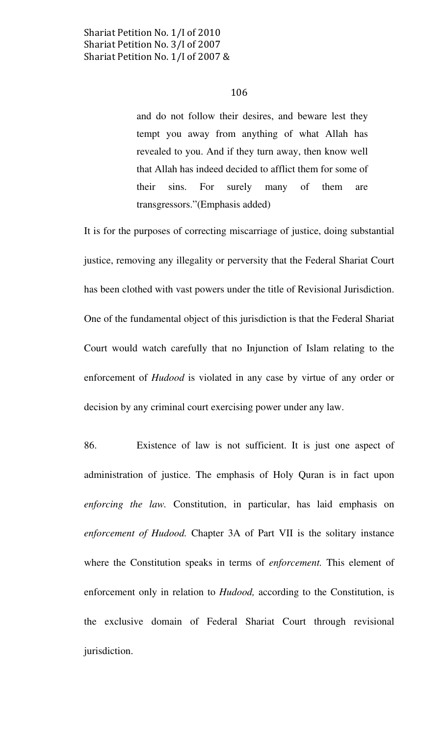> and do not follow their desires, and beware lest they tempt you away from anything of what Allah has revealed to you. And if they turn away, then know well that Allah has indeed decided to afflict them for some of their sins. For surely many of them are transgressors."(Emphasis added)

It is for the purposes of correcting miscarriage of justice, doing substantial justice, removing any illegality or perversity that the Federal Shariat Court has been clothed with vast powers under the title of Revisional Jurisdiction. One of the fundamental object of this jurisdiction is that the Federal Shariat Court would watch carefully that no Injunction of Islam relating to the enforcement of *Hudood* is violated in any case by virtue of any order or decision by any criminal court exercising power under any law.

86. Existence of law is not sufficient. It is just one aspect of administration of justice. The emphasis of Holy Quran is in fact upon *enforcing the law.* Constitution, in particular, has laid emphasis on *enforcement of Hudood.* Chapter 3A of Part VII is the solitary instance where the Constitution speaks in terms of *enforcement.* This element of enforcement only in relation to *Hudood,* according to the Constitution, is the exclusive domain of Federal Shariat Court through revisional jurisdiction.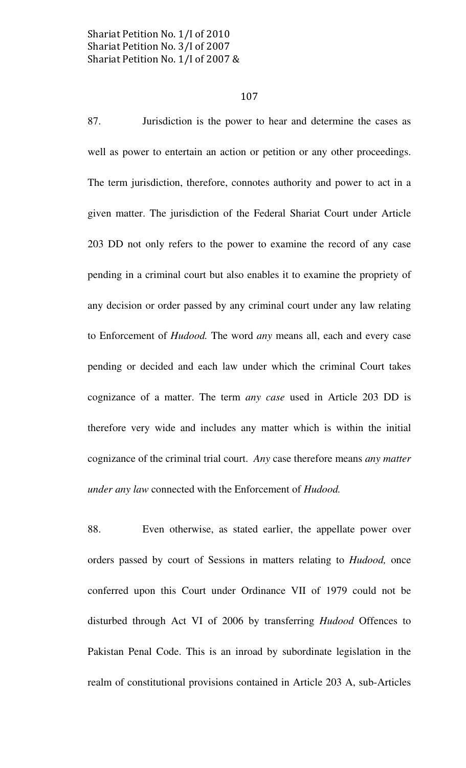87. Jurisdiction is the power to hear and determine the cases as well as power to entertain an action or petition or any other proceedings. The term jurisdiction, therefore, connotes authority and power to act in a given matter. The jurisdiction of the Federal Shariat Court under Article 203 DD not only refers to the power to examine the record of any case pending in a criminal court but also enables it to examine the propriety of any decision or order passed by any criminal court under any law relating to Enforcement of *Hudood.* The word *any* means all, each and every case pending or decided and each law under which the criminal Court takes cognizance of a matter. The term *any case* used in Article 203 DD is therefore very wide and includes any matter which is within the initial cognizance of the criminal trial court. *Any* case therefore means *any matter under any law* connected with the Enforcement of *Hudood.*

88. Even otherwise, as stated earlier, the appellate power over orders passed by court of Sessions in matters relating to *Hudood,* once conferred upon this Court under Ordinance VII of 1979 could not be disturbed through Act VI of 2006 by transferring *Hudood* Offences to Pakistan Penal Code. This is an inroad by subordinate legislation in the realm of constitutional provisions contained in Article 203 A, sub-Articles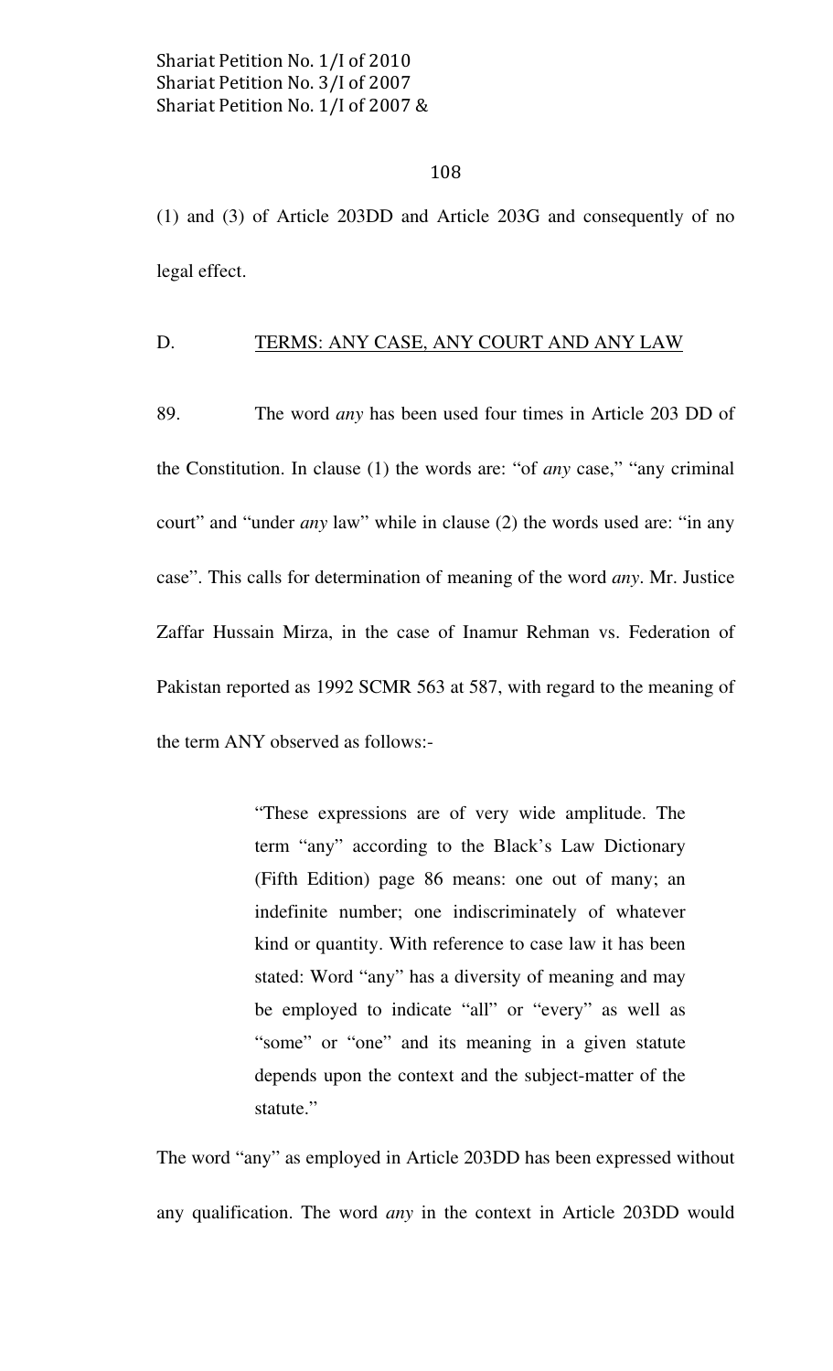(1) and (3) of Article 203DD and Article 203G and consequently of no legal effect.

## D. TERMS: ANY CASE, ANY COURT AND ANY LAW

89. The word *any* has been used four times in Article 203 DD of the Constitution. In clause (1) the words are: "of *any* case," "any criminal court" and "under *any* law" while in clause (2) the words used are: "in any case". This calls for determination of meaning of the word *any*. Mr. Justice Zaffar Hussain Mirza, in the case of Inamur Rehman vs. Federation of Pakistan reported as 1992 SCMR 563 at 587, with regard to the meaning of the term ANY observed as follows:-

> "These expressions are of very wide amplitude. The term "any" according to the Black's Law Dictionary (Fifth Edition) page 86 means: one out of many; an indefinite number; one indiscriminately of whatever kind or quantity. With reference to case law it has been stated: Word "any" has a diversity of meaning and may be employed to indicate "all" or "every" as well as "some" or "one" and its meaning in a given statute depends upon the context and the subject-matter of the statute."

The word "any" as employed in Article 203DD has been expressed without any qualification. The word *any* in the context in Article 203DD would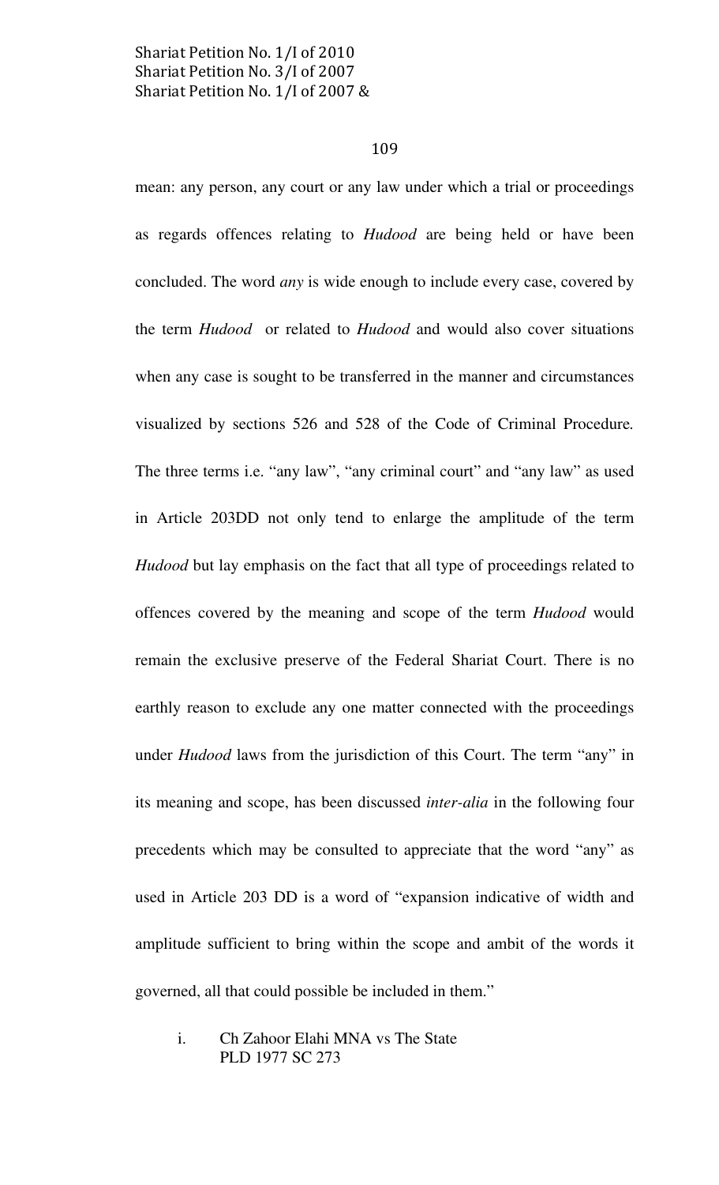mean: any person, any court or any law under which a trial or proceedings as regards offences relating to *Hudood* are being held or have been concluded. The word *any* is wide enough to include every case, covered by the term *Hudood* or related to *Hudood* and would also cover situations when any case is sought to be transferred in the manner and circumstances visualized by sections 526 and 528 of the Code of Criminal Procedure. The three terms i.e. "any law", "any criminal court" and "any law" as used in Article 203DD not only tend to enlarge the amplitude of the term *Hudood* but lay emphasis on the fact that all type of proceedings related to offences covered by the meaning and scope of the term *Hudood* would remain the exclusive preserve of the Federal Shariat Court. There is no earthly reason to exclude any one matter connected with the proceedings under *Hudood* laws from the jurisdiction of this Court. The term "any" in its meaning and scope, has been discussed *inter-alia* in the following four precedents which may be consulted to appreciate that the word "any" as used in Article 203 DD is a word of "expansion indicative of width and amplitude sufficient to bring within the scope and ambit of the words it governed, all that could possible be included in them."

i. Ch Zahoor Elahi MNA vs The State
PLD 1977 SC 273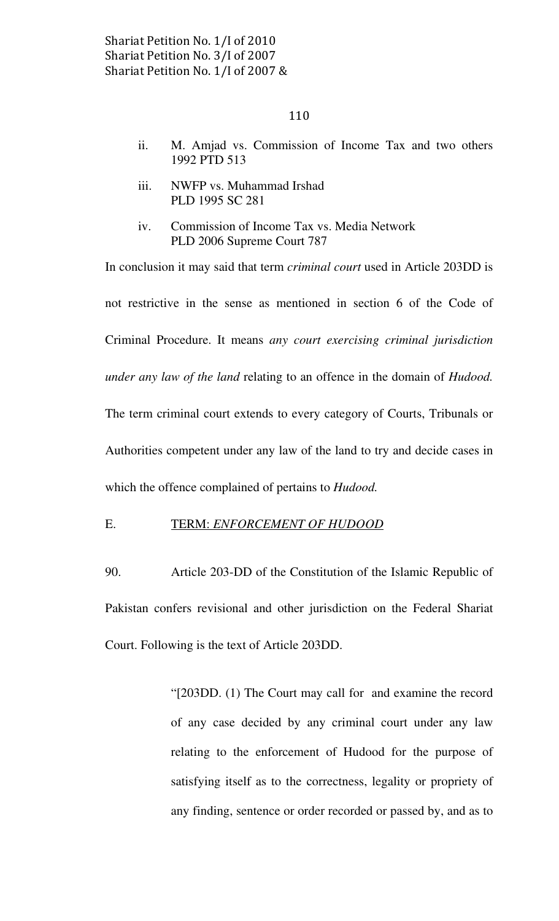ii. M. Amjad vs. Commission of Income Tax and two others 1992 PTD 513

iii. NWFP vs. Muhammad Irshad PLD 1995 SC 281

iv. Commission of Income Tax vs. Media Network PLD 2006 Supreme Court 787

In conclusion it may said that term *criminal court* used in Article 203DD is not restrictive in the sense as mentioned in section 6 of the Code of Criminal Procedure. It means *any court exercising criminal jurisdiction under any law of the land* relating to an offence in the domain of *Hudood.* The term criminal court extends to every category of Courts, Tribunals or Authorities competent under any law of the land to try and decide cases in which the offence complained of pertains to *Hudood.*

E. TERM: *ENFORCEMENT OF HUDOOD*

90. Article 203-DD of the Constitution of the Islamic Republic of Pakistan confers revisional and other jurisdiction on the Federal Shariat Court. Following is the text of Article 203DD.

> "[203DD. (1) The Court may call for and examine the record of any case decided by any criminal court under any law relating to the enforcement of Hudood for the purpose of satisfying itself as to the correctness, legality or propriety of any finding, sentence or order recorded or passed by, and as to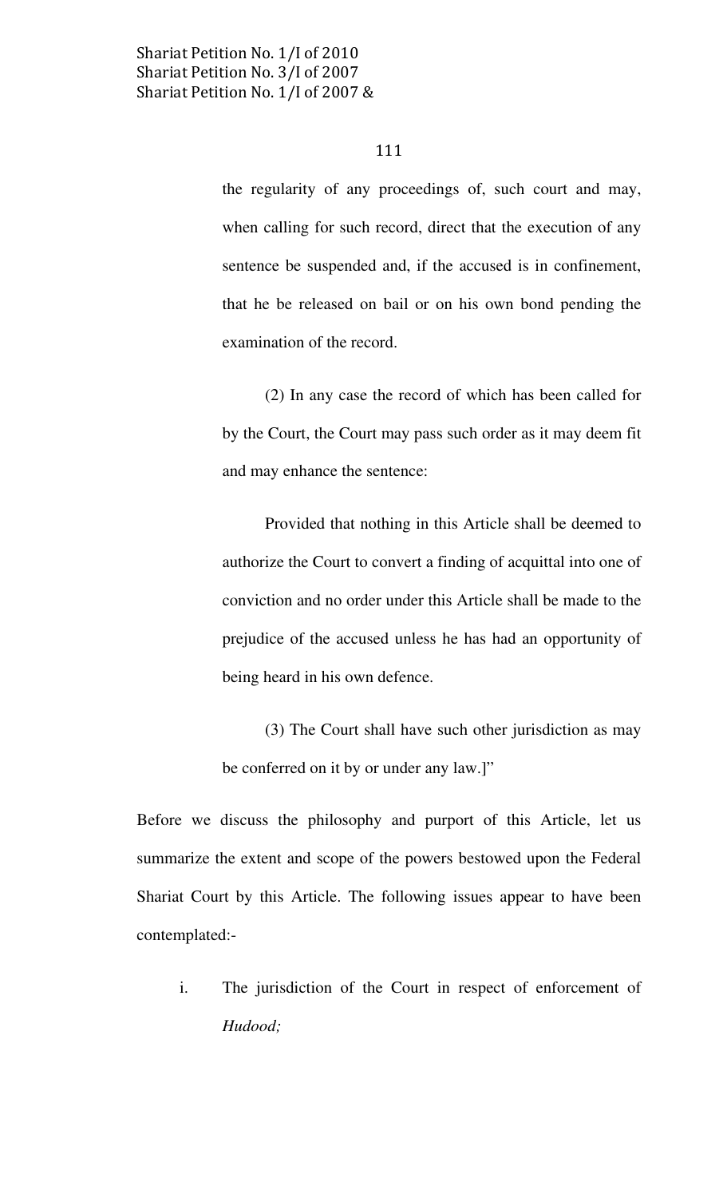> the regularity of any proceedings of, such court and may, when calling for such record, direct that the execution of any sentence be suspended and, if the accused is in confinement, that he be released on bail or on his own bond pending the examination of the record.
>
> (2) In any case the record of which has been called for by the Court, the Court may pass such order as it may deem fit and may enhance the sentence:
>
> Provided that nothing in this Article shall be deemed to authorize the Court to convert a finding of acquittal into one of conviction and no order under this Article shall be made to the prejudice of the accused unless he has had an opportunity of being heard in his own defence.
>
> (3) The Court shall have such other jurisdiction as may be conferred on it by or under any law.]"

Before we discuss the philosophy and purport of this Article, let us summarize the extent and scope of the powers bestowed upon the Federal Shariat Court by this Article. The following issues appear to have been contemplated:-

i. The jurisdiction of the Court in respect of enforcement of *Hudood;*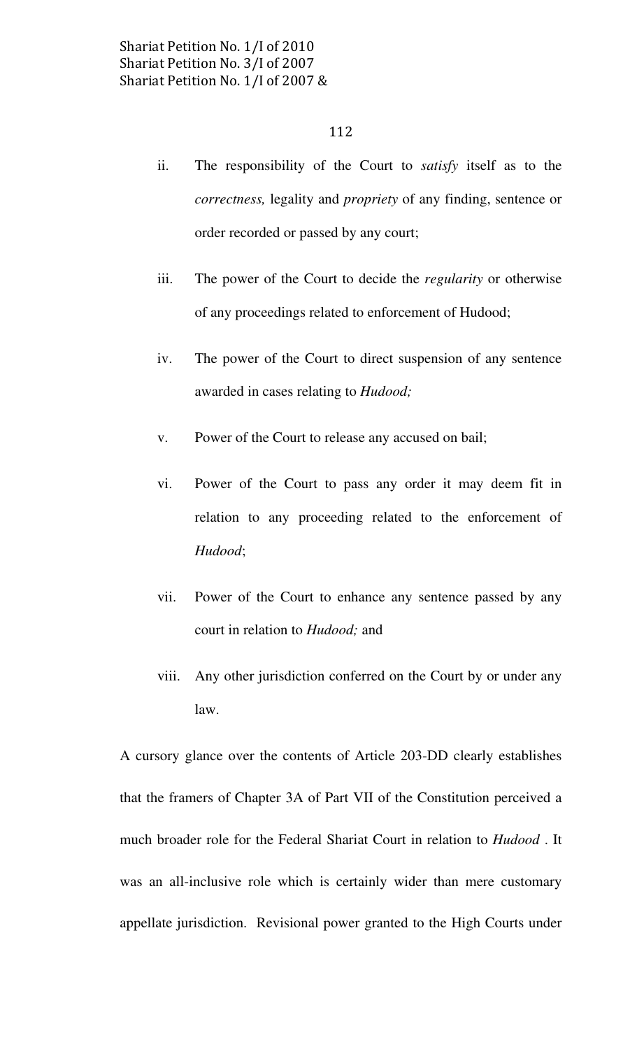ii. The responsibility of the Court to *satisfy* itself as to the *correctness,* legality and *propriety* of any finding, sentence or order recorded or passed by any court;

iii. The power of the Court to decide the *regularity* or otherwise of any proceedings related to enforcement of Hudood;

iv. The power of the Court to direct suspension of any sentence awarded in cases relating to *Hudood;*

v. Power of the Court to release any accused on bail;

vi. Power of the Court to pass any order it may deem fit in relation to any proceeding related to the enforcement of *Hudood*;

vii. Power of the Court to enhance any sentence passed by any court in relation to *Hudood;* and

viii. Any other jurisdiction conferred on the Court by or under any law.

A cursory glance over the contents of Article 203-DD clearly establishes that the framers of Chapter 3A of Part VII of the Constitution perceived a much broader role for the Federal Shariat Court in relation to *Hudood* . It was an all-inclusive role which is certainly wider than mere customary appellate jurisdiction. Revisional power granted to the High Courts under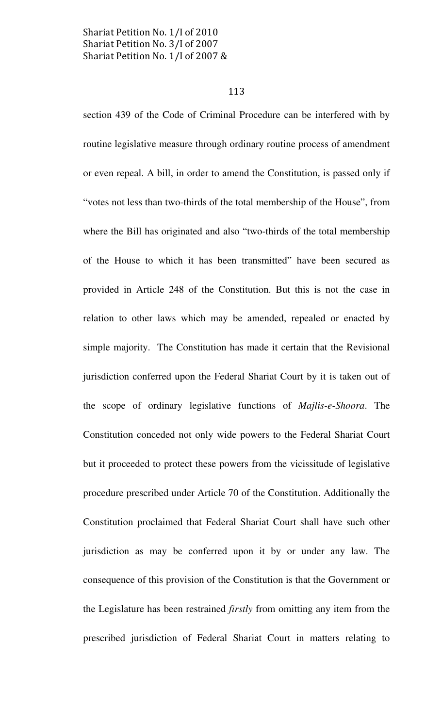section 439 of the Code of Criminal Procedure can be interfered with by routine legislative measure through ordinary routine process of amendment or even repeal. A bill, in order to amend the Constitution, is passed only if "votes not less than two-thirds of the total membership of the House", from where the Bill has originated and also "two-thirds of the total membership of the House to which it has been transmitted" have been secured as provided in Article 248 of the Constitution. But this is not the case in relation to other laws which may be amended, repealed or enacted by simple majority. The Constitution has made it certain that the Revisional jurisdiction conferred upon the Federal Shariat Court by it is taken out of the scope of ordinary legislative functions of *Majlis-e-Shoora*. The Constitution conceded not only wide powers to the Federal Shariat Court but it proceeded to protect these powers from the vicissitude of legislative procedure prescribed under Article 70 of the Constitution. Additionally the Constitution proclaimed that Federal Shariat Court shall have such other jurisdiction as may be conferred upon it by or under any law. The consequence of this provision of the Constitution is that the Government or the Legislature has been restrained *firstly* from omitting any item from the prescribed jurisdiction of Federal Shariat Court in matters relating to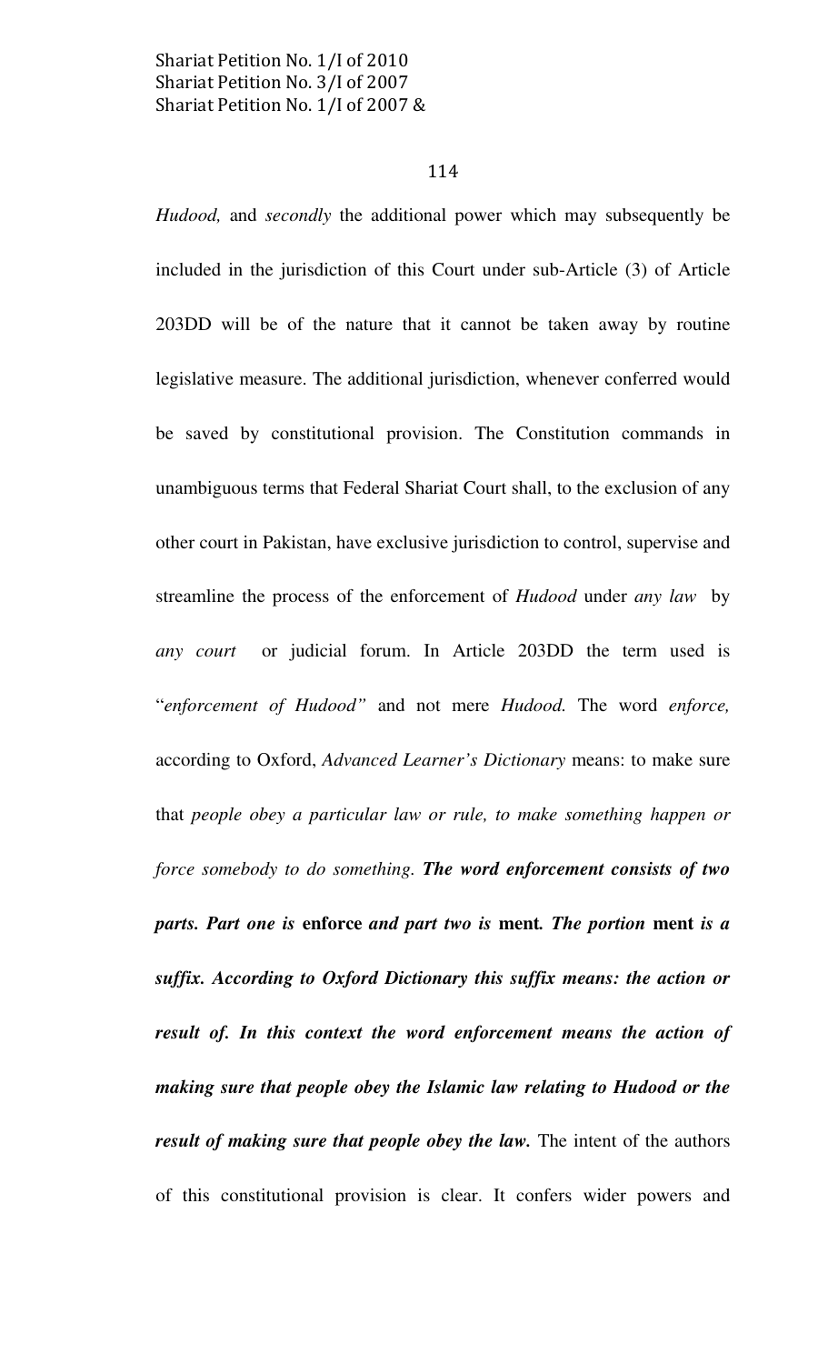*Hudood,* and *secondly* the additional power which may subsequently be included in the jurisdiction of this Court under sub-Article (3) of Article 203DD will be of the nature that it cannot be taken away by routine legislative measure. The additional jurisdiction, whenever conferred would be saved by constitutional provision. The Constitution commands in unambiguous terms that Federal Shariat Court shall, to the exclusion of any other court in Pakistan, have exclusive jurisdiction to control, supervise and streamline the process of the enforcement of *Hudood* under *any law* by *any court* or judicial forum. In Article 203DD the term used is "*enforcement of Hudood"* and not mere *Hudood.* The word *enforce,* according to Oxford, *Advanced Learner's Dictionary* means: to make sure that *people obey a particular law or rule, to make something happen or force somebody to do something*. ***The word enforcement consists of two parts. Part one is* enforce *and part two is* ment*. The portion* ment *is a suffix. According to Oxford Dictionary this suffix means: the action or result of. In this context the word enforcement means the action of making sure that people obey the Islamic law relating to Hudood or the result of making sure that people obey the law.*** The intent of the authors of this constitutional provision is clear. It confers wider powers and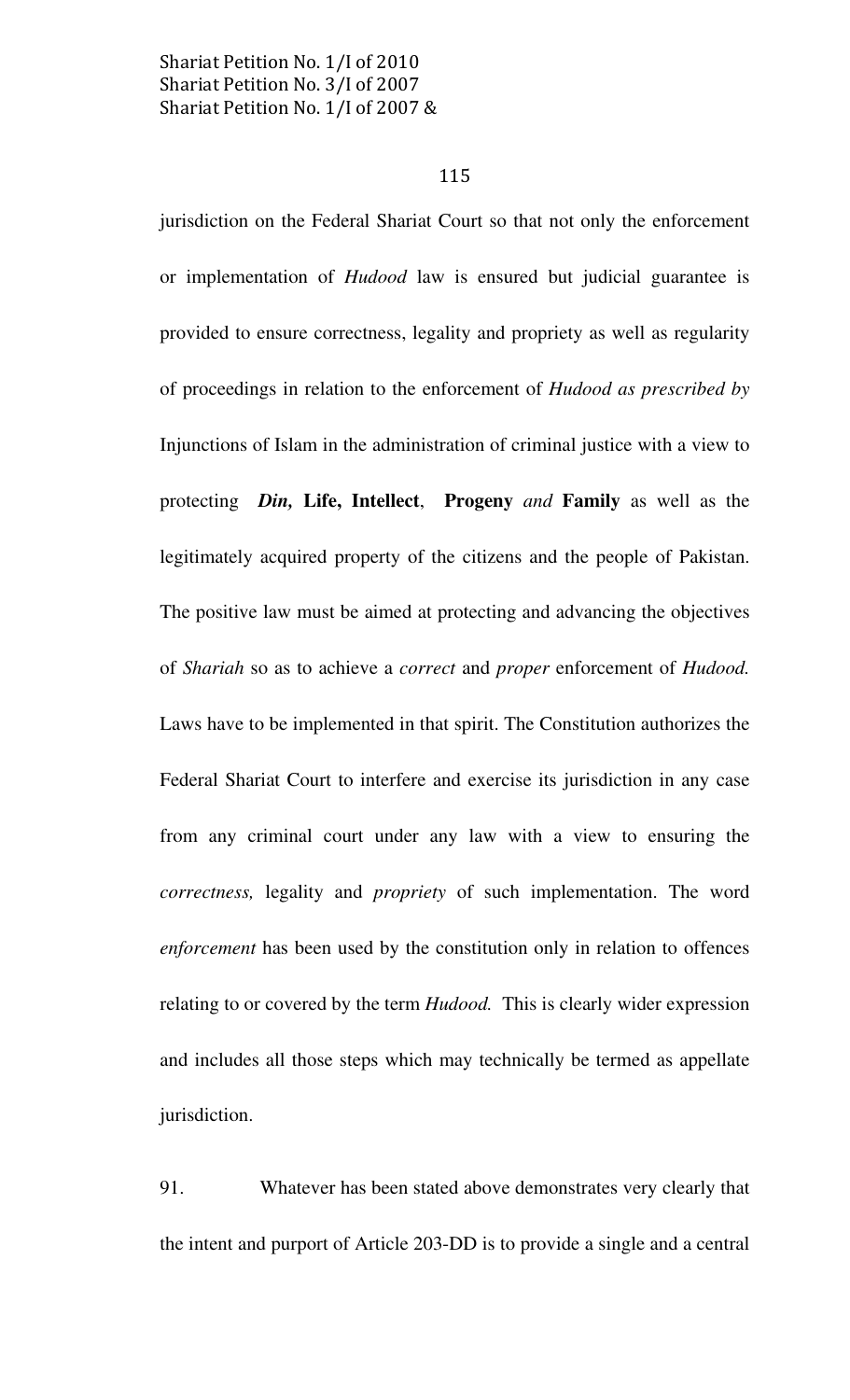jurisdiction on the Federal Shariat Court so that not only the enforcement or implementation of *Hudood* law is ensured but judicial guarantee is provided to ensure correctness, legality and propriety as well as regularity of proceedings in relation to the enforcement of *Hudood as prescribed by* Injunctions of Islam in the administration of criminal justice with a view to protecting ***Din,*** **Life, Intellect**, **Progeny** *and* **Family** as well as the legitimately acquired property of the citizens and the people of Pakistan. The positive law must be aimed at protecting and advancing the objectives of *Shariah* so as to achieve a *correct* and *proper* enforcement of *Hudood.* Laws have to be implemented in that spirit. The Constitution authorizes the Federal Shariat Court to interfere and exercise its jurisdiction in any case from any criminal court under any law with a view to ensuring the *correctness,* legality and *propriety* of such implementation. The word *enforcement* has been used by the constitution only in relation to offences relating to or covered by the term *Hudood.* This is clearly wider expression and includes all those steps which may technically be termed as appellate jurisdiction.

91. Whatever has been stated above demonstrates very clearly that the intent and purport of Article 203-DD is to provide a single and a central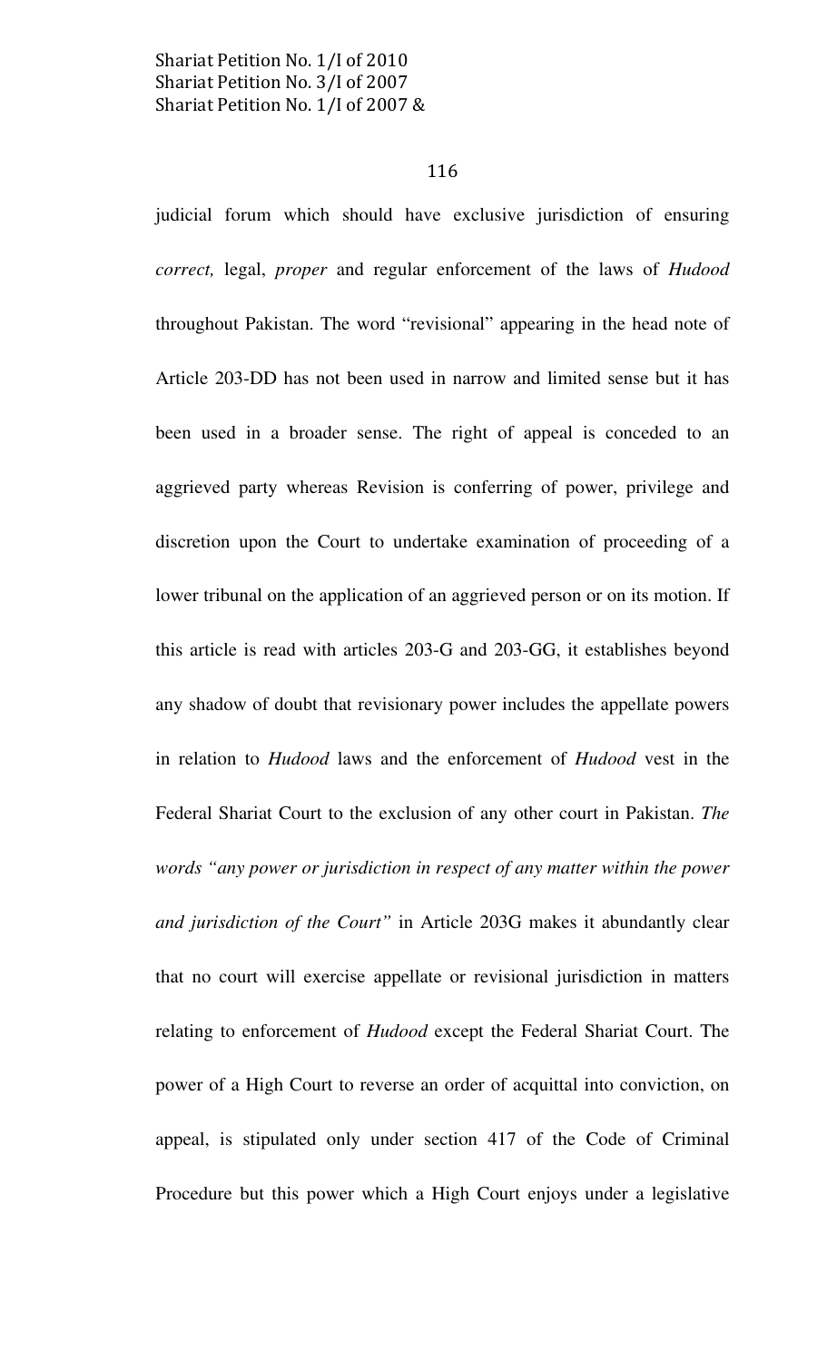judicial forum which should have exclusive jurisdiction of ensuring *correct,* legal, *proper* and regular enforcement of the laws of *Hudood* throughout Pakistan. The word "revisional" appearing in the head note of Article 203-DD has not been used in narrow and limited sense but it has been used in a broader sense. The right of appeal is conceded to an aggrieved party whereas Revision is conferring of power, privilege and discretion upon the Court to undertake examination of proceeding of a lower tribunal on the application of an aggrieved person or on its motion. If this article is read with articles 203-G and 203-GG, it establishes beyond any shadow of doubt that revisionary power includes the appellate powers in relation to *Hudood* laws and the enforcement of *Hudood* vest in the Federal Shariat Court to the exclusion of any other court in Pakistan. *The words "any power or jurisdiction in respect of any matter within the power and jurisdiction of the Court"* in Article 203G makes it abundantly clear that no court will exercise appellate or revisional jurisdiction in matters relating to enforcement of *Hudood* except the Federal Shariat Court. The power of a High Court to reverse an order of acquittal into conviction, on appeal, is stipulated only under section 417 of the Code of Criminal Procedure but this power which a High Court enjoys under a legislative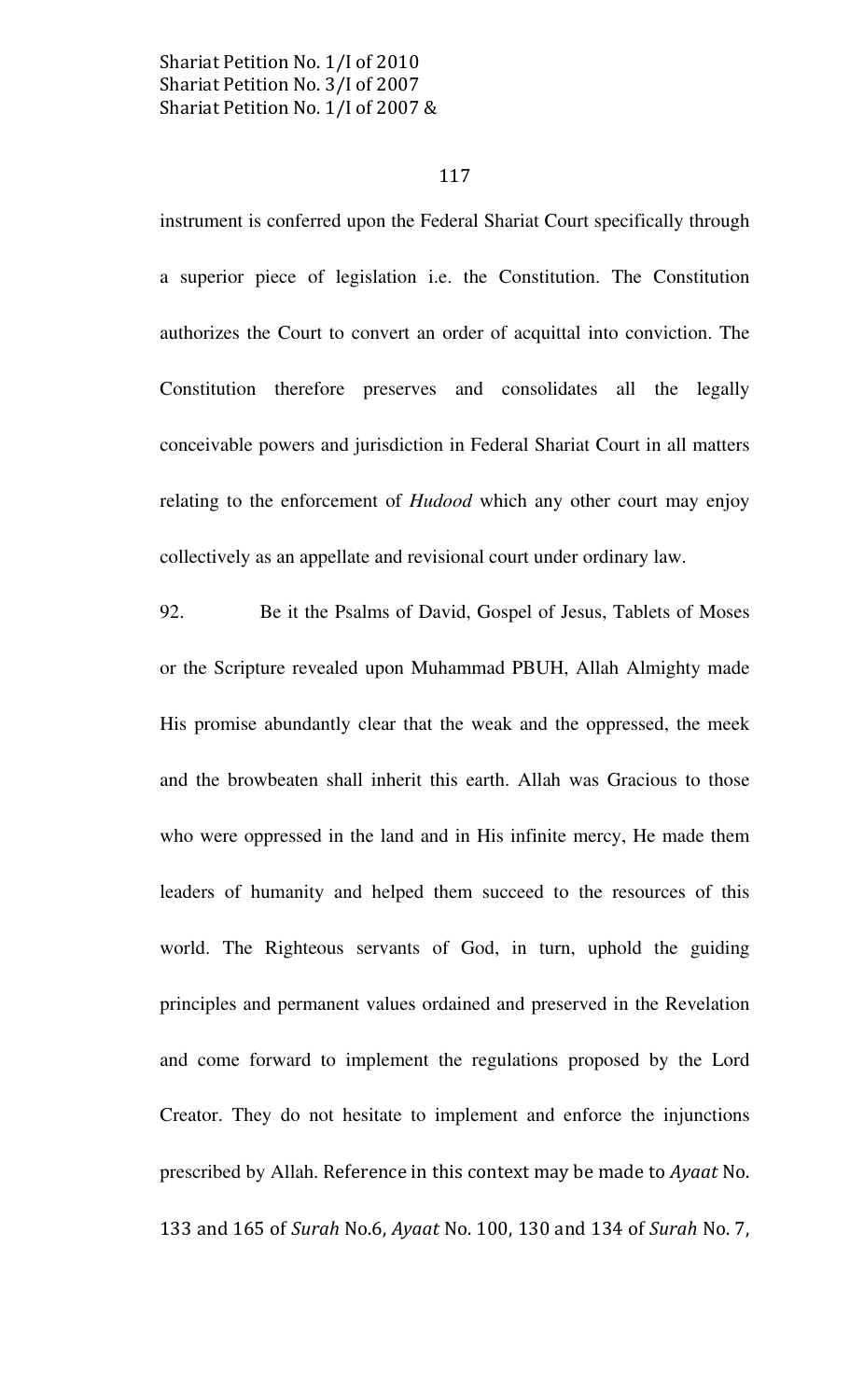instrument is conferred upon the Federal Shariat Court specifically through a superior piece of legislation i.e. the Constitution. The Constitution authorizes the Court to convert an order of acquittal into conviction. The Constitution therefore preserves and consolidates all the legally conceivable powers and jurisdiction in Federal Shariat Court in all matters relating to the enforcement of *Hudood* which any other court may enjoy collectively as an appellate and revisional court under ordinary law.

92. Be it the Psalms of David, Gospel of Jesus, Tablets of Moses or the Scripture revealed upon Muhammad PBUH, Allah Almighty made His promise abundantly clear that the weak and the oppressed, the meek and the browbeaten shall inherit this earth. Allah was Gracious to those who were oppressed in the land and in His infinite mercy, He made them leaders of humanity and helped them succeed to the resources of this world. The Righteous servants of God, in turn, uphold the guiding principles and permanent values ordained and preserved in the Revelation and come forward to implement the regulations proposed by the Lord Creator. They do not hesitate to implement and enforce the injunctions prescribed by Allah. Reference in this context may be made to *Ayaat* No. 133 and 165 of *Surah* No.6, *Ayaat* No. 100, 130 and 134 of *Surah* No. 7,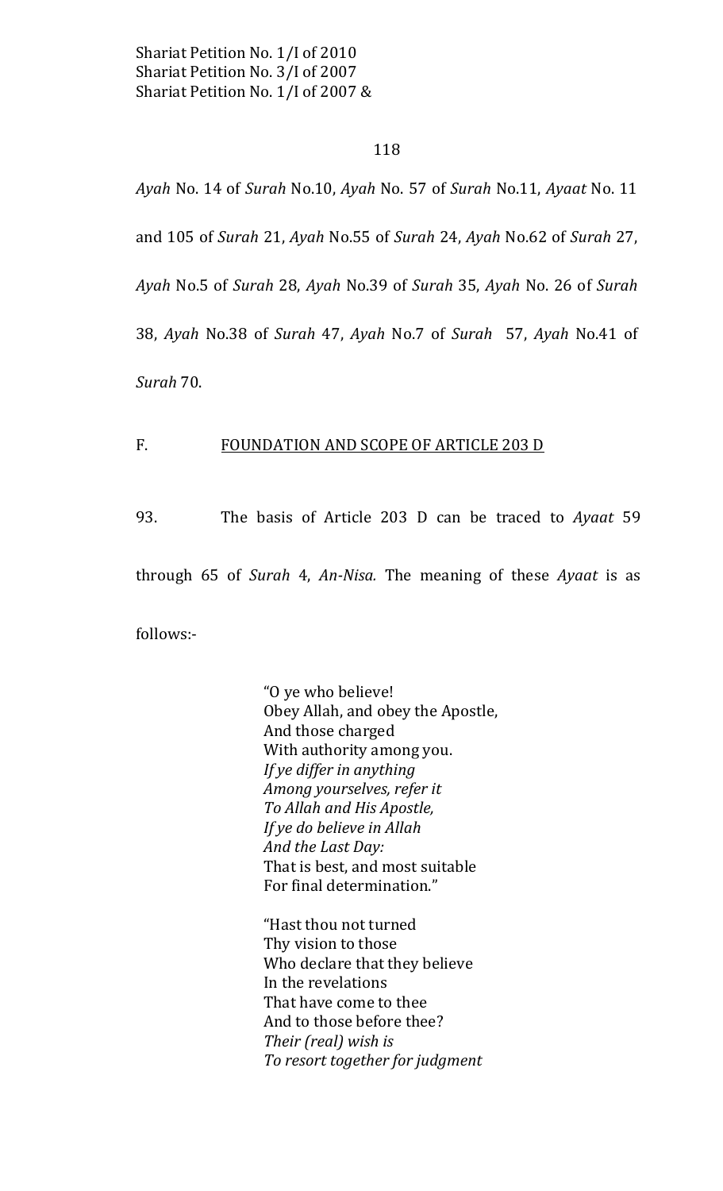*Ayah* No. 14 of *Surah* No.10, *Ayah* No. 57 of *Surah* No.11, *Ayaat* No. 11 and 105 of *Surah* 21, *Ayah* No.55 of *Surah* 24, *Ayah* No.62 of *Surah* 27, *Ayah* No.5 of *Surah* 28, *Ayah* No.39 of *Surah* 35, *Ayah* No. 26 of *Surah* 38, *Ayah* No.38 of *Surah* 47, *Ayah* No.7 of *Surah* 57, *Ayah* No.41 of *Surah* 70.

## F. FOUNDATION AND SCOPE OF ARTICLE 203 D

93. The basis of Article 203 D can be traced to *Ayaat* 59 through 65 of *Surah* 4, *An-Nisa.* The meaning of these *Ayaat* is as follows:-

> "O ye who believe!
> Obey Allah, and obey the Apostle,
> And those charged
> With authority among you.
> *If ye differ in anything*
> *Among yourselves, refer it*
> *To Allah and His Apostle,*
> *If ye do believe in Allah*
> *And the Last Day:*
> That is best, and most suitable
> For final determination."
>
> "Hast thou not turned
> Thy vision to those
> Who declare that they believe
> In the revelations
> That have come to thee
> And to those before thee?
> *Their (real) wish is*
> *To resort together for judgment*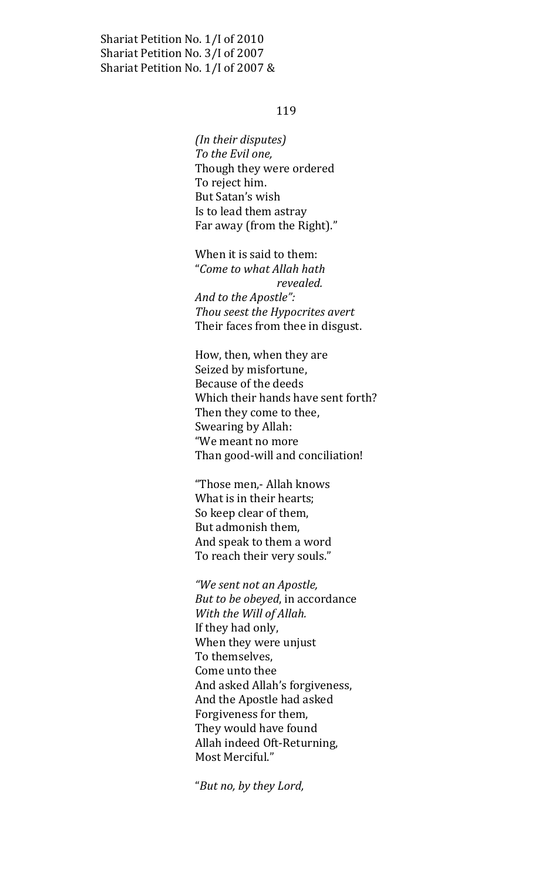*(In their disputes)*
*To the Evil one,*
Though they were ordered
To reject him.
But Satan's wish
Is to lead them astray
Far away (from the Right)."

When it is said to them:
"*Come to what Allah hath*
*revealed.*
*And to the Apostle":*
*Thou seest the Hypocrites avert*
Their faces from thee in disgust.

How, then, when they are
Seized by misfortune,
Because of the deeds
Which their hands have sent forth?
Then they come to thee,
Swearing by Allah:
"We meant no more
Than good-will and conciliation!

"Those men,- Allah knows
What is in their hearts;
So keep clear of them,
But admonish them,
And speak to them a word
To reach their very souls."

*"We sent not an Apostle,*
*But to be obeyed*, in accordance
*With the Will of Allah.*
If they had only,
When they were unjust
To themselves,
Come unto thee
And asked Allah's forgiveness,
And the Apostle had asked
Forgiveness for them,
They would have found
Allah indeed Oft-Returning,
Most Merciful."

"*But no, by they Lord,*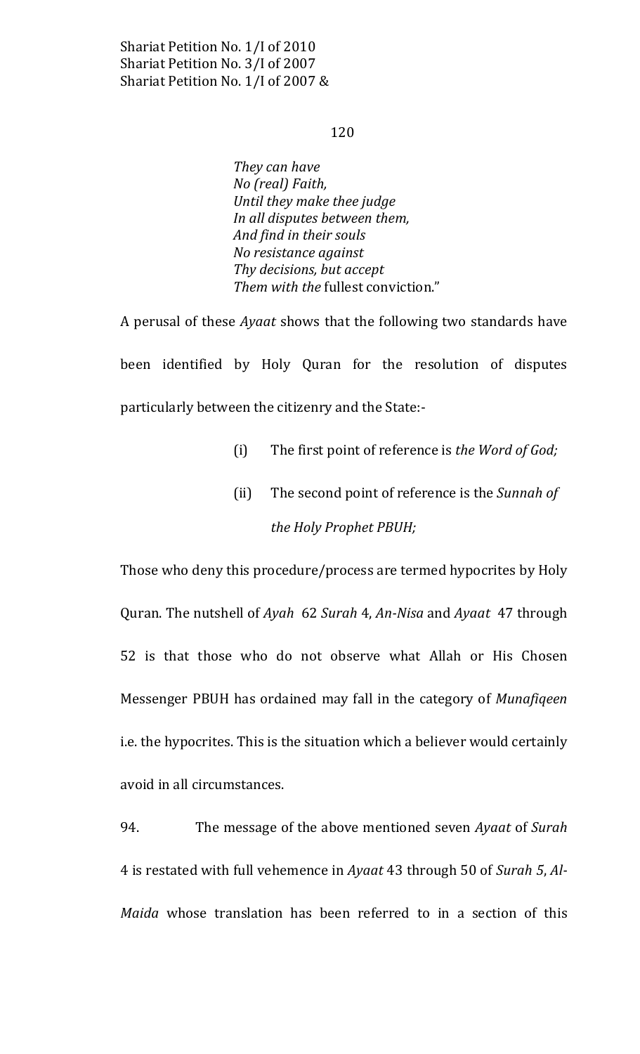*They can have*
*No (real) Faith,*
*Until they make thee judge*
*In all disputes between them,*
*And find in their souls*
*No resistance against*
*Thy decisions, but accept*
*Them with the* fullest conviction."

A perusal of these *Ayaat* shows that the following two standards have been identified by Holy Quran for the resolution of disputes particularly between the citizenry and the State:-

(i) The first point of reference is *the Word of God;*

(ii) The second point of reference is the *Sunnah of the Holy Prophet PBUH;*

Those who deny this procedure/process are termed hypocrites by Holy Quran. The nutshell of *Ayah* 62 *Surah* 4, *An-Nisa* and *Ayaat* 47 through 52 is that those who do not observe what Allah or His Chosen Messenger PBUH has ordained may fall in the category of *Munafiqeen* i.e. the hypocrites. This is the situation which a believer would certainly avoid in all circumstances.

94. The message of the above mentioned seven *Ayaat* of *Surah* 4 is restated with full vehemence in *Ayaat* 43 through 50 of *Surah 5*, *Al-Maida* whose translation has been referred to in a section of this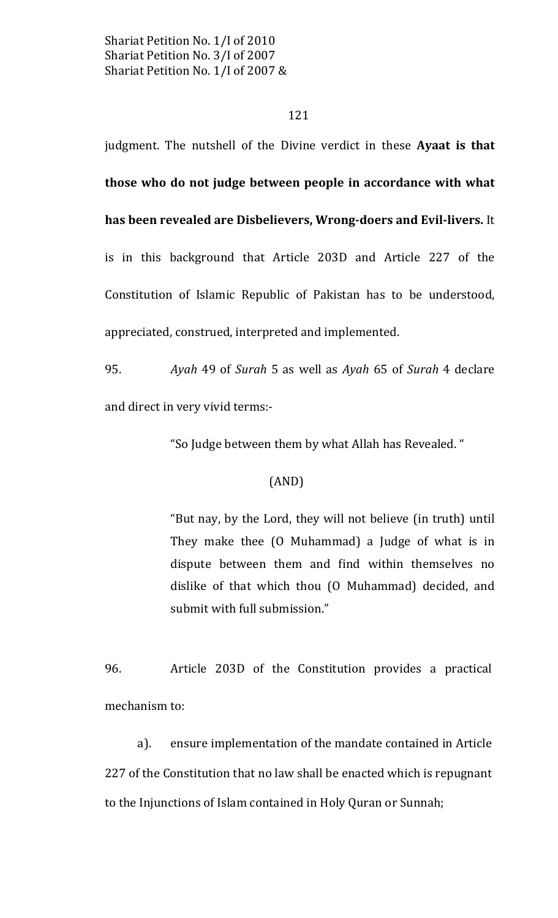judgment. The nutshell of the Divine verdict in these **Ayaat is that those who do not judge between people in accordance with what has been revealed are Disbelievers, Wrong-doers and Evil-livers.** It is in this background that Article 203D and Article 227 of the Constitution of Islamic Republic of Pakistan has to be understood, appreciated, construed, interpreted and implemented.

95. *Ayah* 49 of *Surah* 5 as well as *Ayah* 65 of *Surah* 4 declare and direct in very vivid terms:-

> "So Judge between them by what Allah has Revealed. "
>
> (AND)
>
> "But nay, by the Lord, they will not believe (in truth) until They make thee (O Muhammad) a Judge of what is in dispute between them and find within themselves no dislike of that which thou (O Muhammad) decided, and submit with full submission."

96. Article 203D of the Constitution provides a practical mechanism to:

a). ensure implementation of the mandate contained in Article 227 of the Constitution that no law shall be enacted which is repugnant to the Injunctions of Islam contained in Holy Quran or Sunnah;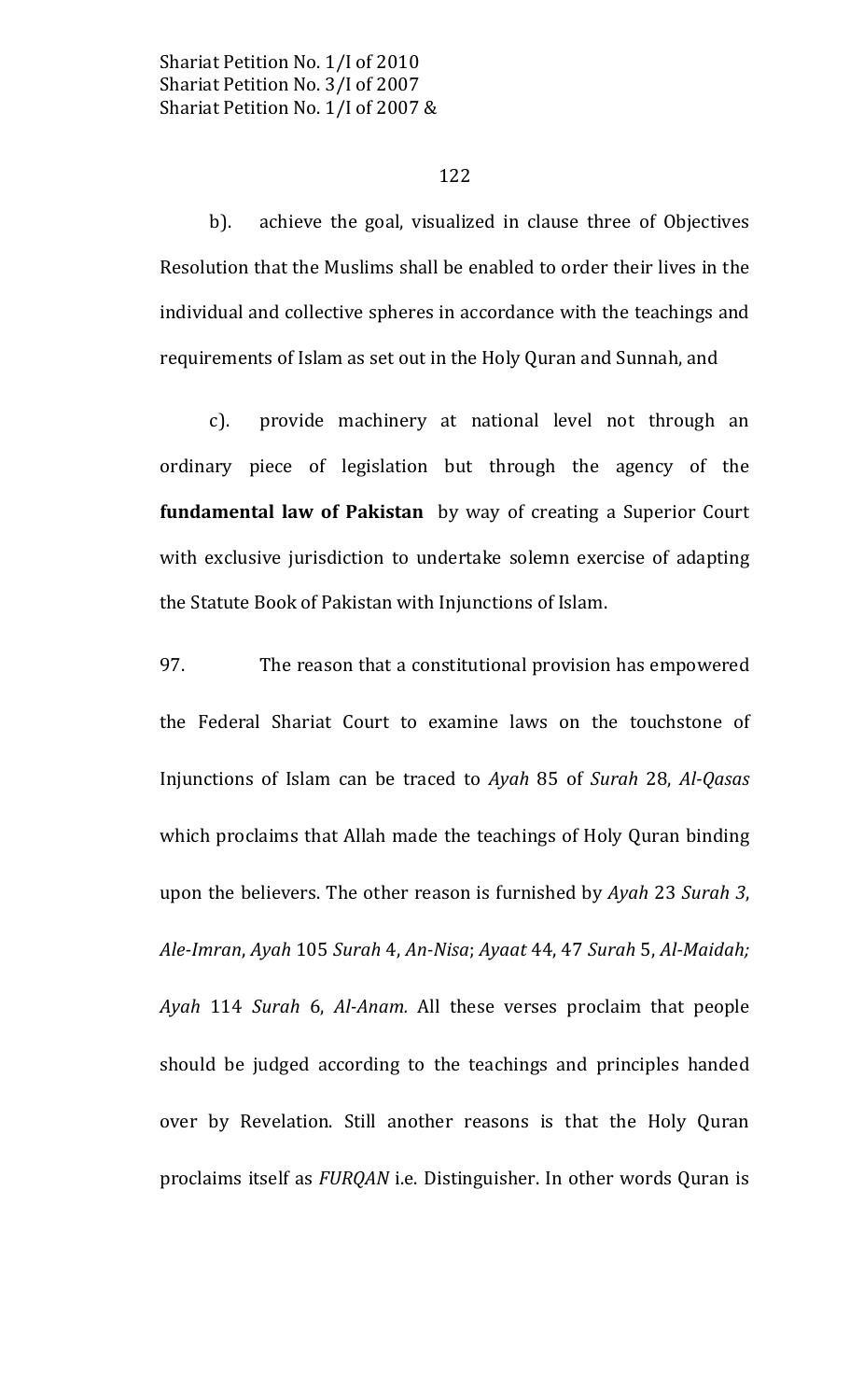b). achieve the goal, visualized in clause three of Objectives Resolution that the Muslims shall be enabled to order their lives in the individual and collective spheres in accordance with the teachings and requirements of Islam as set out in the Holy Quran and Sunnah, and

c). provide machinery at national level not through an ordinary piece of legislation but through the agency of the **fundamental law of Pakistan** by way of creating a Superior Court with exclusive jurisdiction to undertake solemn exercise of adapting the Statute Book of Pakistan with Injunctions of Islam.

97. The reason that a constitutional provision has empowered the Federal Shariat Court to examine laws on the touchstone of Injunctions of Islam can be traced to *Ayah* 85 of *Surah* 28, *Al-Qasas* which proclaims that Allah made the teachings of Holy Quran binding upon the believers. The other reason is furnished by *Ayah* 23 *Surah 3*, *Ale-Imran*, *Ayah* 105 *Surah* 4, *An-Nisa*; *Ayaat* 44, 47 *Surah* 5, *Al-Maidah; Ayah* 114 *Surah* 6, *Al-Anam.* All these verses proclaim that people should be judged according to the teachings and principles handed over by Revelation. Still another reasons is that the Holy Quran proclaims itself as *FURQAN* i.e. Distinguisher. In other words Quran is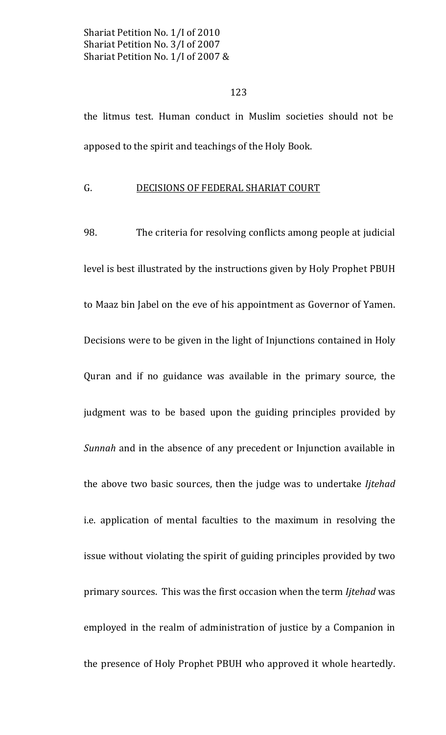the litmus test. Human conduct in Muslim societies should not be apposed to the spirit and teachings of the Holy Book.

## G. DECISIONS OF FEDERAL SHARIAT COURT

98. The criteria for resolving conflicts among people at judicial level is best illustrated by the instructions given by Holy Prophet PBUH to Maaz bin Jabel on the eve of his appointment as Governor of Yamen. Decisions were to be given in the light of Injunctions contained in Holy Quran and if no guidance was available in the primary source, the judgment was to be based upon the guiding principles provided by *Sunnah* and in the absence of any precedent or Injunction available in the above two basic sources, then the judge was to undertake *Ijtehad* i.e. application of mental faculties to the maximum in resolving the issue without violating the spirit of guiding principles provided by two primary sources. This was the first occasion when the term *Ijtehad* was employed in the realm of administration of justice by a Companion in the presence of Holy Prophet PBUH who approved it whole heartedly.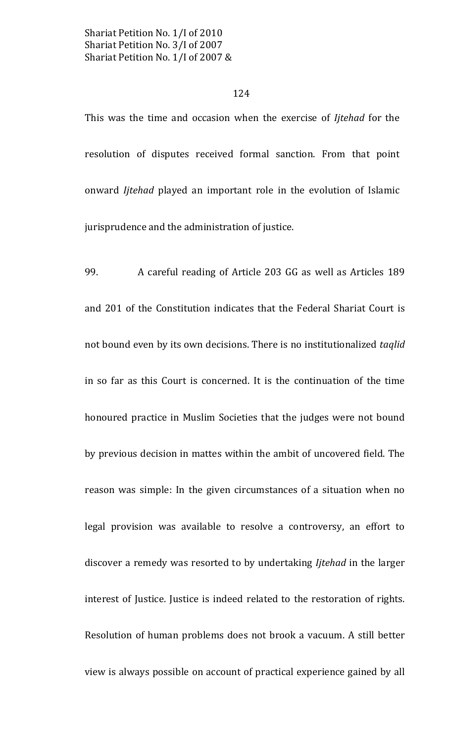This was the time and occasion when the exercise of *Ijtehad* for the resolution of disputes received formal sanction. From that point onward *Ijtehad* played an important role in the evolution of Islamic jurisprudence and the administration of justice.

99. A careful reading of Article 203 GG as well as Articles 189 and 201 of the Constitution indicates that the Federal Shariat Court is not bound even by its own decisions. There is no institutionalized *taqlid* in so far as this Court is concerned. It is the continuation of the time honoured practice in Muslim Societies that the judges were not bound by previous decision in mattes within the ambit of uncovered field. The reason was simple: In the given circumstances of a situation when no legal provision was available to resolve a controversy, an effort to discover a remedy was resorted to by undertaking *Ijtehad* in the larger interest of Justice. Justice is indeed related to the restoration of rights. Resolution of human problems does not brook a vacuum. A still better view is always possible on account of practical experience gained by all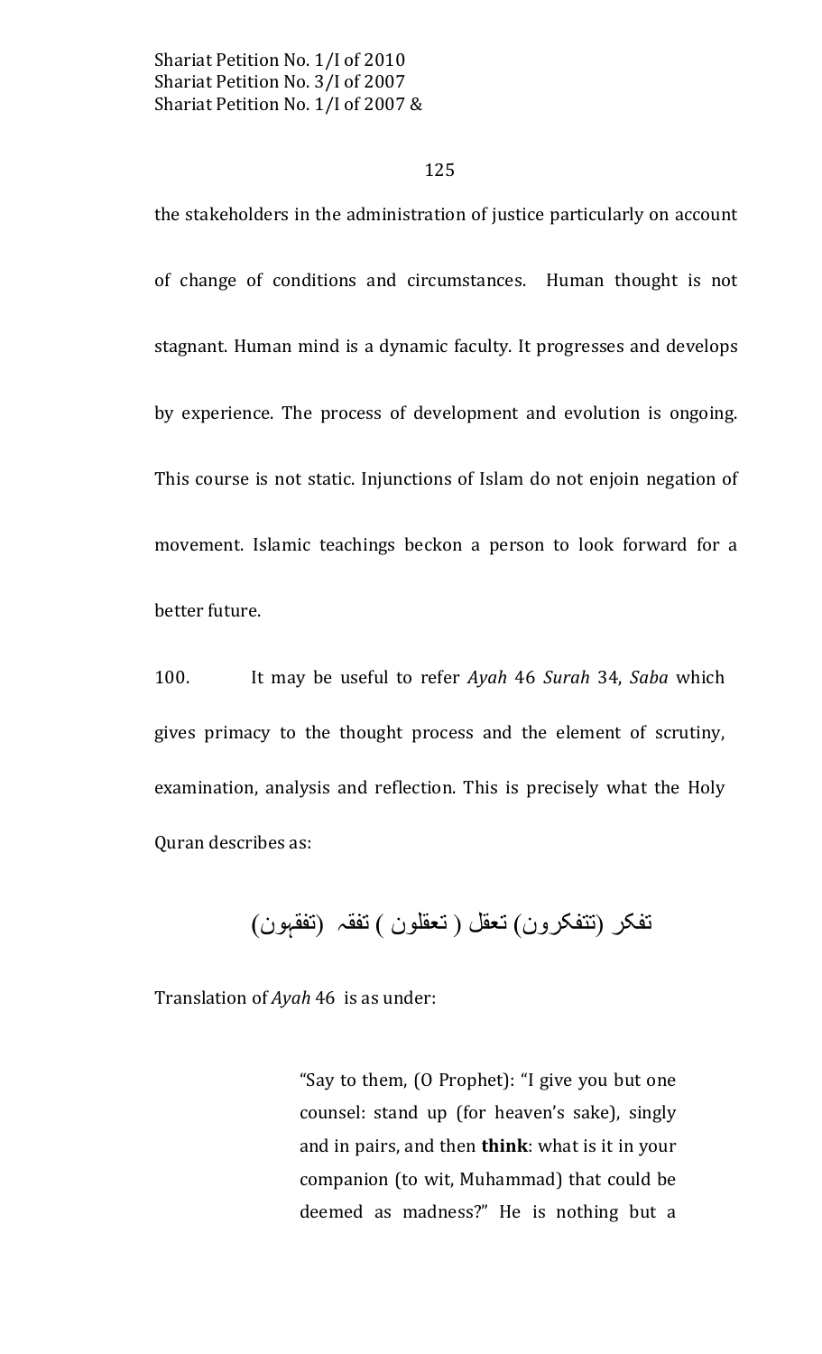the stakeholders in the administration of justice particularly on account of change of conditions and circumstances. Human thought is not stagnant. Human mind is a dynamic faculty. It progresses and develops by experience. The process of development and evolution is ongoing. This course is not static. Injunctions of Islam do not enjoin negation of movement. Islamic teachings beckon a person to look forward for a better future.

100. It may be useful to refer *Ayah* 46 *Surah* 34, *Saba* which gives primacy to the thought process and the element of scrutiny, examination, analysis and reflection. This is precisely what the Holy Quran describes as:

تفکر (تتفکرون) تعقل ( تعقلون ) تفقہ (تفقہون)

Translation of *Ayah* 46 is as under:

> "Say to them, (O Prophet): "I give you but one counsel: stand up (for heaven's sake), singly and in pairs, and then **think**: what is it in your companion (to wit, Muhammad) that could be deemed as madness?" He is nothing but a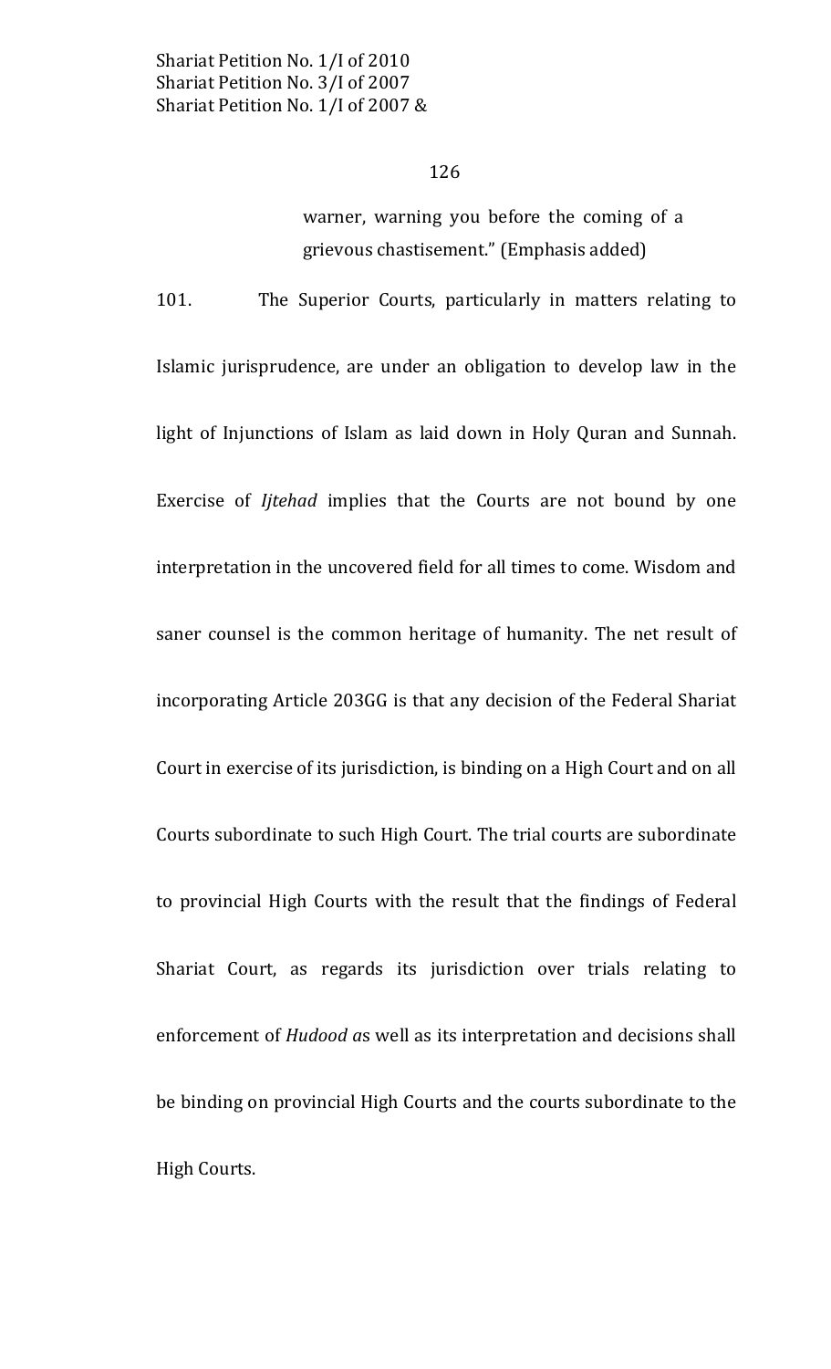> warner, warning you before the coming of a grievous chastisement." (Emphasis added)

101. The Superior Courts, particularly in matters relating to Islamic jurisprudence, are under an obligation to develop law in the light of Injunctions of Islam as laid down in Holy Quran and Sunnah. Exercise of *Ijtehad* implies that the Courts are not bound by one interpretation in the uncovered field for all times to come. Wisdom and saner counsel is the common heritage of humanity. The net result of incorporating Article 203GG is that any decision of the Federal Shariat Court in exercise of its jurisdiction, is binding on a High Court and on all Courts subordinate to such High Court. The trial courts are subordinate to provincial High Courts with the result that the findings of Federal Shariat Court, as regards its jurisdiction over trials relating to enforcement of *Hudood a*s well as its interpretation and decisions shall be binding on provincial High Courts and the courts subordinate to the High Courts.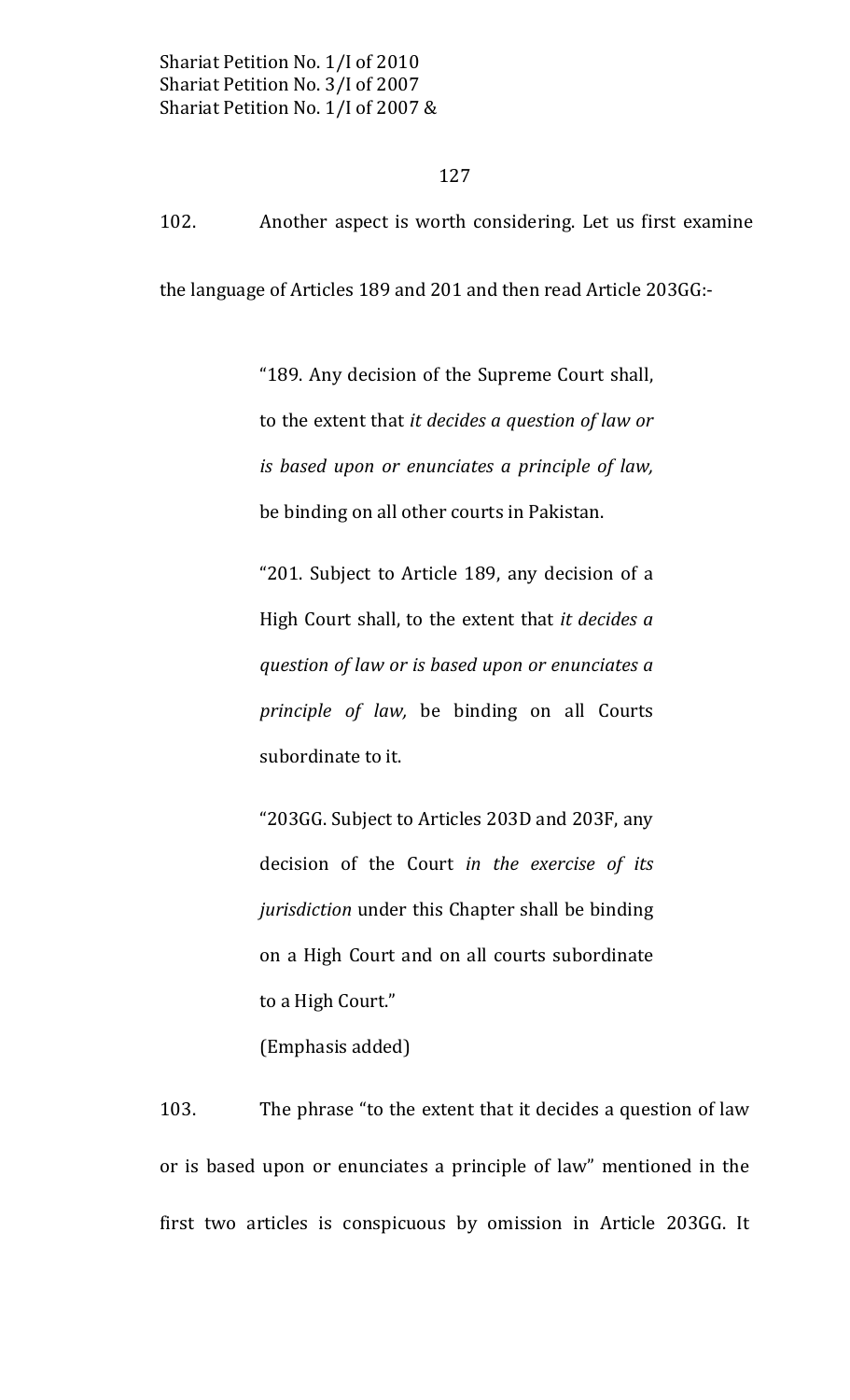102. Another aspect is worth considering. Let us first examine the language of Articles 189 and 201 and then read Article 203GG:-

> "189. Any decision of the Supreme Court shall, to the extent that *it decides a question of law or is based upon or enunciates a principle of law,* be binding on all other courts in Pakistan.
>
> "201. Subject to Article 189, any decision of a High Court shall, to the extent that *it decides a question of law or is based upon or enunciates a principle of law,* be binding on all Courts subordinate to it.
>
> "203GG. Subject to Articles 203D and 203F, any decision of the Court *in the exercise of its jurisdiction* under this Chapter shall be binding on a High Court and on all courts subordinate to a High Court."
>
> (Emphasis added)

103. The phrase "to the extent that it decides a question of law or is based upon or enunciates a principle of law" mentioned in the first two articles is conspicuous by omission in Article 203GG. It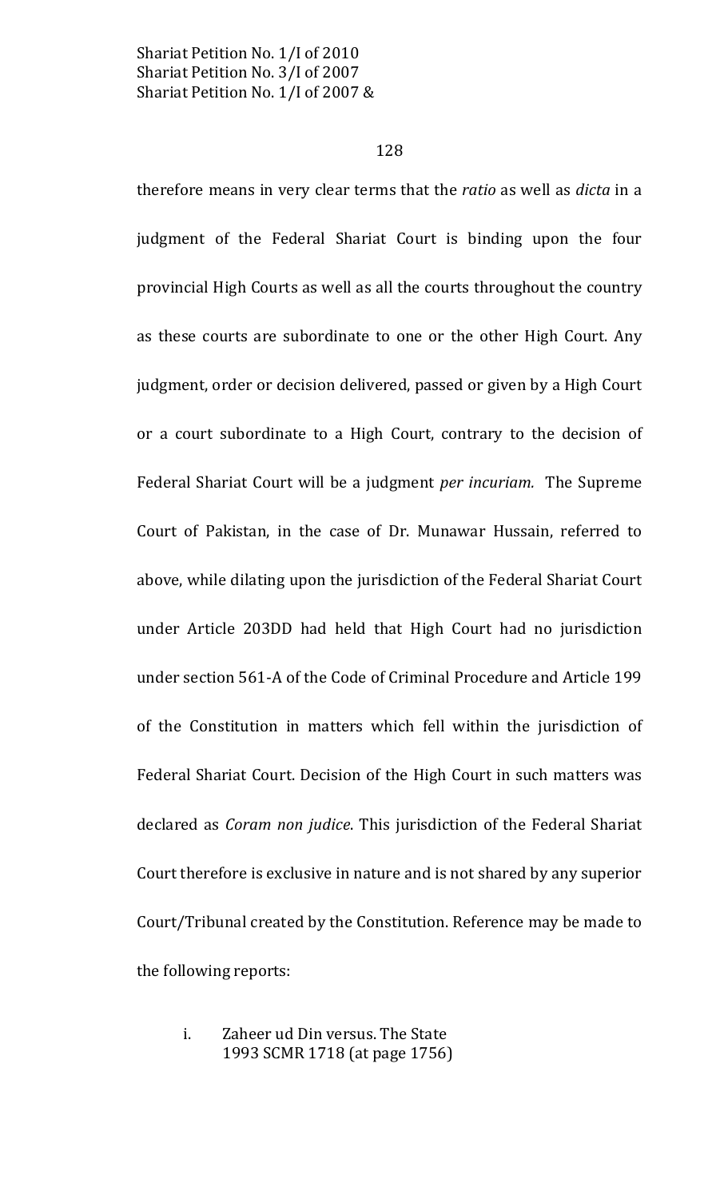therefore means in very clear terms that the *ratio* as well as *dicta* in a judgment of the Federal Shariat Court is binding upon the four provincial High Courts as well as all the courts throughout the country as these courts are subordinate to one or the other High Court. Any judgment, order or decision delivered, passed or given by a High Court or a court subordinate to a High Court, contrary to the decision of Federal Shariat Court will be a judgment *per incuriam.* The Supreme Court of Pakistan, in the case of Dr. Munawar Hussain, referred to above, while dilating upon the jurisdiction of the Federal Shariat Court under Article 203DD had held that High Court had no jurisdiction under section 561-A of the Code of Criminal Procedure and Article 199 of the Constitution in matters which fell within the jurisdiction of Federal Shariat Court. Decision of the High Court in such matters was declared as *Coram non judice*. This jurisdiction of the Federal Shariat Court therefore is exclusive in nature and is not shared by any superior Court/Tribunal created by the Constitution. Reference may be made to the following reports:

i. Zaheer ud Din versus. The State
   1993 SCMR 1718 (at page 1756)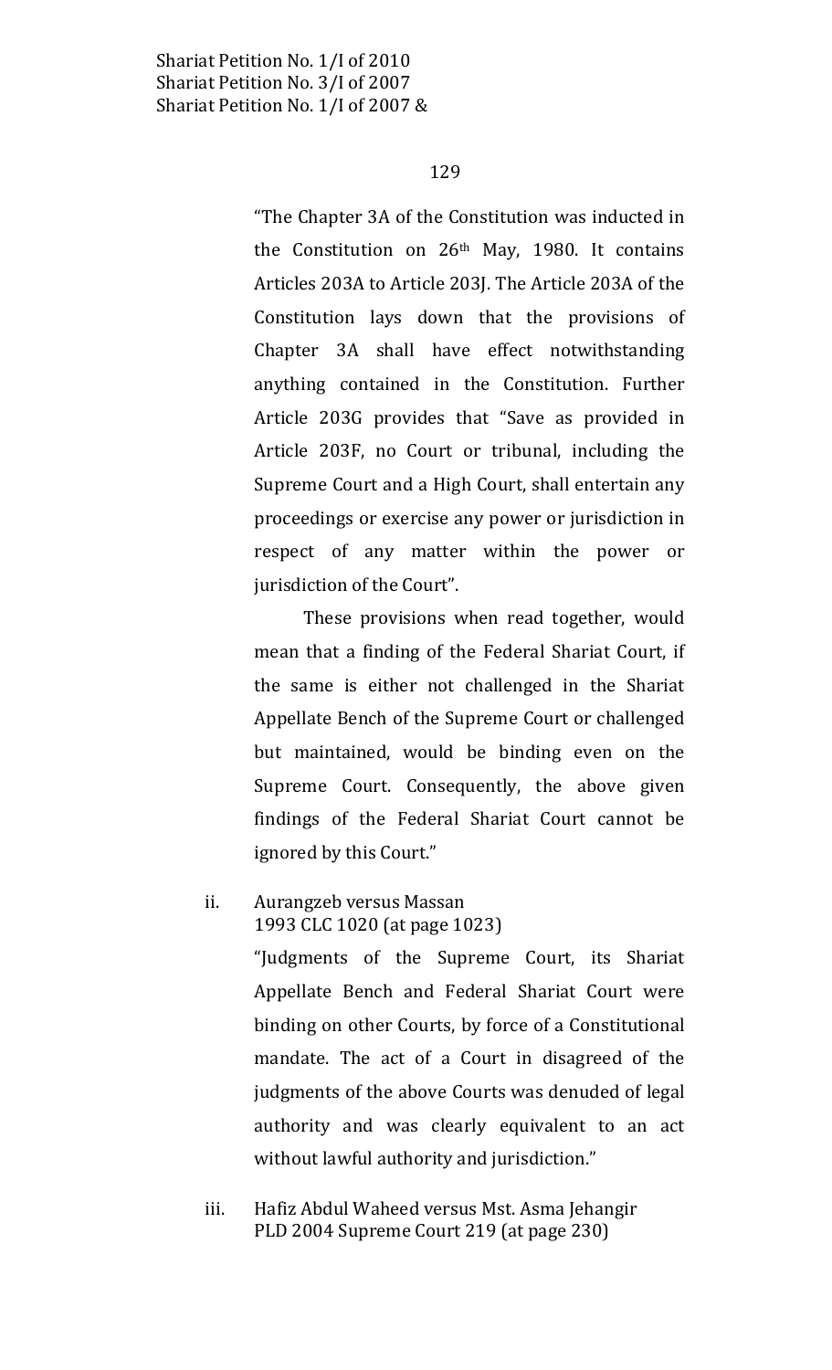"The Chapter 3A of the Constitution was inducted in the Constitution on 26th May, 1980. It contains Articles 203A to Article 203J. The Article 203A of the Constitution lays down that the provisions of Chapter 3A shall have effect notwithstanding anything contained in the Constitution. Further Article 203G provides that "Save as provided in Article 203F, no Court or tribunal, including the Supreme Court and a High Court, shall entertain any proceedings or exercise any power or jurisdiction in respect of any matter within the power or jurisdiction of the Court".

These provisions when read together, would mean that a finding of the Federal Shariat Court, if the same is either not challenged in the Shariat Appellate Bench of the Supreme Court or challenged but maintained, would be binding even on the Supreme Court. Consequently, the above given findings of the Federal Shariat Court cannot be ignored by this Court."

ii. Aurangzeb versus Massan
1993 CLC 1020 (at page 1023)

"Judgments of the Supreme Court, its Shariat Appellate Bench and Federal Shariat Court were binding on other Courts, by force of a Constitutional mandate. The act of a Court in disagreed of the judgments of the above Courts was denuded of legal authority and was clearly equivalent to an act without lawful authority and jurisdiction."

iii. Hafiz Abdul Waheed versus Mst. Asma Jehangir
PLD 2004 Supreme Court 219 (at page 230)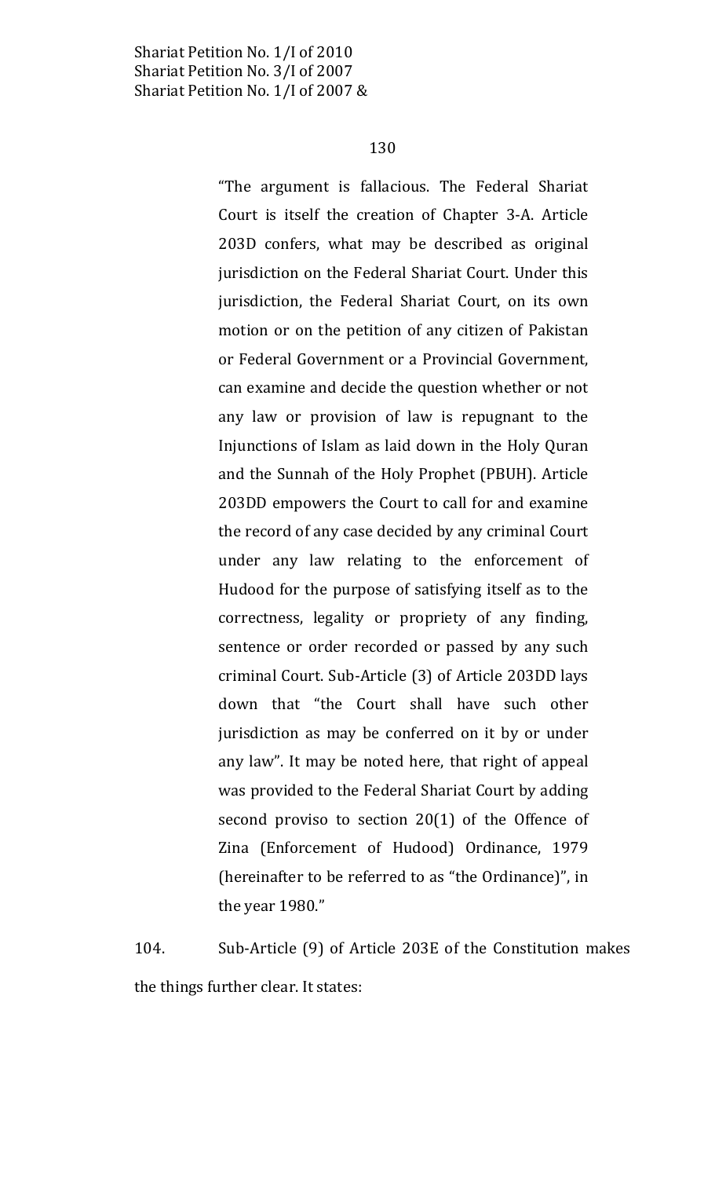> "The argument is fallacious. The Federal Shariat Court is itself the creation of Chapter 3-A. Article 203D confers, what may be described as original jurisdiction on the Federal Shariat Court. Under this jurisdiction, the Federal Shariat Court, on its own motion or on the petition of any citizen of Pakistan or Federal Government or a Provincial Government, can examine and decide the question whether or not any law or provision of law is repugnant to the Injunctions of Islam as laid down in the Holy Quran and the Sunnah of the Holy Prophet (PBUH). Article 203DD empowers the Court to call for and examine the record of any case decided by any criminal Court under any law relating to the enforcement of Hudood for the purpose of satisfying itself as to the correctness, legality or propriety of any finding, sentence or order recorded or passed by any such criminal Court. Sub-Article (3) of Article 203DD lays down that "the Court shall have such other jurisdiction as may be conferred on it by or under any law". It may be noted here, that right of appeal was provided to the Federal Shariat Court by adding second proviso to section 20(1) of the Offence of Zina (Enforcement of Hudood) Ordinance, 1979 (hereinafter to be referred to as "the Ordinance)", in the year 1980."

104. Sub-Article (9) of Article 203E of the Constitution makes the things further clear. It states: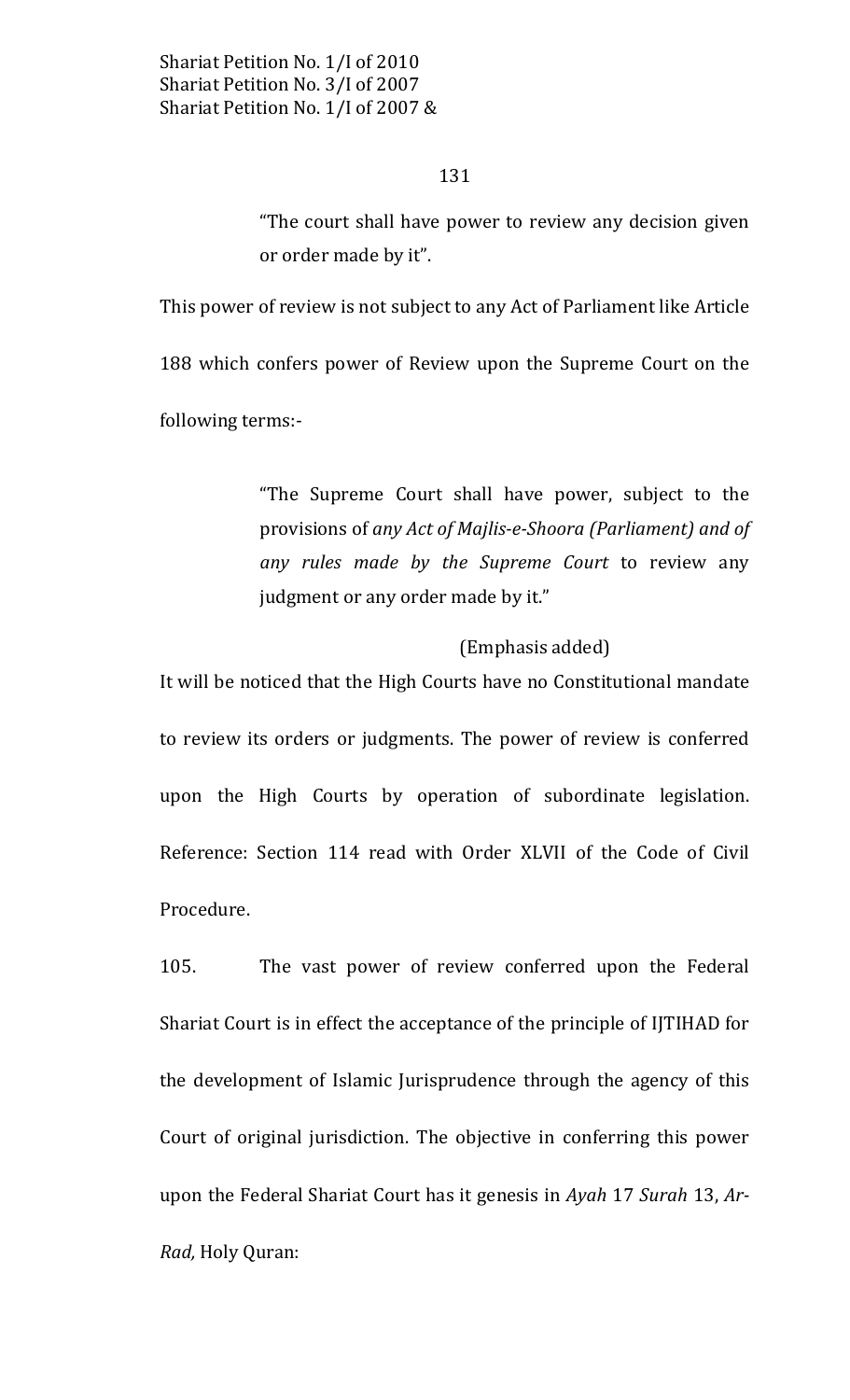> "The court shall have power to review any decision given or order made by it".

This power of review is not subject to any Act of Parliament like Article 188 which confers power of Review upon the Supreme Court on the following terms:-

> "The Supreme Court shall have power, subject to the provisions of *any Act of Majlis-e-Shoora (Parliament) and of any rules made by the Supreme Court* to review any judgment or any order made by it."
>
> (Emphasis added)

It will be noticed that the High Courts have no Constitutional mandate to review its orders or judgments. The power of review is conferred upon the High Courts by operation of subordinate legislation. Reference: Section 114 read with Order XLVII of the Code of Civil Procedure.

105. The vast power of review conferred upon the Federal Shariat Court is in effect the acceptance of the principle of IJTIHAD for the development of Islamic Jurisprudence through the agency of this Court of original jurisdiction. The objective in conferring this power upon the Federal Shariat Court has it genesis in *Ayah* 17 *Surah* 13, *Ar-Rad,* Holy Quran: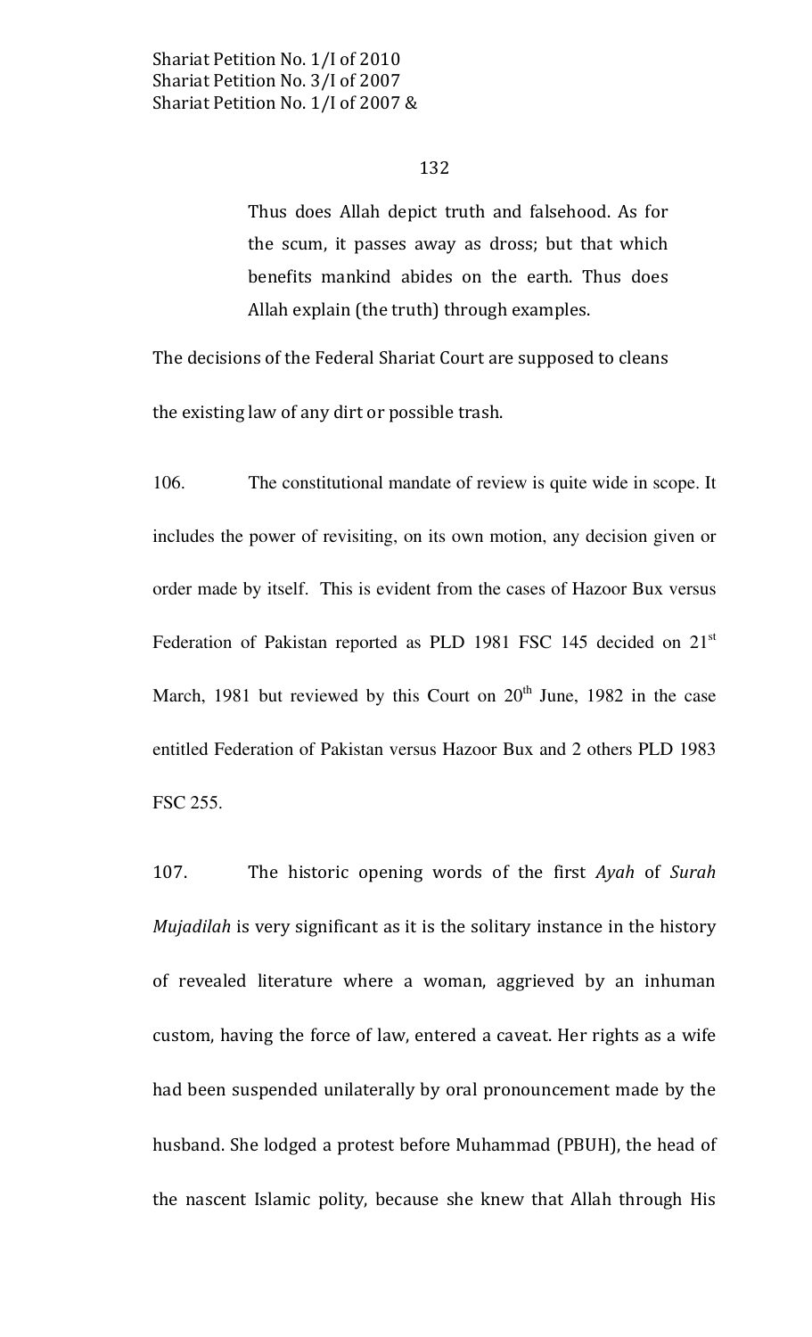> Thus does Allah depict truth and falsehood. As for the scum, it passes away as dross; but that which benefits mankind abides on the earth. Thus does Allah explain (the truth) through examples.

The decisions of the Federal Shariat Court are supposed to cleans the existing law of any dirt or possible trash.

106. The constitutional mandate of review is quite wide in scope. It includes the power of revisiting, on its own motion, any decision given or order made by itself. This is evident from the cases of Hazoor Bux versus Federation of Pakistan reported as PLD 1981 FSC 145 decided on 21st March, 1981 but reviewed by this Court on 20th June, 1982 in the case entitled Federation of Pakistan versus Hazoor Bux and 2 others PLD 1983 FSC 255.

107. The historic opening words of the first *Ayah* of *Surah Mujadilah* is very significant as it is the solitary instance in the history of revealed literature where a woman, aggrieved by an inhuman custom, having the force of law, entered a caveat. Her rights as a wife had been suspended unilaterally by oral pronouncement made by the husband. She lodged a protest before Muhammad (PBUH), the head of the nascent Islamic polity, because she knew that Allah through His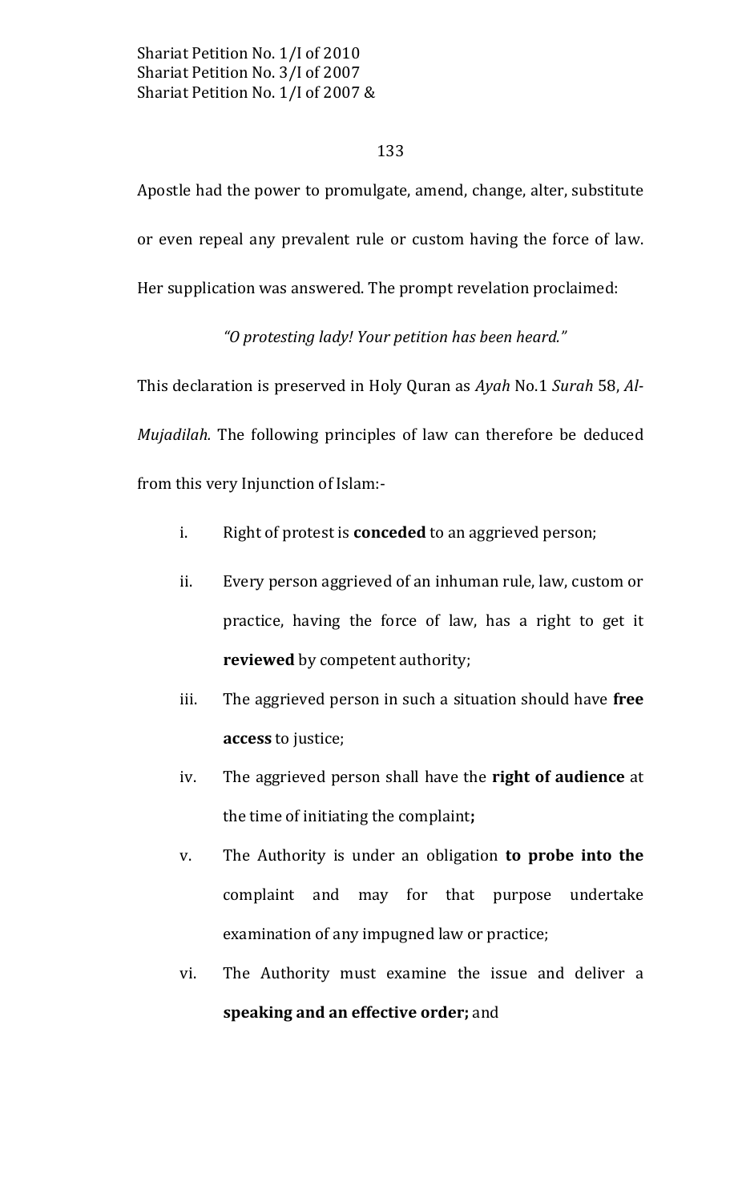Apostle had the power to promulgate, amend, change, alter, substitute or even repeal any prevalent rule or custom having the force of law. Her supplication was answered. The prompt revelation proclaimed:

*"O protesting lady! Your petition has been heard."*

This declaration is preserved in Holy Quran as *Ayah* No.1 *Surah* 58, *Al-Mujadilah.* The following principles of law can therefore be deduced from this very Injunction of Islam:-

i. Right of protest is **conceded** to an aggrieved person;

ii. Every person aggrieved of an inhuman rule, law, custom or practice, having the force of law, has a right to get it **reviewed** by competent authority;

iii. The aggrieved person in such a situation should have **free access** to justice;

iv. The aggrieved person shall have the **right of audience** at the time of initiating the complaint**;**

v. The Authority is under an obligation **to probe into the** complaint and may for that purpose undertake examination of any impugned law or practice;

vi. The Authority must examine the issue and deliver a **speaking and an effective order;** and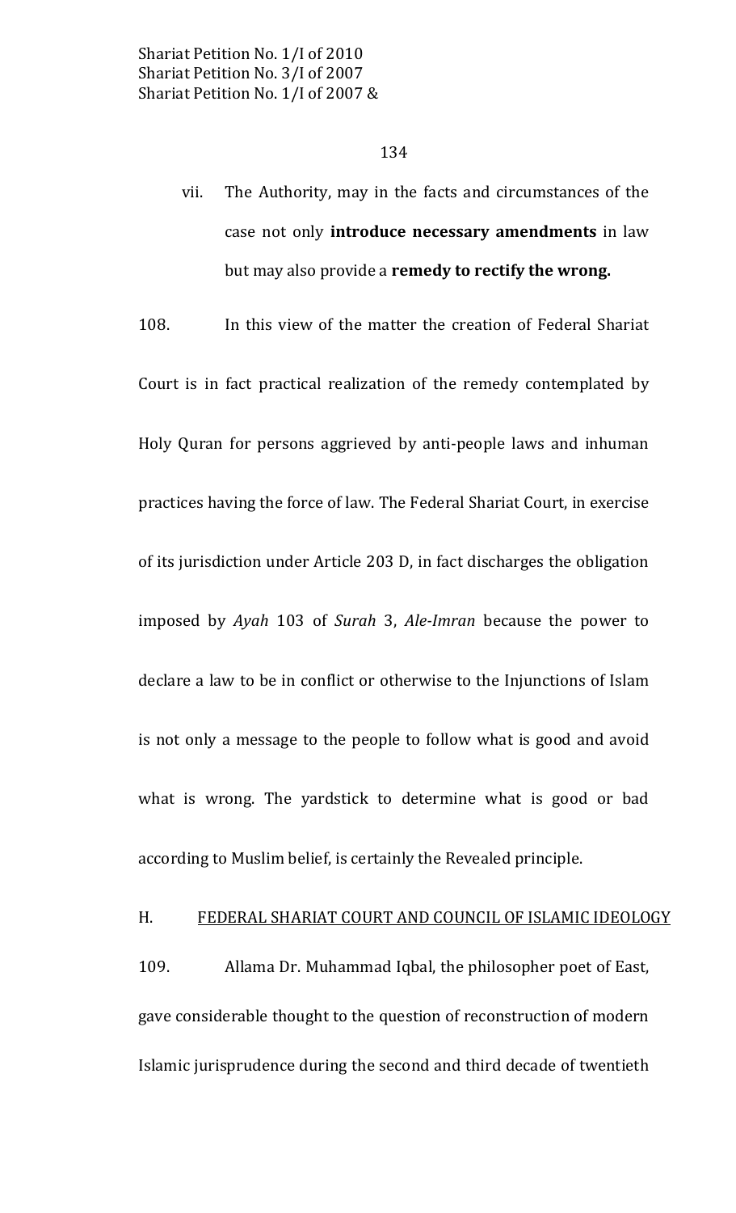vii. The Authority, may in the facts and circumstances of the case not only **introduce necessary amendments** in law but may also provide a **remedy to rectify the wrong.**

108. In this view of the matter the creation of Federal Shariat Court is in fact practical realization of the remedy contemplated by Holy Quran for persons aggrieved by anti-people laws and inhuman practices having the force of law. The Federal Shariat Court, in exercise of its jurisdiction under Article 203 D, in fact discharges the obligation imposed by *Ayah* 103 of *Surah* 3, *Ale-Imran* because the power to declare a law to be in conflict or otherwise to the Injunctions of Islam is not only a message to the people to follow what is good and avoid what is wrong. The yardstick to determine what is good or bad according to Muslim belief, is certainly the Revealed principle.

## H. FEDERAL SHARIAT COURT AND COUNCIL OF ISLAMIC IDEOLOGY

109. Allama Dr. Muhammad Iqbal, the philosopher poet of East, gave considerable thought to the question of reconstruction of modern Islamic jurisprudence during the second and third decade of twentieth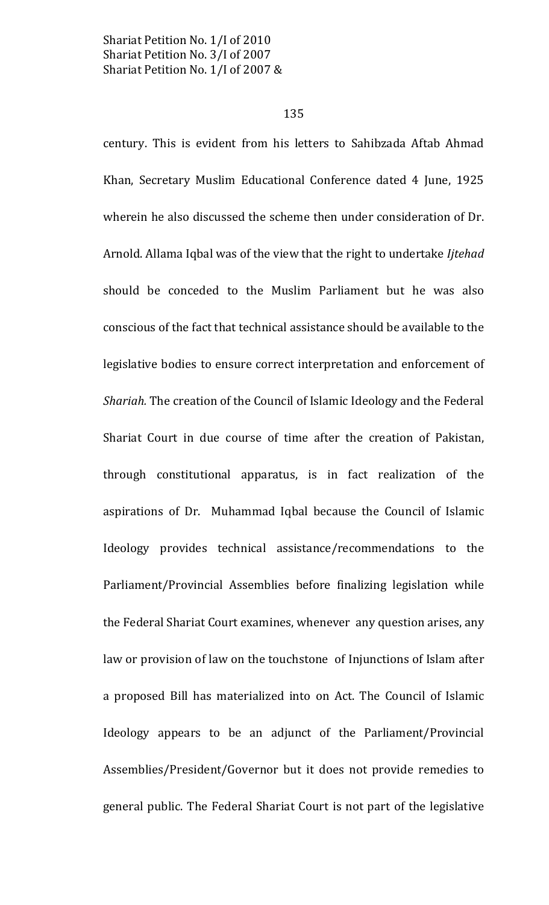century. This is evident from his letters to Sahibzada Aftab Ahmad Khan, Secretary Muslim Educational Conference dated 4 June, 1925 wherein he also discussed the scheme then under consideration of Dr. Arnold. Allama Iqbal was of the view that the right to undertake *Ijtehad* should be conceded to the Muslim Parliament but he was also conscious of the fact that technical assistance should be available to the legislative bodies to ensure correct interpretation and enforcement of *Shariah.* The creation of the Council of Islamic Ideology and the Federal Shariat Court in due course of time after the creation of Pakistan, through constitutional apparatus, is in fact realization of the aspirations of Dr. Muhammad Iqbal because the Council of Islamic Ideology provides technical assistance/recommendations to the Parliament/Provincial Assemblies before finalizing legislation while the Federal Shariat Court examines, whenever any question arises, any law or provision of law on the touchstone of Injunctions of Islam after a proposed Bill has materialized into on Act. The Council of Islamic Ideology appears to be an adjunct of the Parliament/Provincial Assemblies/President/Governor but it does not provide remedies to general public. The Federal Shariat Court is not part of the legislative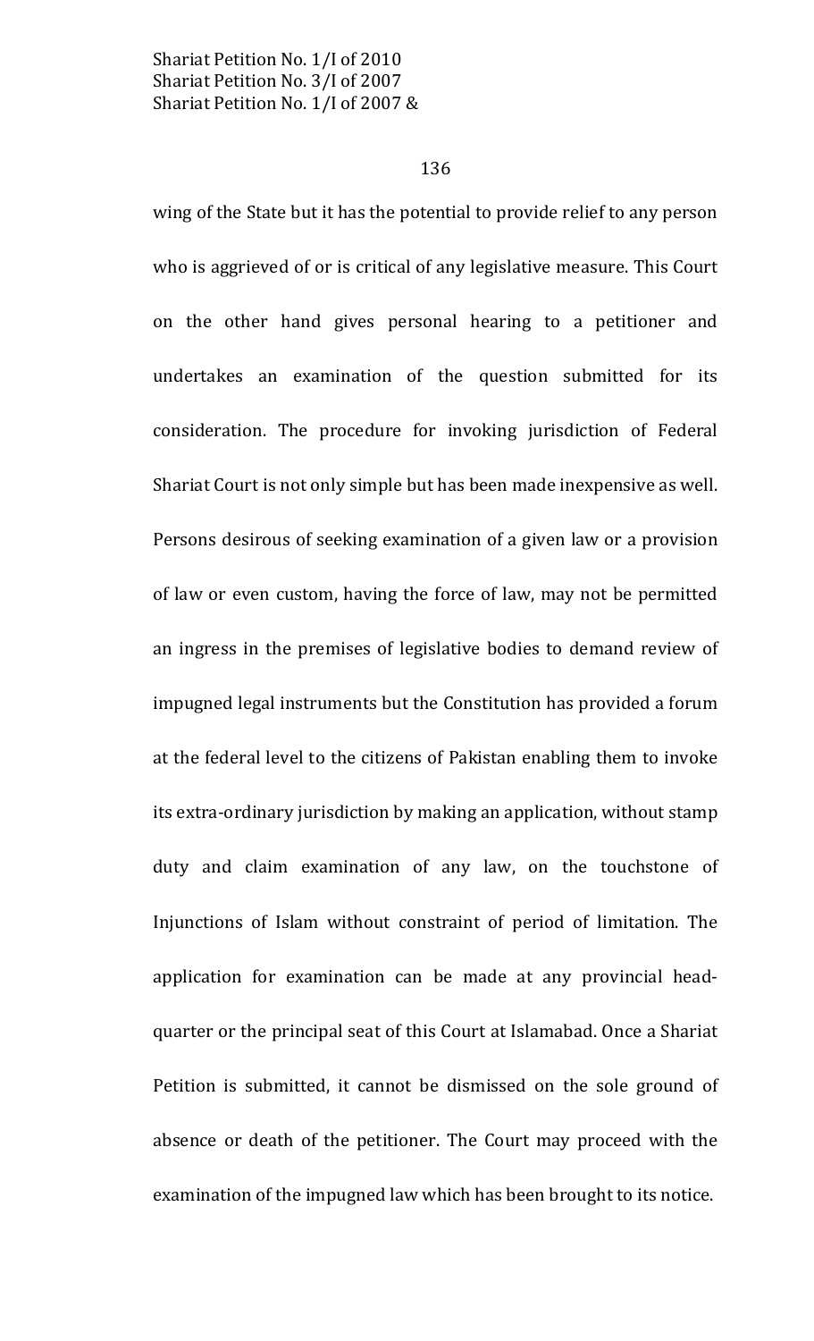wing of the State but it has the potential to provide relief to any person who is aggrieved of or is critical of any legislative measure. This Court on the other hand gives personal hearing to a petitioner and undertakes an examination of the question submitted for its consideration. The procedure for invoking jurisdiction of Federal Shariat Court is not only simple but has been made inexpensive as well. Persons desirous of seeking examination of a given law or a provision of law or even custom, having the force of law, may not be permitted an ingress in the premises of legislative bodies to demand review of impugned legal instruments but the Constitution has provided a forum at the federal level to the citizens of Pakistan enabling them to invoke its extra-ordinary jurisdiction by making an application, without stamp duty and claim examination of any law, on the touchstone of Injunctions of Islam without constraint of period of limitation. The application for examination can be made at any provincial head-quarter or the principal seat of this Court at Islamabad. Once a Shariat Petition is submitted, it cannot be dismissed on the sole ground of absence or death of the petitioner. The Court may proceed with the examination of the impugned law which has been brought to its notice.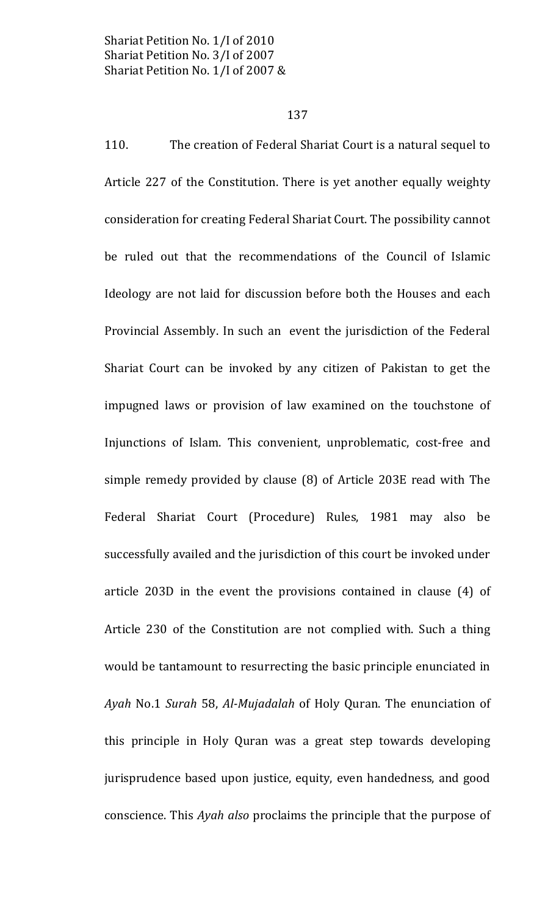110. The creation of Federal Shariat Court is a natural sequel to Article 227 of the Constitution. There is yet another equally weighty consideration for creating Federal Shariat Court. The possibility cannot be ruled out that the recommendations of the Council of Islamic Ideology are not laid for discussion before both the Houses and each Provincial Assembly. In such an event the jurisdiction of the Federal Shariat Court can be invoked by any citizen of Pakistan to get the impugned laws or provision of law examined on the touchstone of Injunctions of Islam. This convenient, unproblematic, cost-free and simple remedy provided by clause (8) of Article 203E read with The Federal Shariat Court (Procedure) Rules, 1981 may also be successfully availed and the jurisdiction of this court be invoked under article 203D in the event the provisions contained in clause (4) of Article 230 of the Constitution are not complied with. Such a thing would be tantamount to resurrecting the basic principle enunciated in *Ayah* No.1 *Surah* 58, *Al-Mujadalah* of Holy Quran. The enunciation of this principle in Holy Quran was a great step towards developing jurisprudence based upon justice, equity, even handedness, and good conscience. This *Ayah also* proclaims the principle that the purpose of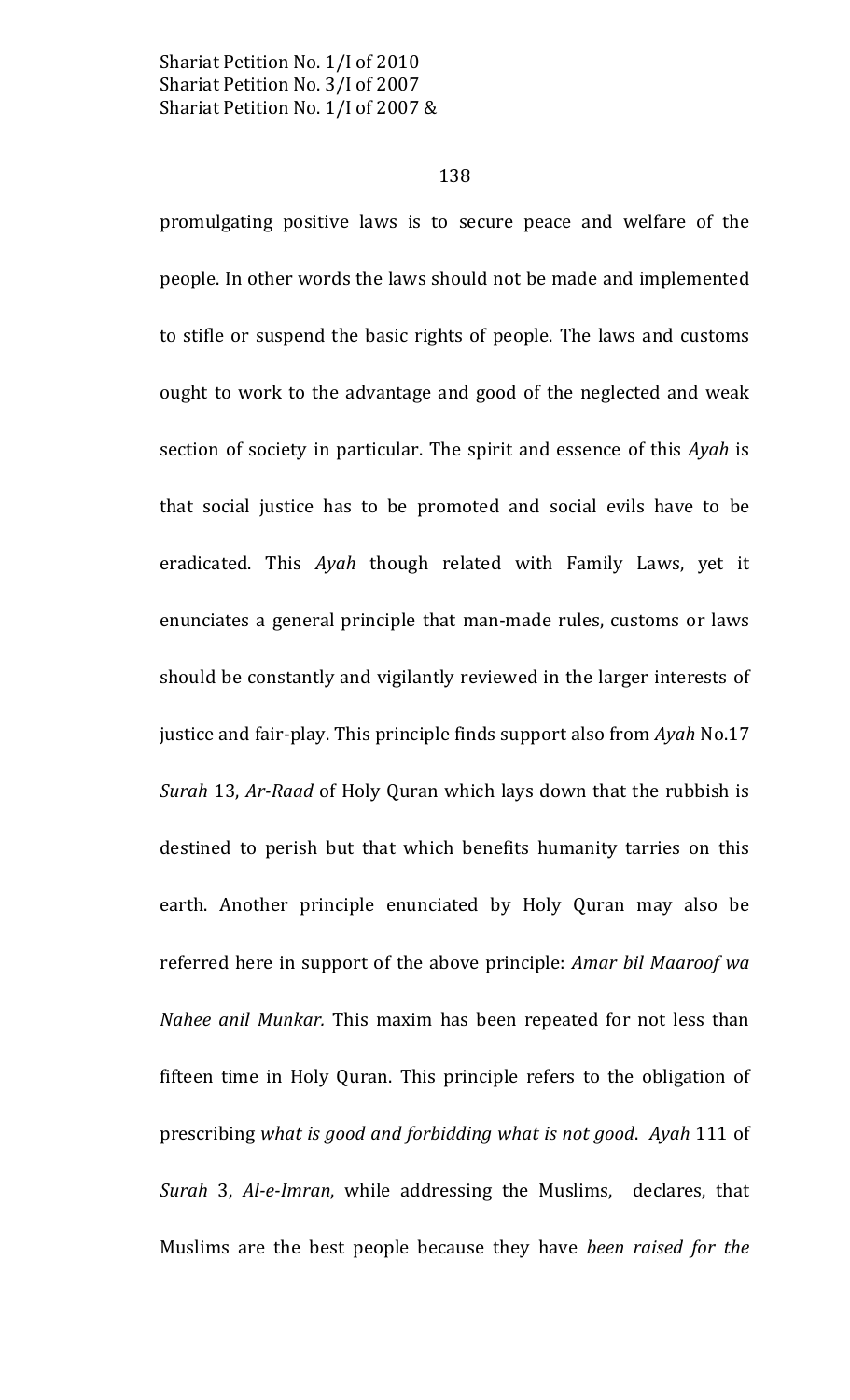promulgating positive laws is to secure peace and welfare of the people. In other words the laws should not be made and implemented to stifle or suspend the basic rights of people. The laws and customs ought to work to the advantage and good of the neglected and weak section of society in particular. The spirit and essence of this *Ayah* is that social justice has to be promoted and social evils have to be eradicated. This *Ayah* though related with Family Laws, yet it enunciates a general principle that man-made rules, customs or laws should be constantly and vigilantly reviewed in the larger interests of justice and fair-play. This principle finds support also from *Ayah* No.17 *Surah* 13, *Ar-Raad* of Holy Quran which lays down that the rubbish is destined to perish but that which benefits humanity tarries on this earth. Another principle enunciated by Holy Quran may also be referred here in support of the above principle: *Amar bil Maaroof wa Nahee anil Munkar.* This maxim has been repeated for not less than fifteen time in Holy Quran. This principle refers to the obligation of prescribing *what is good and forbidding what is not good*. *Ayah* 111 of *Surah* 3, *Al-e-Imran*, while addressing the Muslims, declares, that Muslims are the best people because they have *been raised for the*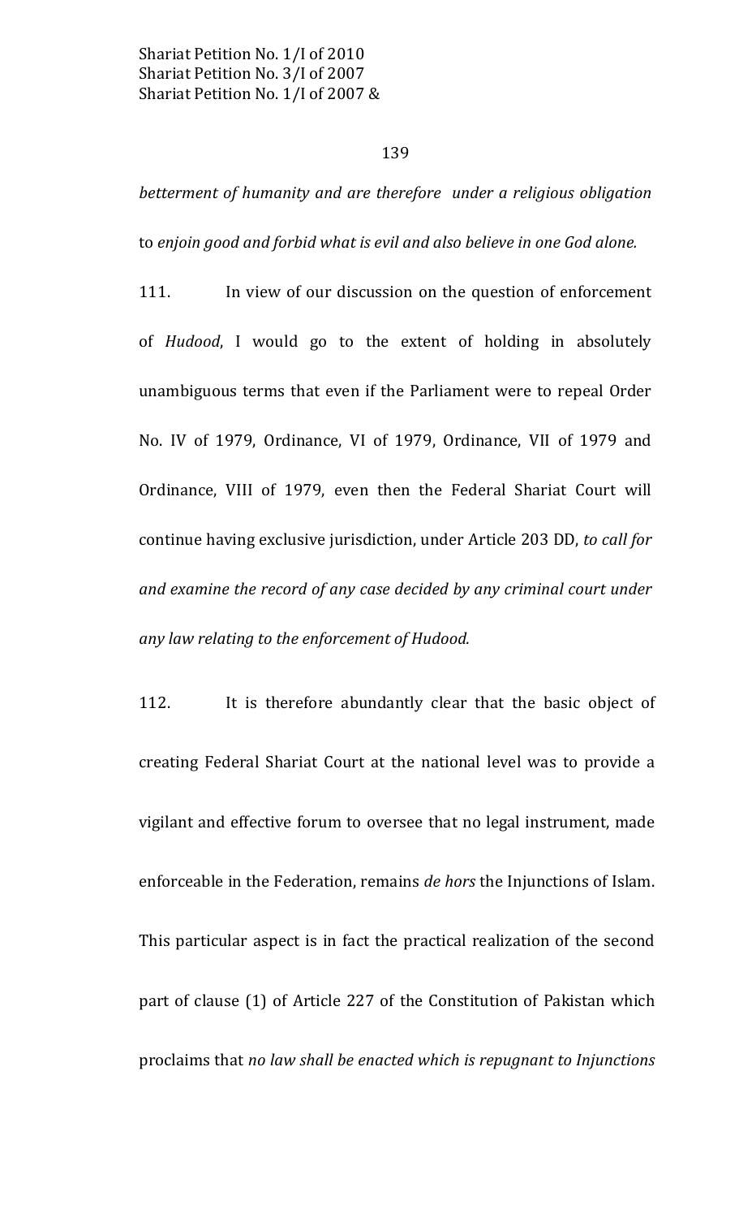*betterment of humanity and are therefore under a religious obligation* to *enjoin good and forbid what is evil and also believe in one God alone.*

111. In view of our discussion on the question of enforcement of *Hudood*, I would go to the extent of holding in absolutely unambiguous terms that even if the Parliament were to repeal Order No. IV of 1979, Ordinance, VI of 1979, Ordinance, VII of 1979 and Ordinance, VIII of 1979, even then the Federal Shariat Court will continue having exclusive jurisdiction, under Article 203 DD, *to call for and examine the record of any case decided by any criminal court under any law relating to the enforcement of Hudood.*

112. It is therefore abundantly clear that the basic object of creating Federal Shariat Court at the national level was to provide a vigilant and effective forum to oversee that no legal instrument, made enforceable in the Federation, remains *de hors* the Injunctions of Islam. This particular aspect is in fact the practical realization of the second part of clause (1) of Article 227 of the Constitution of Pakistan which proclaims that *no law shall be enacted which is repugnant to Injunctions*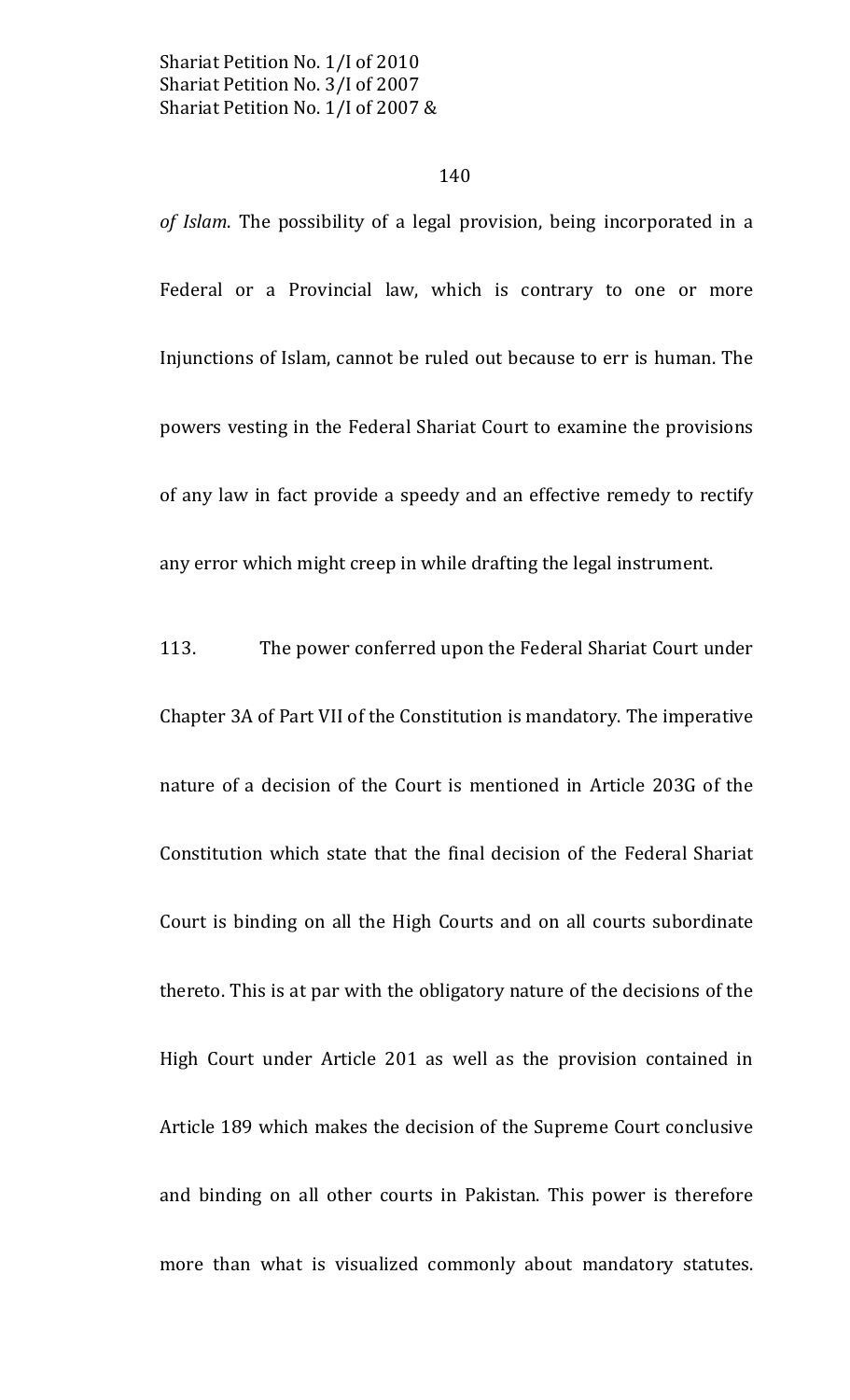*of Islam*. The possibility of a legal provision, being incorporated in a Federal or a Provincial law, which is contrary to one or more Injunctions of Islam, cannot be ruled out because to err is human. The powers vesting in the Federal Shariat Court to examine the provisions of any law in fact provide a speedy and an effective remedy to rectify any error which might creep in while drafting the legal instrument.

113. The power conferred upon the Federal Shariat Court under Chapter 3A of Part VII of the Constitution is mandatory. The imperative nature of a decision of the Court is mentioned in Article 203G of the Constitution which state that the final decision of the Federal Shariat Court is binding on all the High Courts and on all courts subordinate thereto. This is at par with the obligatory nature of the decisions of the High Court under Article 201 as well as the provision contained in Article 189 which makes the decision of the Supreme Court conclusive and binding on all other courts in Pakistan. This power is therefore more than what is visualized commonly about mandatory statutes.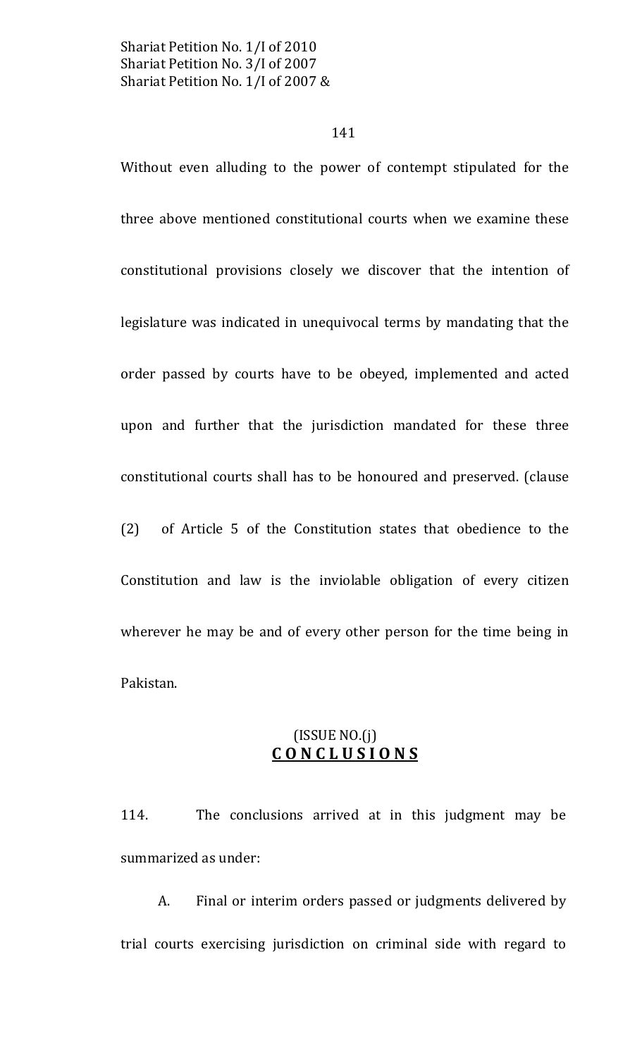Without even alluding to the power of contempt stipulated for the three above mentioned constitutional courts when we examine these constitutional provisions closely we discover that the intention of legislature was indicated in unequivocal terms by mandating that the order passed by courts have to be obeyed, implemented and acted upon and further that the jurisdiction mandated for these three constitutional courts shall has to be honoured and preserved. (clause (2) of Article 5 of the Constitution states that obedience to the Constitution and law is the inviolable obligation of every citizen wherever he may be and of every other person for the time being in Pakistan.

(ISSUE NO.(j)

## **C O N C L U S I O N S**

114. The conclusions arrived at in this judgment may be summarized as under:

A. Final or interim orders passed or judgments delivered by trial courts exercising jurisdiction on criminal side with regard to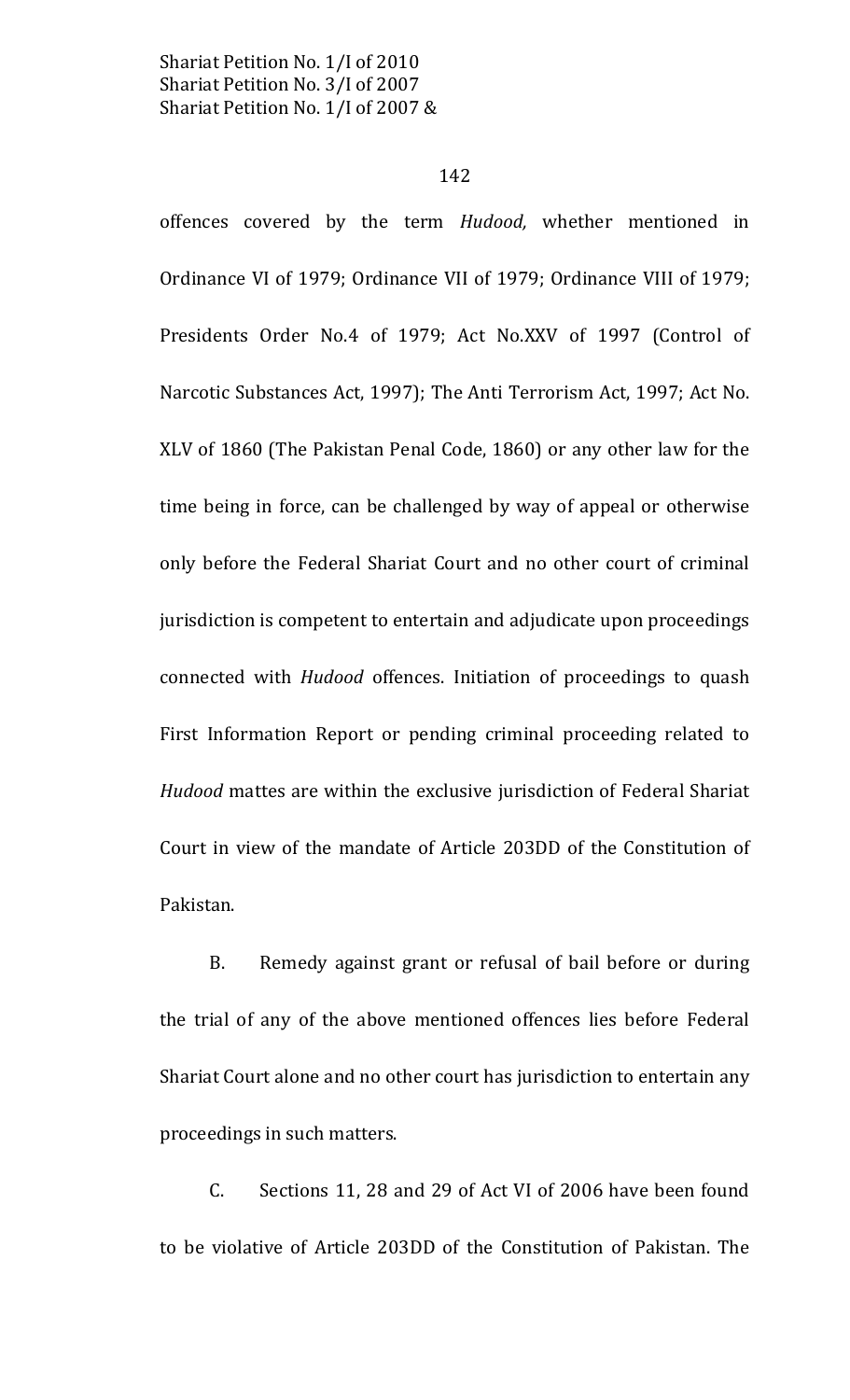offences covered by the term *Hudood,* whether mentioned in Ordinance VI of 1979; Ordinance VII of 1979; Ordinance VIII of 1979; Presidents Order No.4 of 1979; Act No.XXV of 1997 (Control of Narcotic Substances Act, 1997); The Anti Terrorism Act, 1997; Act No. XLV of 1860 (The Pakistan Penal Code, 1860) or any other law for the time being in force, can be challenged by way of appeal or otherwise only before the Federal Shariat Court and no other court of criminal jurisdiction is competent to entertain and adjudicate upon proceedings connected with *Hudood* offences. Initiation of proceedings to quash First Information Report or pending criminal proceeding related to *Hudood* mattes are within the exclusive jurisdiction of Federal Shariat Court in view of the mandate of Article 203DD of the Constitution of Pakistan.

B. Remedy against grant or refusal of bail before or during the trial of any of the above mentioned offences lies before Federal Shariat Court alone and no other court has jurisdiction to entertain any proceedings in such matters.

C. Sections 11, 28 and 29 of Act VI of 2006 have been found to be violative of Article 203DD of the Constitution of Pakistan. The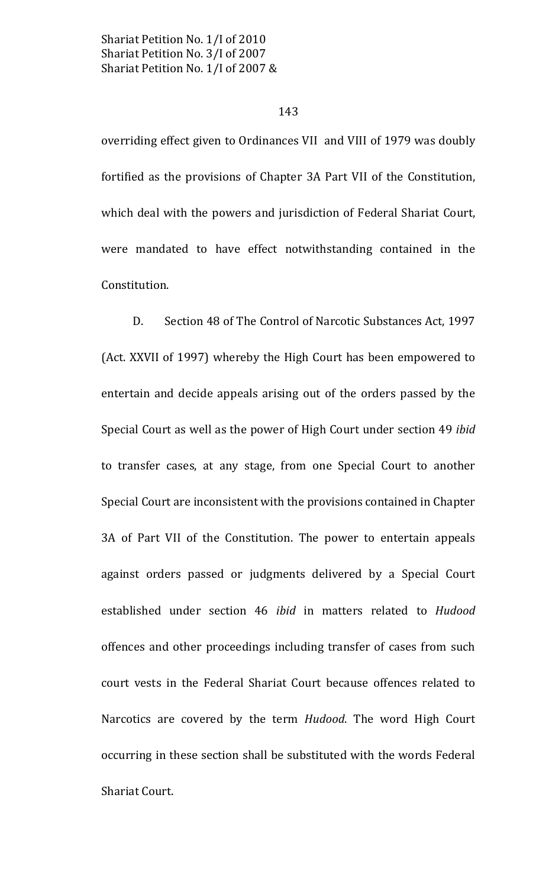overriding effect given to Ordinances VII and VIII of 1979 was doubly fortified as the provisions of Chapter 3A Part VII of the Constitution, which deal with the powers and jurisdiction of Federal Shariat Court, were mandated to have effect notwithstanding contained in the Constitution.

D. Section 48 of The Control of Narcotic Substances Act, 1997 (Act. XXVII of 1997) whereby the High Court has been empowered to entertain and decide appeals arising out of the orders passed by the Special Court as well as the power of High Court under section 49 *ibid* to transfer cases, at any stage, from one Special Court to another Special Court are inconsistent with the provisions contained in Chapter 3A of Part VII of the Constitution. The power to entertain appeals against orders passed or judgments delivered by a Special Court established under section 46 *ibid* in matters related to *Hudood* offences and other proceedings including transfer of cases from such court vests in the Federal Shariat Court because offences related to Narcotics are covered by the term *Hudood*. The word High Court occurring in these section shall be substituted with the words Federal Shariat Court.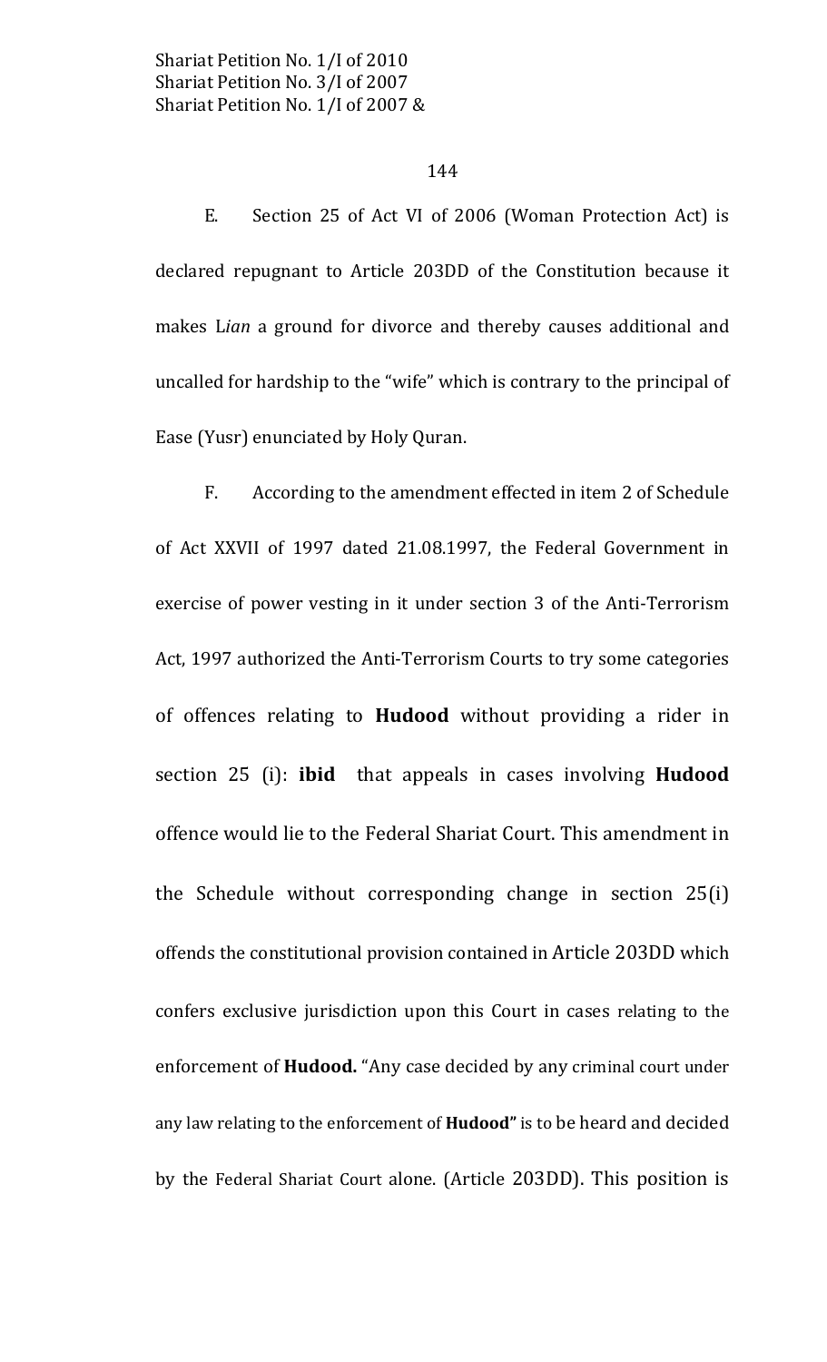E. Section 25 of Act VI of 2006 (Woman Protection Act) is declared repugnant to Article 203DD of the Constitution because it makes L*ian* a ground for divorce and thereby causes additional and uncalled for hardship to the "wife" which is contrary to the principal of Ease (Yusr) enunciated by Holy Quran.

F. According to the amendment effected in item 2 of Schedule of Act XXVII of 1997 dated 21.08.1997, the Federal Government in exercise of power vesting in it under section 3 of the Anti-Terrorism Act, 1997 authorized the Anti-Terrorism Courts to try some categories of offences relating to **Hudood** without providing a rider in section 25 (i): **ibid** that appeals in cases involving **Hudood** offence would lie to the Federal Shariat Court. This amendment in the Schedule without corresponding change in section 25(i) offends the constitutional provision contained in Article 203DD which confers exclusive jurisdiction upon this Court in cases relating to the enforcement of **Hudood.** "Any case decided by any criminal court under any law relating to the enforcement of **Hudood"** is to be heard and decided by the Federal Shariat Court alone. (Article 203DD). This position is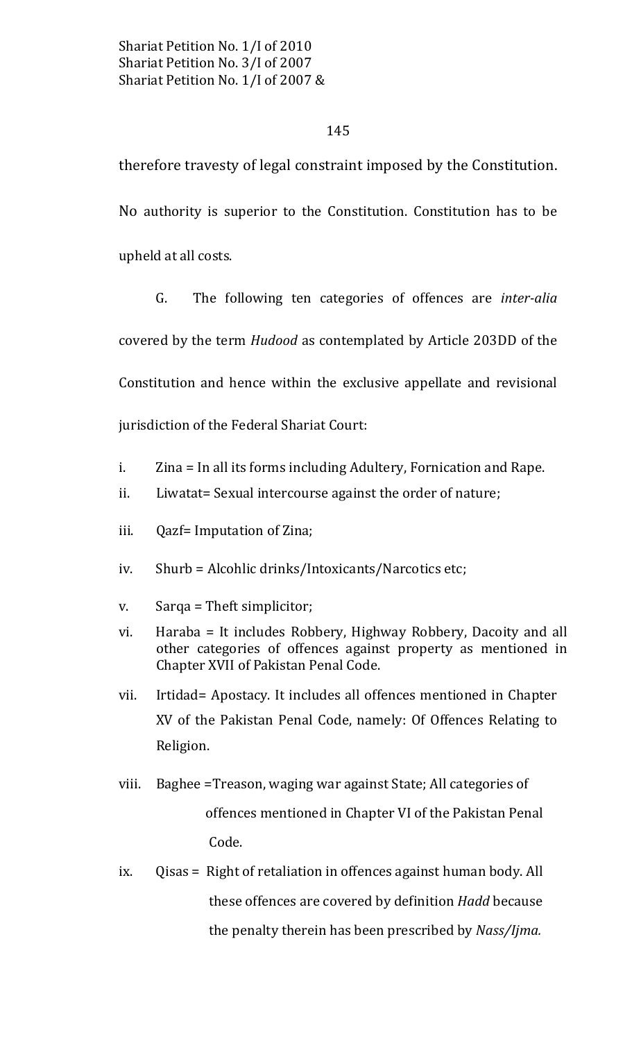therefore travesty of legal constraint imposed by the Constitution. No authority is superior to the Constitution. Constitution has to be upheld at all costs.

G. The following ten categories of offences are *inter-alia* covered by the term *Hudood* as contemplated by Article 203DD of the Constitution and hence within the exclusive appellate and revisional jurisdiction of the Federal Shariat Court:

i. Zina = In all its forms including Adultery, Fornication and Rape.

ii. Liwatat= Sexual intercourse against the order of nature;

iii. Qazf= Imputation of Zina;

iv. Shurb = Alcohlic drinks/Intoxicants/Narcotics etc;

v. Sarqa = Theft simplicitor;

vi. Haraba = It includes Robbery, Highway Robbery, Dacoity and all other categories of offences against property as mentioned in Chapter XVII of Pakistan Penal Code.

vii. Irtidad= Apostacy. It includes all offences mentioned in Chapter XV of the Pakistan Penal Code, namely: Of Offences Relating to Religion.

viii. Baghee =Treason, waging war against State; All categories of offences mentioned in Chapter VI of the Pakistan Penal Code.

ix. Qisas = Right of retaliation in offences against human body. All these offences are covered by definition *Hadd* because the penalty therein has been prescribed by *Nass/Ijma.*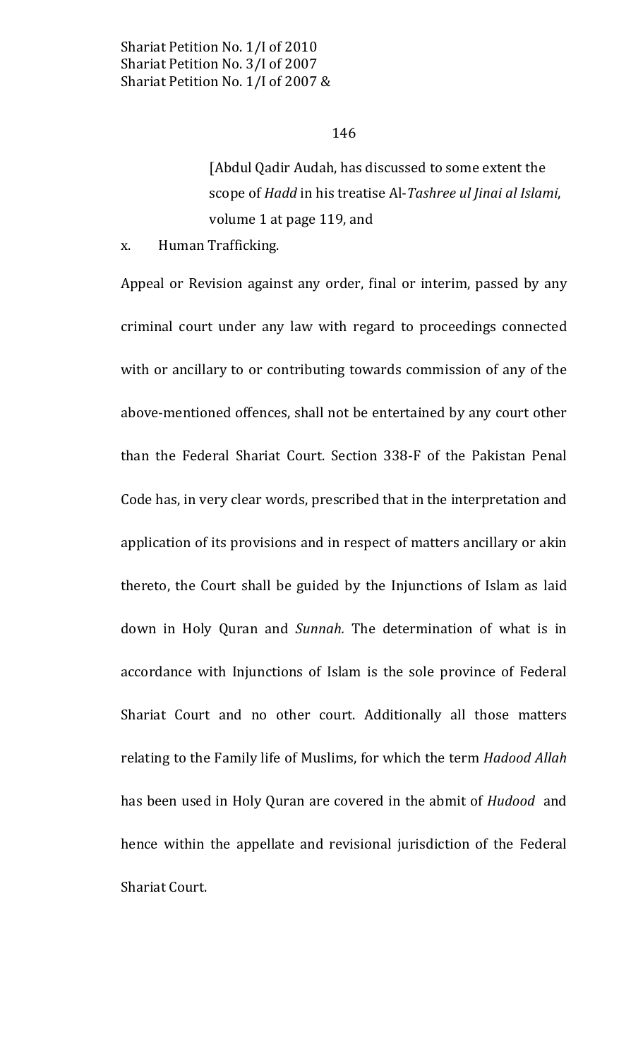[Abdul Qadir Audah, has discussed to some extent the scope of *Hadd* in his treatise Al-*Tashree ul Jinai al Islami*, volume 1 at page 119, and

x. Human Trafficking.

Appeal or Revision against any order, final or interim, passed by any criminal court under any law with regard to proceedings connected with or ancillary to or contributing towards commission of any of the above-mentioned offences, shall not be entertained by any court other than the Federal Shariat Court. Section 338-F of the Pakistan Penal Code has, in very clear words, prescribed that in the interpretation and application of its provisions and in respect of matters ancillary or akin thereto, the Court shall be guided by the Injunctions of Islam as laid down in Holy Quran and *Sunnah.* The determination of what is in accordance with Injunctions of Islam is the sole province of Federal Shariat Court and no other court. Additionally all those matters relating to the Family life of Muslims, for which the term *Hadood Allah* has been used in Holy Quran are covered in the abmit of *Hudood* and hence within the appellate and revisional jurisdiction of the Federal Shariat Court.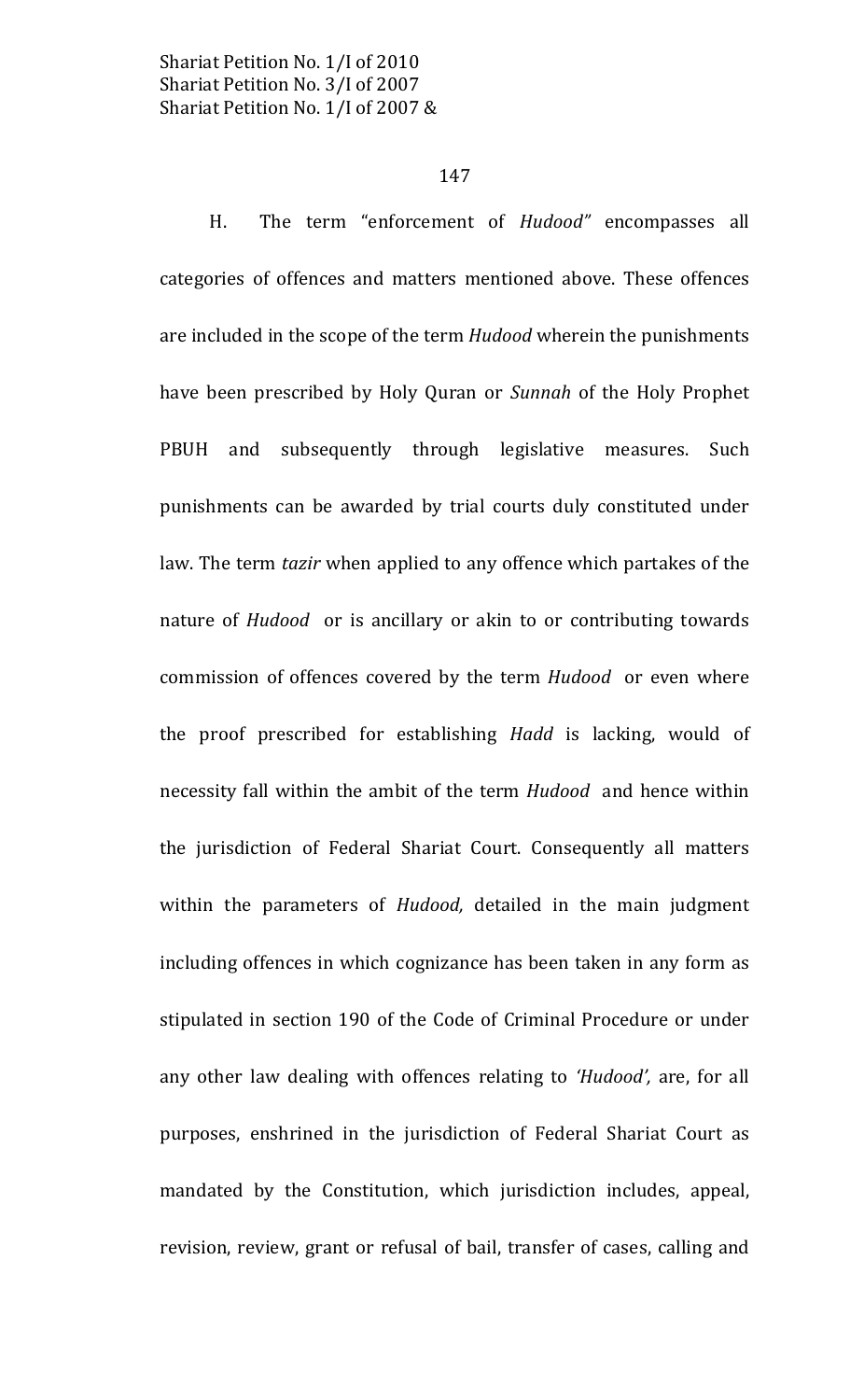H. The term "enforcement of *Hudood"* encompasses all categories of offences and matters mentioned above. These offences are included in the scope of the term *Hudood* wherein the punishments have been prescribed by Holy Quran or *Sunnah* of the Holy Prophet PBUH and subsequently through legislative measures. Such punishments can be awarded by trial courts duly constituted under law. The term *tazir* when applied to any offence which partakes of the nature of *Hudood* or is ancillary or akin to or contributing towards commission of offences covered by the term *Hudood* or even where the proof prescribed for establishing *Hadd* is lacking, would of necessity fall within the ambit of the term *Hudood* and hence within the jurisdiction of Federal Shariat Court. Consequently all matters within the parameters of *Hudood,* detailed in the main judgment including offences in which cognizance has been taken in any form as stipulated in section 190 of the Code of Criminal Procedure or under any other law dealing with offences relating to *'Hudood',* are, for all purposes, enshrined in the jurisdiction of Federal Shariat Court as mandated by the Constitution, which jurisdiction includes, appeal, revision, review, grant or refusal of bail, transfer of cases, calling and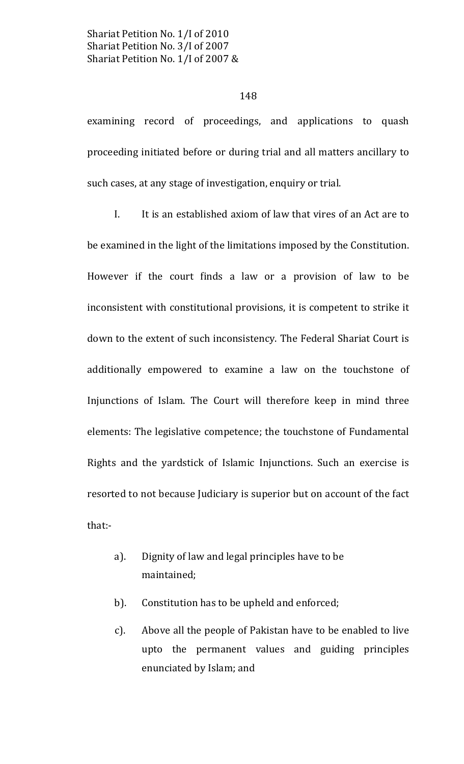examining record of proceedings, and applications to quash proceeding initiated before or during trial and all matters ancillary to such cases, at any stage of investigation, enquiry or trial.

I. It is an established axiom of law that vires of an Act are to be examined in the light of the limitations imposed by the Constitution. However if the court finds a law or a provision of law to be inconsistent with constitutional provisions, it is competent to strike it down to the extent of such inconsistency. The Federal Shariat Court is additionally empowered to examine a law on the touchstone of Injunctions of Islam. The Court will therefore keep in mind three elements: The legislative competence; the touchstone of Fundamental Rights and the yardstick of Islamic Injunctions. Such an exercise is resorted to not because Judiciary is superior but on account of the fact that:-

a). Dignity of law and legal principles have to be maintained;

b). Constitution has to be upheld and enforced;

c). Above all the people of Pakistan have to be enabled to live upto the permanent values and guiding principles enunciated by Islam; and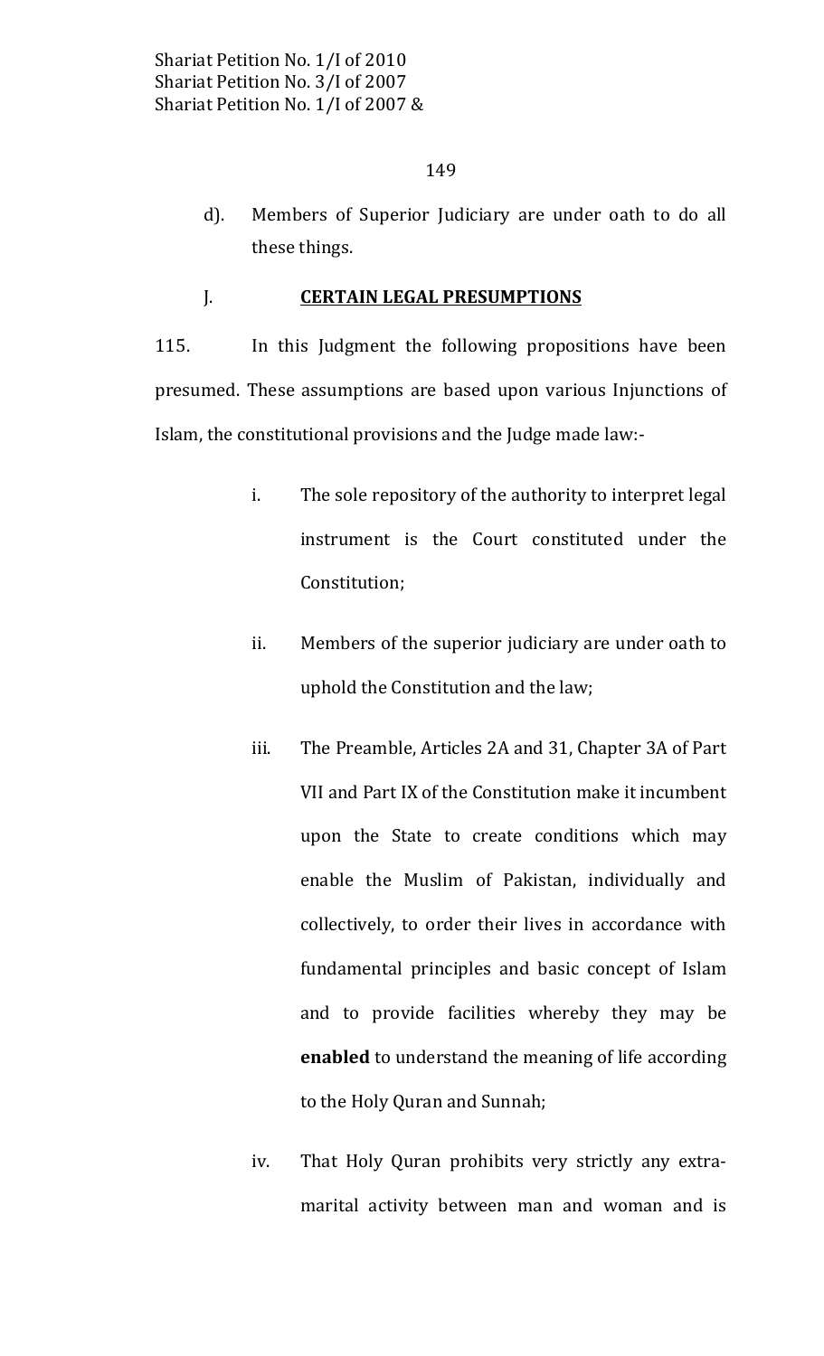d). Members of Superior Judiciary are under oath to do all these things.

## J. **CERTAIN LEGAL PRESUMPTIONS**

115. In this Judgment the following propositions have been presumed. These assumptions are based upon various Injunctions of Islam, the constitutional provisions and the Judge made law:-

i. The sole repository of the authority to interpret legal instrument is the Court constituted under the Constitution;

ii. Members of the superior judiciary are under oath to uphold the Constitution and the law;

iii. The Preamble, Articles 2A and 31, Chapter 3A of Part VII and Part IX of the Constitution make it incumbent upon the State to create conditions which may enable the Muslim of Pakistan, individually and collectively, to order their lives in accordance with fundamental principles and basic concept of Islam and to provide facilities whereby they may be **enabled** to understand the meaning of life according to the Holy Quran and Sunnah;

iv. That Holy Quran prohibits very strictly any extra-marital activity between man and woman and is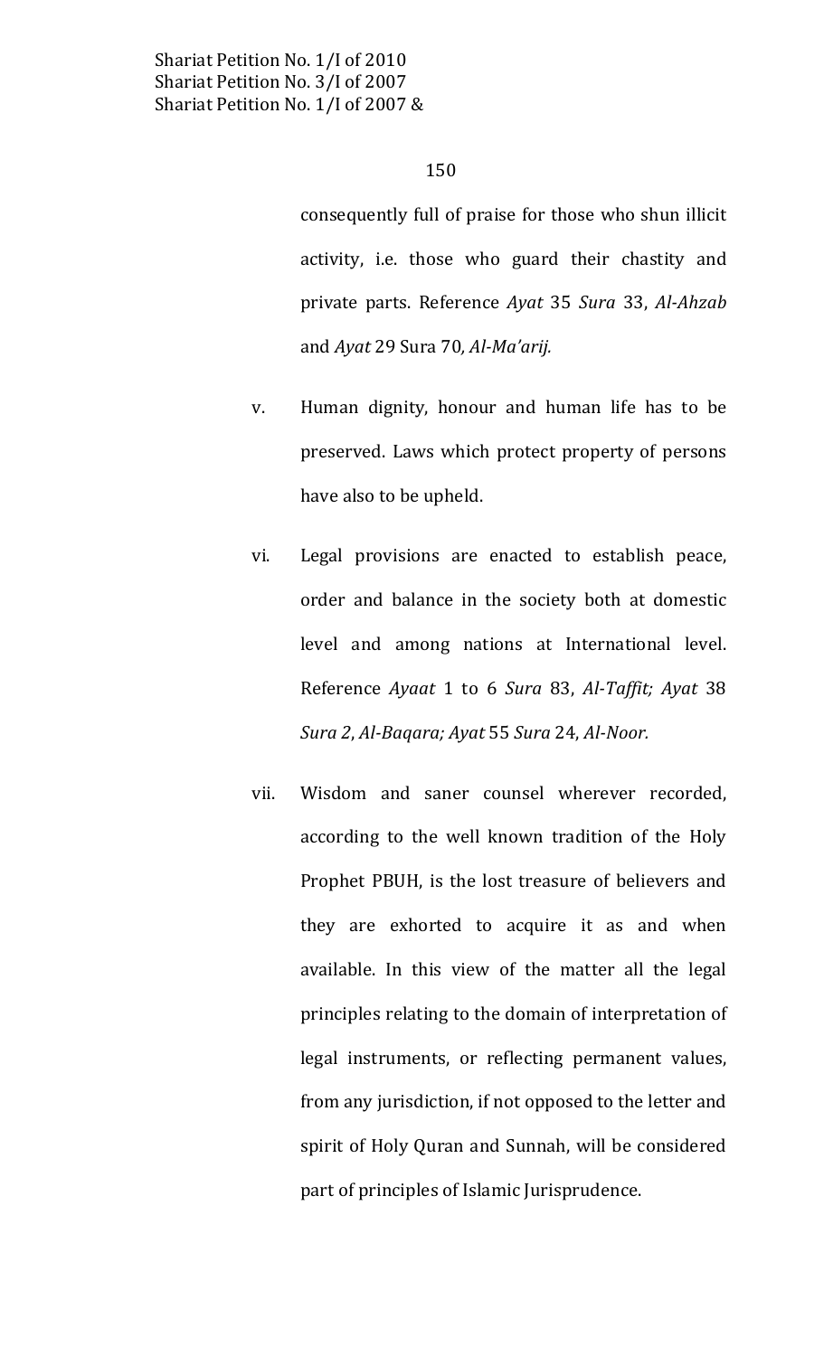consequently full of praise for those who shun illicit activity, i.e. those who guard their chastity and private parts. Reference *Ayat* 35 *Sura* 33, *Al-Ahzab* and *Ayat* 29 Sura 70*, Al-Ma'arij.*

v. Human dignity, honour and human life has to be preserved. Laws which protect property of persons have also to be upheld.

vi. Legal provisions are enacted to establish peace, order and balance in the society both at domestic level and among nations at International level. Reference *Ayaat* 1 to 6 *Sura* 83, *Al-Taffit; Ayat* 38 *Sura 2*, *Al-Baqara; Ayat* 55 *Sura* 24, *Al-Noor.*

vii. Wisdom and saner counsel wherever recorded, according to the well known tradition of the Holy Prophet PBUH, is the lost treasure of believers and they are exhorted to acquire it as and when available. In this view of the matter all the legal principles relating to the domain of interpretation of legal instruments, or reflecting permanent values, from any jurisdiction, if not opposed to the letter and spirit of Holy Quran and Sunnah, will be considered part of principles of Islamic Jurisprudence.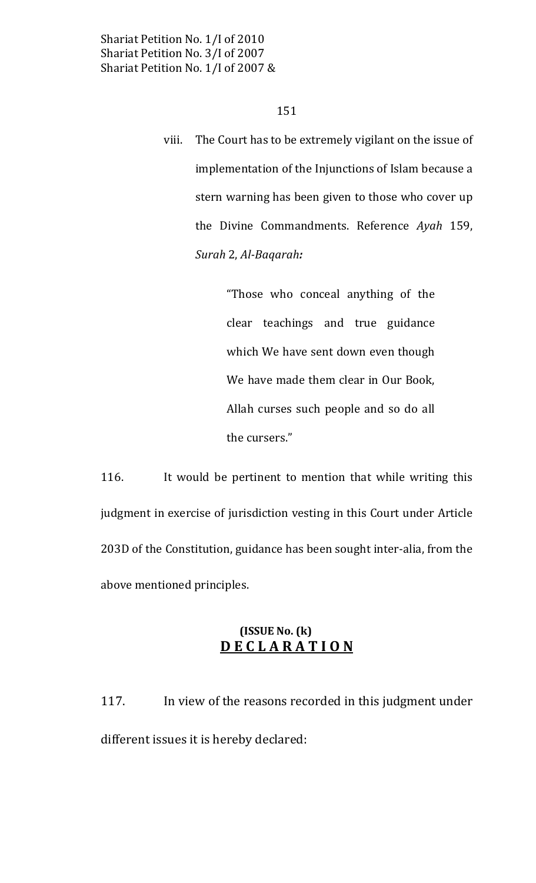viii. The Court has to be extremely vigilant on the issue of implementation of the Injunctions of Islam because a stern warning has been given to those who cover up the Divine Commandments. Reference *Ayah* 159, *Surah* 2, *Al-Baqarah:*

> "Those who conceal anything of the clear teachings and true guidance which We have sent down even though We have made them clear in Our Book, Allah curses such people and so do all the cursers."

116. It would be pertinent to mention that while writing this judgment in exercise of jurisdiction vesting in this Court under Article 203D of the Constitution, guidance has been sought inter-alia, from the above mentioned principles.

**(ISSUE No. (k)**

## **D E C L A R A T I O N**

117. In view of the reasons recorded in this judgment under different issues it is hereby declared: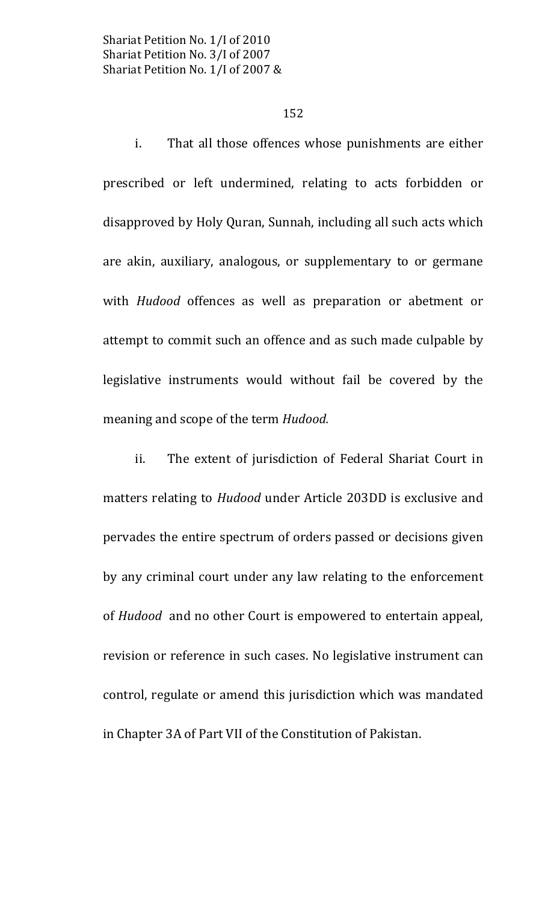i. That all those offences whose punishments are either prescribed or left undermined, relating to acts forbidden or disapproved by Holy Quran, Sunnah, including all such acts which are akin, auxiliary, analogous, or supplementary to or germane with *Hudood* offences as well as preparation or abetment or attempt to commit such an offence and as such made culpable by legislative instruments would without fail be covered by the meaning and scope of the term *Hudood.*

ii. The extent of jurisdiction of Federal Shariat Court in matters relating to *Hudood* under Article 203DD is exclusive and pervades the entire spectrum of orders passed or decisions given by any criminal court under any law relating to the enforcement of *Hudood* and no other Court is empowered to entertain appeal, revision or reference in such cases. No legislative instrument can control, regulate or amend this jurisdiction which was mandated in Chapter 3A of Part VII of the Constitution of Pakistan.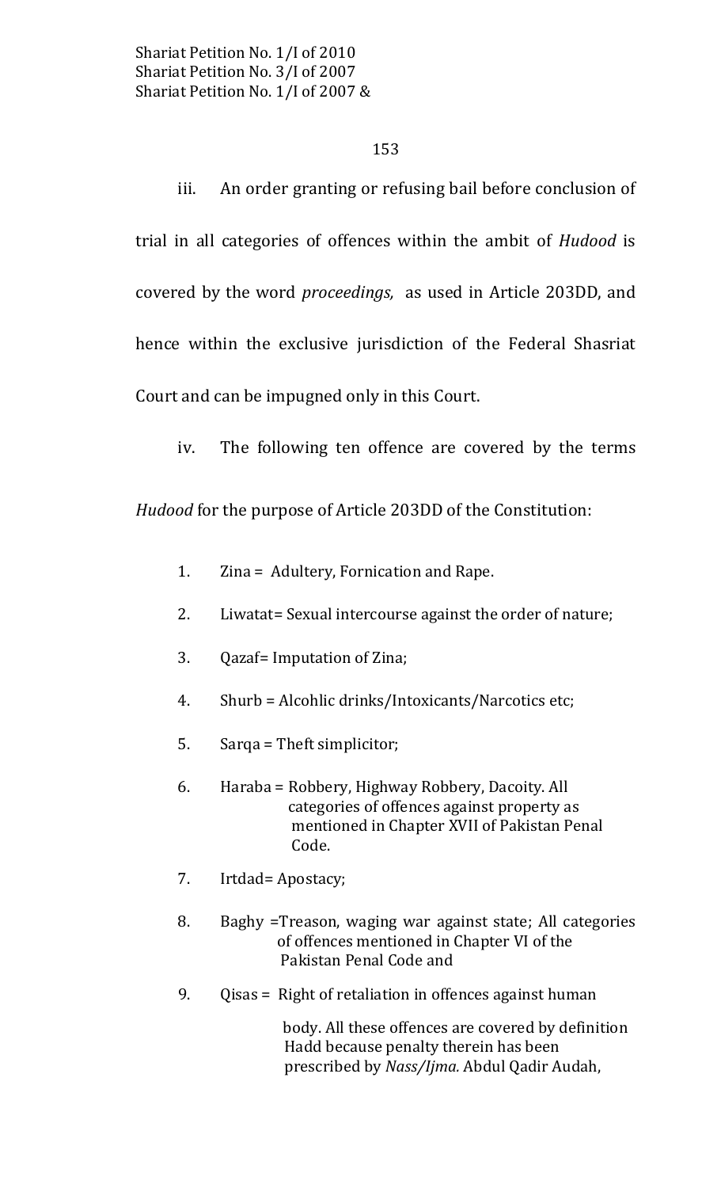iii. An order granting or refusing bail before conclusion of trial in all categories of offences within the ambit of *Hudood* is covered by the word *proceedings,* as used in Article 203DD, and hence within the exclusive jurisdiction of the Federal Shasriat Court and can be impugned only in this Court.

iv. The following ten offence are covered by the terms *Hudood* for the purpose of Article 203DD of the Constitution:

1. Zina = Adultery, Fornication and Rape.
2. Liwatat= Sexual intercourse against the order of nature;
3. Qazaf= Imputation of Zina;
4. Shurb = Alcohlic drinks/Intoxicants/Narcotics etc;
5. Sarqa = Theft simplicitor;
6. Haraba = Robbery, Highway Robbery, Dacoity. All categories of offences against property as mentioned in Chapter XVII of Pakistan Penal Code.
7. Irtdad= Apostacy;
8. Baghy =Treason, waging war against state; All categories of offences mentioned in Chapter VI of the Pakistan Penal Code and
9. Qisas = Right of retaliation in offences against human body. All these offences are covered by definition Hadd because penalty therein has been prescribed by *Nass/Ijma.* Abdul Qadir Audah,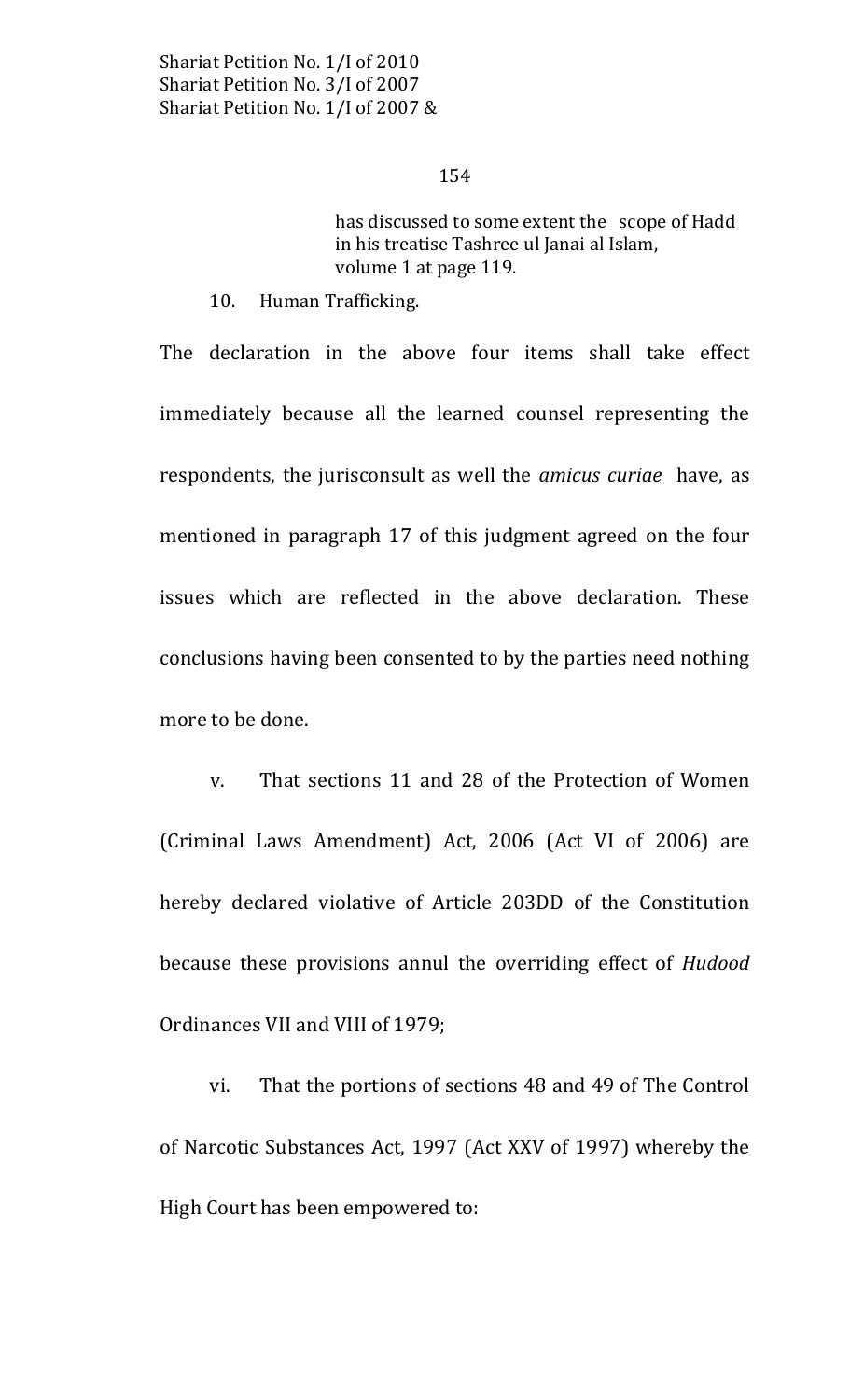has discussed to some extent the scope of Hadd in his treatise Tashree ul Janai al Islam, volume 1 at page 119.

10. Human Trafficking.

The declaration in the above four items shall take effect immediately because all the learned counsel representing the respondents, the jurisconsult as well the *amicus curiae* have, as mentioned in paragraph 17 of this judgment agreed on the four issues which are reflected in the above declaration. These conclusions having been consented to by the parties need nothing more to be done.

v. That sections 11 and 28 of the Protection of Women (Criminal Laws Amendment) Act, 2006 (Act VI of 2006) are hereby declared violative of Article 203DD of the Constitution because these provisions annul the overriding effect of *Hudood* Ordinances VII and VIII of 1979;

vi. That the portions of sections 48 and 49 of The Control of Narcotic Substances Act, 1997 (Act XXV of 1997) whereby the High Court has been empowered to: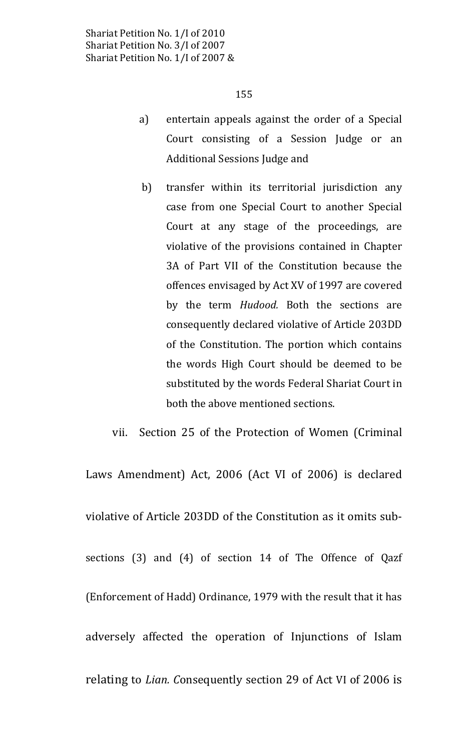a) entertain appeals against the order of a Special Court consisting of a Session Judge or an Additional Sessions Judge and

b) transfer within its territorial jurisdiction any case from one Special Court to another Special Court at any stage of the proceedings, are violative of the provisions contained in Chapter 3A of Part VII of the Constitution because the offences envisaged by Act XV of 1997 are covered by the term *Hudood.* Both the sections are consequently declared violative of Article 203DD of the Constitution. The portion which contains the words High Court should be deemed to be substituted by the words Federal Shariat Court in both the above mentioned sections.

vii. Section 25 of the Protection of Women (Criminal Laws Amendment) Act, 2006 (Act VI of 2006) is declared violative of Article 203DD of the Constitution as it omits sub-sections (3) and (4) of section 14 of The Offence of Qazf (Enforcement of Hadd) Ordinance, 1979 with the result that it has adversely affected the operation of Injunctions of Islam relating to *Lian. C*onsequently section 29 of Act VI of 2006 is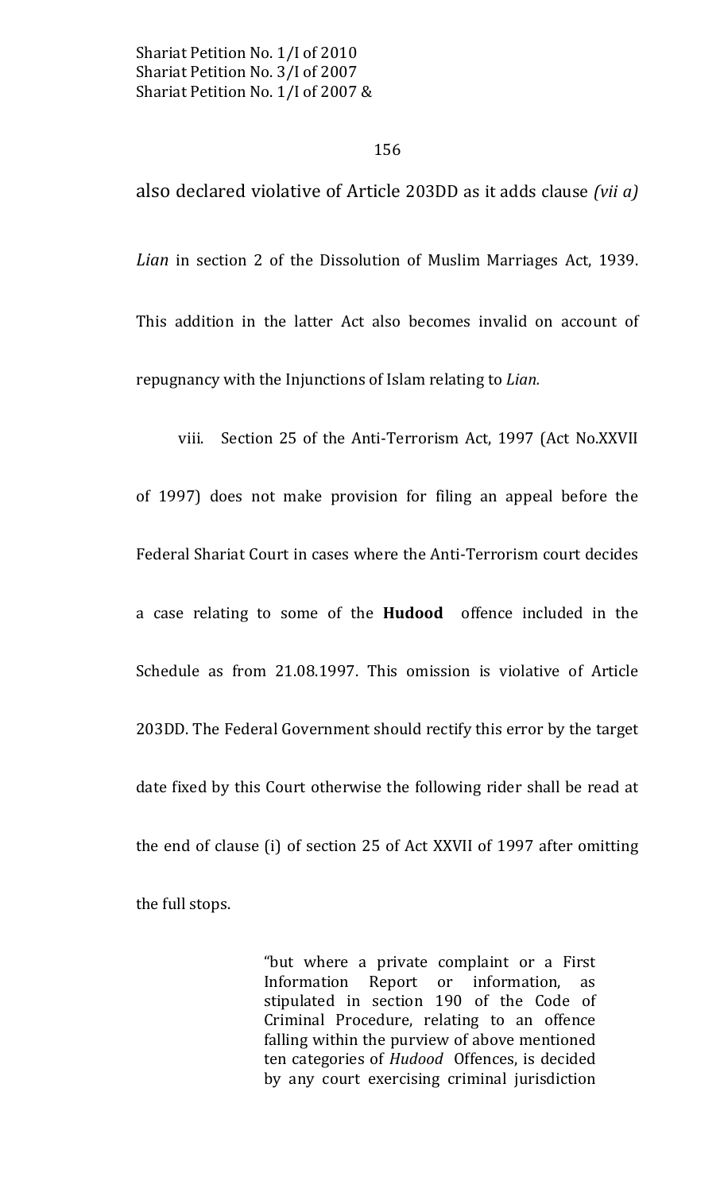also declared violative of Article 203DD as it adds clause *(vii a)* *Lian* in section 2 of the Dissolution of Muslim Marriages Act, 1939. This addition in the latter Act also becomes invalid on account of repugnancy with the Injunctions of Islam relating to *Lian.*

viii. Section 25 of the Anti-Terrorism Act, 1997 (Act No.XXVII of 1997) does not make provision for filing an appeal before the Federal Shariat Court in cases where the Anti-Terrorism court decides a case relating to some of the **Hudood** offence included in the Schedule as from 21.08.1997. This omission is violative of Article 203DD. The Federal Government should rectify this error by the target date fixed by this Court otherwise the following rider shall be read at the end of clause (i) of section 25 of Act XXVII of 1997 after omitting the full stops.

> "but where a private complaint or a First Information Report or information, as stipulated in section 190 of the Code of Criminal Procedure, relating to an offence falling within the purview of above mentioned ten categories of *Hudood* Offences, is decided by any court exercising criminal jurisdiction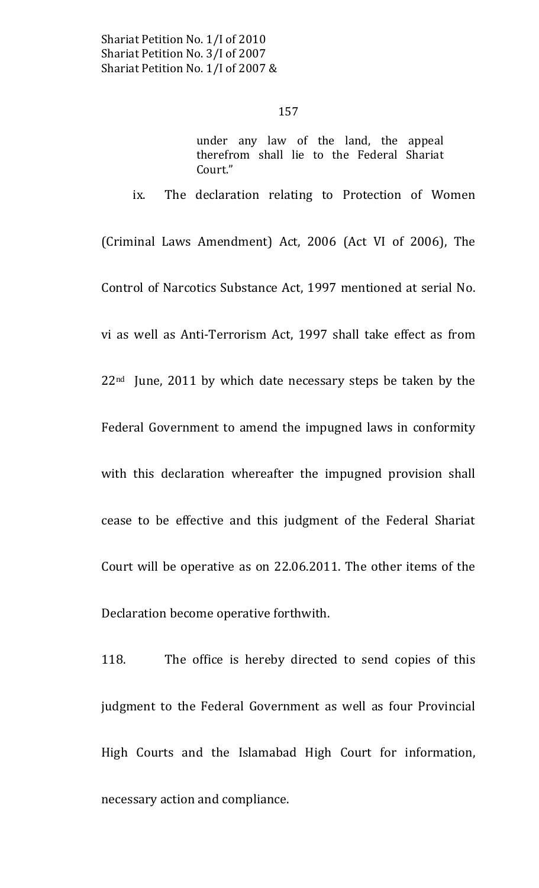> under any law of the land, the appeal therefrom shall lie to the Federal Shariat Court."

ix. The declaration relating to Protection of Women (Criminal Laws Amendment) Act, 2006 (Act VI of 2006), The Control of Narcotics Substance Act, 1997 mentioned at serial No. vi as well as Anti-Terrorism Act, 1997 shall take effect as from 22nd June, 2011 by which date necessary steps be taken by the Federal Government to amend the impugned laws in conformity with this declaration whereafter the impugned provision shall cease to be effective and this judgment of the Federal Shariat Court will be operative as on 22.06.2011. The other items of the Declaration become operative forthwith.

118. The office is hereby directed to send copies of this judgment to the Federal Government as well as four Provincial High Courts and the Islamabad High Court for information, necessary action and compliance.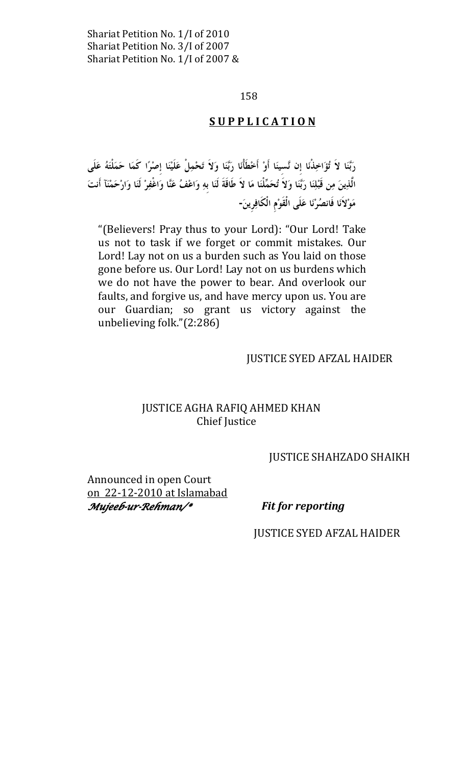## SUPPLICATION

رَبَّنَا لاَ تُؤَاخِذْنَا إِن نَّسِينَا أَوْ أَخْطَأْنَا رَبَّنَا وَلاَ تَحْمِلْ عَلَيْنَا إِصْرًا كَمَا حَمَلْتَهُ عَلَى الَّذِينَ مِن قَبْلِنَا رَبَّنَا وَلاَ تُحَمِّلْنَا مَا لاَ طَاقَةَ لَنَا بِهِ وَاعْفُ عَنَّا وَاغْفِرْ لَنَا وَارْحَمْنَآ أَنتَ مَوْلاَنَا فَانصُرْنَا عَلَى الْقَوْمِ الْكَافِرِينَ-

"(Believers! Pray thus to your Lord): "Our Lord! Take us not to task if we forget or commit mistakes. Our Lord! Lay not on us a burden such as You laid on those gone before us. Our Lord! Lay not on us burdens which we do not have the power to bear. And overlook our faults, and forgive us, and have mercy upon us. You are our Guardian; so grant us victory against the unbelieving folk."(2:286)

JUSTICE SYED AFZAL HAIDER

JUSTICE AGHA RAFIQ AHMED KHAN
Chief Justice

JUSTICE SHAHZADO SHAIKH

Announced in open Court
on 22-12-2010 at Islamabad
*Mujeeb-ur-Rehman/**

***Fit for reporting***

JUSTICE SYED AFZAL HAIDER